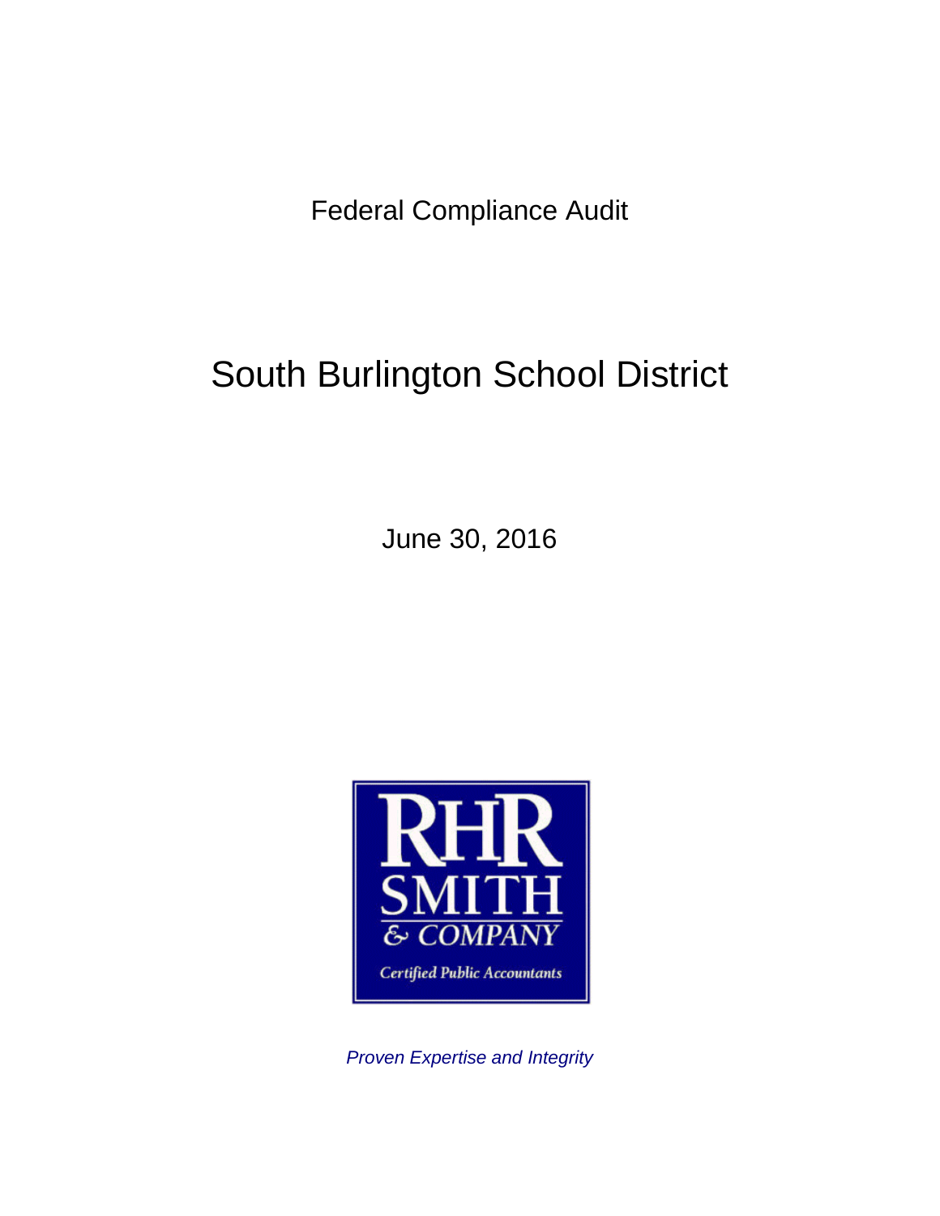Federal Compliance Audit

# South Burlington School District

June 30, 2016

RHR SMITH & COMPANY

Certified Public Accountants

*Proven Expertise and Integrity*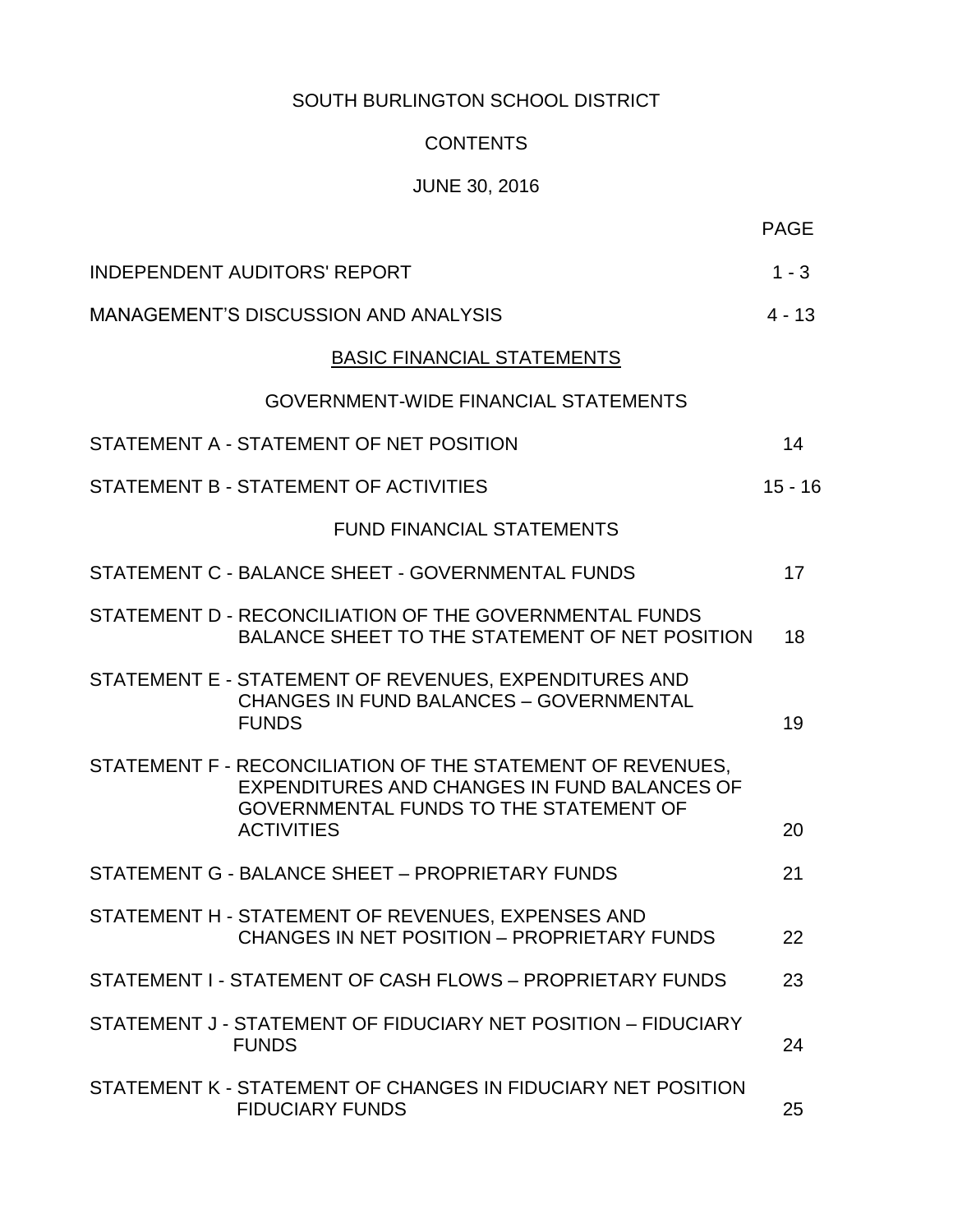# SOUTH BURLINGTON SCHOOL DISTRICT

## CONTENTS

### JUNE 30, 2016

| | PAGE |
|---|---|
| INDEPENDENT AUDITORS' REPORT | 1 - 3 |
| MANAGEMENT'S DISCUSSION AND ANALYSIS | 4 - 13 |
| <u>BASIC FINANCIAL STATEMENTS</u> | |
| GOVERNMENT-WIDE FINANCIAL STATEMENTS | |
| STATEMENT A - STATEMENT OF NET POSITION | 14 |
| STATEMENT B - STATEMENT OF ACTIVITIES | 15 - 16 |
| FUND FINANCIAL STATEMENTS | |
| STATEMENT C - BALANCE SHEET - GOVERNMENTAL FUNDS | 17 |
| STATEMENT D - RECONCILIATION OF THE GOVERNMENTAL FUNDS BALANCE SHEET TO THE STATEMENT OF NET POSITION | 18 |
| STATEMENT E - STATEMENT OF REVENUES, EXPENDITURES AND CHANGES IN FUND BALANCES – GOVERNMENTAL FUNDS | 19 |
| STATEMENT F - RECONCILIATION OF THE STATEMENT OF REVENUES, EXPENDITURES AND CHANGES IN FUND BALANCES OF GOVERNMENTAL FUNDS TO THE STATEMENT OF ACTIVITIES | 20 |
| STATEMENT G - BALANCE SHEET – PROPRIETARY FUNDS | 21 |
| STATEMENT H - STATEMENT OF REVENUES, EXPENSES AND CHANGES IN NET POSITION – PROPRIETARY FUNDS | 22 |
| STATEMENT I - STATEMENT OF CASH FLOWS – PROPRIETARY FUNDS | 23 |
| STATEMENT J - STATEMENT OF FIDUCIARY NET POSITION – FIDUCIARY FUNDS | 24 |
| STATEMENT K - STATEMENT OF CHANGES IN FIDUCIARY NET POSITION FIDUCIARY FUNDS | 25 |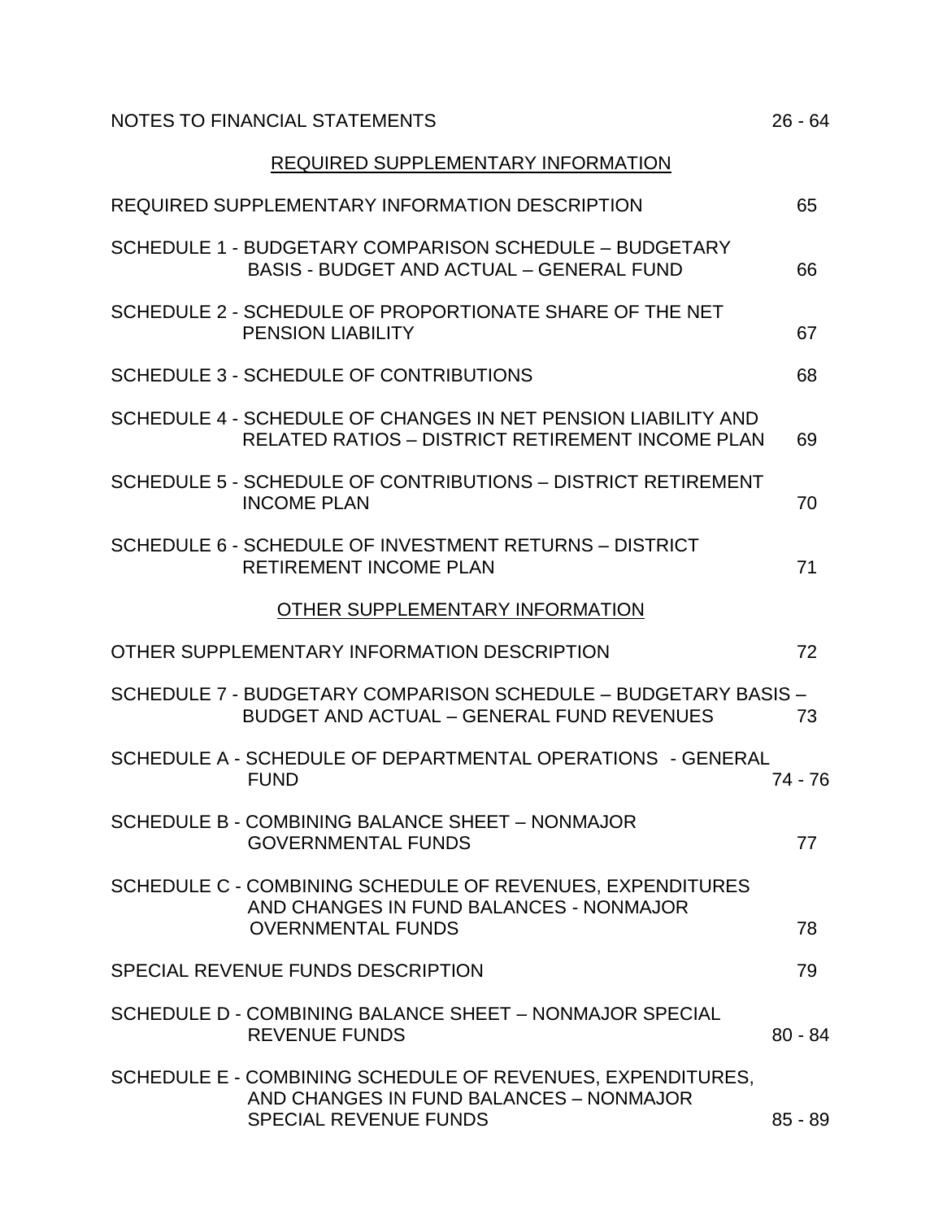| | |
|---|---|
| NOTES TO FINANCIAL STATEMENTS | 26 - 64 |

## REQUIRED SUPPLEMENTARY INFORMATION

| | |
|---|---|
| REQUIRED SUPPLEMENTARY INFORMATION DESCRIPTION | 65 |
| SCHEDULE 1 - BUDGETARY COMPARISON SCHEDULE – BUDGETARY BASIS - BUDGET AND ACTUAL – GENERAL FUND | 66 |
| SCHEDULE 2 - SCHEDULE OF PROPORTIONATE SHARE OF THE NET PENSION LIABILITY | 67 |
| SCHEDULE 3 - SCHEDULE OF CONTRIBUTIONS | 68 |
| SCHEDULE 4 - SCHEDULE OF CHANGES IN NET PENSION LIABILITY AND RELATED RATIOS – DISTRICT RETIREMENT INCOME PLAN | 69 |
| SCHEDULE 5 - SCHEDULE OF CONTRIBUTIONS – DISTRICT RETIREMENT INCOME PLAN | 70 |
| SCHEDULE 6 - SCHEDULE OF INVESTMENT RETURNS – DISTRICT RETIREMENT INCOME PLAN | 71 |

## OTHER SUPPLEMENTARY INFORMATION

| | |
|---|---|
| OTHER SUPPLEMENTARY INFORMATION DESCRIPTION | 72 |
| SCHEDULE 7 - BUDGETARY COMPARISON SCHEDULE – BUDGETARY BASIS – BUDGET AND ACTUAL – GENERAL FUND REVENUES | 73 |
| SCHEDULE A - SCHEDULE OF DEPARTMENTAL OPERATIONS - GENERAL FUND | 74 - 76 |
| SCHEDULE B - COMBINING BALANCE SHEET – NONMAJOR GOVERNMENTAL FUNDS | 77 |
| SCHEDULE C - COMBINING SCHEDULE OF REVENUES, EXPENDITURES AND CHANGES IN FUND BALANCES - NONMAJOR OVERNMENTAL FUNDS | 78 |
| SPECIAL REVENUE FUNDS DESCRIPTION | 79 |
| SCHEDULE D - COMBINING BALANCE SHEET – NONMAJOR SPECIAL REVENUE FUNDS | 80 - 84 |
| SCHEDULE E - COMBINING SCHEDULE OF REVENUES, EXPENDITURES, AND CHANGES IN FUND BALANCES – NONMAJOR SPECIAL REVENUE FUNDS | 85 - 89 |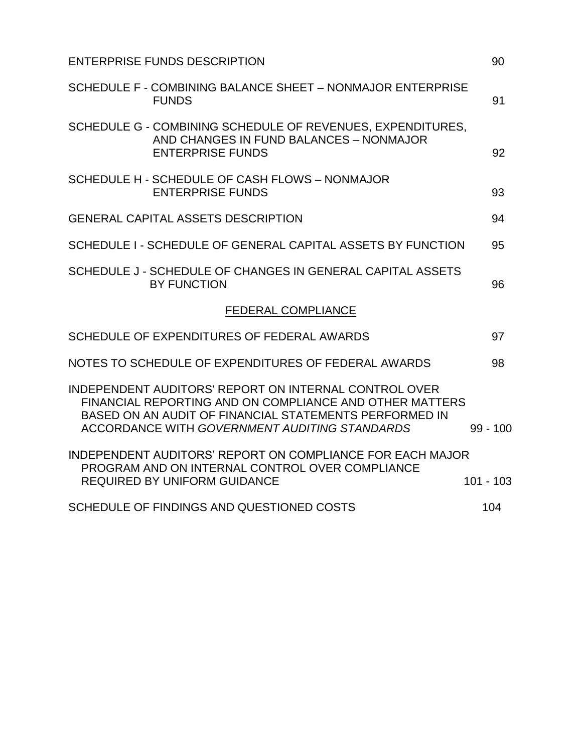| | |
|---|---|
| ENTERPRISE FUNDS DESCRIPTION | 90 |
| SCHEDULE F - COMBINING BALANCE SHEET – NONMAJOR ENTERPRISE FUNDS | 91 |
| SCHEDULE G - COMBINING SCHEDULE OF REVENUES, EXPENDITURES, AND CHANGES IN FUND BALANCES – NONMAJOR ENTERPRISE FUNDS | 92 |
| SCHEDULE H - SCHEDULE OF CASH FLOWS – NONMAJOR ENTERPRISE FUNDS | 93 |
| GENERAL CAPITAL ASSETS DESCRIPTION | 94 |
| SCHEDULE I - SCHEDULE OF GENERAL CAPITAL ASSETS BY FUNCTION | 95 |
| SCHEDULE J - SCHEDULE OF CHANGES IN GENERAL CAPITAL ASSETS BY FUNCTION | 96 |

## FEDERAL COMPLIANCE

| | |
|---|---|
| SCHEDULE OF EXPENDITURES OF FEDERAL AWARDS | 97 |
| NOTES TO SCHEDULE OF EXPENDITURES OF FEDERAL AWARDS | 98 |
| INDEPENDENT AUDITORS' REPORT ON INTERNAL CONTROL OVER FINANCIAL REPORTING AND ON COMPLIANCE AND OTHER MATTERS BASED ON AN AUDIT OF FINANCIAL STATEMENTS PERFORMED IN ACCORDANCE WITH *GOVERNMENT AUDITING STANDARDS* | 99 - 100 |
| INDEPENDENT AUDITORS' REPORT ON COMPLIANCE FOR EACH MAJOR PROGRAM AND ON INTERNAL CONTROL OVER COMPLIANCE REQUIRED BY UNIFORM GUIDANCE | 101 - 103 |
| SCHEDULE OF FINDINGS AND QUESTIONED COSTS | 104 |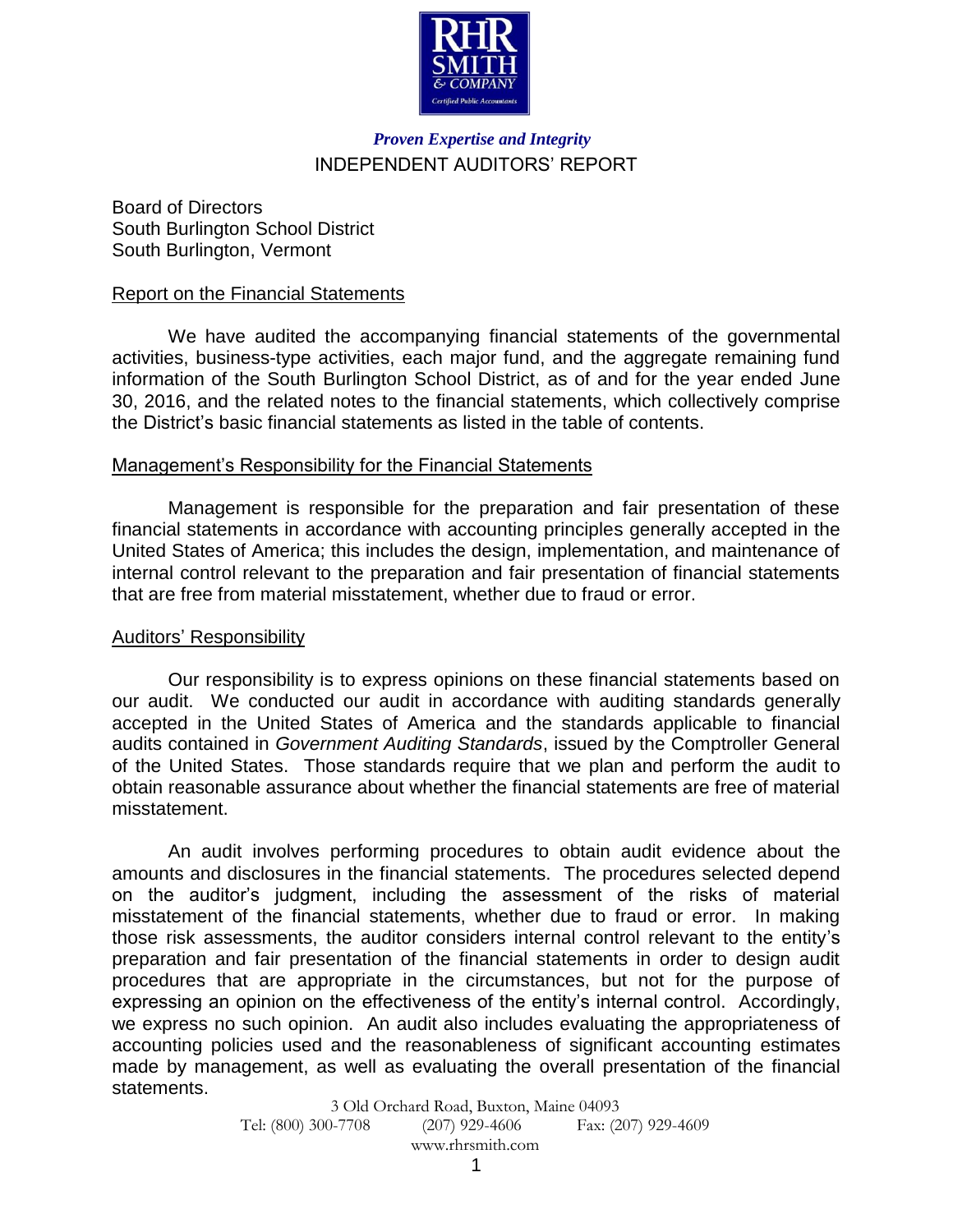*Proven Expertise and Integrity*

# INDEPENDENT AUDITORS' REPORT

Board of Directors
South Burlington School District
South Burlington, Vermont

## Report on the Financial Statements

We have audited the accompanying financial statements of the governmental activities, business-type activities, each major fund, and the aggregate remaining fund information of the South Burlington School District, as of and for the year ended June 30, 2016, and the related notes to the financial statements, which collectively comprise the District's basic financial statements as listed in the table of contents.

## Management's Responsibility for the Financial Statements

Management is responsible for the preparation and fair presentation of these financial statements in accordance with accounting principles generally accepted in the United States of America; this includes the design, implementation, and maintenance of internal control relevant to the preparation and fair presentation of financial statements that are free from material misstatement, whether due to fraud or error.

## Auditors' Responsibility

Our responsibility is to express opinions on these financial statements based on our audit. We conducted our audit in accordance with auditing standards generally accepted in the United States of America and the standards applicable to financial audits contained in *Government Auditing Standards*, issued by the Comptroller General of the United States. Those standards require that we plan and perform the audit to obtain reasonable assurance about whether the financial statements are free of material misstatement.

An audit involves performing procedures to obtain audit evidence about the amounts and disclosures in the financial statements. The procedures selected depend on the auditor's judgment, including the assessment of the risks of material misstatement of the financial statements, whether due to fraud or error. In making those risk assessments, the auditor considers internal control relevant to the entity's preparation and fair presentation of the financial statements in order to design audit procedures that are appropriate in the circumstances, but not for the purpose of expressing an opinion on the effectiveness of the entity's internal control. Accordingly, we express no such opinion. An audit also includes evaluating the appropriateness of accounting policies used and the reasonableness of significant accounting estimates made by management, as well as evaluating the overall presentation of the financial statements.

3 Old Orchard Road, Buxton, Maine 04093
Tel: (800) 300-7708 (207) 929-4606 Fax: (207) 929-4609
www.rhrsmith.com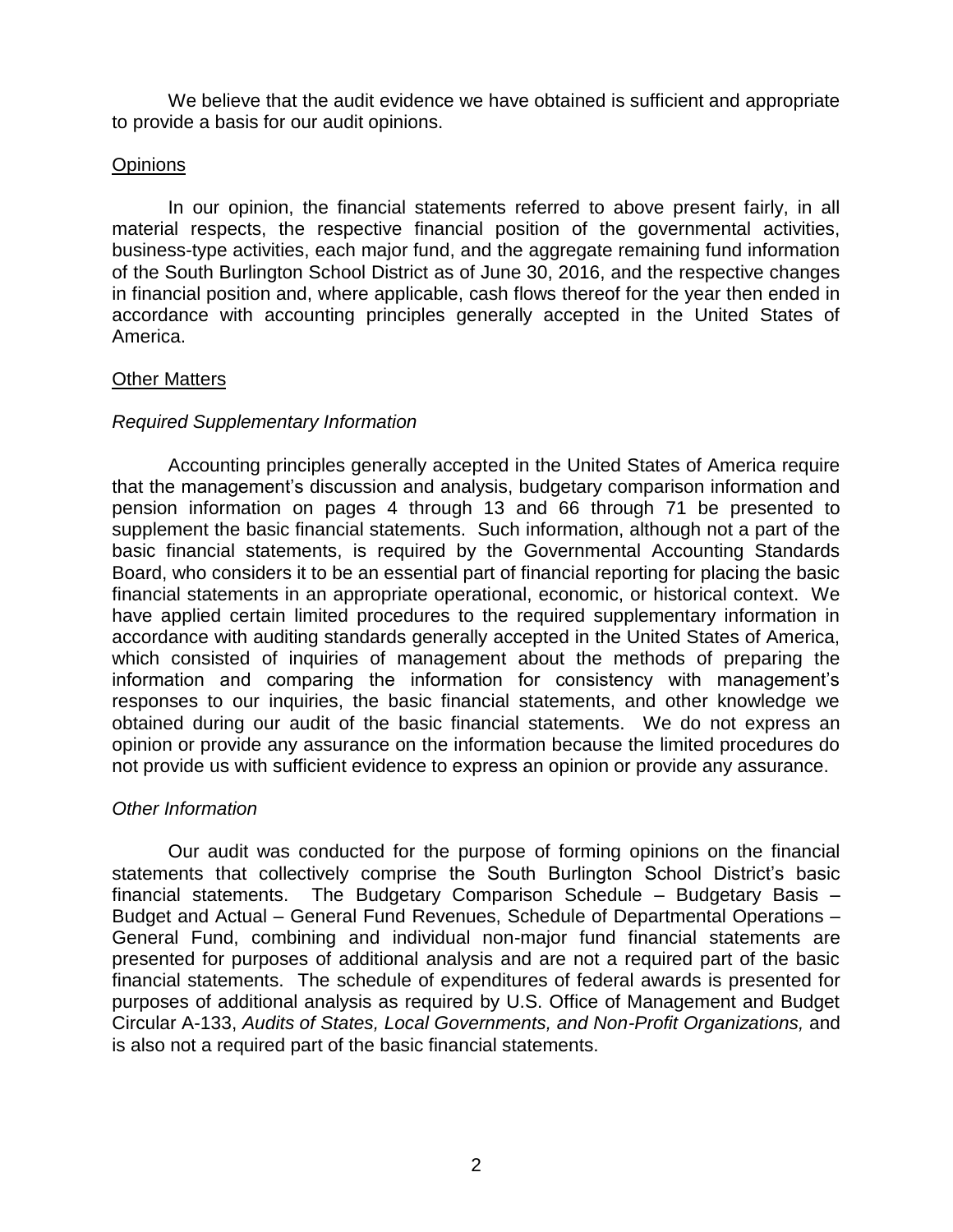We believe that the audit evidence we have obtained is sufficient and appropriate to provide a basis for our audit opinions.

## Opinions

In our opinion, the financial statements referred to above present fairly, in all material respects, the respective financial position of the governmental activities, business-type activities, each major fund, and the aggregate remaining fund information of the South Burlington School District as of June 30, 2016, and the respective changes in financial position and, where applicable, cash flows thereof for the year then ended in accordance with accounting principles generally accepted in the United States of America.

## Other Matters

### *Required Supplementary Information*

Accounting principles generally accepted in the United States of America require that the management's discussion and analysis, budgetary comparison information and pension information on pages 4 through 13 and 66 through 71 be presented to supplement the basic financial statements. Such information, although not a part of the basic financial statements, is required by the Governmental Accounting Standards Board, who considers it to be an essential part of financial reporting for placing the basic financial statements in an appropriate operational, economic, or historical context. We have applied certain limited procedures to the required supplementary information in accordance with auditing standards generally accepted in the United States of America, which consisted of inquiries of management about the methods of preparing the information and comparing the information for consistency with management's responses to our inquiries, the basic financial statements, and other knowledge we obtained during our audit of the basic financial statements. We do not express an opinion or provide any assurance on the information because the limited procedures do not provide us with sufficient evidence to express an opinion or provide any assurance.

### *Other Information*

Our audit was conducted for the purpose of forming opinions on the financial statements that collectively comprise the South Burlington School District's basic financial statements. The Budgetary Comparison Schedule – Budgetary Basis – Budget and Actual – General Fund Revenues, Schedule of Departmental Operations – General Fund, combining and individual non-major fund financial statements are presented for purposes of additional analysis and are not a required part of the basic financial statements. The schedule of expenditures of federal awards is presented for purposes of additional analysis as required by U.S. Office of Management and Budget Circular A-133, *Audits of States, Local Governments, and Non-Profit Organizations,* and is also not a required part of the basic financial statements.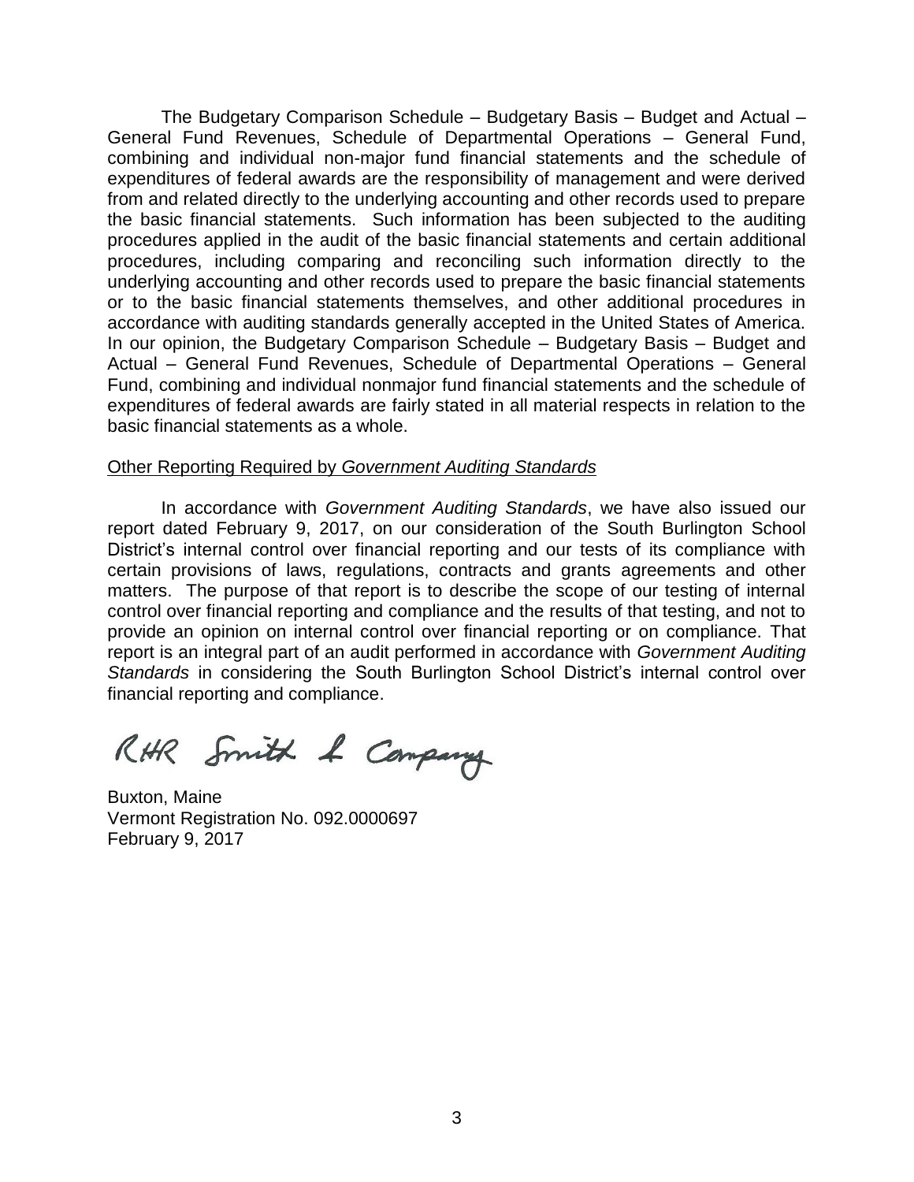The Budgetary Comparison Schedule – Budgetary Basis – Budget and Actual – General Fund Revenues, Schedule of Departmental Operations – General Fund, combining and individual non-major fund financial statements and the schedule of expenditures of federal awards are the responsibility of management and were derived from and related directly to the underlying accounting and other records used to prepare the basic financial statements. Such information has been subjected to the auditing procedures applied in the audit of the basic financial statements and certain additional procedures, including comparing and reconciling such information directly to the underlying accounting and other records used to prepare the basic financial statements or to the basic financial statements themselves, and other additional procedures in accordance with auditing standards generally accepted in the United States of America. In our opinion, the Budgetary Comparison Schedule – Budgetary Basis – Budget and Actual – General Fund Revenues, Schedule of Departmental Operations – General Fund, combining and individual nonmajor fund financial statements and the schedule of expenditures of federal awards are fairly stated in all material respects in relation to the basic financial statements as a whole.

Other Reporting Required by *Government Auditing Standards*

In accordance with *Government Auditing Standards*, we have also issued our report dated February 9, 2017, on our consideration of the South Burlington School District's internal control over financial reporting and our tests of its compliance with certain provisions of laws, regulations, contracts and grants agreements and other matters. The purpose of that report is to describe the scope of our testing of internal control over financial reporting and compliance and the results of that testing, and not to provide an opinion on internal control over financial reporting or on compliance. That report is an integral part of an audit performed in accordance with *Government Auditing Standards* in considering the South Burlington School District's internal control over financial reporting and compliance.

RHR Smith & Company

Buxton, Maine
Vermont Registration No. 092.0000697
February 9, 2017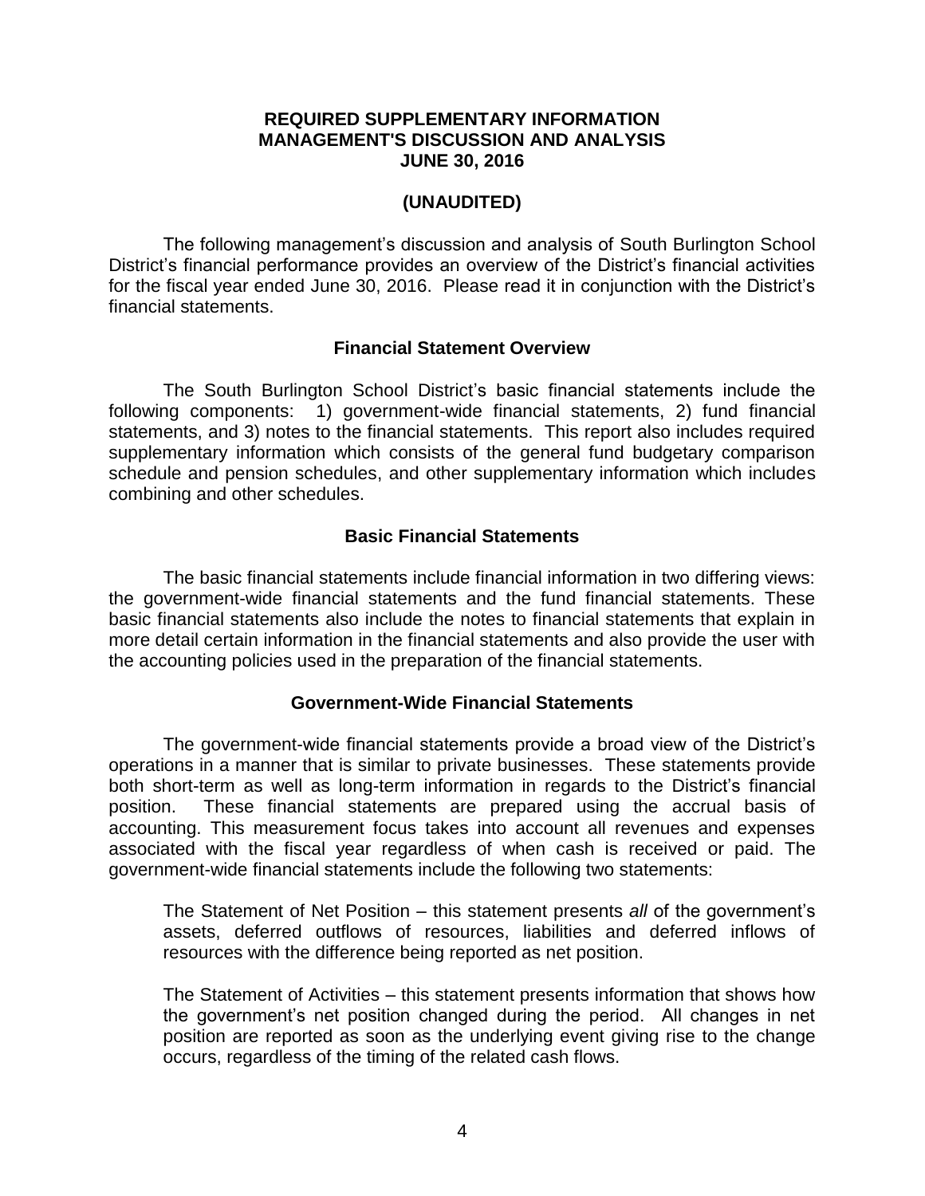**REQUIRED SUPPLEMENTARY INFORMATION**
**MANAGEMENT'S DISCUSSION AND ANALYSIS**
**JUNE 30, 2016**

**(UNAUDITED)**

The following management's discussion and analysis of South Burlington School District's financial performance provides an overview of the District's financial activities for the fiscal year ended June 30, 2016. Please read it in conjunction with the District's financial statements.

## Financial Statement Overview

The South Burlington School District's basic financial statements include the following components: 1) government-wide financial statements, 2) fund financial statements, and 3) notes to the financial statements. This report also includes required supplementary information which consists of the general fund budgetary comparison schedule and pension schedules, and other supplementary information which includes combining and other schedules.

## Basic Financial Statements

The basic financial statements include financial information in two differing views: the government-wide financial statements and the fund financial statements. These basic financial statements also include the notes to financial statements that explain in more detail certain information in the financial statements and also provide the user with the accounting policies used in the preparation of the financial statements.

## Government-Wide Financial Statements

The government-wide financial statements provide a broad view of the District's operations in a manner that is similar to private businesses. These statements provide both short-term as well as long-term information in regards to the District's financial position. These financial statements are prepared using the accrual basis of accounting. This measurement focus takes into account all revenues and expenses associated with the fiscal year regardless of when cash is received or paid. The government-wide financial statements include the following two statements:

The Statement of Net Position – this statement presents *all* of the government's assets, deferred outflows of resources, liabilities and deferred inflows of resources with the difference being reported as net position.

The Statement of Activities – this statement presents information that shows how the government's net position changed during the period. All changes in net position are reported as soon as the underlying event giving rise to the change occurs, regardless of the timing of the related cash flows.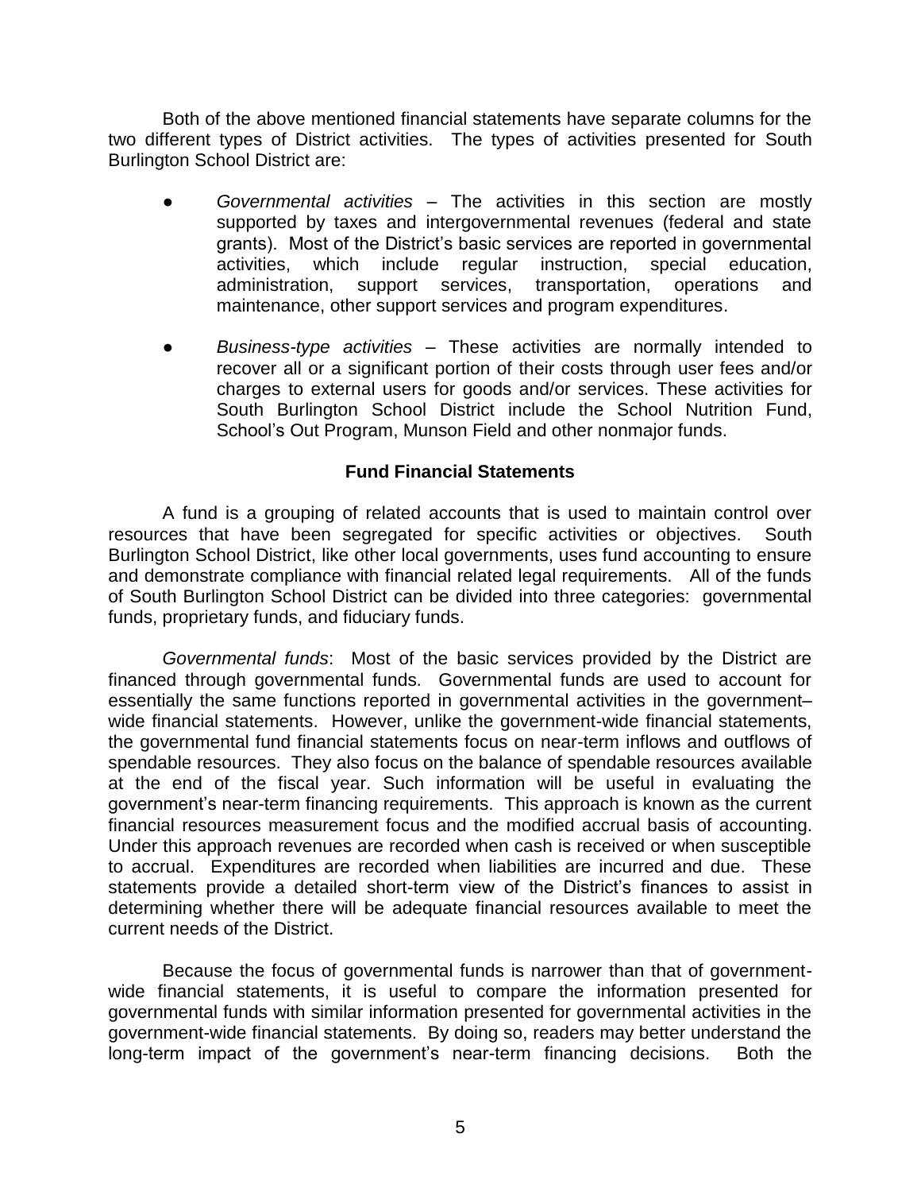Both of the above mentioned financial statements have separate columns for the two different types of District activities. The types of activities presented for South Burlington School District are:

- *Governmental activities* – The activities in this section are mostly supported by taxes and intergovernmental revenues (federal and state grants). Most of the District's basic services are reported in governmental activities, which include regular instruction, special education, administration, support services, transportation, operations and maintenance, other support services and program expenditures.

- *Business-type activities* – These activities are normally intended to recover all or a significant portion of their costs through user fees and/or charges to external users for goods and/or services. These activities for South Burlington School District include the School Nutrition Fund, School's Out Program, Munson Field and other nonmajor funds.

**Fund Financial Statements**

A fund is a grouping of related accounts that is used to maintain control over resources that have been segregated for specific activities or objectives. South Burlington School District, like other local governments, uses fund accounting to ensure and demonstrate compliance with financial related legal requirements. All of the funds of South Burlington School District can be divided into three categories: governmental funds, proprietary funds, and fiduciary funds.

*Governmental funds*: Most of the basic services provided by the District are financed through governmental funds. Governmental funds are used to account for essentially the same functions reported in governmental activities in the government–wide financial statements. However, unlike the government-wide financial statements, the governmental fund financial statements focus on near-term inflows and outflows of spendable resources. They also focus on the balance of spendable resources available at the end of the fiscal year. Such information will be useful in evaluating the government's near-term financing requirements. This approach is known as the current financial resources measurement focus and the modified accrual basis of accounting. Under this approach revenues are recorded when cash is received or when susceptible to accrual. Expenditures are recorded when liabilities are incurred and due. These statements provide a detailed short-term view of the District's finances to assist in determining whether there will be adequate financial resources available to meet the current needs of the District.

Because the focus of governmental funds is narrower than that of government-wide financial statements, it is useful to compare the information presented for governmental funds with similar information presented for governmental activities in the government-wide financial statements. By doing so, readers may better understand the long-term impact of the government's near-term financing decisions. Both the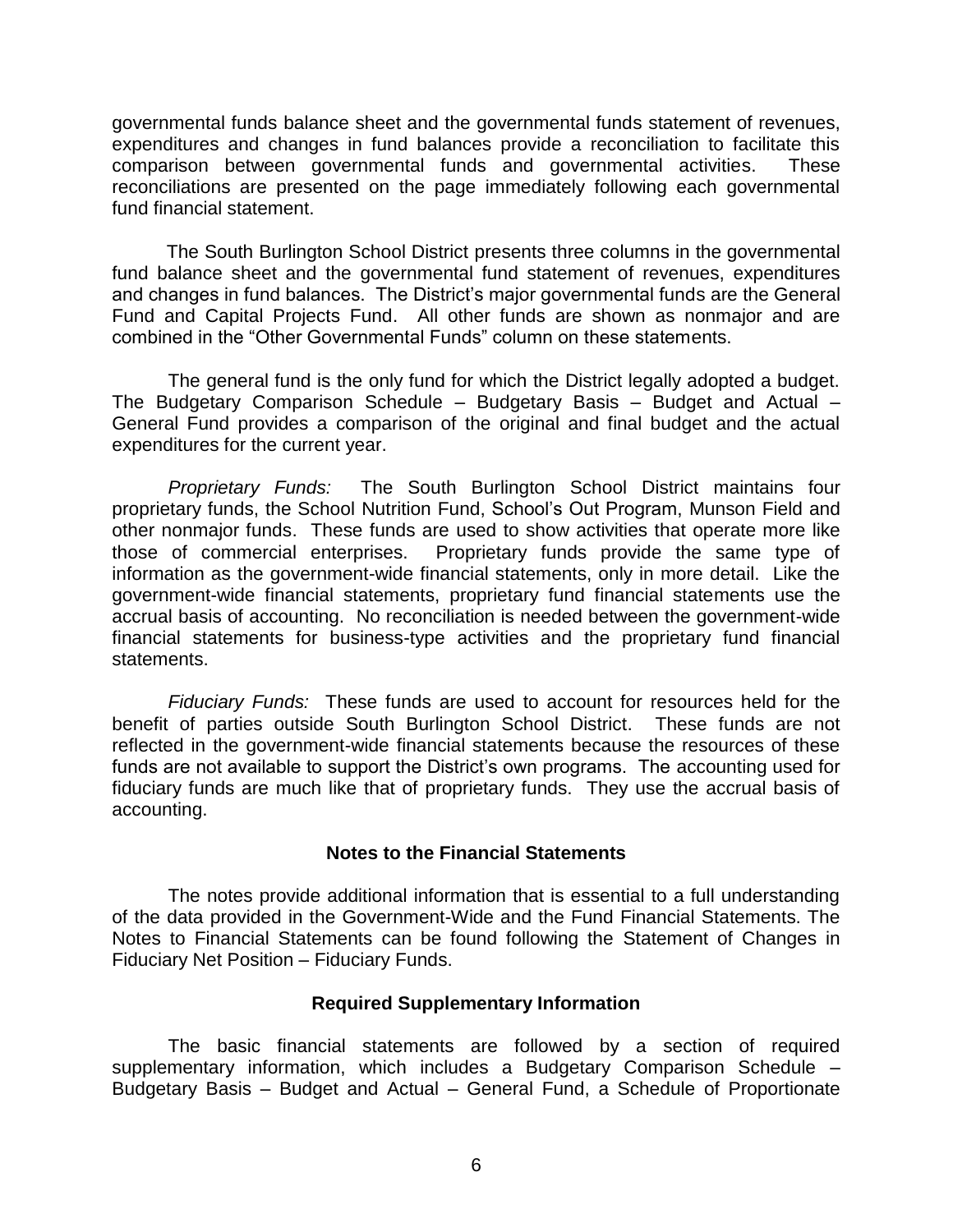governmental funds balance sheet and the governmental funds statement of revenues, expenditures and changes in fund balances provide a reconciliation to facilitate this comparison between governmental funds and governmental activities. These reconciliations are presented on the page immediately following each governmental fund financial statement.

The South Burlington School District presents three columns in the governmental fund balance sheet and the governmental fund statement of revenues, expenditures and changes in fund balances. The District's major governmental funds are the General Fund and Capital Projects Fund. All other funds are shown as nonmajor and are combined in the "Other Governmental Funds" column on these statements.

The general fund is the only fund for which the District legally adopted a budget. The Budgetary Comparison Schedule – Budgetary Basis – Budget and Actual – General Fund provides a comparison of the original and final budget and the actual expenditures for the current year.

*Proprietary Funds:* The South Burlington School District maintains four proprietary funds, the School Nutrition Fund, School's Out Program, Munson Field and other nonmajor funds. These funds are used to show activities that operate more like those of commercial enterprises. Proprietary funds provide the same type of information as the government-wide financial statements, only in more detail. Like the government-wide financial statements, proprietary fund financial statements use the accrual basis of accounting. No reconciliation is needed between the government-wide financial statements for business-type activities and the proprietary fund financial statements.

*Fiduciary Funds:* These funds are used to account for resources held for the benefit of parties outside South Burlington School District. These funds are not reflected in the government-wide financial statements because the resources of these funds are not available to support the District's own programs. The accounting used for fiduciary funds are much like that of proprietary funds. They use the accrual basis of accounting.

**Notes to the Financial Statements**

The notes provide additional information that is essential to a full understanding of the data provided in the Government-Wide and the Fund Financial Statements. The Notes to Financial Statements can be found following the Statement of Changes in Fiduciary Net Position – Fiduciary Funds.

**Required Supplementary Information**

The basic financial statements are followed by a section of required supplementary information, which includes a Budgetary Comparison Schedule – Budgetary Basis – Budget and Actual – General Fund, a Schedule of Proportionate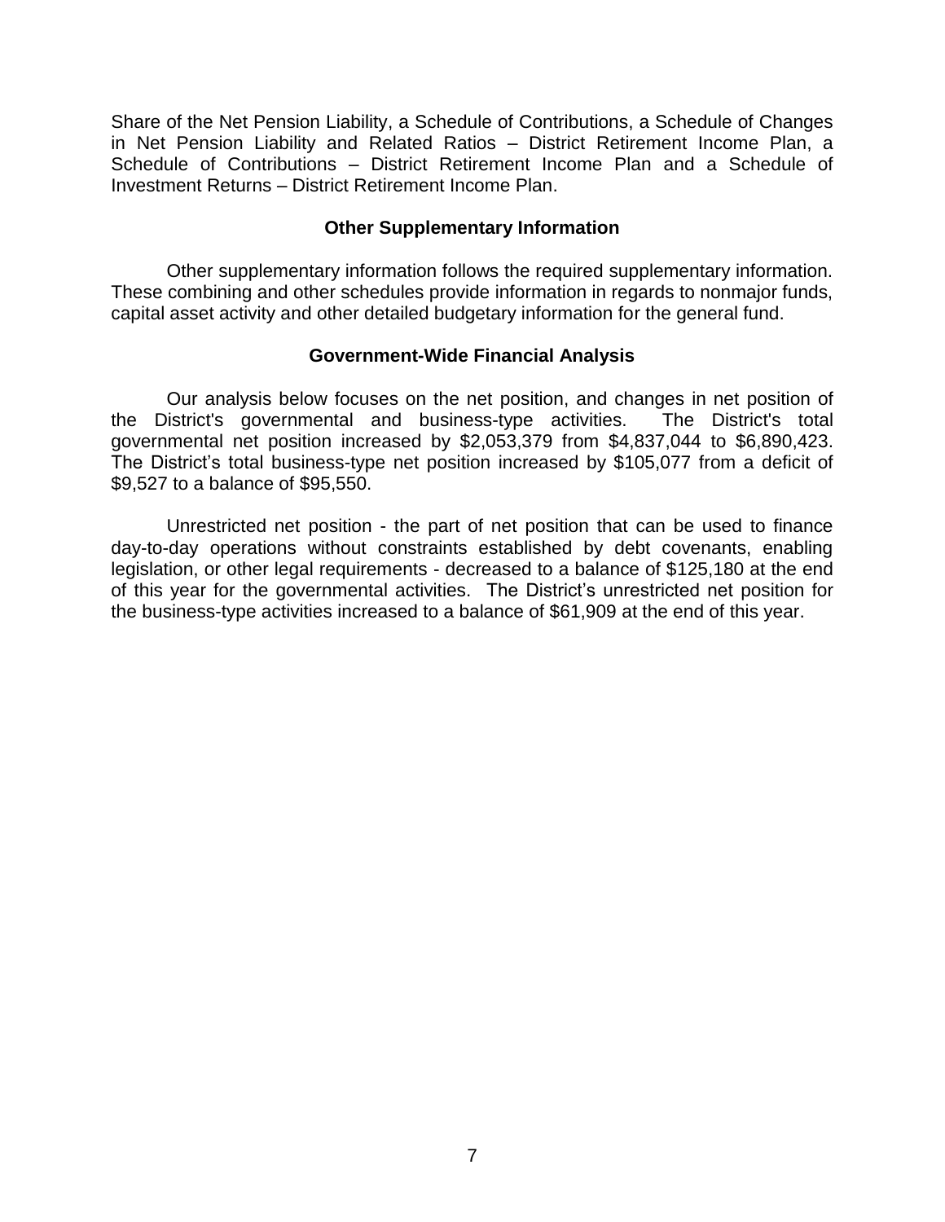Share of the Net Pension Liability, a Schedule of Contributions, a Schedule of Changes in Net Pension Liability and Related Ratios – District Retirement Income Plan, a Schedule of Contributions – District Retirement Income Plan and a Schedule of Investment Returns – District Retirement Income Plan.

## Other Supplementary Information

Other supplementary information follows the required supplementary information. These combining and other schedules provide information in regards to nonmajor funds, capital asset activity and other detailed budgetary information for the general fund.

## Government-Wide Financial Analysis

Our analysis below focuses on the net position, and changes in net position of the District's governmental and business-type activities. The District's total governmental net position increased by $2,053,379 from $4,837,044 to $6,890,423. The District's total business-type net position increased by $105,077 from a deficit of $9,527 to a balance of $95,550.

Unrestricted net position - the part of net position that can be used to finance day-to-day operations without constraints established by debt covenants, enabling legislation, or other legal requirements - decreased to a balance of $125,180 at the end of this year for the governmental activities. The District's unrestricted net position for the business-type activities increased to a balance of $61,909 at the end of this year.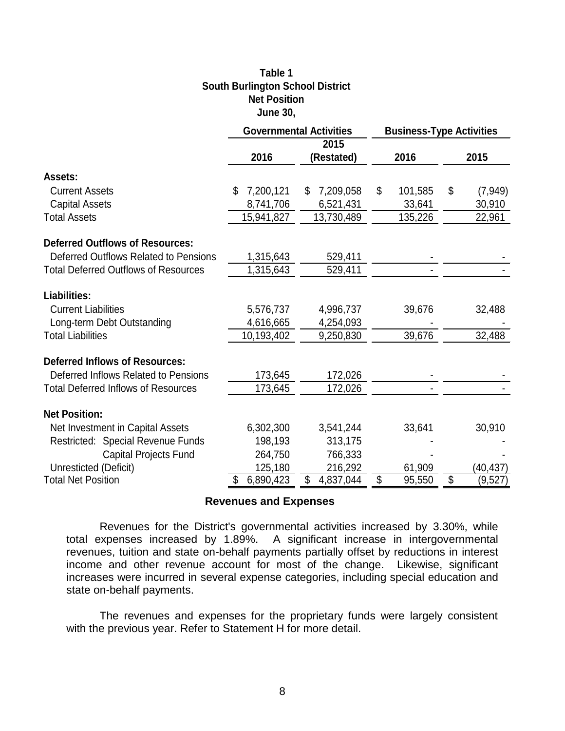**Table 1**
**South Burlington School District**
**Net Position**
**June 30,**

| | Governmental Activities | | Business-Type Activities | |
|---|---|---|---|---|
| | 2016 | 2015 (Restated) | 2016 | 2015 |
| **Assets:** | | | | |
| Current Assets | $ 7,200,121 | $ 7,209,058 | $ 101,585 | $ (7,949) |
| Capital Assets | 8,741,706 | 6,521,431 | 33,641 | 30,910 |
| Total Assets | 15,941,827 | 13,730,489 | 135,226 | 22,961 |
| **Deferred Outflows of Resources:** | | | | |
| Deferred Outflows Related to Pensions | 1,315,643 | 529,411 | - | - |
| Total Deferred Outflows of Resources | 1,315,643 | 529,411 | - | - |
| **Liabilities:** | | | | |
| Current Liabilities | 5,576,737 | 4,996,737 | 39,676 | 32,488 |
| Long-term Debt Outstanding | 4,616,665 | 4,254,093 | - | - |
| Total Liabilities | 10,193,402 | 9,250,830 | 39,676 | 32,488 |
| **Deferred Inflows of Resources:** | | | | |
| Deferred Inflows Related to Pensions | 173,645 | 172,026 | - | - |
| Total Deferred Inflows of Resources | 173,645 | 172,026 | - | - |
| **Net Position:** | | | | |
| Net Investment in Capital Assets | 6,302,300 | 3,541,244 | 33,641 | 30,910 |
| Restricted: Special Revenue Funds | 198,193 | 313,175 | - | - |
| Capital Projects Fund | 264,750 | 766,333 | - | - |
| Unrestricted (Deficit) | 125,180 | 216,292 | 61,909 | (40,437) |
| Total Net Position | $ 6,890,423 | $ 4,837,044 | $ 95,550 | $ (9,527) |

## Revenues and Expenses

Revenues for the District's governmental activities increased by 3.30%, while total expenses increased by 1.89%. A significant increase in intergovernmental revenues, tuition and state on-behalf payments partially offset by reductions in interest income and other revenue account for most of the change. Likewise, significant increases were incurred in several expense categories, including special education and state on-behalf payments.

The revenues and expenses for the proprietary funds were largely consistent with the previous year. Refer to Statement H for more detail.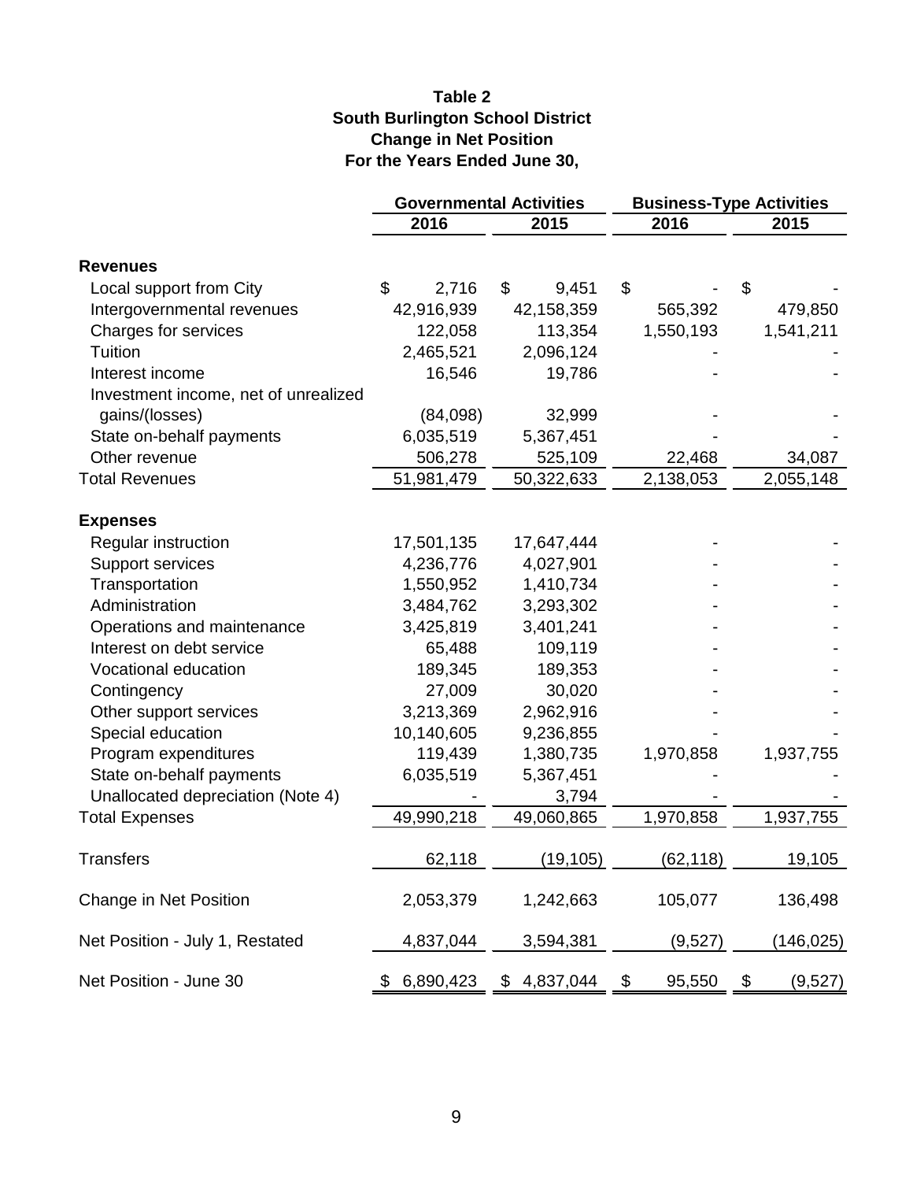**Table 2**
**South Burlington School District**
**Change in Net Position**
**For the Years Ended June 30,**

| | Governmental Activities | | Business-Type Activities | |
|---|---|---|---|---|
| | 2016 | 2015 | 2016 | 2015 |
| **Revenues** | | | | |
| Local support from City | $ 2,716 | $ 9,451 | $ - | $ - |
| Intergovernmental revenues | 42,916,939 | 42,158,359 | 565,392 | 479,850 |
| Charges for services | 122,058 | 113,354 | 1,550,193 | 1,541,211 |
| Tuition | 2,465,521 | 2,096,124 | - | - |
| Interest income | 16,546 | 19,786 | - | - |
| Investment income, net of unrealized gains/(losses) | (84,098) | 32,999 | - | - |
| State on-behalf payments | 6,035,519 | 5,367,451 | - | - |
| Other revenue | 506,278 | 525,109 | 22,468 | 34,087 |
| Total Revenues | 51,981,479 | 50,322,633 | 2,138,053 | 2,055,148 |
| **Expenses** | | | | |
| Regular instruction | 17,501,135 | 17,647,444 | - | - |
| Support services | 4,236,776 | 4,027,901 | - | - |
| Transportation | 1,550,952 | 1,410,734 | - | - |
| Administration | 3,484,762 | 3,293,302 | - | - |
| Operations and maintenance | 3,425,819 | 3,401,241 | - | - |
| Interest on debt service | 65,488 | 109,119 | - | - |
| Vocational education | 189,345 | 189,353 | - | - |
| Contingency | 27,009 | 30,020 | - | - |
| Other support services | 3,213,369 | 2,962,916 | - | - |
| Special education | 10,140,605 | 9,236,855 | - | - |
| Program expenditures | 119,439 | 1,380,735 | 1,970,858 | 1,937,755 |
| State on-behalf payments | 6,035,519 | 5,367,451 | - | - |
| Unallocated depreciation (Note 4) | - | 3,794 | - | - |
| Total Expenses | 49,990,218 | 49,060,865 | 1,970,858 | 1,937,755 |
| Transfers | 62,118 | (19,105) | (62,118) | 19,105 |
| Change in Net Position | 2,053,379 | 1,242,663 | 105,077 | 136,498 |
| Net Position - July 1, Restated | 4,837,044 | 3,594,381 | (9,527) | (146,025) |
| Net Position - June 30 | $ 6,890,423 | $ 4,837,044 | $ 95,550 | $ (9,527) |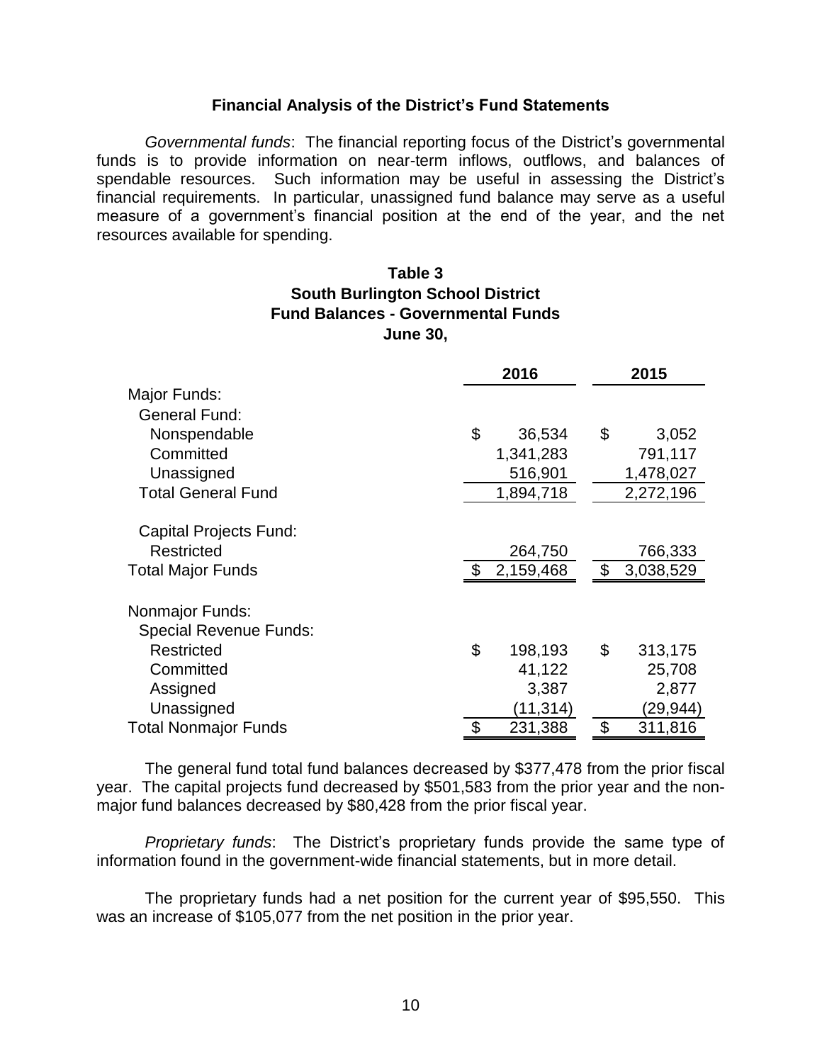## Financial Analysis of the District's Fund Statements

*Governmental funds*: The financial reporting focus of the District's governmental funds is to provide information on near-term inflows, outflows, and balances of spendable resources. Such information may be useful in assessing the District's financial requirements. In particular, unassigned fund balance may serve as a useful measure of a government's financial position at the end of the year, and the net resources available for spending.

**Table 3**
**South Burlington School District**
**Fund Balances - Governmental Funds**
**June 30,**

| | 2016 | 2015 |
|---|---|---|
| Major Funds: | | |
| General Fund: | | |
| Nonspendable | $ 36,534 | $ 3,052 |
| Committed | 1,341,283 | 791,117 |
| Unassigned | 516,901 | 1,478,027 |
| Total General Fund | 1,894,718 | 2,272,196 |
| Capital Projects Fund: | | |
| Restricted | 264,750 | 766,333 |
| Total Major Funds | $ 2,159,468 | $ 3,038,529 |
| Nonmajor Funds: | | |
| Special Revenue Funds: | | |
| Restricted | $ 198,193 | $ 313,175 |
| Committed | 41,122 | 25,708 |
| Assigned | 3,387 | 2,877 |
| Unassigned | (11,314) | (29,944) |
| Total Nonmajor Funds | $ 231,388 | $ 311,816 |

The general fund total fund balances decreased by $377,478 from the prior fiscal year. The capital projects fund decreased by $501,583 from the prior year and the non-major fund balances decreased by $80,428 from the prior fiscal year.

*Proprietary funds*: The District's proprietary funds provide the same type of information found in the government-wide financial statements, but in more detail.

The proprietary funds had a net position for the current year of $95,550. This was an increase of $105,077 from the net position in the prior year.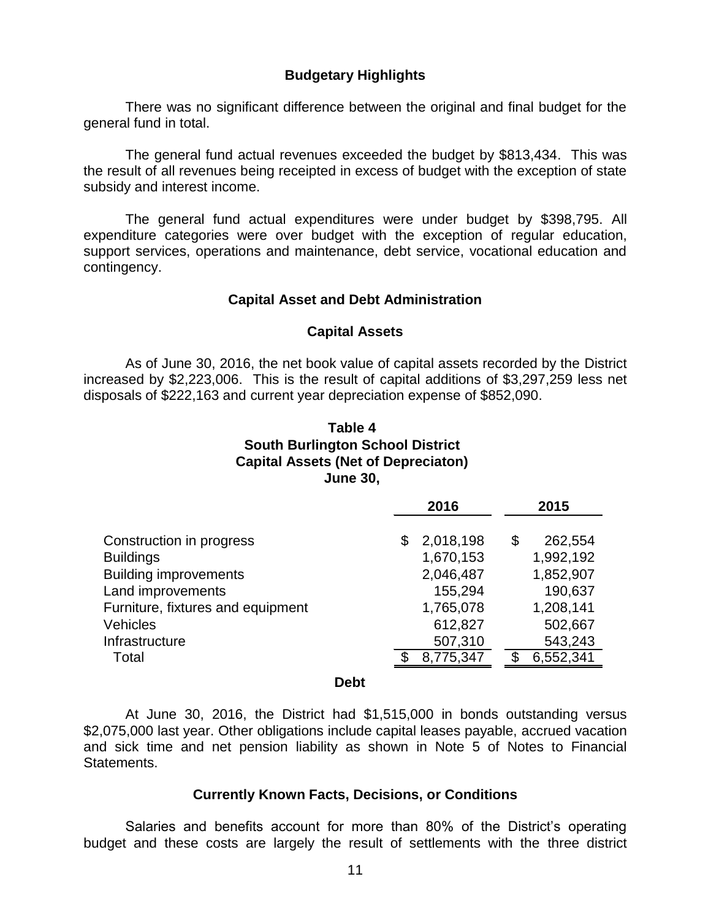## Budgetary Highlights

There was no significant difference between the original and final budget for the general fund in total.

The general fund actual revenues exceeded the budget by $813,434. This was the result of all revenues being receipted in excess of budget with the exception of state subsidy and interest income.

The general fund actual expenditures were under budget by $398,795. All expenditure categories were over budget with the exception of regular education, support services, operations and maintenance, debt service, vocational education and contingency.

## Capital Asset and Debt Administration

### Capital Assets

As of June 30, 2016, the net book value of capital assets recorded by the District increased by $2,223,006. This is the result of capital additions of $3,297,259 less net disposals of $222,163 and current year depreciation expense of $852,090.

**Table 4**
**South Burlington School District**
**Capital Assets (Net of Depreciaton)**
**June 30,**

| | 2016 | 2015 |
|---|---|---|
| Construction in progress | $ 2,018,198 | $ 262,554 |
| Buildings | 1,670,153 | 1,992,192 |
| Building improvements | 2,046,487 | 1,852,907 |
| Land improvements | 155,294 | 190,637 |
| Furniture, fixtures and equipment | 1,765,078 | 1,208,141 |
| Vehicles | 612,827 | 502,667 |
| Infrastructure | 507,310 | 543,243 |
| Total | $ 8,775,347 | $ 6,552,341 |

### Debt

At June 30, 2016, the District had $1,515,000 in bonds outstanding versus $2,075,000 last year. Other obligations include capital leases payable, accrued vacation and sick time and net pension liability as shown in Note 5 of Notes to Financial Statements.

## Currently Known Facts, Decisions, or Conditions

Salaries and benefits account for more than 80% of the District's operating budget and these costs are largely the result of settlements with the three district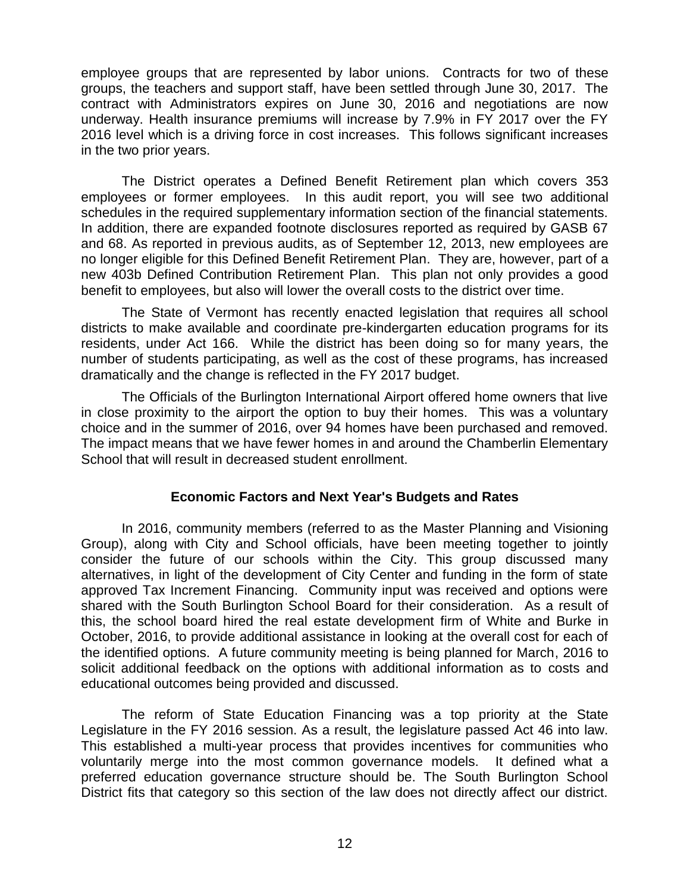employee groups that are represented by labor unions. Contracts for two of these groups, the teachers and support staff, have been settled through June 30, 2017. The contract with Administrators expires on June 30, 2016 and negotiations are now underway. Health insurance premiums will increase by 7.9% in FY 2017 over the FY 2016 level which is a driving force in cost increases. This follows significant increases in the two prior years.

The District operates a Defined Benefit Retirement plan which covers 353 employees or former employees. In this audit report, you will see two additional schedules in the required supplementary information section of the financial statements. In addition, there are expanded footnote disclosures reported as required by GASB 67 and 68. As reported in previous audits, as of September 12, 2013, new employees are no longer eligible for this Defined Benefit Retirement Plan. They are, however, part of a new 403b Defined Contribution Retirement Plan. This plan not only provides a good benefit to employees, but also will lower the overall costs to the district over time.

The State of Vermont has recently enacted legislation that requires all school districts to make available and coordinate pre-kindergarten education programs for its residents, under Act 166. While the district has been doing so for many years, the number of students participating, as well as the cost of these programs, has increased dramatically and the change is reflected in the FY 2017 budget.

The Officials of the Burlington International Airport offered home owners that live in close proximity to the airport the option to buy their homes. This was a voluntary choice and in the summer of 2016, over 94 homes have been purchased and removed. The impact means that we have fewer homes in and around the Chamberlin Elementary School that will result in decreased student enrollment.

### Economic Factors and Next Year's Budgets and Rates

In 2016, community members (referred to as the Master Planning and Visioning Group), along with City and School officials, have been meeting together to jointly consider the future of our schools within the City. This group discussed many alternatives, in light of the development of City Center and funding in the form of state approved Tax Increment Financing. Community input was received and options were shared with the South Burlington School Board for their consideration. As a result of this, the school board hired the real estate development firm of White and Burke in October, 2016, to provide additional assistance in looking at the overall cost for each of the identified options. A future community meeting is being planned for March, 2016 to solicit additional feedback on the options with additional information as to costs and educational outcomes being provided and discussed.

The reform of State Education Financing was a top priority at the State Legislature in the FY 2016 session. As a result, the legislature passed Act 46 into law. This established a multi-year process that provides incentives for communities who voluntarily merge into the most common governance models. It defined what a preferred education governance structure should be. The South Burlington School District fits that category so this section of the law does not directly affect our district.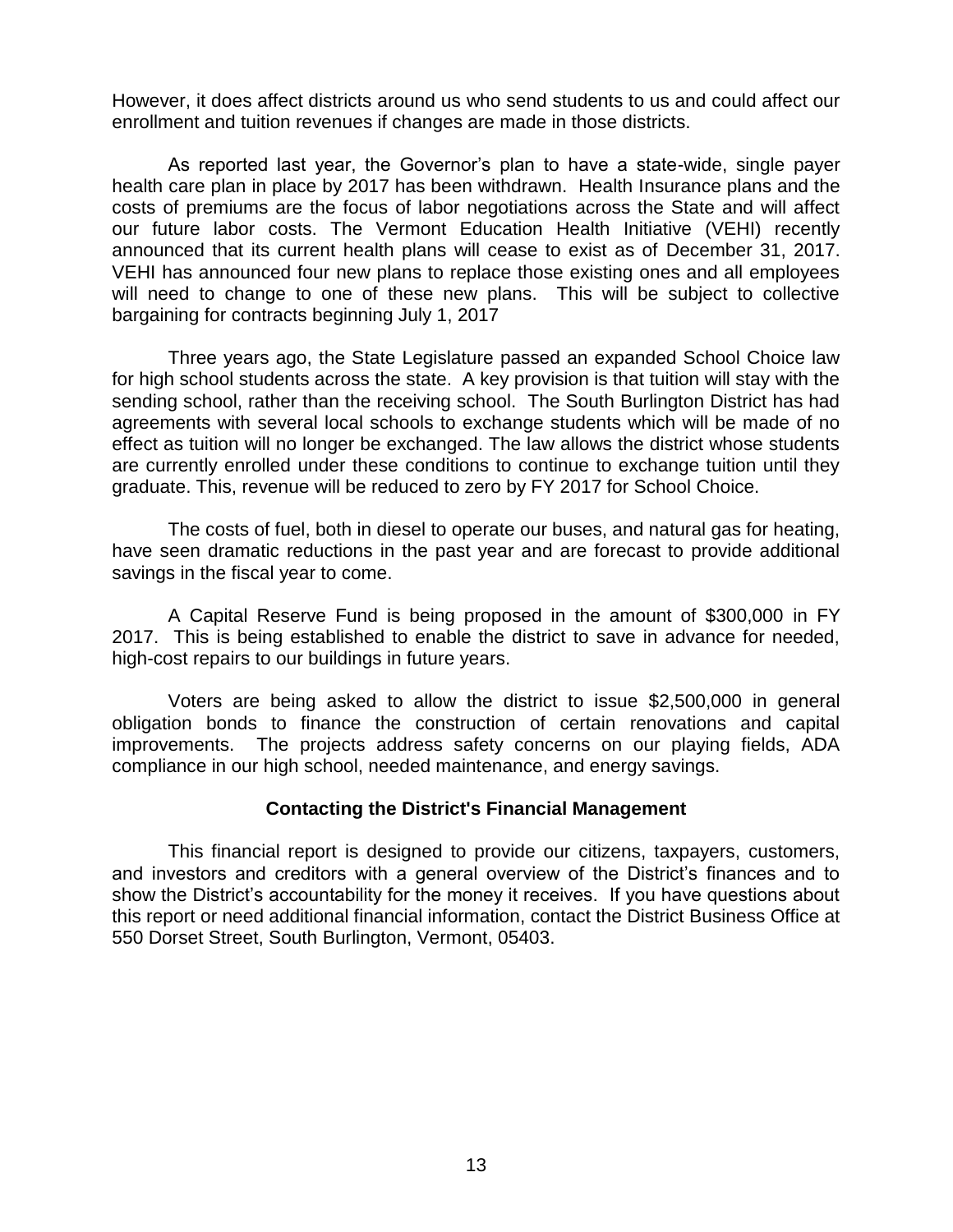However, it does affect districts around us who send students to us and could affect our enrollment and tuition revenues if changes are made in those districts.

As reported last year, the Governor's plan to have a state-wide, single payer health care plan in place by 2017 has been withdrawn. Health Insurance plans and the costs of premiums are the focus of labor negotiations across the State and will affect our future labor costs. The Vermont Education Health Initiative (VEHI) recently announced that its current health plans will cease to exist as of December 31, 2017. VEHI has announced four new plans to replace those existing ones and all employees will need to change to one of these new plans. This will be subject to collective bargaining for contracts beginning July 1, 2017

Three years ago, the State Legislature passed an expanded School Choice law for high school students across the state. A key provision is that tuition will stay with the sending school, rather than the receiving school. The South Burlington District has had agreements with several local schools to exchange students which will be made of no effect as tuition will no longer be exchanged. The law allows the district whose students are currently enrolled under these conditions to continue to exchange tuition until they graduate. This, revenue will be reduced to zero by FY 2017 for School Choice.

The costs of fuel, both in diesel to operate our buses, and natural gas for heating, have seen dramatic reductions in the past year and are forecast to provide additional savings in the fiscal year to come.

A Capital Reserve Fund is being proposed in the amount of $300,000 in FY 2017. This is being established to enable the district to save in advance for needed, high-cost repairs to our buildings in future years.

Voters are being asked to allow the district to issue $2,500,000 in general obligation bonds to finance the construction of certain renovations and capital improvements. The projects address safety concerns on our playing fields, ADA compliance in our high school, needed maintenance, and energy savings.

**Contacting the District's Financial Management**

This financial report is designed to provide our citizens, taxpayers, customers, and investors and creditors with a general overview of the District's finances and to show the District's accountability for the money it receives. If you have questions about this report or need additional financial information, contact the District Business Office at 550 Dorset Street, South Burlington, Vermont, 05403.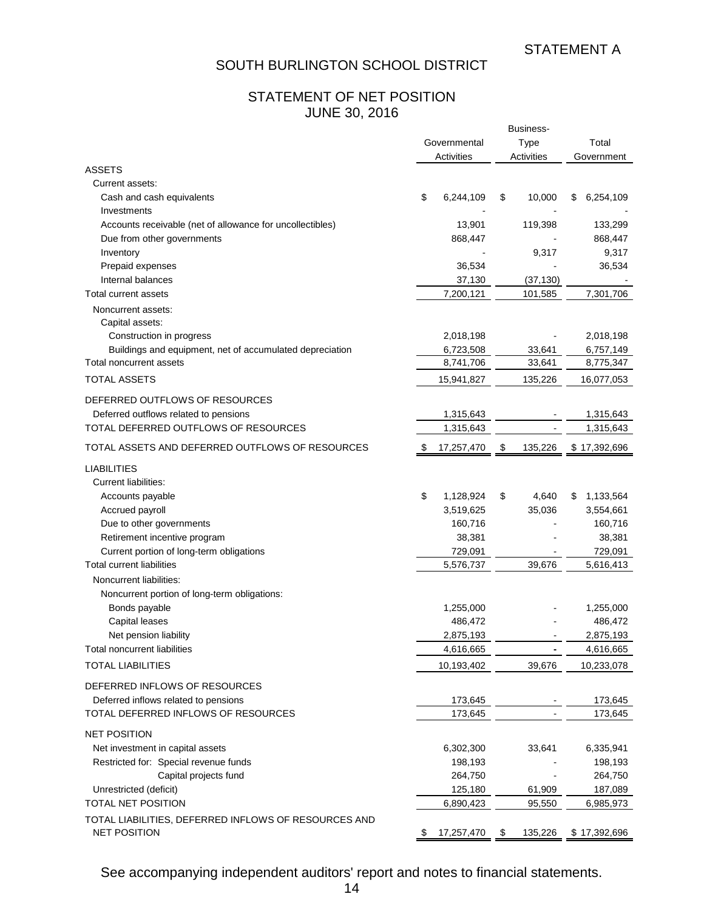STATEMENT A

# SOUTH BURLINGTON SCHOOL DISTRICT

## STATEMENT OF NET POSITION
## JUNE 30, 2016

| | Governmental Activities | Business-Type Activities | Total Government |
|---|---|---|---|
| **ASSETS** | | | |
| Current assets: | | | |
| Cash and cash equivalents | $ 6,244,109 | $ 10,000 | $ 6,254,109 |
| Investments | - | - | - |
| Accounts receivable (net of allowance for uncollectibles) | 13,901 | 119,398 | 133,299 |
| Due from other governments | 868,447 | - | 868,447 |
| Inventory | - | 9,317 | 9,317 |
| Prepaid expenses | 36,534 | - | 36,534 |
| Internal balances | 37,130 | (37,130) | - |
| Total current assets | 7,200,121 | 101,585 | 7,301,706 |
| Noncurrent assets: | | | |
| Capital assets: | | | |
| Construction in progress | 2,018,198 | - | 2,018,198 |
| Buildings and equipment, net of accumulated depreciation | 6,723,508 | 33,641 | 6,757,149 |
| Total noncurrent assets | 8,741,706 | 33,641 | 8,775,347 |
| TOTAL ASSETS | 15,941,827 | 135,226 | 16,077,053 |
| **DEFERRED OUTFLOWS OF RESOURCES** | | | |
| Deferred outflows related to pensions | 1,315,643 | - | 1,315,643 |
| TOTAL DEFERRED OUTFLOWS OF RESOURCES | 1,315,643 | - | 1,315,643 |
| TOTAL ASSETS AND DEFERRED OUTFLOWS OF RESOURCES | $ 17,257,470 | $ 135,226 | $ 17,392,696 |
| **LIABILITIES** | | | |
| Current liabilities: | | | |
| Accounts payable | $ 1,128,924 | $ 4,640 | $ 1,133,564 |
| Accrued payroll | 3,519,625 | 35,036 | 3,554,661 |
| Due to other governments | 160,716 | - | 160,716 |
| Retirement incentive program | 38,381 | - | 38,381 |
| Current portion of long-term obligations | 729,091 | - | 729,091 |
| Total current liabilities | 5,576,737 | 39,676 | 5,616,413 |
| Noncurrent liabilities: | | | |
| Noncurrent portion of long-term obligations: | | | |
| Bonds payable | 1,255,000 | - | 1,255,000 |
| Capital leases | 486,472 | - | 486,472 |
| Net pension liability | 2,875,193 | - | 2,875,193 |
| Total noncurrent liabilities | 4,616,665 | - | 4,616,665 |
| TOTAL LIABILITIES | 10,193,402 | 39,676 | 10,233,078 |
| **DEFERRED INFLOWS OF RESOURCES** | | | |
| Deferred inflows related to pensions | 173,645 | - | 173,645 |
| TOTAL DEFERRED INFLOWS OF RESOURCES | 173,645 | - | 173,645 |
| **NET POSITION** | | | |
| Net investment in capital assets | 6,302,300 | 33,641 | 6,335,941 |
| Restricted for: Special revenue funds | 198,193 | - | 198,193 |
| Capital projects fund | 264,750 | - | 264,750 |
| Unrestricted (deficit) | 125,180 | 61,909 | 187,089 |
| TOTAL NET POSITION | 6,890,423 | 95,550 | 6,985,973 |
| TOTAL LIABILITIES, DEFERRED INFLOWS OF RESOURCES AND NET POSITION | $ 17,257,470 | $ 135,226 | $ 17,392,696 |

See accompanying independent auditors' report and notes to financial statements.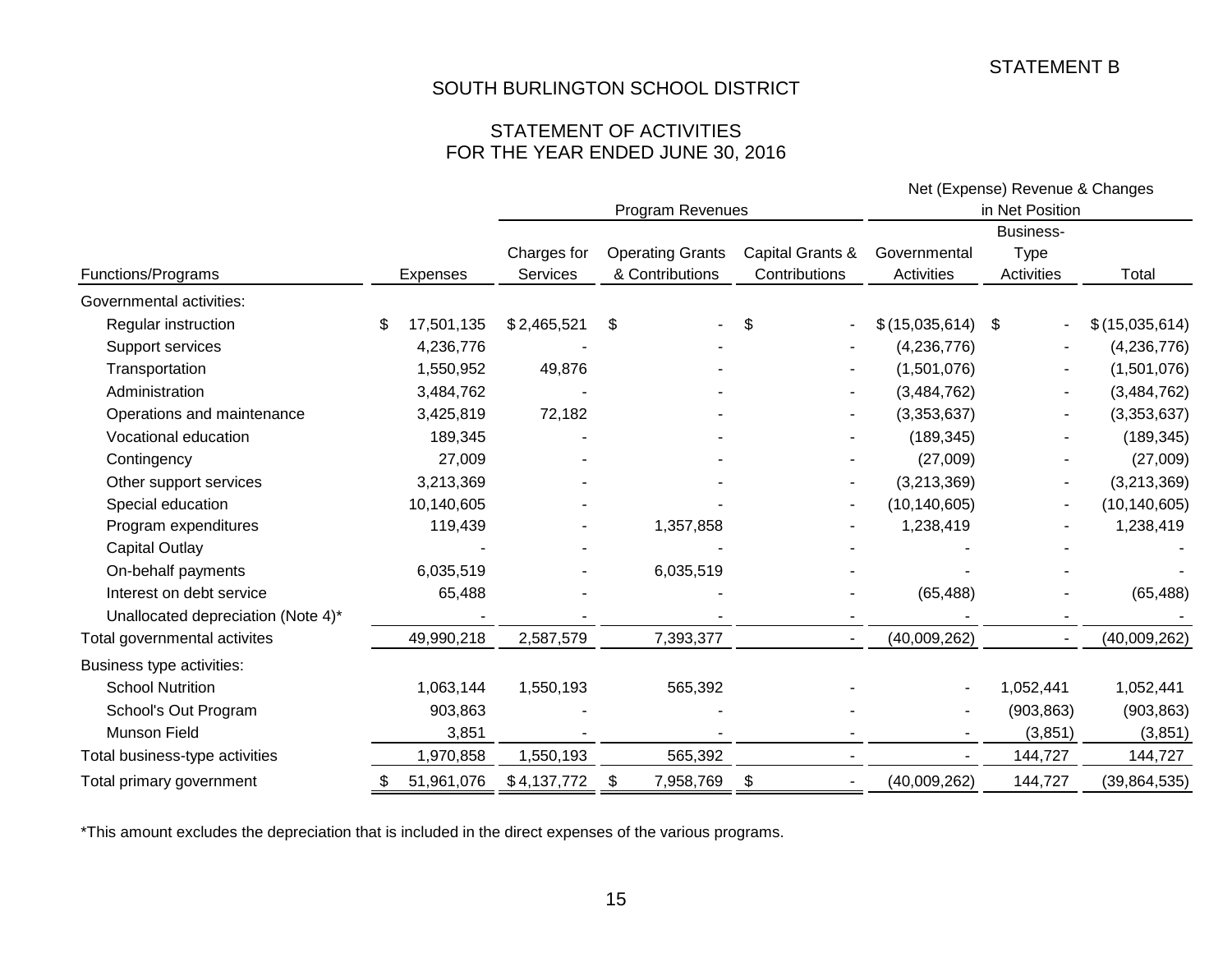STATEMENT B

# SOUTH BURLINGTON SCHOOL DISTRICT

## STATEMENT OF ACTIVITIES
## FOR THE YEAR ENDED JUNE 30, 2016

| | | Program Revenues | | | Net (Expense) Revenue & Changes in Net Position | | |
|---|---|---|---|---|---|---|---|
| Functions/Programs | Expenses | Charges for Services | Operating Grants & Contributions | Capital Grants & Contributions | Governmental Activities | Business-Type Activities | Total |
| Governmental activities: | | | | | | | |
| Regular instruction | $ 17,501,135 | $ 2,465,521 | $ - | $ - | $ (15,035,614) | $ - | $ (15,035,614) |
| Support services | 4,236,776 | - | - | - | (4,236,776) | - | (4,236,776) |
| Transportation | 1,550,952 | 49,876 | - | - | (1,501,076) | - | (1,501,076) |
| Administration | 3,484,762 | - | - | - | (3,484,762) | - | (3,484,762) |
| Operations and maintenance | 3,425,819 | 72,182 | - | - | (3,353,637) | - | (3,353,637) |
| Vocational education | 189,345 | - | - | - | (189,345) | - | (189,345) |
| Contingency | 27,009 | - | - | - | (27,009) | - | (27,009) |
| Other support services | 3,213,369 | - | - | - | (3,213,369) | - | (3,213,369) |
| Special education | 10,140,605 | - | - | - | (10,140,605) | - | (10,140,605) |
| Program expenditures | 119,439 | - | 1,357,858 | - | 1,238,419 | - | 1,238,419 |
| Capital Outlay | - | - | - | - | - | - | - |
| On-behalf payments | 6,035,519 | - | 6,035,519 | - | - | - | - |
| Interest on debt service | 65,488 | - | - | - | (65,488) | - | (65,488) |
| Unallocated depreciation (Note 4)* | - | - | - | - | - | - | - |
| Total governmental activites | 49,990,218 | 2,587,579 | 7,393,377 | - | (40,009,262) | - | (40,009,262) |
| Business type activities: | | | | | | | |
| School Nutrition | 1,063,144 | 1,550,193 | 565,392 | - | - | 1,052,441 | 1,052,441 |
| School's Out Program | 903,863 | - | - | - | - | (903,863) | (903,863) |
| Munson Field | 3,851 | - | - | - | - | (3,851) | (3,851) |
| Total business-type activities | 1,970,858 | 1,550,193 | 565,392 | - | - | 144,727 | 144,727 |
| Total primary government | $ 51,961,076 | $ 4,137,772 | $ 7,958,769 | $ - | (40,009,262) | 144,727 | (39,864,535) |

*This amount excludes the depreciation that is included in the direct expenses of the various programs.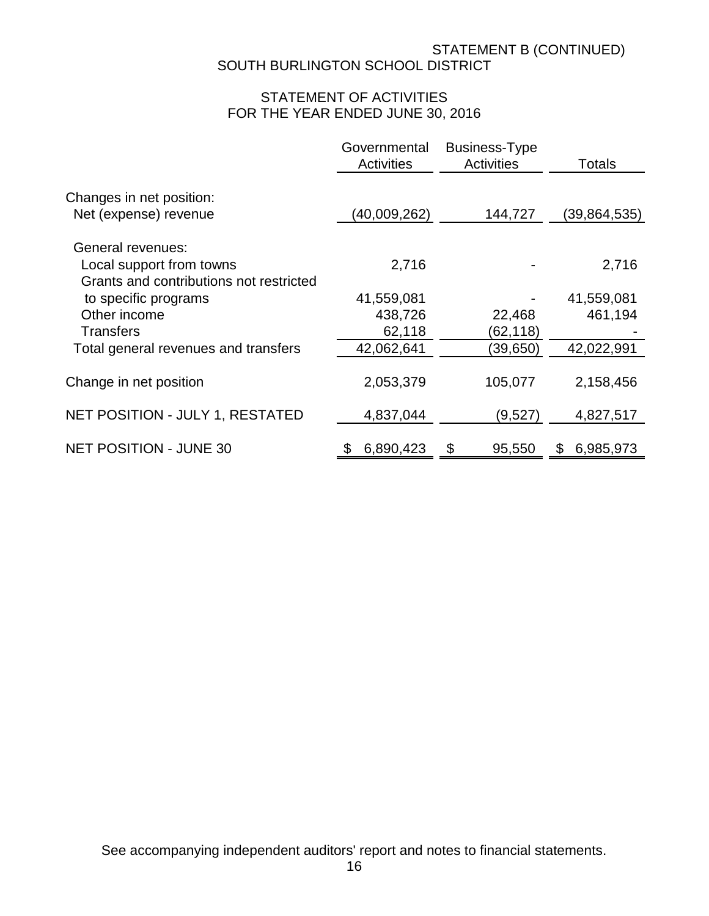STATEMENT B (CONTINUED)

# SOUTH BURLINGTON SCHOOL DISTRICT

## STATEMENT OF ACTIVITIES
## FOR THE YEAR ENDED JUNE 30, 2016

| | Governmental Activities | Business-Type Activities | Totals |
|---|---|---|---|
| Changes in net position: | | | |
| Net (expense) revenue | (40,009,262) | 144,727 | (39,864,535) |
| General revenues: | | | |
| Local support from towns | 2,716 | - | 2,716 |
| Grants and contributions not restricted to specific programs | 41,559,081 | - | 41,559,081 |
| Other income | 438,726 | 22,468 | 461,194 |
| Transfers | 62,118 | (62,118) | - |
| Total general revenues and transfers | 42,062,641 | (39,650) | 42,022,991 |
| Change in net position | 2,053,379 | 105,077 | 2,158,456 |
| NET POSITION - JULY 1, RESTATED | 4,837,044 | (9,527) | 4,827,517 |
| NET POSITION - JUNE 30 | $ 6,890,423 | $ 95,550 | $ 6,985,973 |

See accompanying independent auditors' report and notes to financial statements.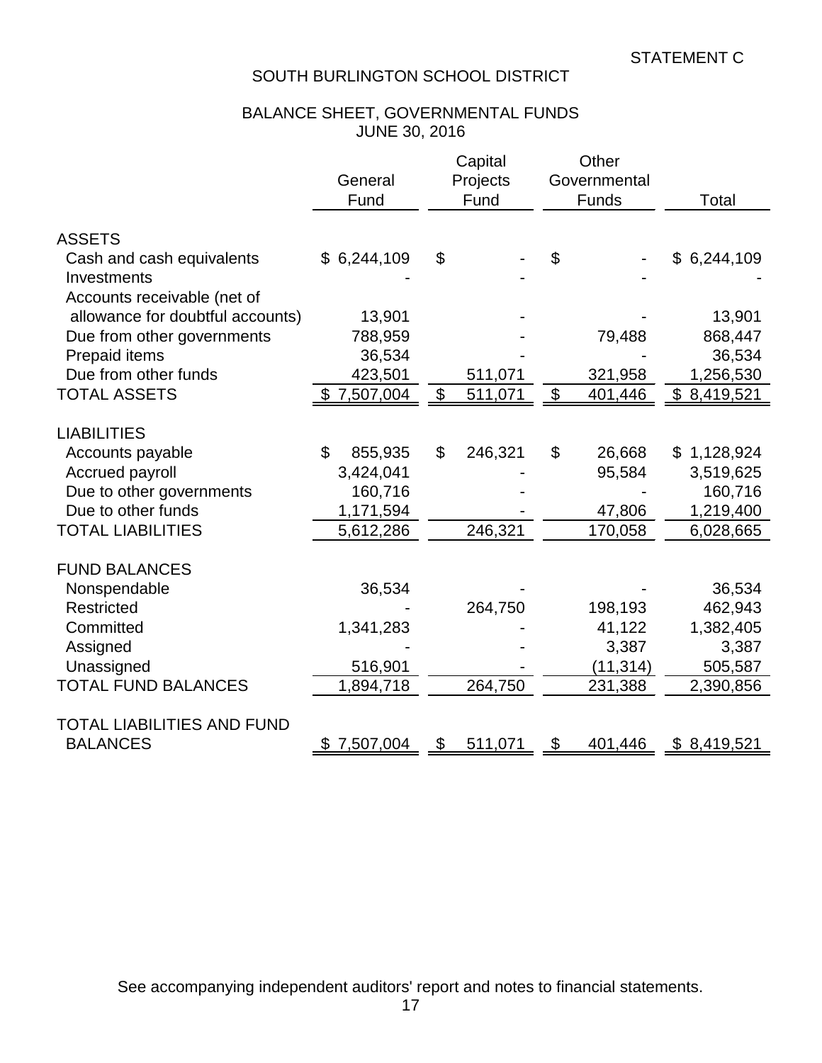STATEMENT C

# SOUTH BURLINGTON SCHOOL DISTRICT

## BALANCE SHEET, GOVERNMENTAL FUNDS
## JUNE 30, 2016

| | General Fund | Capital Projects Fund | Other Governmental Funds | Total |
|---|---|---|---|---|
| **ASSETS** | | | | |
| Cash and cash equivalents | $ 6,244,109 | $ - | $ - | $ 6,244,109 |
| Investments | - | - | - | - |
| Accounts receivable (net of allowance for doubtful accounts) | 13,901 | - | - | 13,901 |
| Due from other governments | 788,959 | - | 79,488 | 868,447 |
| Prepaid items | 36,534 | - | - | 36,534 |
| Due from other funds | 423,501 | 511,071 | 321,958 | 1,256,530 |
| TOTAL ASSETS | $ 7,507,004 | $ 511,071 | $ 401,446 | $ 8,419,521 |
| **LIABILITIES** | | | | |
| Accounts payable | $ 855,935 | $ 246,321 | $ 26,668 | $ 1,128,924 |
| Accrued payroll | 3,424,041 | - | 95,584 | 3,519,625 |
| Due to other governments | 160,716 | - | - | 160,716 |
| Due to other funds | 1,171,594 | - | 47,806 | 1,219,400 |
| TOTAL LIABILITIES | 5,612,286 | 246,321 | 170,058 | 6,028,665 |
| **FUND BALANCES** | | | | |
| Nonspendable | 36,534 | - | - | 36,534 |
| Restricted | - | 264,750 | 198,193 | 462,943 |
| Committed | 1,341,283 | - | 41,122 | 1,382,405 |
| Assigned | - | - | 3,387 | 3,387 |
| Unassigned | 516,901 | - | (11,314) | 505,587 |
| TOTAL FUND BALANCES | 1,894,718 | 264,750 | 231,388 | 2,390,856 |
| TOTAL LIABILITIES AND FUND BALANCES | $ 7,507,004 | $ 511,071 | $ 401,446 | $ 8,419,521 |

See accompanying independent auditors' report and notes to financial statements.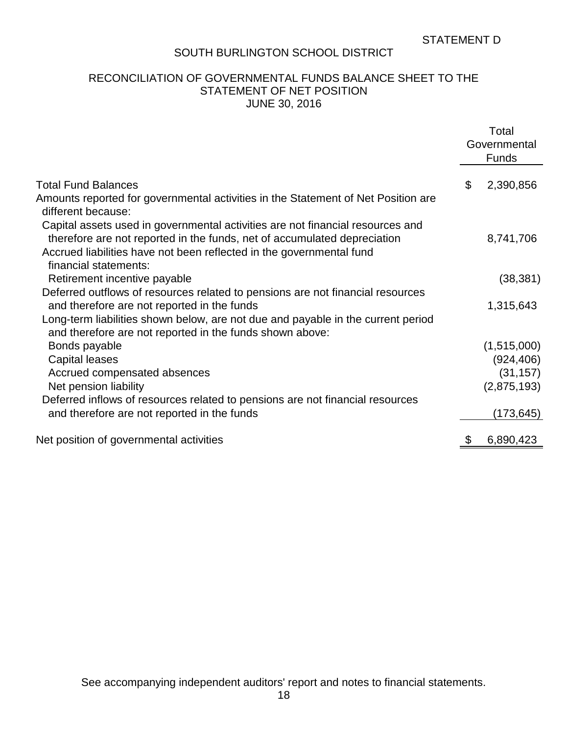STATEMENT D

# SOUTH BURLINGTON SCHOOL DISTRICT

## RECONCILIATION OF GOVERNMENTAL FUNDS BALANCE SHEET TO THE STATEMENT OF NET POSITION
## JUNE 30, 2016

| | Total Governmental Funds |
|---|---|
| Total Fund Balances | $ 2,390,856 |
| Amounts reported for governmental activities in the Statement of Net Position are different because: | |
| Capital assets used in governmental activities are not financial resources and therefore are not reported in the funds, net of accumulated depreciation | 8,741,706 |
| Accrued liabilities have not been reflected in the governmental fund financial statements: | |
| Retirement incentive payable | (38,381) |
| Deferred outflows of resources related to pensions are not financial resources and therefore are not reported in the funds | 1,315,643 |
| Long-term liabilities shown below, are not due and payable in the current period and therefore are not reported in the funds shown above: | |
| Bonds payable | (1,515,000) |
| Capital leases | (924,406) |
| Accrued compensated absences | (31,157) |
| Net pension liability | (2,875,193) |
| Deferred inflows of resources related to pensions are not financial resources and therefore are not reported in the funds | (173,645) |
| Net position of governmental activities | $ 6,890,423 |

See accompanying independent auditors' report and notes to financial statements.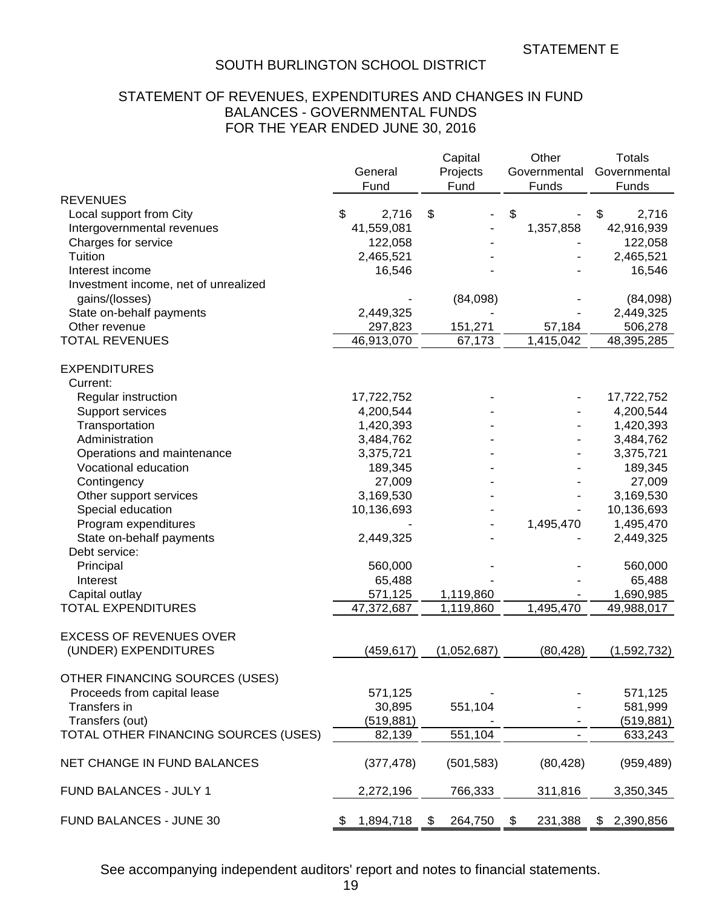STATEMENT E

# SOUTH BURLINGTON SCHOOL DISTRICT

## STATEMENT OF REVENUES, EXPENDITURES AND CHANGES IN FUND BALANCES - GOVERNMENTAL FUNDS FOR THE YEAR ENDED JUNE 30, 2016

| | General Fund | Capital Projects Fund | Other Governmental Funds | Totals Governmental Funds |
|---|---|---|---|---|
| REVENUES | | | | |
| Local support from City | $ 2,716 | $ - | $ - | $ 2,716 |
| Intergovernmental revenues | 41,559,081 | - | 1,357,858 | 42,916,939 |
| Charges for service | 122,058 | - | - | 122,058 |
| Tuition | 2,465,521 | - | - | 2,465,521 |
| Interest income | 16,546 | - | - | 16,546 |
| Investment income, net of unrealized gains/(losses) | - | (84,098) | - | (84,098) |
| State on-behalf payments | 2,449,325 | - | - | 2,449,325 |
| Other revenue | 297,823 | 151,271 | 57,184 | 506,278 |
| TOTAL REVENUES | 46,913,070 | 67,173 | 1,415,042 | 48,395,285 |
| EXPENDITURES | | | | |
| Current: | | | | |
| Regular instruction | 17,722,752 | - | - | 17,722,752 |
| Support services | 4,200,544 | - | - | 4,200,544 |
| Transportation | 1,420,393 | - | - | 1,420,393 |
| Administration | 3,484,762 | - | - | 3,484,762 |
| Operations and maintenance | 3,375,721 | - | - | 3,375,721 |
| Vocational education | 189,345 | - | - | 189,345 |
| Contingency | 27,009 | - | - | 27,009 |
| Other support services | 3,169,530 | - | - | 3,169,530 |
| Special education | 10,136,693 | - | - | 10,136,693 |
| Program expenditures | - | - | 1,495,470 | 1,495,470 |
| State on-behalf payments | 2,449,325 | - | - | 2,449,325 |
| Debt service: | | | | |
| Principal | 560,000 | - | - | 560,000 |
| Interest | 65,488 | - | - | 65,488 |
| Capital outlay | 571,125 | 1,119,860 | - | 1,690,985 |
| TOTAL EXPENDITURES | 47,372,687 | 1,119,860 | 1,495,470 | 49,988,017 |
| EXCESS OF REVENUES OVER (UNDER) EXPENDITURES | (459,617) | (1,052,687) | (80,428) | (1,592,732) |
| OTHER FINANCING SOURCES (USES) | | | | |
| Proceeds from capital lease | 571,125 | - | - | 571,125 |
| Transfers in | 30,895 | 551,104 | - | 581,999 |
| Transfers (out) | (519,881) | - | - | (519,881) |
| TOTAL OTHER FINANCING SOURCES (USES) | 82,139 | 551,104 | - | 633,243 |
| NET CHANGE IN FUND BALANCES | (377,478) | (501,583) | (80,428) | (959,489) |
| FUND BALANCES - JULY 1 | 2,272,196 | 766,333 | 311,816 | 3,350,345 |
| FUND BALANCES - JUNE 30 | $ 1,894,718 | $ 264,750 | $ 231,388 | $ 2,390,856 |

See accompanying independent auditors' report and notes to financial statements.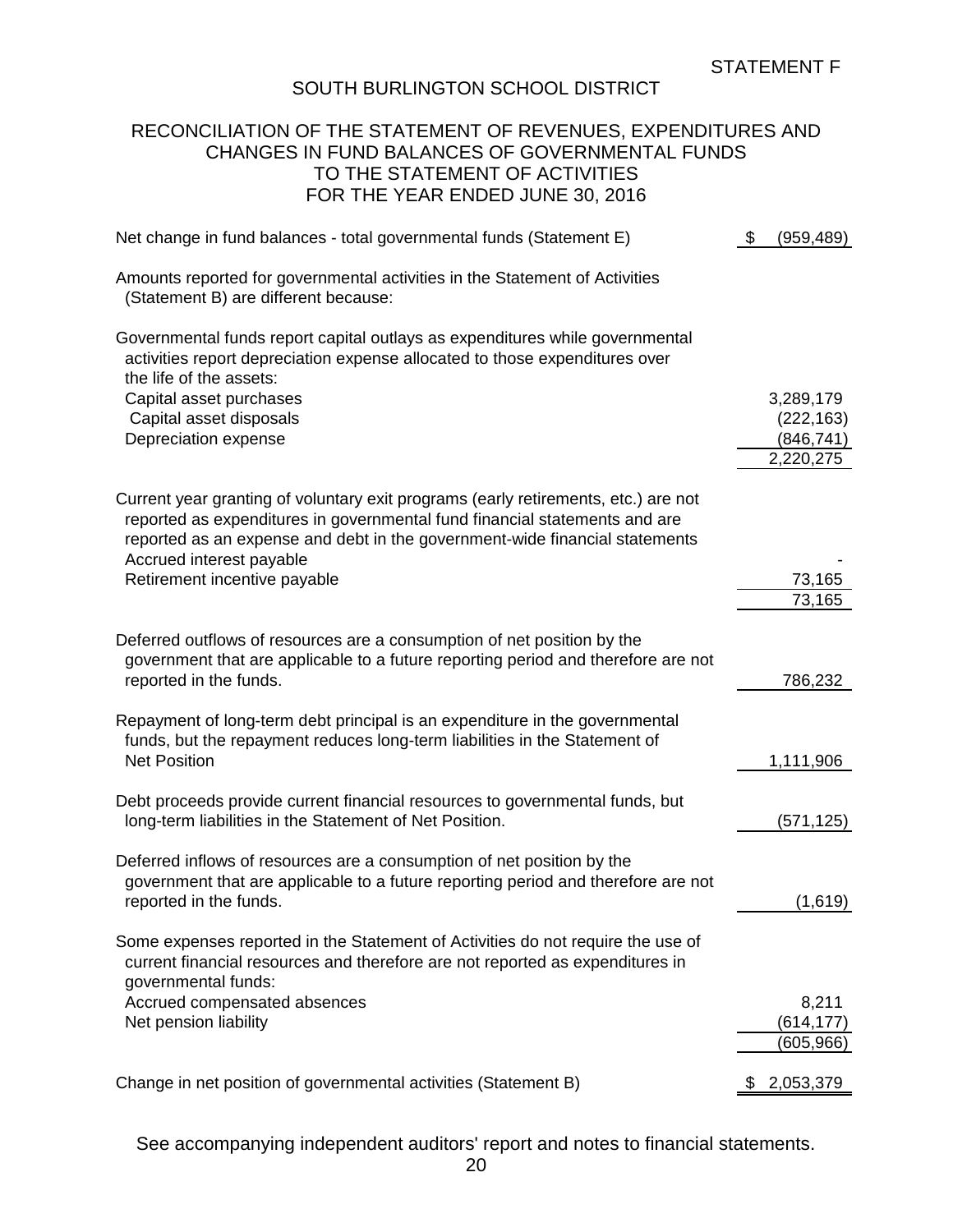STATEMENT F

# SOUTH BURLINGTON SCHOOL DISTRICT

## RECONCILIATION OF THE STATEMENT OF REVENUES, EXPENDITURES AND CHANGES IN FUND BALANCES OF GOVERNMENTAL FUNDS TO THE STATEMENT OF ACTIVITIES FOR THE YEAR ENDED JUNE 30, 2016

| | |
|---|---|
| Net change in fund balances - total governmental funds (Statement E) | $ (959,489) |
| Amounts reported for governmental activities in the Statement of Activities (Statement B) are different because: | |
| Governmental funds report capital outlays as expenditures while governmental activities report depreciation expense allocated to those expenditures over the life of the assets: | |
| Capital asset purchases | 3,289,179 |
| Capital asset disposals | (222,163) |
| Depreciation expense | (846,741) |
| | 2,220,275 |
| Current year granting of voluntary exit programs (early retirements, etc.) are not reported as expenditures in governmental fund financial statements and are reported as an expense and debt in the government-wide financial statements | |
| Accrued interest payable | - |
| Retirement incentive payable | 73,165 |
| | 73,165 |
| Deferred outflows of resources are a consumption of net position by the government that are applicable to a future reporting period and therefore are not reported in the funds. | 786,232 |
| Repayment of long-term debt principal is an expenditure in the governmental funds, but the repayment reduces long-term liabilities in the Statement of Net Position | 1,111,906 |
| Debt proceeds provide current financial resources to governmental funds, but long-term liabilities in the Statement of Net Position. | (571,125) |
| Deferred inflows of resources are a consumption of net position by the government that are applicable to a future reporting period and therefore are not reported in the funds. | (1,619) |
| Some expenses reported in the Statement of Activities do not require the use of current financial resources and therefore are not reported as expenditures in governmental funds: | |
| Accrued compensated absences | 8,211 |
| Net pension liability | (614,177) |
| | (605,966) |
| Change in net position of governmental activities (Statement B) | $ 2,053,379 |

See accompanying independent auditors' report and notes to financial statements.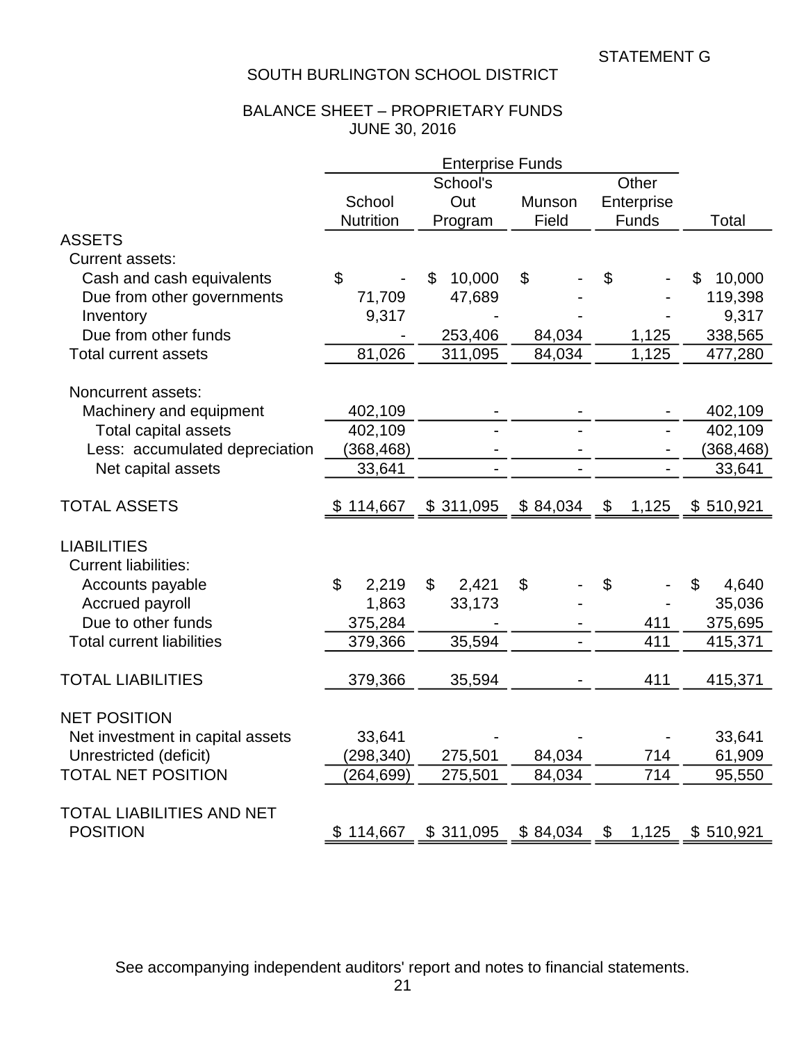STATEMENT G

# SOUTH BURLINGTON SCHOOL DISTRICT

## BALANCE SHEET – PROPRIETARY FUNDS
## JUNE 30, 2016

| | Enterprise Funds | | | | |
|---|---|---|---|---|---|
| | School Nutrition | School's Out Program | Munson Field | Other Enterprise Funds | Total |
| **ASSETS** | | | | | |
| Current assets: | | | | | |
| Cash and cash equivalents | $ - | $ 10,000 | $ - | $ - | $ 10,000 |
| Due from other governments | 71,709 | 47,689 | - | - | 119,398 |
| Inventory | 9,317 | - | - | - | 9,317 |
| Due from other funds | - | 253,406 | 84,034 | 1,125 | 338,565 |
| Total current assets | 81,026 | 311,095 | 84,034 | 1,125 | 477,280 |
| Noncurrent assets: | | | | | |
| Machinery and equipment | 402,109 | - | - | - | 402,109 |
| Total capital assets | 402,109 | - | - | - | 402,109 |
| Less: accumulated depreciation | (368,468) | - | - | - | (368,468) |
| Net capital assets | 33,641 | - | - | - | 33,641 |
| **TOTAL ASSETS** | $ 114,667 | $ 311,095 | $ 84,034 | $ 1,125 | $ 510,921 |
| **LIABILITIES** | | | | | |
| Current liabilities: | | | | | |
| Accounts payable | $ 2,219 | $ 2,421 | $ - | $ - | $ 4,640 |
| Accrued payroll | 1,863 | 33,173 | - | - | 35,036 |
| Due to other funds | 375,284 | - | - | 411 | 375,695 |
| Total current liabilities | 379,366 | 35,594 | - | 411 | 415,371 |
| **TOTAL LIABILITIES** | 379,366 | 35,594 | - | 411 | 415,371 |
| **NET POSITION** | | | | | |
| Net investment in capital assets | 33,641 | - | - | - | 33,641 |
| Unrestricted (deficit) | (298,340) | 275,501 | 84,034 | 714 | 61,909 |
| **TOTAL NET POSITION** | (264,699) | 275,501 | 84,034 | 714 | 95,550 |
| **TOTAL LIABILITIES AND NET POSITION** | $ 114,667 | $ 311,095 | $ 84,034 | $ 1,125 | $ 510,921 |

See accompanying independent auditors' report and notes to financial statements.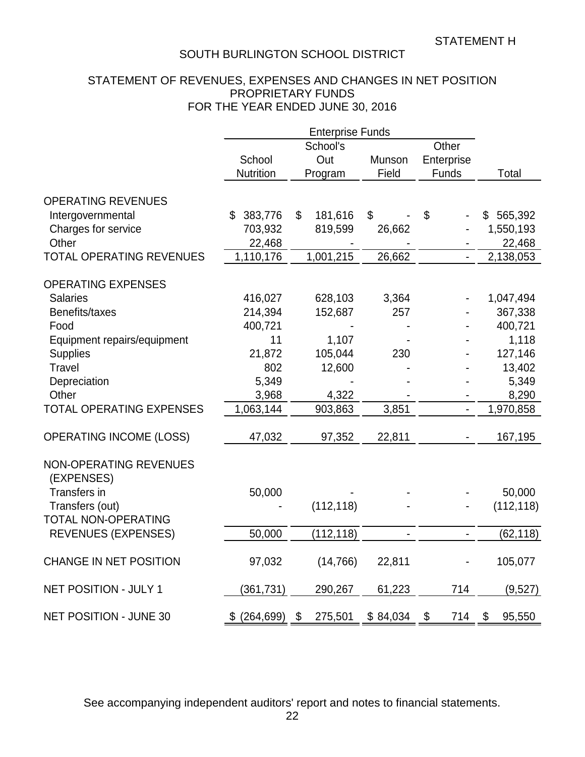STATEMENT H

# SOUTH BURLINGTON SCHOOL DISTRICT

## STATEMENT OF REVENUES, EXPENSES AND CHANGES IN NET POSITION
## PROPRIETARY FUNDS
## FOR THE YEAR ENDED JUNE 30, 2016

| | Enterprise Funds | | | | |
|---|---|---|---|---|---|
| | School Nutrition | School's Out Program | Munson Field | Other Enterprise Funds | Total |
| **OPERATING REVENUES** | | | | | |
| Intergovernmental | $ 383,776 | $ 181,616 | $ - | $ - | $ 565,392 |
| Charges for service | 703,932 | 819,599 | 26,662 | - | 1,550,193 |
| Other | 22,468 | - | - | - | 22,468 |
| TOTAL OPERATING REVENUES | 1,110,176 | 1,001,215 | 26,662 | - | 2,138,053 |
| **OPERATING EXPENSES** | | | | | |
| Salaries | 416,027 | 628,103 | 3,364 | - | 1,047,494 |
| Benefits/taxes | 214,394 | 152,687 | 257 | - | 367,338 |
| Food | 400,721 | - | - | - | 400,721 |
| Equipment repairs/equipment | 11 | 1,107 | - | - | 1,118 |
| Supplies | 21,872 | 105,044 | 230 | - | 127,146 |
| Travel | 802 | 12,600 | - | - | 13,402 |
| Depreciation | 5,349 | - | - | - | 5,349 |
| Other | 3,968 | 4,322 | - | - | 8,290 |
| TOTAL OPERATING EXPENSES | 1,063,144 | 903,863 | 3,851 | - | 1,970,858 |
| OPERATING INCOME (LOSS) | 47,032 | 97,352 | 22,811 | - | 167,195 |
| **NON-OPERATING REVENUES (EXPENSES)** | | | | | |
| Transfers in | 50,000 | - | - | - | 50,000 |
| Transfers (out) | - | (112,118) | - | - | (112,118) |
| TOTAL NON-OPERATING REVENUES (EXPENSES) | 50,000 | (112,118) | - | - | (62,118) |
| CHANGE IN NET POSITION | 97,032 | (14,766) | 22,811 | - | 105,077 |
| NET POSITION - JULY 1 | (361,731) | 290,267 | 61,223 | 714 | (9,527) |
| NET POSITION - JUNE 30 | $ (264,699) | $ 275,501 | $ 84,034 | $ 714 | $ 95,550 |

See accompanying independent auditors' report and notes to financial statements.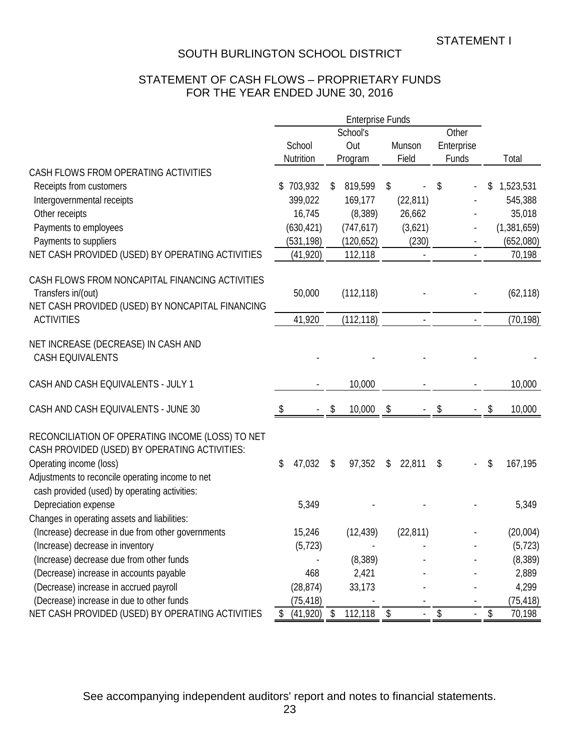STATEMENT I

# SOUTH BURLINGTON SCHOOL DISTRICT

## STATEMENT OF CASH FLOWS – PROPRIETARY FUNDS
## FOR THE YEAR ENDED JUNE 30, 2016

| | Enterprise Funds | | | | |
|---|---|---|---|---|---|
| | School Nutrition | School's Out Program | Munson Field | Other Enterprise Funds | Total |
| CASH FLOWS FROM OPERATING ACTIVITIES | | | | | |
| Receipts from customers | $ 703,932 | $ 819,599 | $ - | $ - | $ 1,523,531 |
| Intergovernmental receipts | 399,022 | 169,177 | (22,811) | - | 545,388 |
| Other receipts | 16,745 | (8,389) | 26,662 | - | 35,018 |
| Payments to employees | (630,421) | (747,617) | (3,621) | - | (1,381,659) |
| Payments to suppliers | (531,198) | (120,652) | (230) | - | (652,080) |
| NET CASH PROVIDED (USED) BY OPERATING ACTIVITIES | (41,920) | 112,118 | - | - | 70,198 |
| CASH FLOWS FROM NONCAPITAL FINANCING ACTIVITIES | | | | | |
| Transfers in/(out) | 50,000 | (112,118) | - | - | (62,118) |
| NET CASH PROVIDED (USED) BY NONCAPITAL FINANCING ACTIVITIES | 41,920 | (112,118) | - | - | (70,198) |
| NET INCREASE (DECREASE) IN CASH AND CASH EQUIVALENTS | - | - | - | - | - |
| CASH AND CASH EQUIVALENTS - JULY 1 | - | 10,000 | - | - | 10,000 |
| CASH AND CASH EQUIVALENTS - JUNE 30 | $ - | $ 10,000 | $ - | $ - | $ 10,000 |
| RECONCILIATION OF OPERATING INCOME (LOSS) TO NET CASH PROVIDED (USED) BY OPERATING ACTIVITIES: | | | | | |
| Operating income (loss) | $ 47,032 | $ 97,352 | $ 22,811 | $ - | $ 167,195 |
| Adjustments to reconcile operating income to net cash provided (used) by operating activities: | | | | | |
| Depreciation expense | 5,349 | - | - | - | 5,349 |
| Changes in operating assets and liabilities: | | | | | |
| (Increase) decrease in due from other governments | 15,246 | (12,439) | (22,811) | - | (20,004) |
| (Increase) decrease in inventory | (5,723) | - | - | - | (5,723) |
| (Increase) decrease due from other funds | - | (8,389) | - | - | (8,389) |
| (Decrease) increase in accounts payable | 468 | 2,421 | - | - | 2,889 |
| (Decrease) increase in accrued payroll | (28,874) | 33,173 | - | - | 4,299 |
| (Decrease) increase in due to other funds | (75,418) | - | - | - | (75,418) |
| NET CASH PROVIDED (USED) BY OPERATING ACTIVITIES | $ (41,920) | $ 112,118 | $ - | $ - | $ 70,198 |

See accompanying independent auditors' report and notes to financial statements.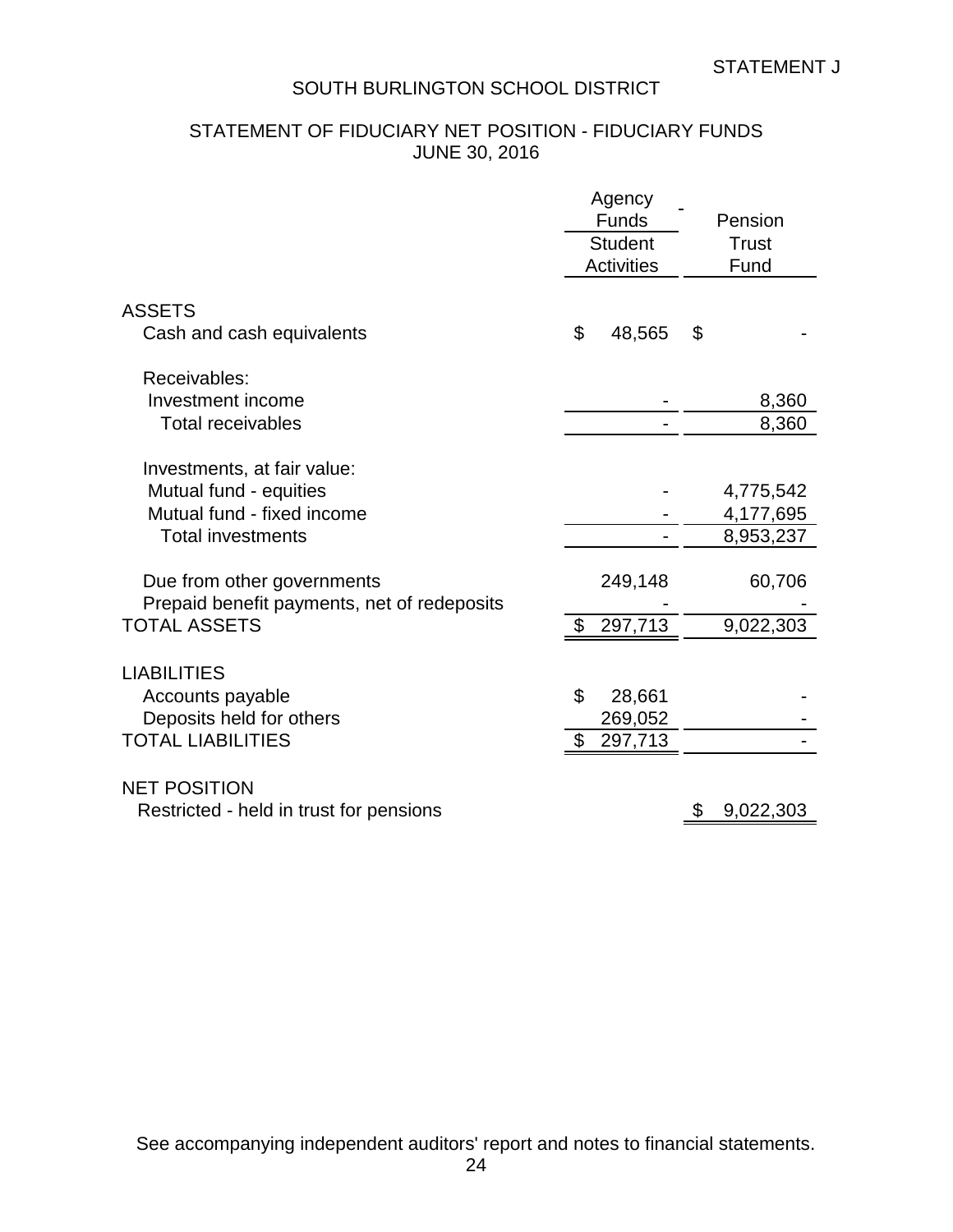STATEMENT J

# SOUTH BURLINGTON SCHOOL DISTRICT

## STATEMENT OF FIDUCIARY NET POSITION - FIDUCIARY FUNDS
## JUNE 30, 2016

| | Agency Funds | Pension |
|---|---|---|
| | Student Activities | Trust Fund |
| **ASSETS** | | |
| Cash and cash equivalents | $ 48,565 | $ - |
| Receivables: | | |
| Investment income | - | 8,360 |
| Total receivables | - | 8,360 |
| Investments, at fair value: | | |
| Mutual fund - equities | - | 4,775,542 |
| Mutual fund - fixed income | - | 4,177,695 |
| Total investments | - | 8,953,237 |
| Due from other governments | 249,148 | 60,706 |
| Prepaid benefit payments, net of redeposits | - | - |
| **TOTAL ASSETS** | $ 297,713 | 9,022,303 |
| **LIABILITIES** | | |
| Accounts payable | $ 28,661 | - |
| Deposits held for others | 269,052 | - |
| **TOTAL LIABILITIES** | $ 297,713 | - |
| **NET POSITION** | | |
| Restricted - held in trust for pensions | | $ 9,022,303 |

See accompanying independent auditors' report and notes to financial statements.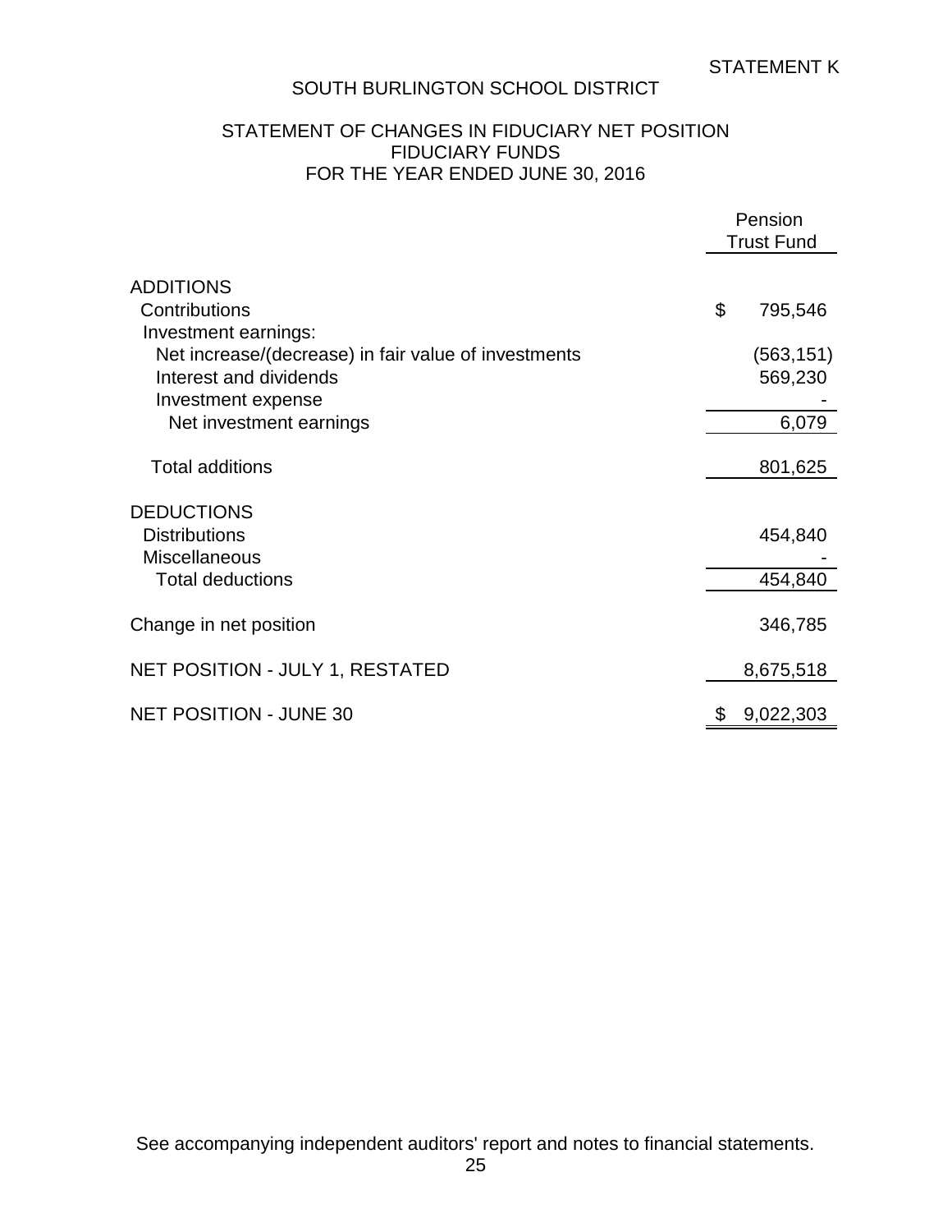STATEMENT K

# SOUTH BURLINGTON SCHOOL DISTRICT

## STATEMENT OF CHANGES IN FIDUCIARY NET POSITION
## FIDUCIARY FUNDS
## FOR THE YEAR ENDED JUNE 30, 2016

| | Pension Trust Fund |
|---|---|
| **ADDITIONS** | |
| Contributions | $ 795,546 |
| Investment earnings: | |
| Net increase/(decrease) in fair value of investments | (563,151) |
| Interest and dividends | 569,230 |
| Investment expense | - |
| Net investment earnings | 6,079 |
| Total additions | 801,625 |
| **DEDUCTIONS** | |
| Distributions | 454,840 |
| Miscellaneous | - |
| Total deductions | 454,840 |
| Change in net position | 346,785 |
| NET POSITION - JULY 1, RESTATED | 8,675,518 |
| NET POSITION - JUNE 30 | $ 9,022,303 |

See accompanying independent auditors' report and notes to financial statements.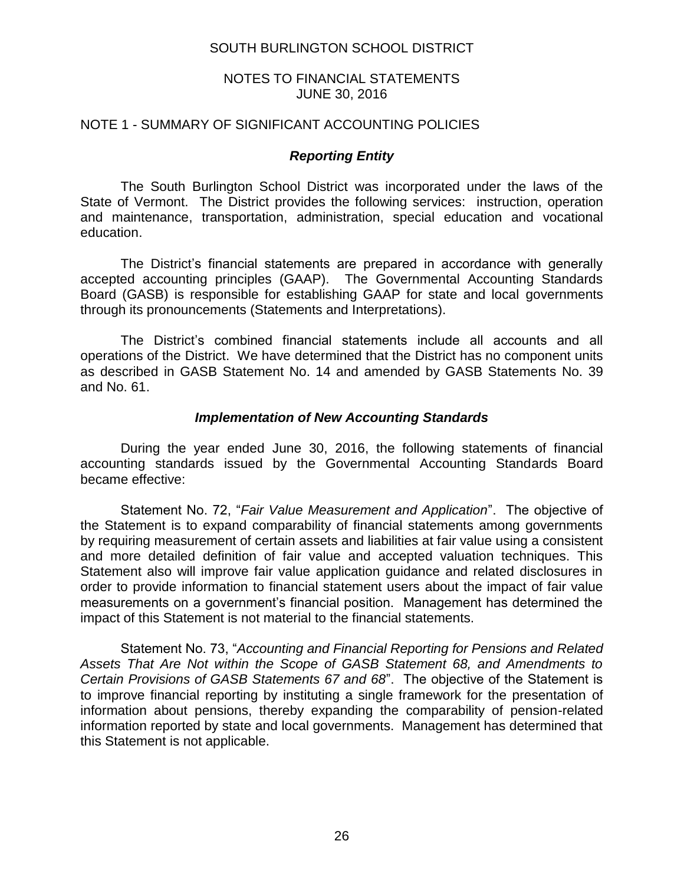SOUTH BURLINGTON SCHOOL DISTRICT

NOTES TO FINANCIAL STATEMENTS
JUNE 30, 2016

## NOTE 1 - SUMMARY OF SIGNIFICANT ACCOUNTING POLICIES

### *Reporting Entity*

The South Burlington School District was incorporated under the laws of the State of Vermont. The District provides the following services: instruction, operation and maintenance, transportation, administration, special education and vocational education.

The District's financial statements are prepared in accordance with generally accepted accounting principles (GAAP). The Governmental Accounting Standards Board (GASB) is responsible for establishing GAAP for state and local governments through its pronouncements (Statements and Interpretations).

The District's combined financial statements include all accounts and all operations of the District. We have determined that the District has no component units as described in GASB Statement No. 14 and amended by GASB Statements No. 39 and No. 61.

### *Implementation of New Accounting Standards*

During the year ended June 30, 2016, the following statements of financial accounting standards issued by the Governmental Accounting Standards Board became effective:

Statement No. 72, "*Fair Value Measurement and Application*". The objective of the Statement is to expand comparability of financial statements among governments by requiring measurement of certain assets and liabilities at fair value using a consistent and more detailed definition of fair value and accepted valuation techniques. This Statement also will improve fair value application guidance and related disclosures in order to provide information to financial statement users about the impact of fair value measurements on a government's financial position. Management has determined the impact of this Statement is not material to the financial statements.

Statement No. 73, "*Accounting and Financial Reporting for Pensions and Related Assets That Are Not within the Scope of GASB Statement 68, and Amendments to Certain Provisions of GASB Statements 67 and 68*". The objective of the Statement is to improve financial reporting by instituting a single framework for the presentation of information about pensions, thereby expanding the comparability of pension-related information reported by state and local governments. Management has determined that this Statement is not applicable.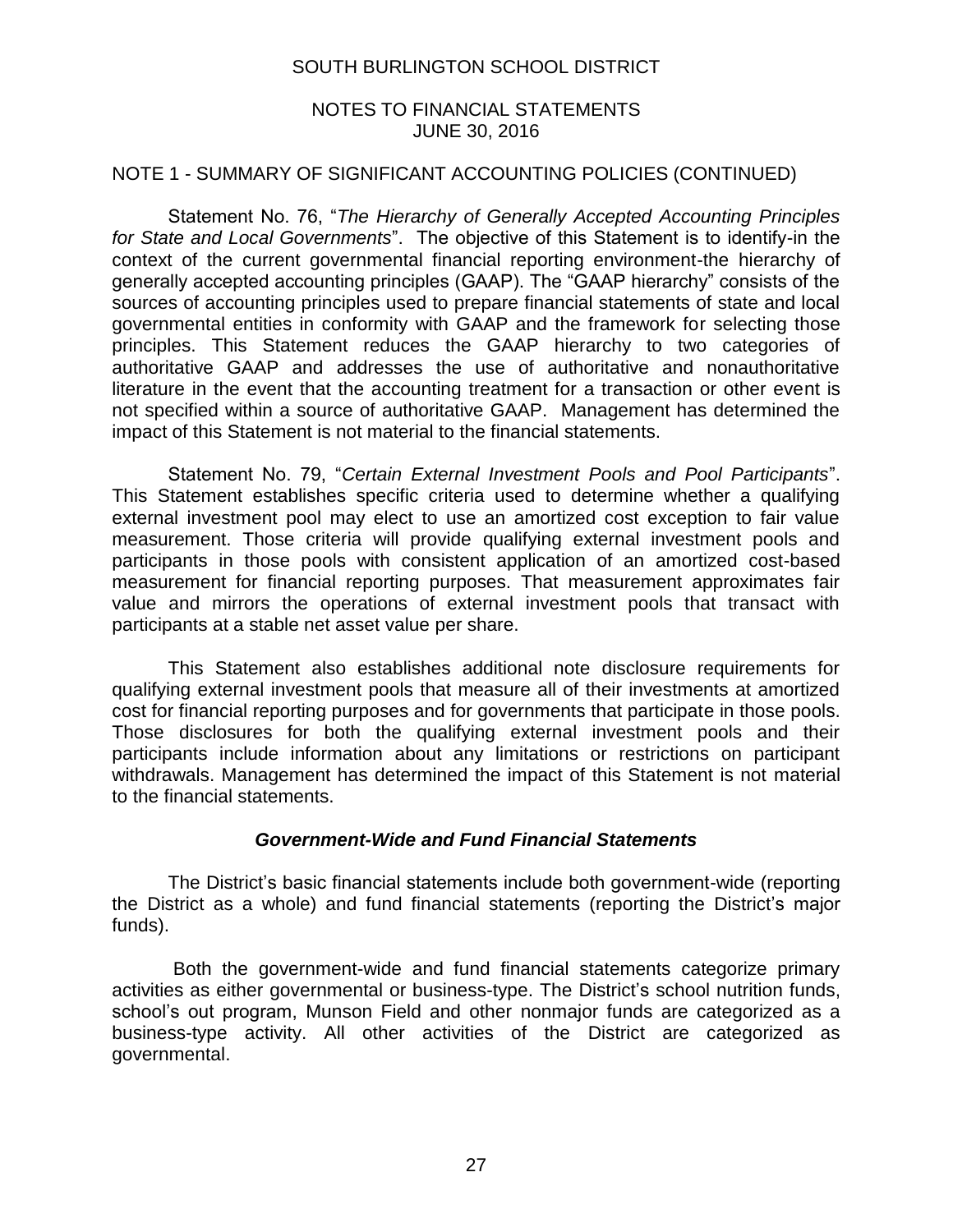NOTE 1 - SUMMARY OF SIGNIFICANT ACCOUNTING POLICIES (CONTINUED)

Statement No. 76, "*The Hierarchy of Generally Accepted Accounting Principles for State and Local Governments*". The objective of this Statement is to identify-in the context of the current governmental financial reporting environment-the hierarchy of generally accepted accounting principles (GAAP). The "GAAP hierarchy" consists of the sources of accounting principles used to prepare financial statements of state and local governmental entities in conformity with GAAP and the framework for selecting those principles. This Statement reduces the GAAP hierarchy to two categories of authoritative GAAP and addresses the use of authoritative and nonauthoritative literature in the event that the accounting treatment for a transaction or other event is not specified within a source of authoritative GAAP. Management has determined the impact of this Statement is not material to the financial statements.

Statement No. 79, "*Certain External Investment Pools and Pool Participants*". This Statement establishes specific criteria used to determine whether a qualifying external investment pool may elect to use an amortized cost exception to fair value measurement. Those criteria will provide qualifying external investment pools and participants in those pools with consistent application of an amortized cost-based measurement for financial reporting purposes. That measurement approximates fair value and mirrors the operations of external investment pools that transact with participants at a stable net asset value per share.

This Statement also establishes additional note disclosure requirements for qualifying external investment pools that measure all of their investments at amortized cost for financial reporting purposes and for governments that participate in those pools. Those disclosures for both the qualifying external investment pools and their participants include information about any limitations or restrictions on participant withdrawals. Management has determined the impact of this Statement is not material to the financial statements.

### *Government-Wide and Fund Financial Statements*

The District's basic financial statements include both government-wide (reporting the District as a whole) and fund financial statements (reporting the District's major funds).

Both the government-wide and fund financial statements categorize primary activities as either governmental or business-type. The District's school nutrition funds, school's out program, Munson Field and other nonmajor funds are categorized as a business-type activity. All other activities of the District are categorized as governmental.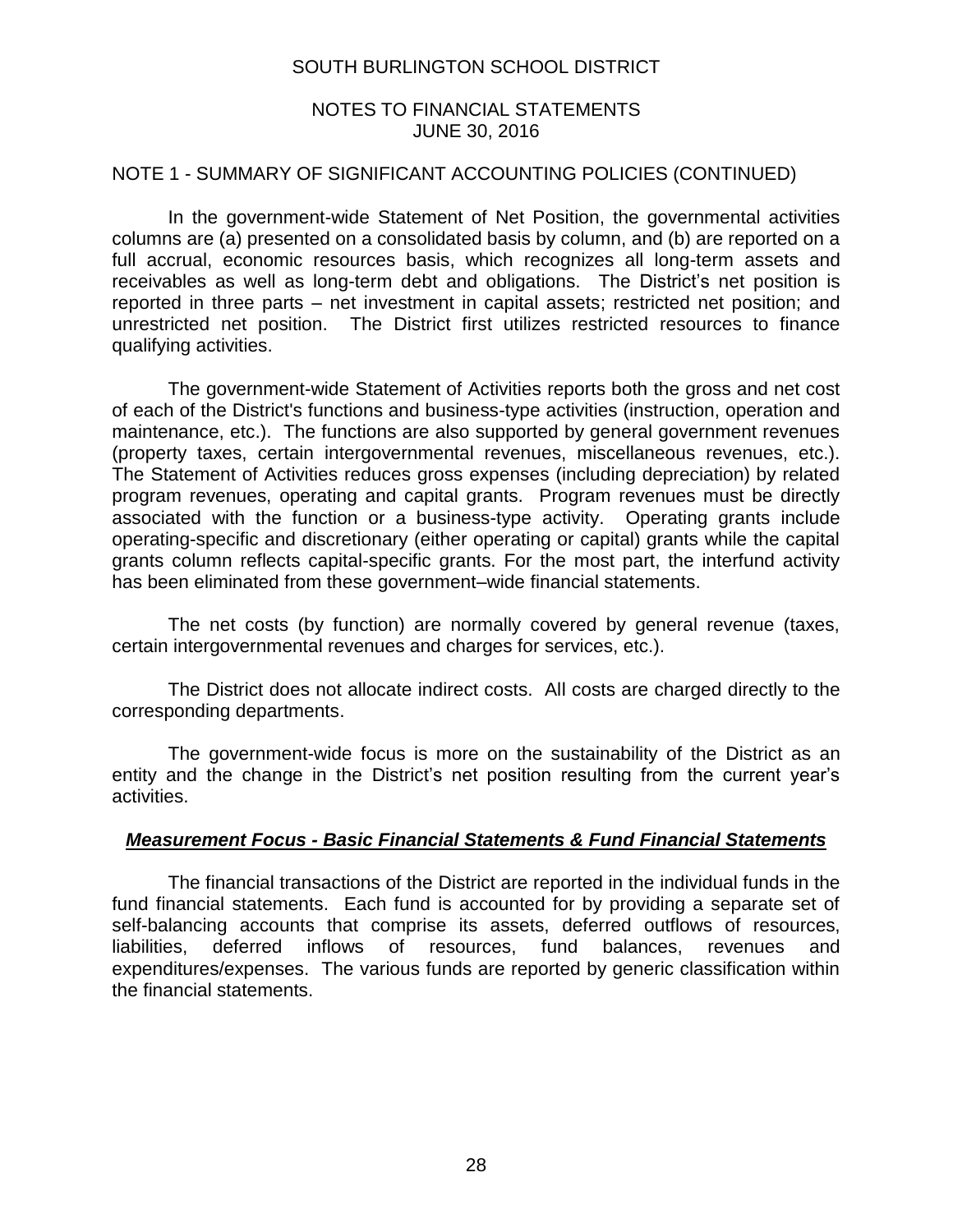NOTE 1 - SUMMARY OF SIGNIFICANT ACCOUNTING POLICIES (CONTINUED)

In the government-wide Statement of Net Position, the governmental activities columns are (a) presented on a consolidated basis by column, and (b) are reported on a full accrual, economic resources basis, which recognizes all long-term assets and receivables as well as long-term debt and obligations. The District's net position is reported in three parts – net investment in capital assets; restricted net position; and unrestricted net position. The District first utilizes restricted resources to finance qualifying activities.

The government-wide Statement of Activities reports both the gross and net cost of each of the District's functions and business-type activities (instruction, operation and maintenance, etc.). The functions are also supported by general government revenues (property taxes, certain intergovernmental revenues, miscellaneous revenues, etc.). The Statement of Activities reduces gross expenses (including depreciation) by related program revenues, operating and capital grants. Program revenues must be directly associated with the function or a business-type activity. Operating grants include operating-specific and discretionary (either operating or capital) grants while the capital grants column reflects capital-specific grants. For the most part, the interfund activity has been eliminated from these government–wide financial statements.

The net costs (by function) are normally covered by general revenue (taxes, certain intergovernmental revenues and charges for services, etc.).

The District does not allocate indirect costs. All costs are charged directly to the corresponding departments.

The government-wide focus is more on the sustainability of the District as an entity and the change in the District's net position resulting from the current year's activities.

***Measurement Focus - Basic Financial Statements & Fund Financial Statements***

The financial transactions of the District are reported in the individual funds in the fund financial statements. Each fund is accounted for by providing a separate set of self-balancing accounts that comprise its assets, deferred outflows of resources, liabilities, deferred inflows of resources, fund balances, revenues and expenditures/expenses. The various funds are reported by generic classification within the financial statements.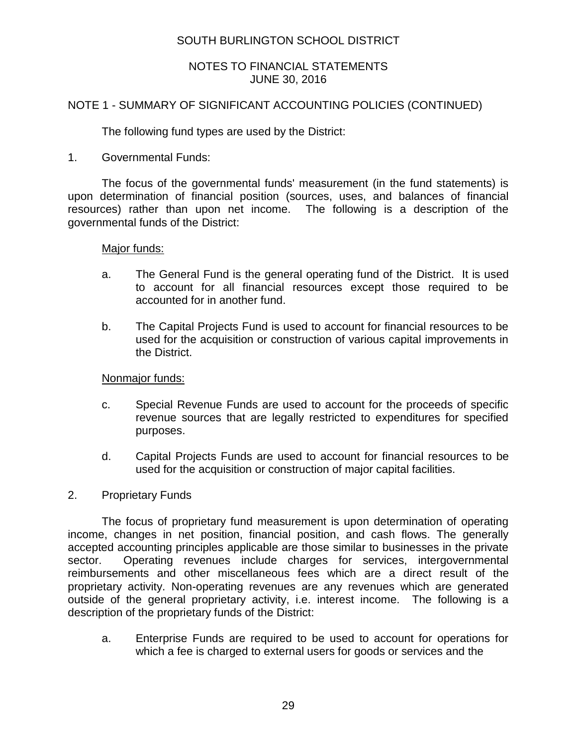SOUTH BURLINGTON SCHOOL DISTRICT

NOTES TO FINANCIAL STATEMENTS
JUNE 30, 2016

## NOTE 1 - SUMMARY OF SIGNIFICANT ACCOUNTING POLICIES (CONTINUED)

The following fund types are used by the District:

1. Governmental Funds:

The focus of the governmental funds' measurement (in the fund statements) is upon determination of financial position (sources, uses, and balances of financial resources) rather than upon net income. The following is a description of the governmental funds of the District:

Major funds:

a. The General Fund is the general operating fund of the District. It is used to account for all financial resources except those required to be accounted for in another fund.

b. The Capital Projects Fund is used to account for financial resources to be used for the acquisition or construction of various capital improvements in the District.

Nonmajor funds:

c. Special Revenue Funds are used to account for the proceeds of specific revenue sources that are legally restricted to expenditures for specified purposes.

d. Capital Projects Funds are used to account for financial resources to be used for the acquisition or construction of major capital facilities.

2. Proprietary Funds

The focus of proprietary fund measurement is upon determination of operating income, changes in net position, financial position, and cash flows. The generally accepted accounting principles applicable are those similar to businesses in the private sector. Operating revenues include charges for services, intergovernmental reimbursements and other miscellaneous fees which are a direct result of the proprietary activity. Non-operating revenues are any revenues which are generated outside of the general proprietary activity, i.e. interest income. The following is a description of the proprietary funds of the District:

a. Enterprise Funds are required to be used to account for operations for which a fee is charged to external users for goods or services and the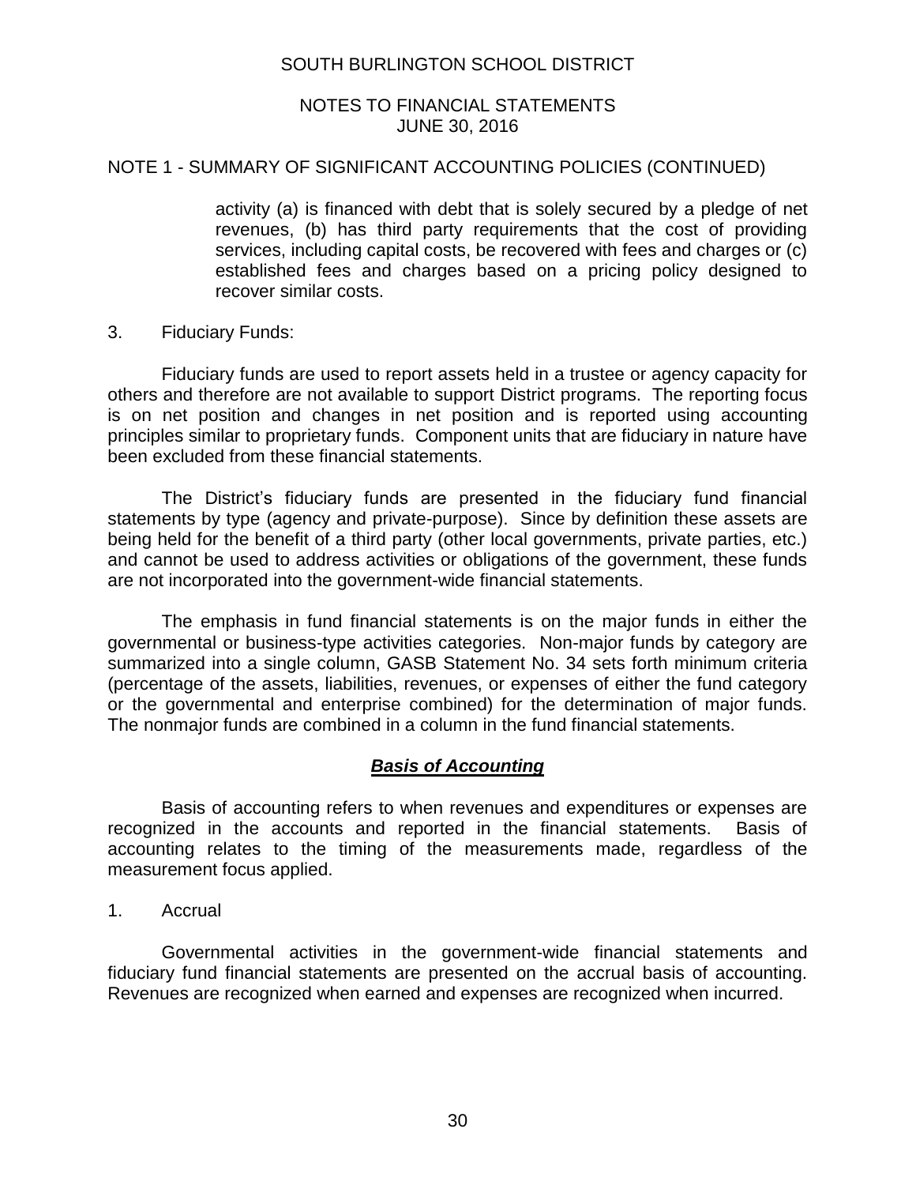NOTE 1 - SUMMARY OF SIGNIFICANT ACCOUNTING POLICIES (CONTINUED)

activity (a) is financed with debt that is solely secured by a pledge of net revenues, (b) has third party requirements that the cost of providing services, including capital costs, be recovered with fees and charges or (c) established fees and charges based on a pricing policy designed to recover similar costs.

3. Fiduciary Funds:

Fiduciary funds are used to report assets held in a trustee or agency capacity for others and therefore are not available to support District programs. The reporting focus is on net position and changes in net position and is reported using accounting principles similar to proprietary funds. Component units that are fiduciary in nature have been excluded from these financial statements.

The District's fiduciary funds are presented in the fiduciary fund financial statements by type (agency and private-purpose). Since by definition these assets are being held for the benefit of a third party (other local governments, private parties, etc.) and cannot be used to address activities or obligations of the government, these funds are not incorporated into the government-wide financial statements.

The emphasis in fund financial statements is on the major funds in either the governmental or business-type activities categories. Non-major funds by category are summarized into a single column, GASB Statement No. 34 sets forth minimum criteria (percentage of the assets, liabilities, revenues, or expenses of either the fund category or the governmental and enterprise combined) for the determination of major funds. The nonmajor funds are combined in a column in the fund financial statements.

## ***Basis of Accounting***

Basis of accounting refers to when revenues and expenditures or expenses are recognized in the accounts and reported in the financial statements. Basis of accounting relates to the timing of the measurements made, regardless of the measurement focus applied.

1. Accrual

Governmental activities in the government-wide financial statements and fiduciary fund financial statements are presented on the accrual basis of accounting. Revenues are recognized when earned and expenses are recognized when incurred.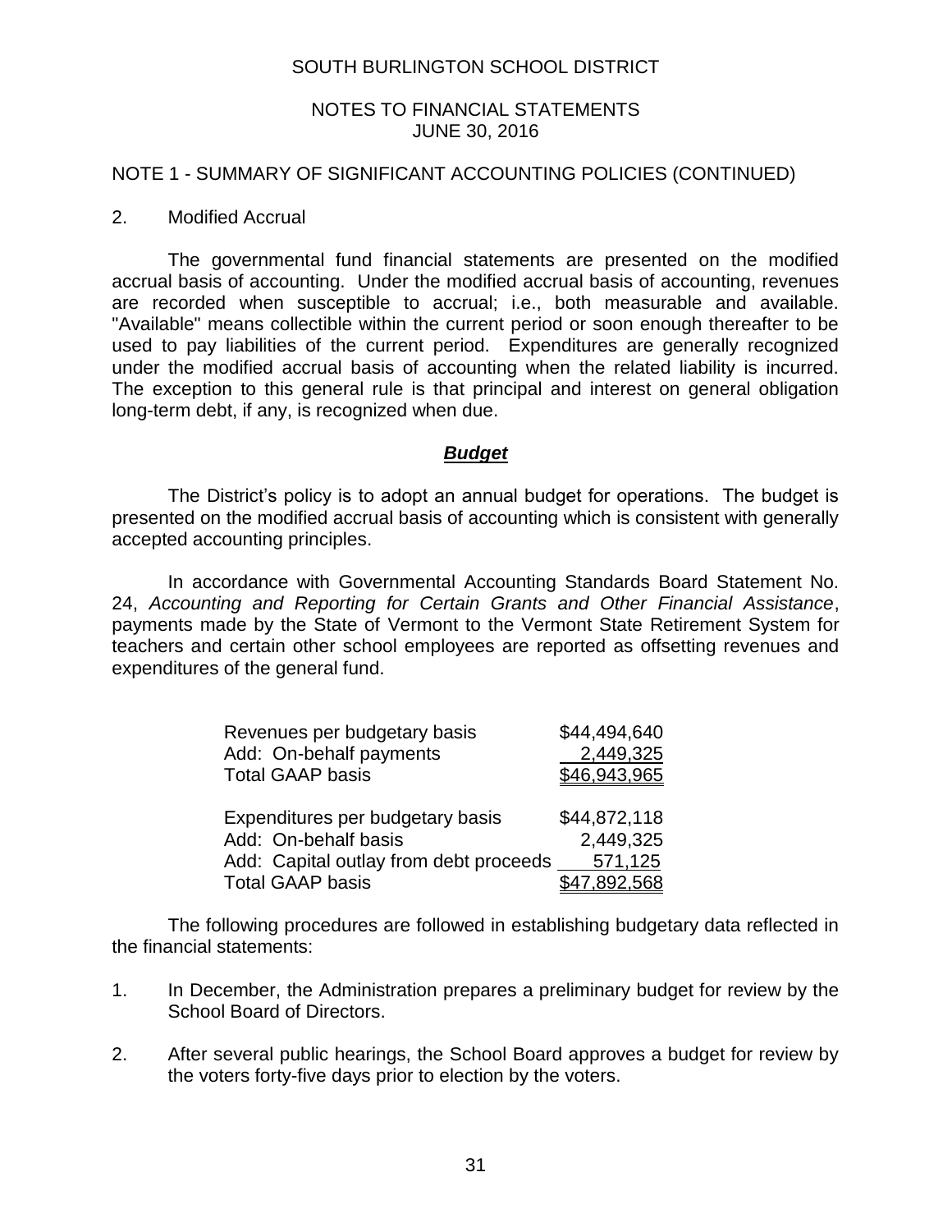SOUTH BURLINGTON SCHOOL DISTRICT

NOTES TO FINANCIAL STATEMENTS
JUNE 30, 2016

NOTE 1 - SUMMARY OF SIGNIFICANT ACCOUNTING POLICIES (CONTINUED)

2. Modified Accrual

The governmental fund financial statements are presented on the modified accrual basis of accounting. Under the modified accrual basis of accounting, revenues are recorded when susceptible to accrual; i.e., both measurable and available. "Available" means collectible within the current period or soon enough thereafter to be used to pay liabilities of the current period. Expenditures are generally recognized under the modified accrual basis of accounting when the related liability is incurred. The exception to this general rule is that principal and interest on general obligation long-term debt, if any, is recognized when due.

***Budget***

The District's policy is to adopt an annual budget for operations. The budget is presented on the modified accrual basis of accounting which is consistent with generally accepted accounting principles.

In accordance with Governmental Accounting Standards Board Statement No. 24, *Accounting and Reporting for Certain Grants and Other Financial Assistance*, payments made by the State of Vermont to the Vermont State Retirement System for teachers and certain other school employees are reported as offsetting revenues and expenditures of the general fund.

| | |
|---|---|
| Revenues per budgetary basis | $44,494,640 |
| Add: On-behalf payments | 2,449,325 |
| Total GAAP basis | $46,943,965 |
| | |
| Expenditures per budgetary basis | $44,872,118 |
| Add: On-behalf basis | 2,449,325 |
| Add: Capital outlay from debt proceeds | 571,125 |
| Total GAAP basis | $47,892,568 |

The following procedures are followed in establishing budgetary data reflected in the financial statements:

1. In December, the Administration prepares a preliminary budget for review by the School Board of Directors.

2. After several public hearings, the School Board approves a budget for review by the voters forty-five days prior to election by the voters.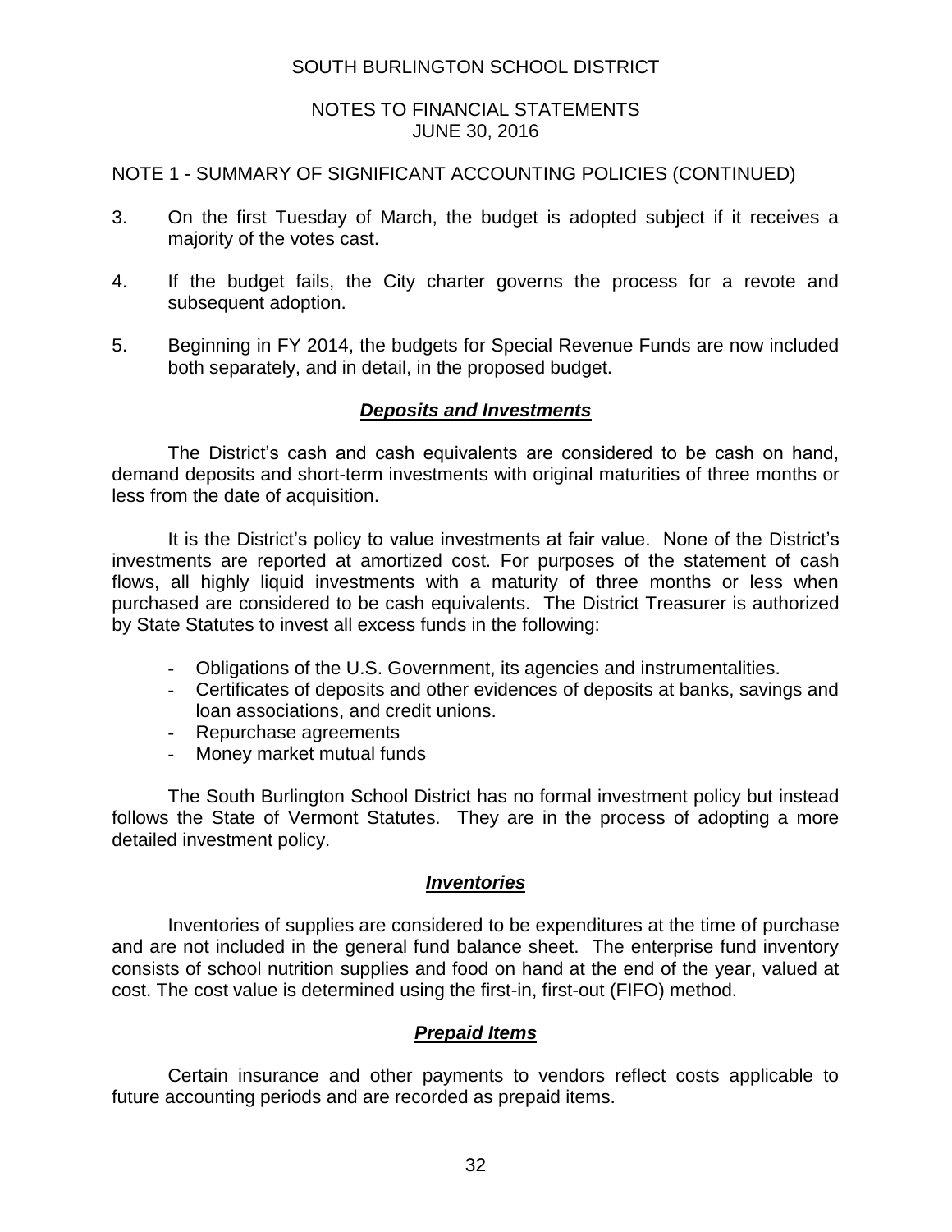NOTE 1 - SUMMARY OF SIGNIFICANT ACCOUNTING POLICIES (CONTINUED)

3. On the first Tuesday of March, the budget is adopted subject if it receives a majority of the votes cast.

4. If the budget fails, the City charter governs the process for a revote and subsequent adoption.

5. Beginning in FY 2014, the budgets for Special Revenue Funds are now included both separately, and in detail, in the proposed budget.

### ***Deposits and Investments***

The District's cash and cash equivalents are considered to be cash on hand, demand deposits and short-term investments with original maturities of three months or less from the date of acquisition.

It is the District's policy to value investments at fair value. None of the District's investments are reported at amortized cost. For purposes of the statement of cash flows, all highly liquid investments with a maturity of three months or less when purchased are considered to be cash equivalents. The District Treasurer is authorized by State Statutes to invest all excess funds in the following:

- Obligations of the U.S. Government, its agencies and instrumentalities.
- Certificates of deposits and other evidences of deposits at banks, savings and loan associations, and credit unions.
- Repurchase agreements
- Money market mutual funds

The South Burlington School District has no formal investment policy but instead follows the State of Vermont Statutes. They are in the process of adopting a more detailed investment policy.

### ***Inventories***

Inventories of supplies are considered to be expenditures at the time of purchase and are not included in the general fund balance sheet. The enterprise fund inventory consists of school nutrition supplies and food on hand at the end of the year, valued at cost. The cost value is determined using the first-in, first-out (FIFO) method.

### ***Prepaid Items***

Certain insurance and other payments to vendors reflect costs applicable to future accounting periods and are recorded as prepaid items.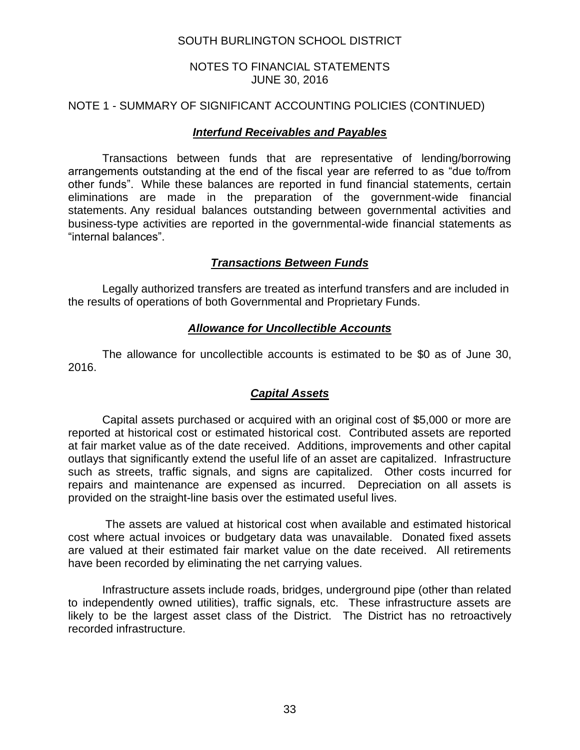SOUTH BURLINGTON SCHOOL DISTRICT

NOTES TO FINANCIAL STATEMENTS
JUNE 30, 2016

NOTE 1 - SUMMARY OF SIGNIFICANT ACCOUNTING POLICIES (CONTINUED)

***Interfund Receivables and Payables***

Transactions between funds that are representative of lending/borrowing arrangements outstanding at the end of the fiscal year are referred to as "due to/from other funds". While these balances are reported in fund financial statements, certain eliminations are made in the preparation of the government-wide financial statements. Any residual balances outstanding between governmental activities and business-type activities are reported in the governmental-wide financial statements as "internal balances".

***Transactions Between Funds***

Legally authorized transfers are treated as interfund transfers and are included in the results of operations of both Governmental and Proprietary Funds.

***Allowance for Uncollectible Accounts***

The allowance for uncollectible accounts is estimated to be $0 as of June 30, 2016.

***Capital Assets***

Capital assets purchased or acquired with an original cost of $5,000 or more are reported at historical cost or estimated historical cost. Contributed assets are reported at fair market value as of the date received. Additions, improvements and other capital outlays that significantly extend the useful life of an asset are capitalized. Infrastructure such as streets, traffic signals, and signs are capitalized. Other costs incurred for repairs and maintenance are expensed as incurred. Depreciation on all assets is provided on the straight-line basis over the estimated useful lives.

The assets are valued at historical cost when available and estimated historical cost where actual invoices or budgetary data was unavailable. Donated fixed assets are valued at their estimated fair market value on the date received. All retirements have been recorded by eliminating the net carrying values.

Infrastructure assets include roads, bridges, underground pipe (other than related to independently owned utilities), traffic signals, etc. These infrastructure assets are likely to be the largest asset class of the District. The District has no retroactively recorded infrastructure.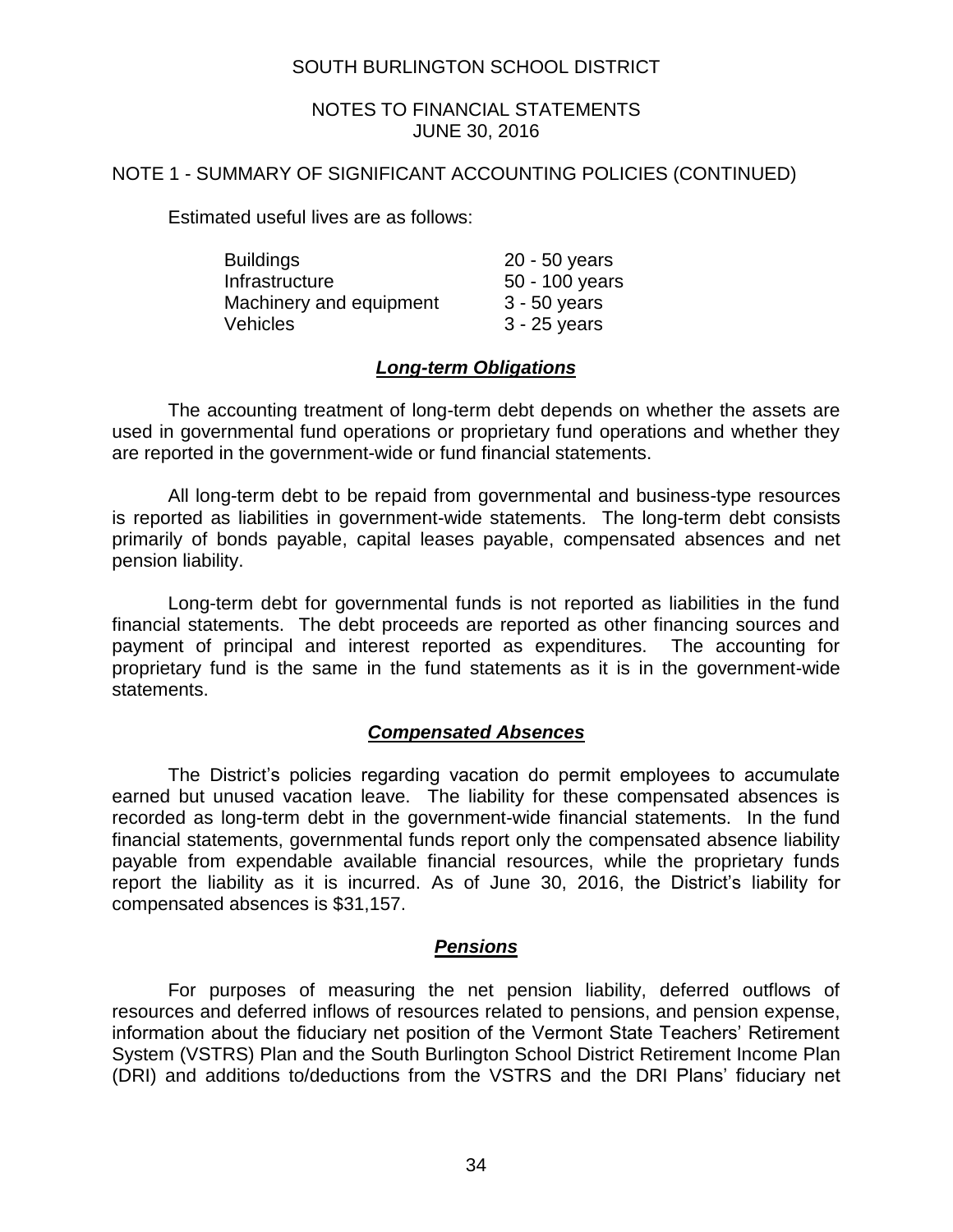SOUTH BURLINGTON SCHOOL DISTRICT

NOTES TO FINANCIAL STATEMENTS
JUNE 30, 2016

NOTE 1 - SUMMARY OF SIGNIFICANT ACCOUNTING POLICIES (CONTINUED)

Estimated useful lives are as follows:

| | |
|---|---|
| Buildings | 20 - 50 years |
| Infrastructure | 50 - 100 years |
| Machinery and equipment | 3 - 50 years |
| Vehicles | 3 - 25 years |

### ***Long-term Obligations***

The accounting treatment of long-term debt depends on whether the assets are used in governmental fund operations or proprietary fund operations and whether they are reported in the government-wide or fund financial statements.

All long-term debt to be repaid from governmental and business-type resources is reported as liabilities in government-wide statements. The long-term debt consists primarily of bonds payable, capital leases payable, compensated absences and net pension liability.

Long-term debt for governmental funds is not reported as liabilities in the fund financial statements. The debt proceeds are reported as other financing sources and payment of principal and interest reported as expenditures. The accounting for proprietary fund is the same in the fund statements as it is in the government-wide statements.

### ***Compensated Absences***

The District's policies regarding vacation do permit employees to accumulate earned but unused vacation leave. The liability for these compensated absences is recorded as long-term debt in the government-wide financial statements. In the fund financial statements, governmental funds report only the compensated absence liability payable from expendable available financial resources, while the proprietary funds report the liability as it is incurred. As of June 30, 2016, the District's liability for compensated absences is $31,157.

### ***Pensions***

For purposes of measuring the net pension liability, deferred outflows of resources and deferred inflows of resources related to pensions, and pension expense, information about the fiduciary net position of the Vermont State Teachers' Retirement System (VSTRS) Plan and the South Burlington School District Retirement Income Plan (DRI) and additions to/deductions from the VSTRS and the DRI Plans' fiduciary net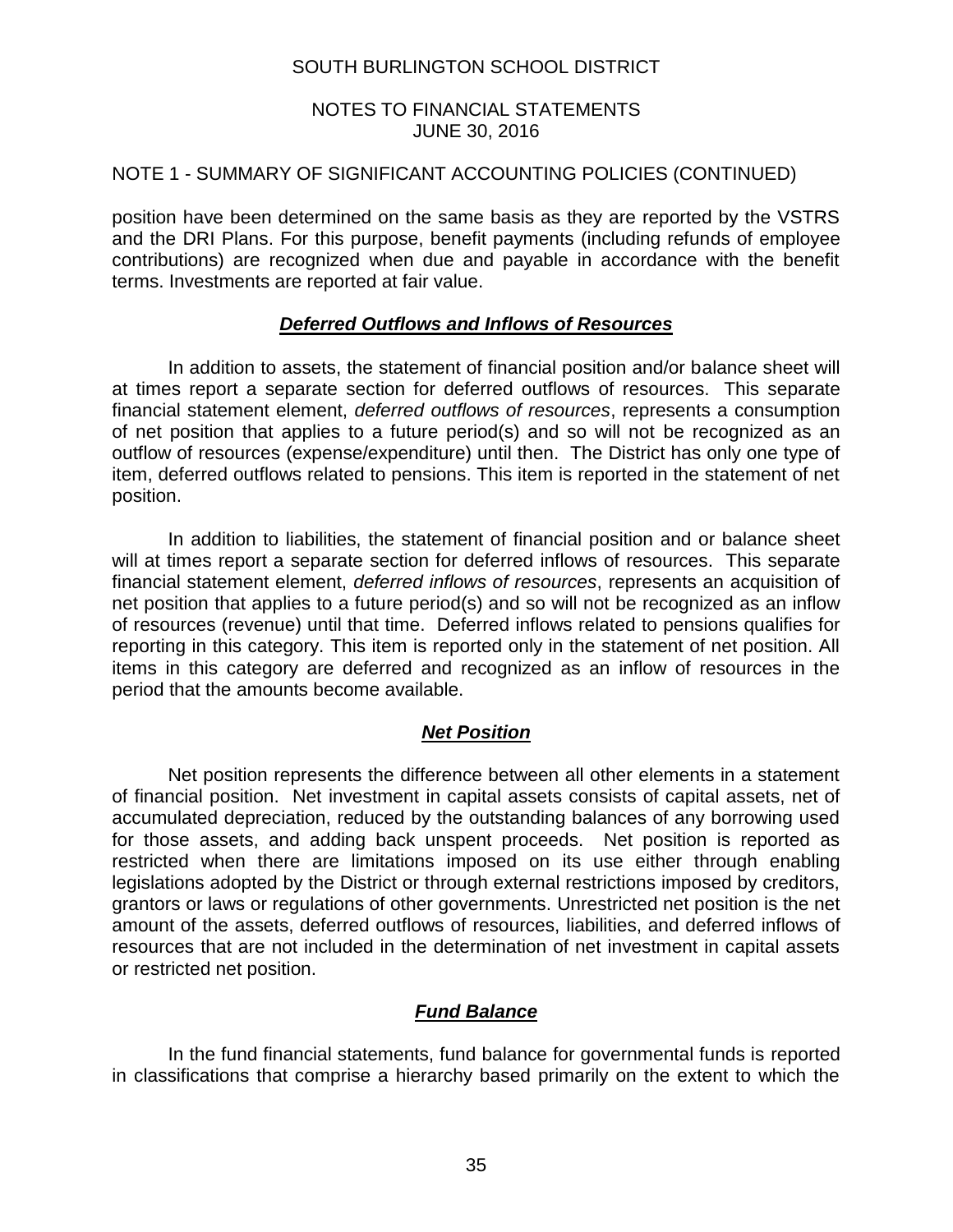## NOTE 1 - SUMMARY OF SIGNIFICANT ACCOUNTING POLICIES (CONTINUED)

position have been determined on the same basis as they are reported by the VSTRS and the DRI Plans. For this purpose, benefit payments (including refunds of employee contributions) are recognized when due and payable in accordance with the benefit terms. Investments are reported at fair value.

### ***Deferred Outflows and Inflows of Resources***

In addition to assets, the statement of financial position and/or balance sheet will at times report a separate section for deferred outflows of resources. This separate financial statement element, *deferred outflows of resources*, represents a consumption of net position that applies to a future period(s) and so will not be recognized as an outflow of resources (expense/expenditure) until then. The District has only one type of item, deferred outflows related to pensions. This item is reported in the statement of net position.

In addition to liabilities, the statement of financial position and or balance sheet will at times report a separate section for deferred inflows of resources. This separate financial statement element, *deferred inflows of resources*, represents an acquisition of net position that applies to a future period(s) and so will not be recognized as an inflow of resources (revenue) until that time. Deferred inflows related to pensions qualifies for reporting in this category. This item is reported only in the statement of net position. All items in this category are deferred and recognized as an inflow of resources in the period that the amounts become available.

### ***Net Position***

Net position represents the difference between all other elements in a statement of financial position. Net investment in capital assets consists of capital assets, net of accumulated depreciation, reduced by the outstanding balances of any borrowing used for those assets, and adding back unspent proceeds. Net position is reported as restricted when there are limitations imposed on its use either through enabling legislations adopted by the District or through external restrictions imposed by creditors, grantors or laws or regulations of other governments. Unrestricted net position is the net amount of the assets, deferred outflows of resources, liabilities, and deferred inflows of resources that are not included in the determination of net investment in capital assets or restricted net position.

### ***Fund Balance***

In the fund financial statements, fund balance for governmental funds is reported in classifications that comprise a hierarchy based primarily on the extent to which the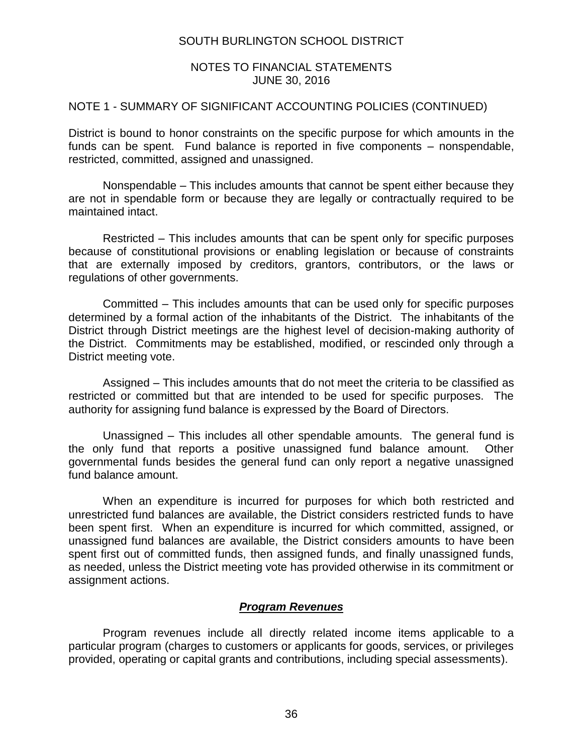NOTE 1 - SUMMARY OF SIGNIFICANT ACCOUNTING POLICIES (CONTINUED)

District is bound to honor constraints on the specific purpose for which amounts in the funds can be spent. Fund balance is reported in five components – nonspendable, restricted, committed, assigned and unassigned.

Nonspendable – This includes amounts that cannot be spent either because they are not in spendable form or because they are legally or contractually required to be maintained intact.

Restricted – This includes amounts that can be spent only for specific purposes because of constitutional provisions or enabling legislation or because of constraints that are externally imposed by creditors, grantors, contributors, or the laws or regulations of other governments.

Committed – This includes amounts that can be used only for specific purposes determined by a formal action of the inhabitants of the District. The inhabitants of the District through District meetings are the highest level of decision-making authority of the District. Commitments may be established, modified, or rescinded only through a District meeting vote.

Assigned – This includes amounts that do not meet the criteria to be classified as restricted or committed but that are intended to be used for specific purposes. The authority for assigning fund balance is expressed by the Board of Directors.

Unassigned – This includes all other spendable amounts. The general fund is the only fund that reports a positive unassigned fund balance amount. Other governmental funds besides the general fund can only report a negative unassigned fund balance amount.

When an expenditure is incurred for purposes for which both restricted and unrestricted fund balances are available, the District considers restricted funds to have been spent first. When an expenditure is incurred for which committed, assigned, or unassigned fund balances are available, the District considers amounts to have been spent first out of committed funds, then assigned funds, and finally unassigned funds, as needed, unless the District meeting vote has provided otherwise in its commitment or assignment actions.

### ***Program Revenues***

Program revenues include all directly related income items applicable to a particular program (charges to customers or applicants for goods, services, or privileges provided, operating or capital grants and contributions, including special assessments).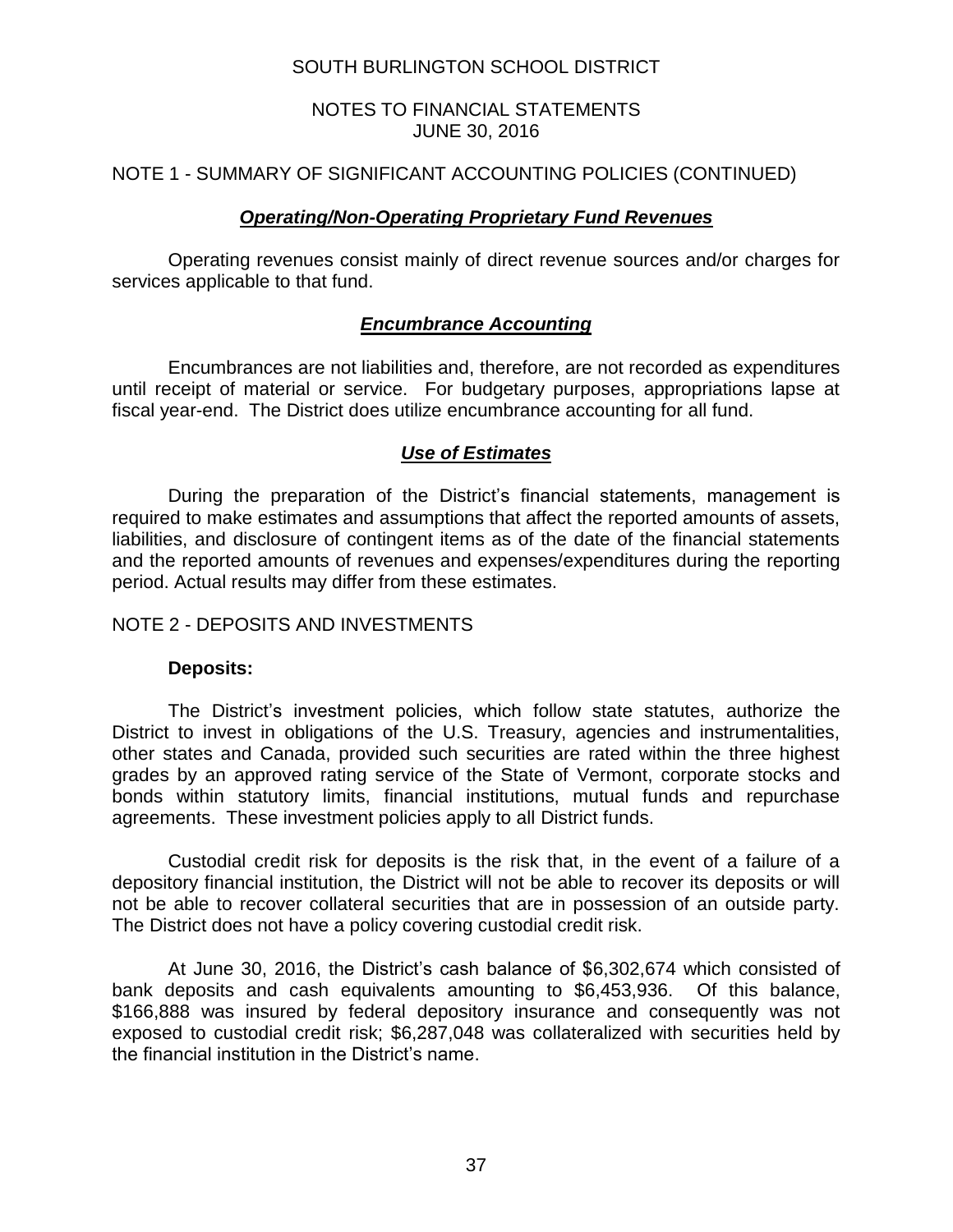SOUTH BURLINGTON SCHOOL DISTRICT

NOTES TO FINANCIAL STATEMENTS
JUNE 30, 2016

NOTE 1 - SUMMARY OF SIGNIFICANT ACCOUNTING POLICIES (CONTINUED)

***Operating/Non-Operating Proprietary Fund Revenues***

Operating revenues consist mainly of direct revenue sources and/or charges for services applicable to that fund.

***Encumbrance Accounting***

Encumbrances are not liabilities and, therefore, are not recorded as expenditures until receipt of material or service. For budgetary purposes, appropriations lapse at fiscal year-end. The District does utilize encumbrance accounting for all fund.

***Use of Estimates***

During the preparation of the District's financial statements, management is required to make estimates and assumptions that affect the reported amounts of assets, liabilities, and disclosure of contingent items as of the date of the financial statements and the reported amounts of revenues and expenses/expenditures during the reporting period. Actual results may differ from these estimates.

NOTE 2 - DEPOSITS AND INVESTMENTS

**Deposits:**

The District's investment policies, which follow state statutes, authorize the District to invest in obligations of the U.S. Treasury, agencies and instrumentalities, other states and Canada, provided such securities are rated within the three highest grades by an approved rating service of the State of Vermont, corporate stocks and bonds within statutory limits, financial institutions, mutual funds and repurchase agreements. These investment policies apply to all District funds.

Custodial credit risk for deposits is the risk that, in the event of a failure of a depository financial institution, the District will not be able to recover its deposits or will not be able to recover collateral securities that are in possession of an outside party. The District does not have a policy covering custodial credit risk.

At June 30, 2016, the District's cash balance of $6,302,674 which consisted of bank deposits and cash equivalents amounting to $6,453,936. Of this balance, $166,888 was insured by federal depository insurance and consequently was not exposed to custodial credit risk; $6,287,048 was collateralized with securities held by the financial institution in the District's name.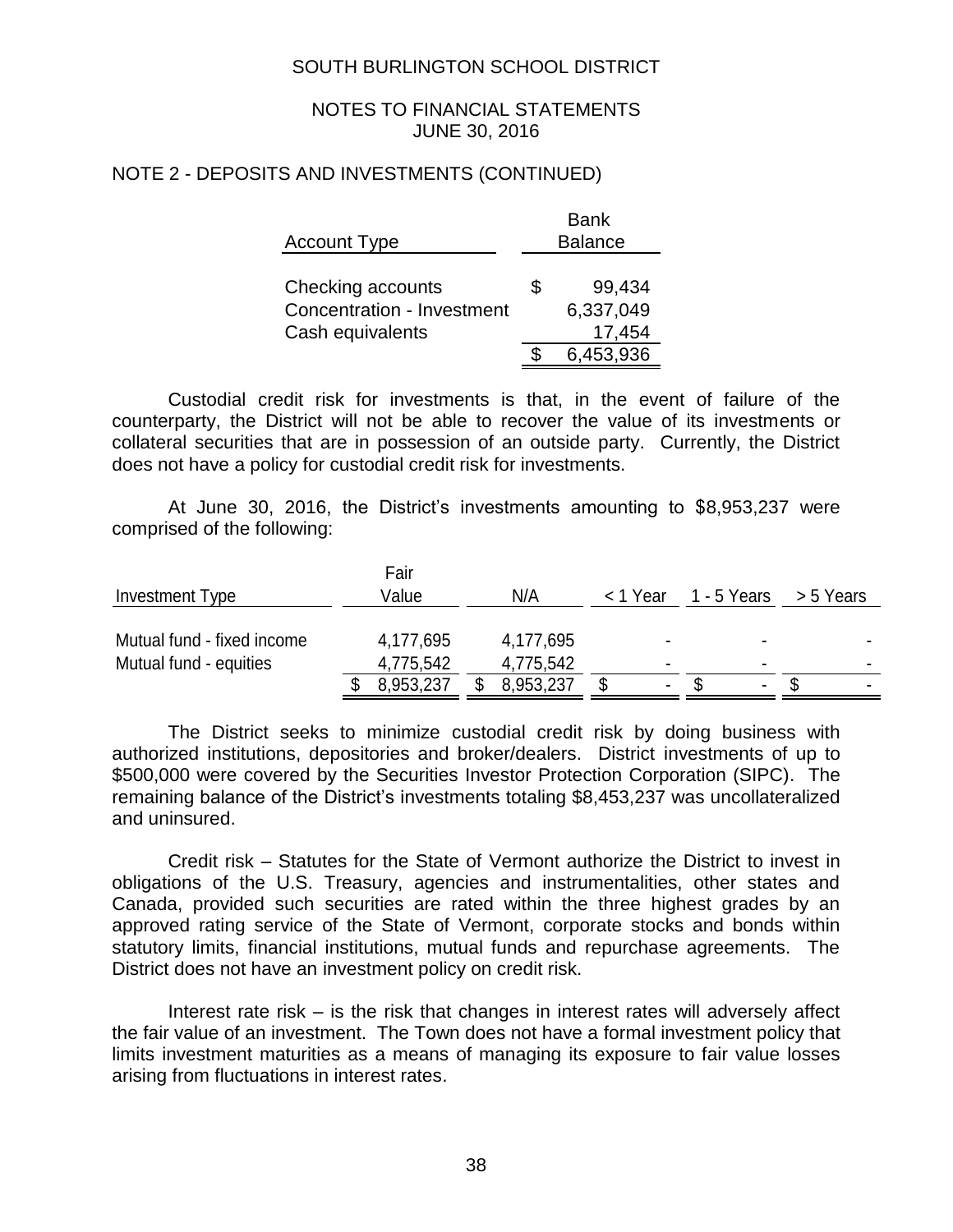SOUTH BURLINGTON SCHOOL DISTRICT

NOTES TO FINANCIAL STATEMENTS
JUNE 30, 2016

## NOTE 2 - DEPOSITS AND INVESTMENTS (CONTINUED)

| Account Type | Bank Balance |
|---|---|
| Checking accounts | $ 99,434 |
| Concentration - Investment | 6,337,049 |
| Cash equivalents | 17,454 |
| | $ 6,453,936 |

Custodial credit risk for investments is that, in the event of failure of the counterparty, the District will not be able to recover the value of its investments or collateral securities that are in possession of an outside party. Currently, the District does not have a policy for custodial credit risk for investments.

At June 30, 2016, the District's investments amounting to $8,953,237 were comprised of the following:

| Investment Type | Fair Value | N/A | < 1 Year | 1 - 5 Years | > 5 Years |
|---|---|---|---|---|---|
| Mutual fund - fixed income | 4,177,695 | 4,177,695 | - | - | - |
| Mutual fund - equities | 4,775,542 | 4,775,542 | - | - | - |
| | $ 8,953,237 | $ 8,953,237 | $ - | $ - | $ - |

The District seeks to minimize custodial credit risk by doing business with authorized institutions, depositories and broker/dealers. District investments of up to $500,000 were covered by the Securities Investor Protection Corporation (SIPC). The remaining balance of the District's investments totaling $8,453,237 was uncollateralized and uninsured.

Credit risk – Statutes for the State of Vermont authorize the District to invest in obligations of the U.S. Treasury, agencies and instrumentalities, other states and Canada, provided such securities are rated within the three highest grades by an approved rating service of the State of Vermont, corporate stocks and bonds within statutory limits, financial institutions, mutual funds and repurchase agreements. The District does not have an investment policy on credit risk.

Interest rate risk – is the risk that changes in interest rates will adversely affect the fair value of an investment. The Town does not have a formal investment policy that limits investment maturities as a means of managing its exposure to fair value losses arising from fluctuations in interest rates.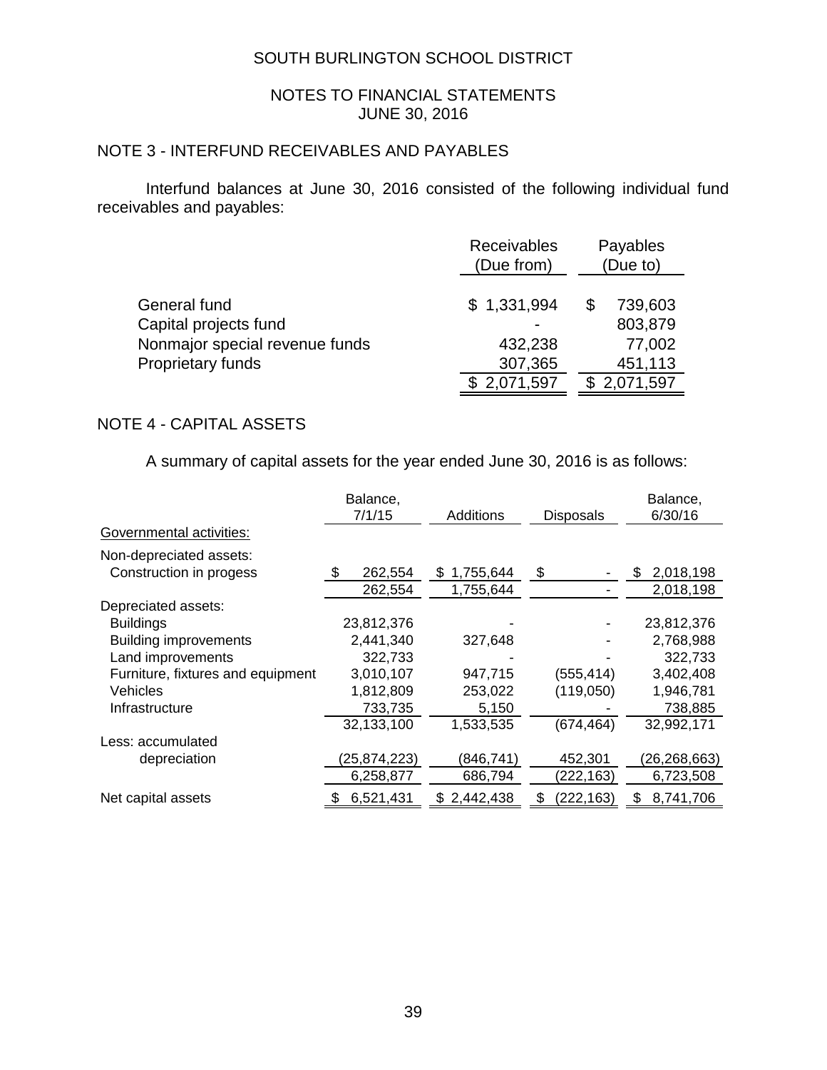SOUTH BURLINGTON SCHOOL DISTRICT

NOTES TO FINANCIAL STATEMENTS
JUNE 30, 2016

## NOTE 3 - INTERFUND RECEIVABLES AND PAYABLES

Interfund balances at June 30, 2016 consisted of the following individual fund receivables and payables:

| | Receivables (Due from) | Payables (Due to) |
|---|---|---|
| General fund | $ 1,331,994 | $ 739,603 |
| Capital projects fund | - | 803,879 |
| Nonmajor special revenue funds | 432,238 | 77,002 |
| Proprietary funds | 307,365 | 451,113 |
| | $ 2,071,597 | $ 2,071,597 |

## NOTE 4 - CAPITAL ASSETS

A summary of capital assets for the year ended June 30, 2016 is as follows:

| | Balance, 7/1/15 | Additions | Disposals | Balance, 6/30/16 |
|---|---|---|---|---|
| Governmental activities: | | | | |
| Non-depreciated assets: | | | | |
| Construction in progess | $ 262,554 | $ 1,755,644 | $ - | $ 2,018,198 |
| | 262,554 | 1,755,644 | - | 2,018,198 |
| Depreciated assets: | | | | |
| Buildings | 23,812,376 | - | - | 23,812,376 |
| Building improvements | 2,441,340 | 327,648 | - | 2,768,988 |
| Land improvements | 322,733 | - | - | 322,733 |
| Furniture, fixtures and equipment | 3,010,107 | 947,715 | (555,414) | 3,402,408 |
| Vehicles | 1,812,809 | 253,022 | (119,050) | 1,946,781 |
| Infrastructure | 733,735 | 5,150 | - | 738,885 |
| | 32,133,100 | 1,533,535 | (674,464) | 32,992,171 |
| Less: accumulated depreciation | (25,874,223) | (846,741) | 452,301 | (26,268,663) |
| | 6,258,877 | 686,794 | (222,163) | 6,723,508 |
| Net capital assets | $ 6,521,431 | $ 2,442,438 | $ (222,163) | $ 8,741,706 |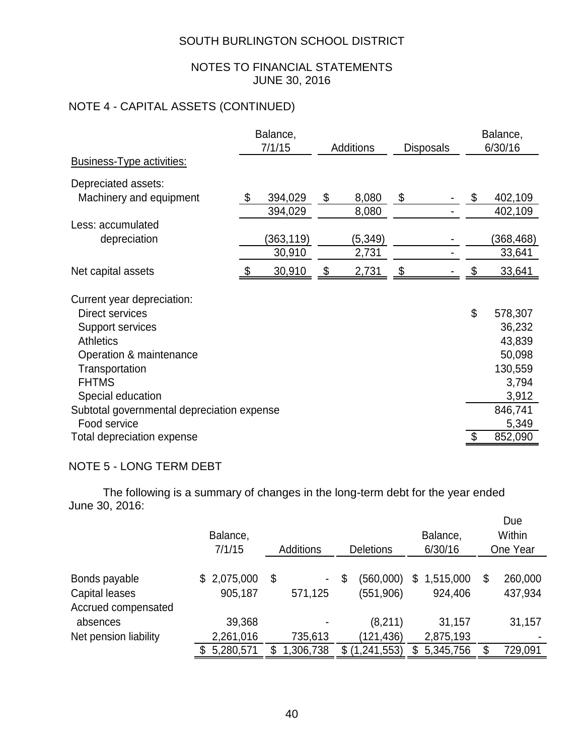SOUTH BURLINGTON SCHOOL DISTRICT

NOTES TO FINANCIAL STATEMENTS
JUNE 30, 2016

## NOTE 4 - CAPITAL ASSETS (CONTINUED)

| | Balance, 7/1/15 | Additions | Disposals | Balance, 6/30/16 |
|---|---|---|---|---|
| Business-Type activities: | | | | |
| Depreciated assets: | | | | |
| Machinery and equipment | $ 394,029 | $ 8,080 | $ - | $ 402,109 |
| | 394,029 | 8,080 | - | 402,109 |
| Less: accumulated depreciation | (363,119) | (5,349) | - | (368,468) |
| | 30,910 | 2,731 | - | 33,641 |
| Net capital assets | $ 30,910 | $ 2,731 | $ - | $ 33,641 |

| | |
|---|---|
| Current year depreciation: | |
| Direct services | $ 578,307 |
| Support services | 36,232 |
| Athletics | 43,839 |
| Operation & maintenance | 50,098 |
| Transportation | 130,559 |
| FHTMS | 3,794 |
| Special education | 3,912 |
| Subtotal governmental depreciation expense | 846,741 |
| Food service | 5,349 |
| Total depreciation expense | $ 852,090 |

## NOTE 5 - LONG TERM DEBT

The following is a summary of changes in the long-term debt for the year ended June 30, 2016:

| | Balance, 7/1/15 | Additions | Deletions | Balance, 6/30/16 | Due Within One Year |
|---|---|---|---|---|---|
| Bonds payable | $ 2,075,000 | $ - | $ (560,000) | $ 1,515,000 | $ 260,000 |
| Capital leases | 905,187 | 571,125 | (551,906) | 924,406 | 437,934 |
| Accrued compensated absences | 39,368 | - | (8,211) | 31,157 | 31,157 |
| Net pension liability | 2,261,016 | 735,613 | (121,436) | 2,875,193 | - |
| | $ 5,280,571 | $ 1,306,738 | $ (1,241,553) | $ 5,345,756 | $ 729,091 |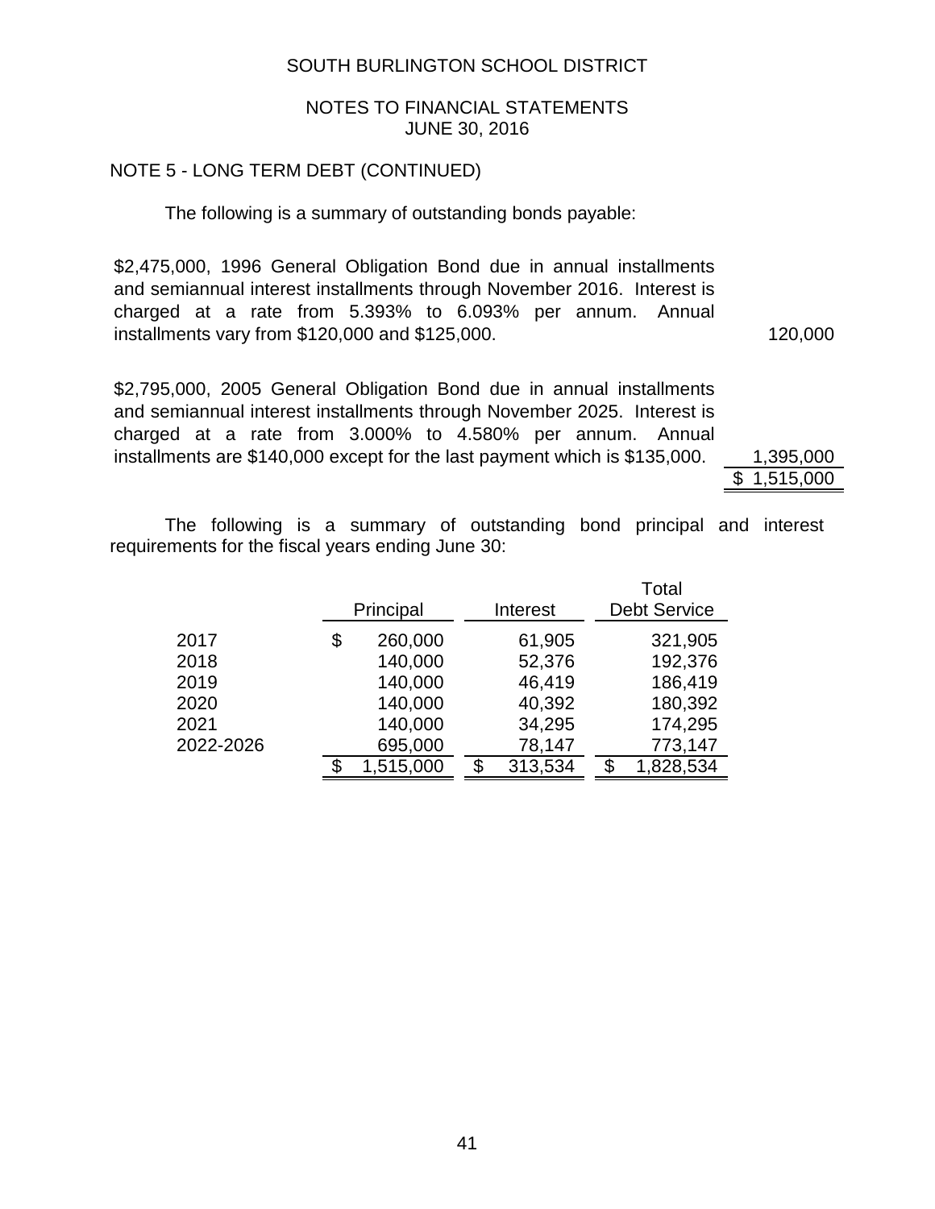SOUTH BURLINGTON SCHOOL DISTRICT

NOTES TO FINANCIAL STATEMENTS
JUNE 30, 2016

## NOTE 5 - LONG TERM DEBT (CONTINUED)

The following is a summary of outstanding bonds payable:

| | |
|---|---|
| $2,475,000, 1996 General Obligation Bond due in annual installments and semiannual interest installments through November 2016. Interest is charged at a rate from 5.393% to 6.093% per annum. Annual installments vary from $120,000 and $125,000. | 120,000 |
| $2,795,000, 2005 General Obligation Bond due in annual installments and semiannual interest installments through November 2025. Interest is charged at a rate from 3.000% to 4.580% per annum. Annual installments are $140,000 except for the last payment which is $135,000. | 1,395,000 |
| | $ 1,515,000 |

The following is a summary of outstanding bond principal and interest requirements for the fiscal years ending June 30:

| | Principal | Interest | Total Debt Service |
|---|---|---|---|
| 2017 | $ 260,000 | 61,905 | 321,905 |
| 2018 | 140,000 | 52,376 | 192,376 |
| 2019 | 140,000 | 46,419 | 186,419 |
| 2020 | 140,000 | 40,392 | 180,392 |
| 2021 | 140,000 | 34,295 | 174,295 |
| 2022-2026 | 695,000 | 78,147 | 773,147 |
| | $ 1,515,000 | $ 313,534 | $ 1,828,534 |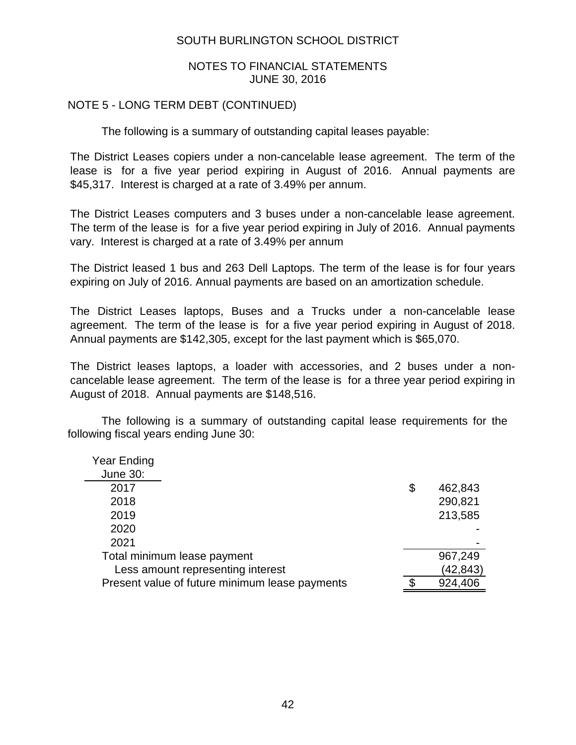SOUTH BURLINGTON SCHOOL DISTRICT

NOTES TO FINANCIAL STATEMENTS
JUNE 30, 2016

## NOTE 5 - LONG TERM DEBT (CONTINUED)

The following is a summary of outstanding capital leases payable:

The District Leases copiers under a non-cancelable lease agreement. The term of the lease is for a five year period expiring in August of 2016. Annual payments are $45,317. Interest is charged at a rate of 3.49% per annum.

The District Leases computers and 3 buses under a non-cancelable lease agreement. The term of the lease is for a five year period expiring in July of 2016. Annual payments vary. Interest is charged at a rate of 3.49% per annum

The District leased 1 bus and 263 Dell Laptops. The term of the lease is for four years expiring on July of 2016. Annual payments are based on an amortization schedule.

The District Leases laptops, Buses and a Trucks under a non-cancelable lease agreement. The term of the lease is for a five year period expiring in August of 2018. Annual payments are $142,305, except for the last payment which is $65,070.

The District leases laptops, a loader with accessories, and 2 buses under a non-cancelable lease agreement. The term of the lease is for a three year period expiring in August of 2018. Annual payments are $148,516.

The following is a summary of outstanding capital lease requirements for the following fiscal years ending June 30:

| Year Ending June 30: | |
|---|---|
| 2017 | $ 462,843 |
| 2018 | 290,821 |
| 2019 | 213,585 |
| 2020 | - |
| 2021 | - |
| Total minimum lease payment | 967,249 |
| Less amount representing interest | (42,843) |
| Present value of future minimum lease payments | $ 924,406 |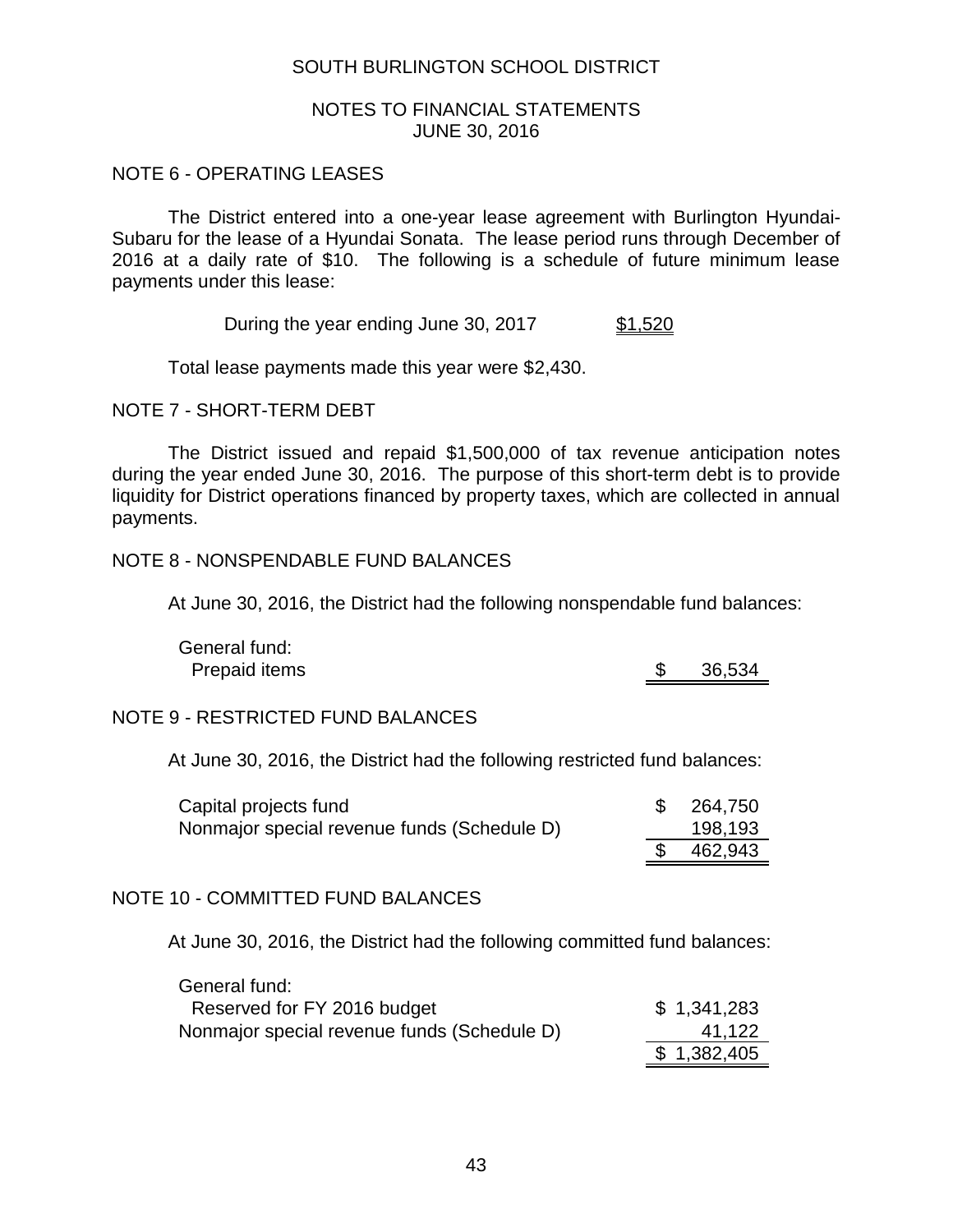SOUTH BURLINGTON SCHOOL DISTRICT

NOTES TO FINANCIAL STATEMENTS
JUNE 30, 2016

## NOTE 6 - OPERATING LEASES

The District entered into a one-year lease agreement with Burlington Hyundai-Subaru for the lease of a Hyundai Sonata. The lease period runs through December of 2016 at a daily rate of $10. The following is a schedule of future minimum lease payments under this lease:

| | |
|---|---|
| During the year ending June 30, 2017 | $1,520 |

Total lease payments made this year were $2,430.

## NOTE 7 - SHORT-TERM DEBT

The District issued and repaid $1,500,000 of tax revenue anticipation notes during the year ended June 30, 2016. The purpose of this short-term debt is to provide liquidity for District operations financed by property taxes, which are collected in annual payments.

## NOTE 8 - NONSPENDABLE FUND BALANCES

At June 30, 2016, the District had the following nonspendable fund balances:

| | |
|---|---|
| General fund: | |
| Prepaid items | $ 36,534 |

## NOTE 9 - RESTRICTED FUND BALANCES

At June 30, 2016, the District had the following restricted fund balances:

| | |
|---|---|
| Capital projects fund | $ 264,750 |
| Nonmajor special revenue funds (Schedule D) | 198,193 |
| | $ 462,943 |

## NOTE 10 - COMMITTED FUND BALANCES

At June 30, 2016, the District had the following committed fund balances:

| | |
|---|---|
| General fund: | |
| Reserved for FY 2016 budget | $ 1,341,283 |
| Nonmajor special revenue funds (Schedule D) | 41,122 |
| | $ 1,382,405 |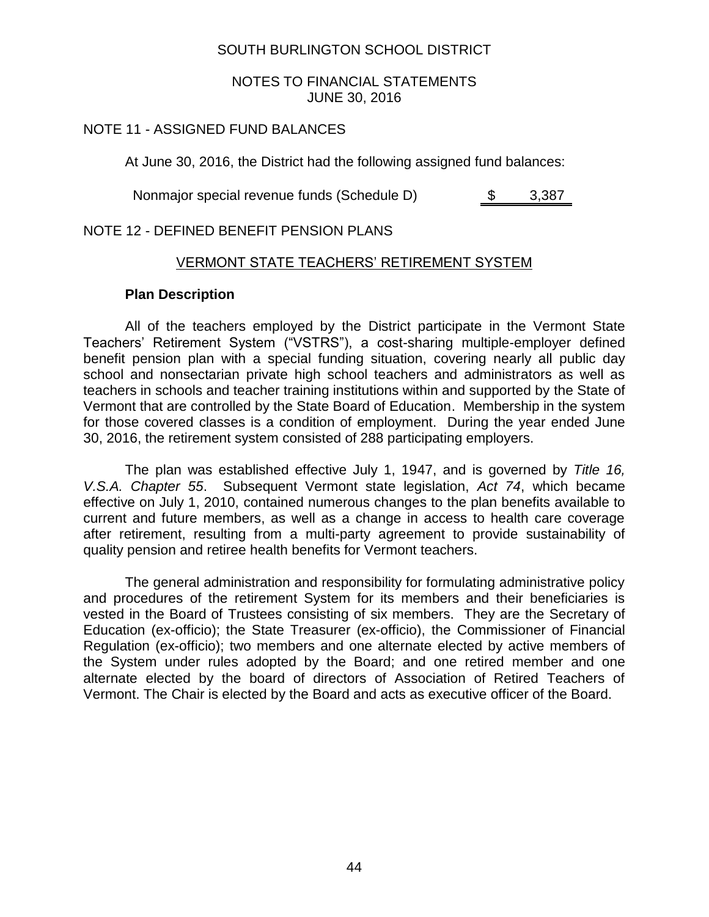## NOTE 11 - ASSIGNED FUND BALANCES

At June 30, 2016, the District had the following assigned fund balances:

| | |
|---|---|
| Nonmajor special revenue funds (Schedule D) | $ 3,387 |

## NOTE 12 - DEFINED BENEFIT PENSION PLANS

### VERMONT STATE TEACHERS' RETIREMENT SYSTEM

**Plan Description**

All of the teachers employed by the District participate in the Vermont State Teachers' Retirement System ("VSTRS"), a cost-sharing multiple-employer defined benefit pension plan with a special funding situation, covering nearly all public day school and nonsectarian private high school teachers and administrators as well as teachers in schools and teacher training institutions within and supported by the State of Vermont that are controlled by the State Board of Education. Membership in the system for those covered classes is a condition of employment. During the year ended June 30, 2016, the retirement system consisted of 288 participating employers.

The plan was established effective July 1, 1947, and is governed by *Title 16, V.S.A. Chapter 55*. Subsequent Vermont state legislation, *Act 74*, which became effective on July 1, 2010, contained numerous changes to the plan benefits available to current and future members, as well as a change in access to health care coverage after retirement, resulting from a multi-party agreement to provide sustainability of quality pension and retiree health benefits for Vermont teachers.

The general administration and responsibility for formulating administrative policy and procedures of the retirement System for its members and their beneficiaries is vested in the Board of Trustees consisting of six members. They are the Secretary of Education (ex-officio); the State Treasurer (ex-officio), the Commissioner of Financial Regulation (ex-officio); two members and one alternate elected by active members of the System under rules adopted by the Board; and one retired member and one alternate elected by the board of directors of Association of Retired Teachers of Vermont. The Chair is elected by the Board and acts as executive officer of the Board.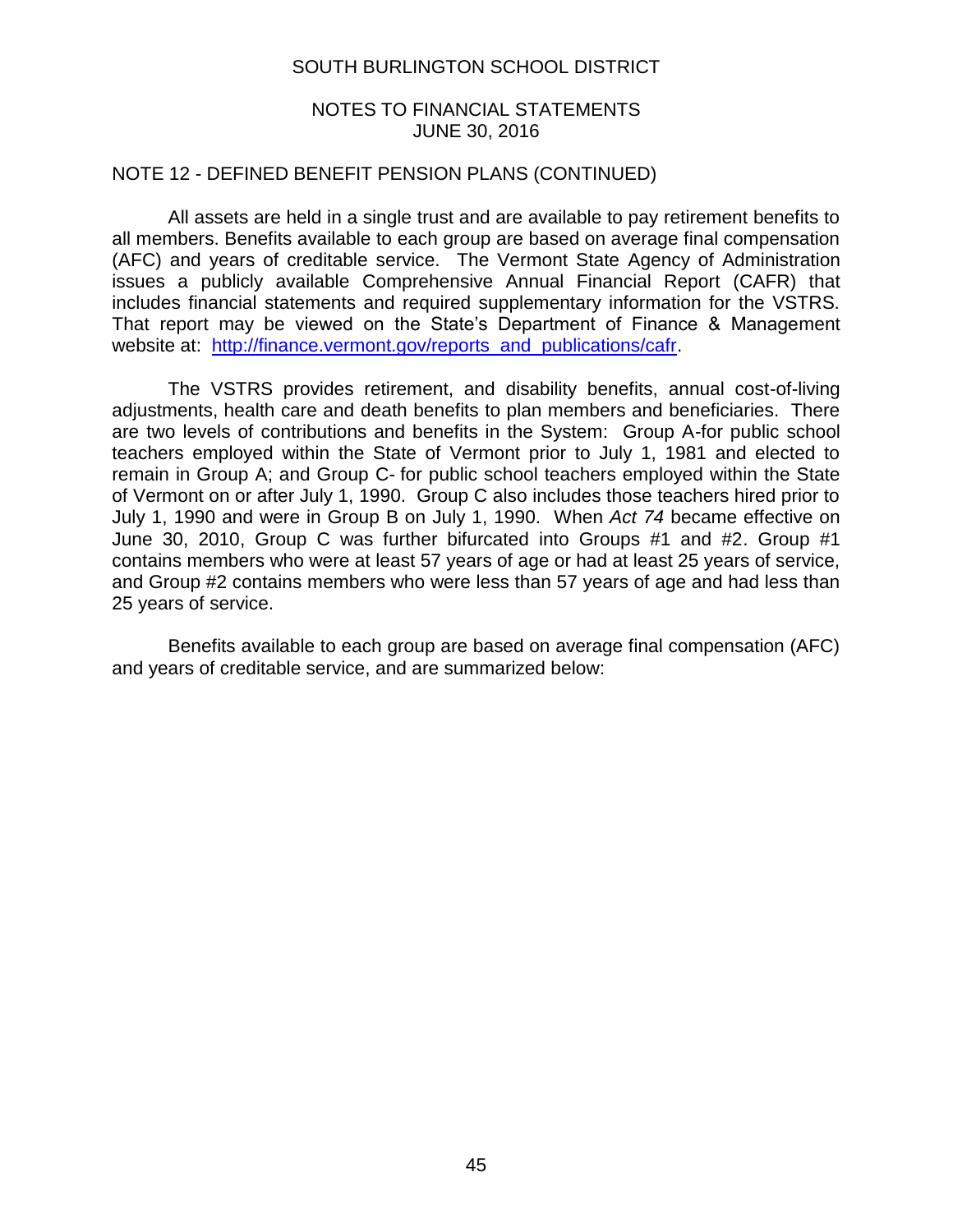NOTE 12 - DEFINED BENEFIT PENSION PLANS (CONTINUED)

All assets are held in a single trust and are available to pay retirement benefits to all members. Benefits available to each group are based on average final compensation (AFC) and years of creditable service. The Vermont State Agency of Administration issues a publicly available Comprehensive Annual Financial Report (CAFR) that includes financial statements and required supplementary information for the VSTRS. That report may be viewed on the State's Department of Finance & Management website at: [http://finance.vermont.gov/reports_and_publications/cafr](http://finance.vermont.gov/reports_and_publications/cafr).

The VSTRS provides retirement, and disability benefits, annual cost-of-living adjustments, health care and death benefits to plan members and beneficiaries. There are two levels of contributions and benefits in the System: Group A-for public school teachers employed within the State of Vermont prior to July 1, 1981 and elected to remain in Group A; and Group C- for public school teachers employed within the State of Vermont on or after July 1, 1990. Group C also includes those teachers hired prior to July 1, 1990 and were in Group B on July 1, 1990. When *Act 74* became effective on June 30, 2010, Group C was further bifurcated into Groups #1 and #2. Group #1 contains members who were at least 57 years of age or had at least 25 years of service, and Group #2 contains members who were less than 57 years of age and had less than 25 years of service.

Benefits available to each group are based on average final compensation (AFC) and years of creditable service, and are summarized below: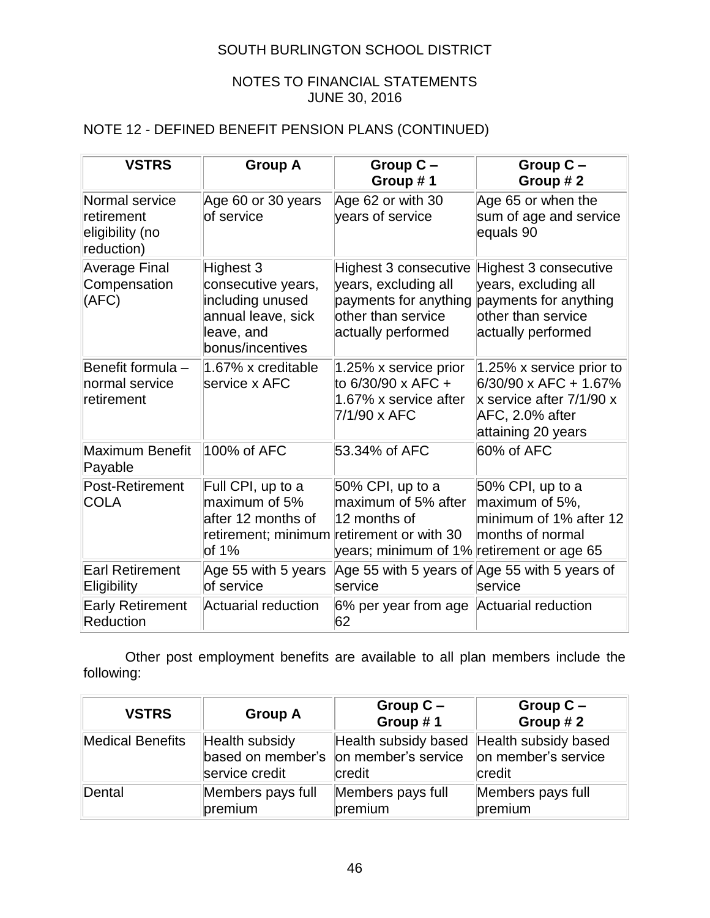SOUTH BURLINGTON SCHOOL DISTRICT

NOTES TO FINANCIAL STATEMENTS
JUNE 30, 2016

NOTE 12 - DEFINED BENEFIT PENSION PLANS (CONTINUED)

| VSTRS | Group A | Group C – Group # 1 | Group C – Group # 2 |
|---|---|---|---|
| Normal service retirement eligibility (no reduction) | Age 60 or 30 years of service | Age 62 or with 30 years of service | Age 65 or when the sum of age and service equals 90 |
| Average Final Compensation (AFC) | Highest 3 consecutive years, including unused annual leave, sick leave, and bonus/incentives | Highest 3 consecutive years, excluding all payments for anything other than service actually performed | Highest 3 consecutive years, excluding all payments for anything other than service actually performed |
| Benefit formula – normal service retirement | 1.67% x creditable service x AFC | 1.25% x service prior to 6/30/90 x AFC + 1.67% x service after 7/1/90 x AFC | 1.25% x service prior to 6/30/90 x AFC + 1.67% x service after 7/1/90 x AFC, 2.0% after attaining 20 years |
| Maximum Benefit Payable | 100% of AFC | 53.34% of AFC | 60% of AFC |
| Post-Retirement COLA | Full CPI, up to a maximum of 5% after 12 months of retirement; minimum of 1% | 50% CPI, up to a maximum of 5% after 12 months of retirement or with 30 years; minimum of 1% | 50% CPI, up to a maximum of 5%, minimum of 1% after 12 months of normal retirement or age 65 |
| Earl Retirement Eligibility | Age 55 with 5 years of service | Age 55 with 5 years of service | Age 55 with 5 years of service |
| Early Retirement Reduction | Actuarial reduction | 6% per year from age 62 | Actuarial reduction |

Other post employment benefits are available to all plan members include the following:

| VSTRS | Group A | Group C – Group # 1 | Group C – Group # 2 |
|---|---|---|---|
| Medical Benefits | Health subsidy based on member's service credit | Health subsidy based on member's service credit | Health subsidy based on member's service credit |
| Dental | Members pays full premium | Members pays full premium | Members pays full premium |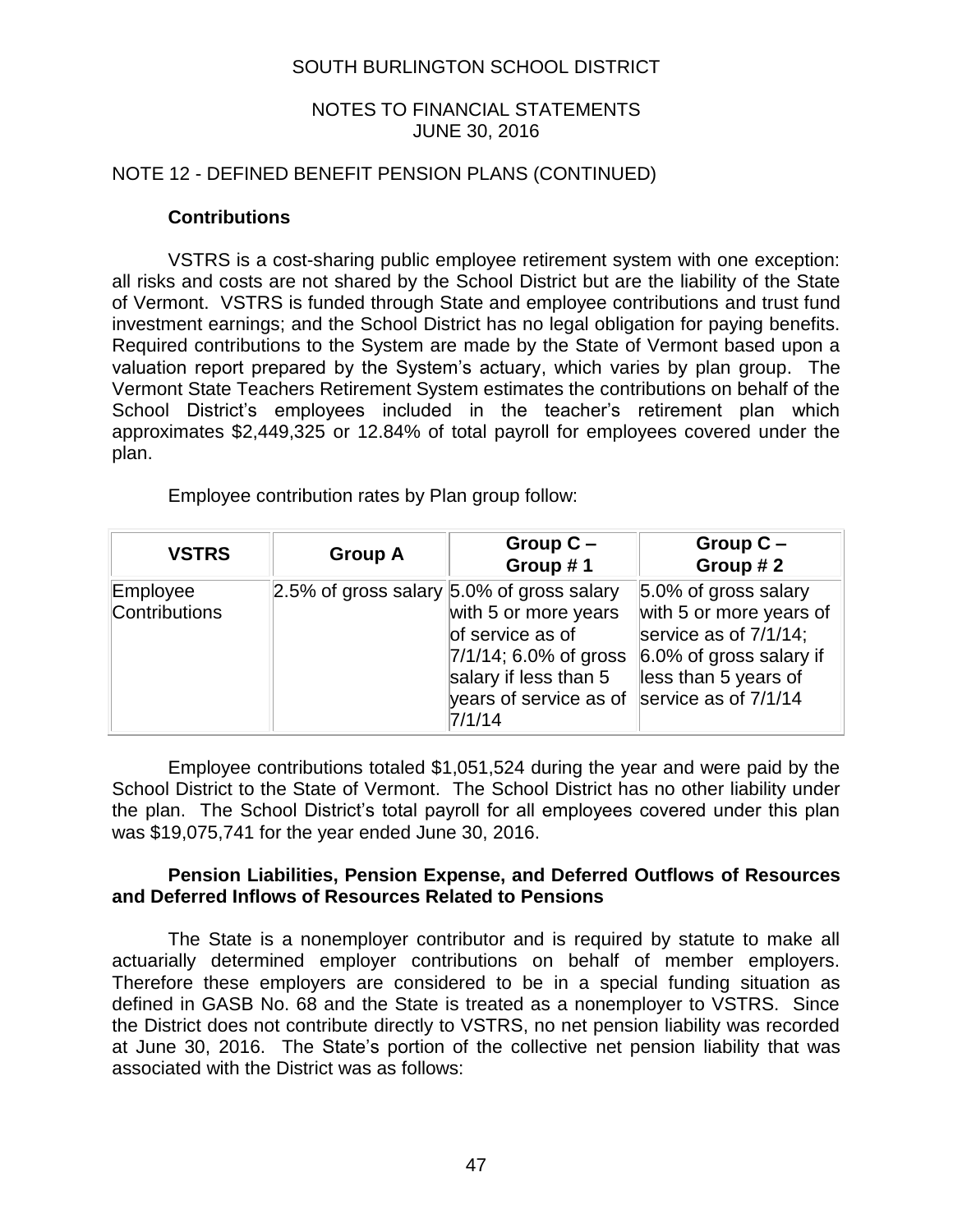SOUTH BURLINGTON SCHOOL DISTRICT

NOTES TO FINANCIAL STATEMENTS
JUNE 30, 2016

NOTE 12 - DEFINED BENEFIT PENSION PLANS (CONTINUED)

**Contributions**

VSTRS is a cost-sharing public employee retirement system with one exception: all risks and costs are not shared by the School District but are the liability of the State of Vermont. VSTRS is funded through State and employee contributions and trust fund investment earnings; and the School District has no legal obligation for paying benefits. Required contributions to the System are made by the State of Vermont based upon a valuation report prepared by the System's actuary, which varies by plan group. The Vermont State Teachers Retirement System estimates the contributions on behalf of the School District's employees included in the teacher's retirement plan which approximates $2,449,325 or 12.84% of total payroll for employees covered under the plan.

Employee contribution rates by Plan group follow:

| VSTRS | Group A | Group C – Group # 1 | Group C – Group # 2 |
|---|---|---|---|
| Employee Contributions | 2.5% of gross salary | 5.0% of gross salary with 5 or more years of service as of 7/1/14; 6.0% of gross salary if less than 5 years of service as of 7/1/14 | 5.0% of gross salary with 5 or more years of service as of 7/1/14; 6.0% of gross salary if less than 5 years of service as of 7/1/14 |

Employee contributions totaled $1,051,524 during the year and were paid by the School District to the State of Vermont. The School District has no other liability under the plan. The School District's total payroll for all employees covered under this plan was $19,075,741 for the year ended June 30, 2016.

**Pension Liabilities, Pension Expense, and Deferred Outflows of Resources and Deferred Inflows of Resources Related to Pensions**

The State is a nonemployer contributor and is required by statute to make all actuarially determined employer contributions on behalf of member employers. Therefore these employers are considered to be in a special funding situation as defined in GASB No. 68 and the State is treated as a nonemployer to VSTRS. Since the District does not contribute directly to VSTRS, no net pension liability was recorded at June 30, 2016. The State's portion of the collective net pension liability that was associated with the District was as follows: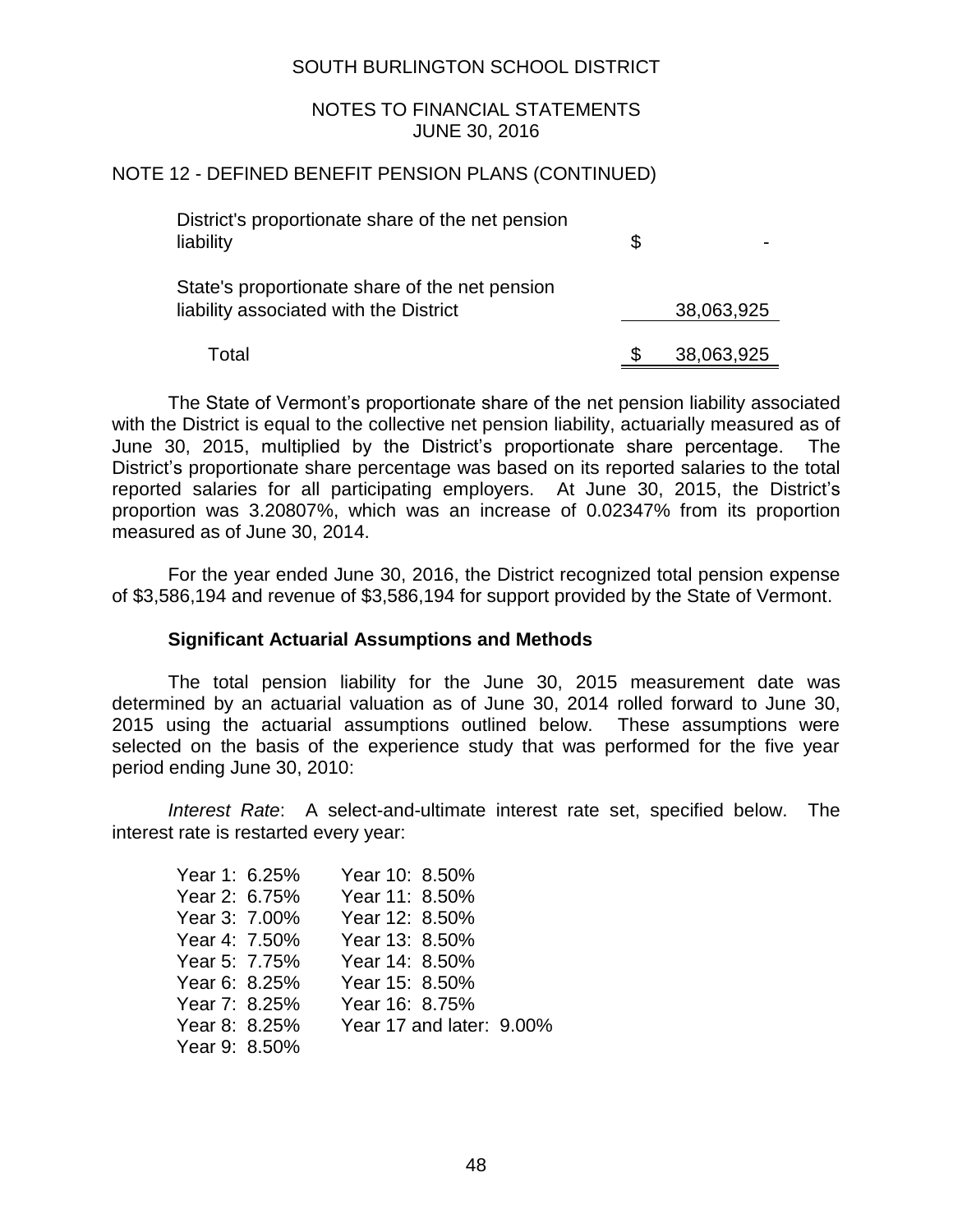SOUTH BURLINGTON SCHOOL DISTRICT

NOTES TO FINANCIAL STATEMENTS
JUNE 30, 2016

NOTE 12 - DEFINED BENEFIT PENSION PLANS (CONTINUED)

| | | |
|---|---|---|
| District's proportionate share of the net pension liability | $ | - |
| State's proportionate share of the net pension liability associated with the District | | 38,063,925 |
| Total | $ | 38,063,925 |

The State of Vermont's proportionate share of the net pension liability associated with the District is equal to the collective net pension liability, actuarially measured as of June 30, 2015, multiplied by the District's proportionate share percentage. The District's proportionate share percentage was based on its reported salaries to the total reported salaries for all participating employers. At June 30, 2015, the District's proportion was 3.20807%, which was an increase of 0.02347% from its proportion measured as of June 30, 2014.

For the year ended June 30, 2016, the District recognized total pension expense of $3,586,194 and revenue of $3,586,194 for support provided by the State of Vermont.

**Significant Actuarial Assumptions and Methods**

The total pension liability for the June 30, 2015 measurement date was determined by an actuarial valuation as of June 30, 2014 rolled forward to June 30, 2015 using the actuarial assumptions outlined below. These assumptions were selected on the basis of the experience study that was performed for the five year period ending June 30, 2010:

*Interest Rate*: A select-and-ultimate interest rate set, specified below. The interest rate is restarted every year:

| | |
|---|---|
| Year 1: 6.25% | Year 10: 8.50% |
| Year 2: 6.75% | Year 11: 8.50% |
| Year 3: 7.00% | Year 12: 8.50% |
| Year 4: 7.50% | Year 13: 8.50% |
| Year 5: 7.75% | Year 14: 8.50% |
| Year 6: 8.25% | Year 15: 8.50% |
| Year 7: 8.25% | Year 16: 8.75% |
| Year 8: 8.25% | Year 17 and later: 9.00% |
| Year 9: 8.50% | |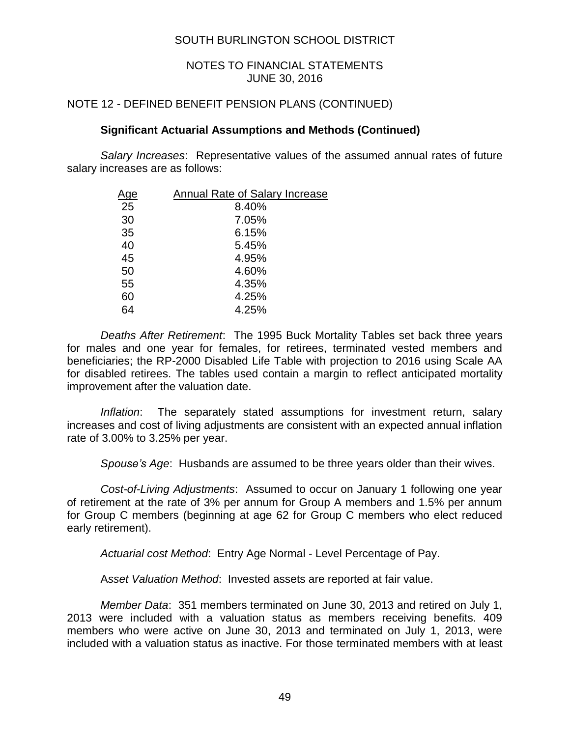SOUTH BURLINGTON SCHOOL DISTRICT

NOTES TO FINANCIAL STATEMENTS
JUNE 30, 2016

NOTE 12 - DEFINED BENEFIT PENSION PLANS (CONTINUED)

**Significant Actuarial Assumptions and Methods (Continued)**

*Salary Increases*: Representative values of the assumed annual rates of future salary increases are as follows:

| Age | Annual Rate of Salary Increase |
|---|---|
| 25 | 8.40% |
| 30 | 7.05% |
| 35 | 6.15% |
| 40 | 5.45% |
| 45 | 4.95% |
| 50 | 4.60% |
| 55 | 4.35% |
| 60 | 4.25% |
| 64 | 4.25% |

*Deaths After Retirement*: The 1995 Buck Mortality Tables set back three years for males and one year for females, for retirees, terminated vested members and beneficiaries; the RP-2000 Disabled Life Table with projection to 2016 using Scale AA for disabled retirees. The tables used contain a margin to reflect anticipated mortality improvement after the valuation date.

*Inflation*: The separately stated assumptions for investment return, salary increases and cost of living adjustments are consistent with an expected annual inflation rate of 3.00% to 3.25% per year.

*Spouse's Age*: Husbands are assumed to be three years older than their wives.

*Cost-of-Living Adjustments*: Assumed to occur on January 1 following one year of retirement at the rate of 3% per annum for Group A members and 1.5% per annum for Group C members (beginning at age 62 for Group C members who elect reduced early retirement).

*Actuarial cost Method*: Entry Age Normal - Level Percentage of Pay.

*Asset Valuation Method*: Invested assets are reported at fair value.

*Member Data*: 351 members terminated on June 30, 2013 and retired on July 1, 2013 were included with a valuation status as members receiving benefits. 409 members who were active on June 30, 2013 and terminated on July 1, 2013, were included with a valuation status as inactive. For those terminated members with at least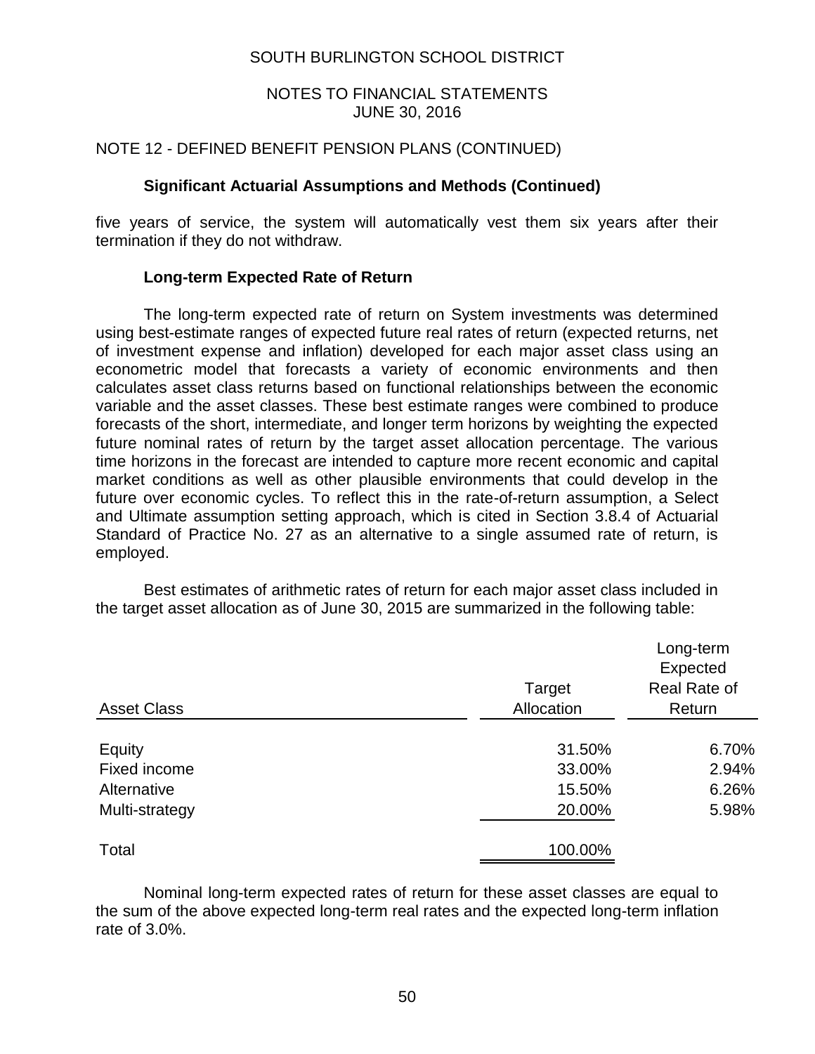SOUTH BURLINGTON SCHOOL DISTRICT

NOTES TO FINANCIAL STATEMENTS
JUNE 30, 2016

NOTE 12 - DEFINED BENEFIT PENSION PLANS (CONTINUED)

**Significant Actuarial Assumptions and Methods (Continued)**

five years of service, the system will automatically vest them six years after their termination if they do not withdraw.

**Long-term Expected Rate of Return**

The long-term expected rate of return on System investments was determined using best-estimate ranges of expected future real rates of return (expected returns, net of investment expense and inflation) developed for each major asset class using an econometric model that forecasts a variety of economic environments and then calculates asset class returns based on functional relationships between the economic variable and the asset classes. These best estimate ranges were combined to produce forecasts of the short, intermediate, and longer term horizons by weighting the expected future nominal rates of return by the target asset allocation percentage. The various time horizons in the forecast are intended to capture more recent economic and capital market conditions as well as other plausible environments that could develop in the future over economic cycles. To reflect this in the rate-of-return assumption, a Select and Ultimate assumption setting approach, which is cited in Section 3.8.4 of Actuarial Standard of Practice No. 27 as an alternative to a single assumed rate of return, is employed.

Best estimates of arithmetic rates of return for each major asset class included in the target asset allocation as of June 30, 2015 are summarized in the following table:

| Asset Class | Target Allocation | Long-term Expected Real Rate of Return |
|---|---|---|
| Equity | 31.50% | 6.70% |
| Fixed income | 33.00% | 2.94% |
| Alternative | 15.50% | 6.26% |
| Multi-strategy | 20.00% | 5.98% |
| Total | 100.00% | |

Nominal long-term expected rates of return for these asset classes are equal to the sum of the above expected long-term real rates and the expected long-term inflation rate of 3.0%.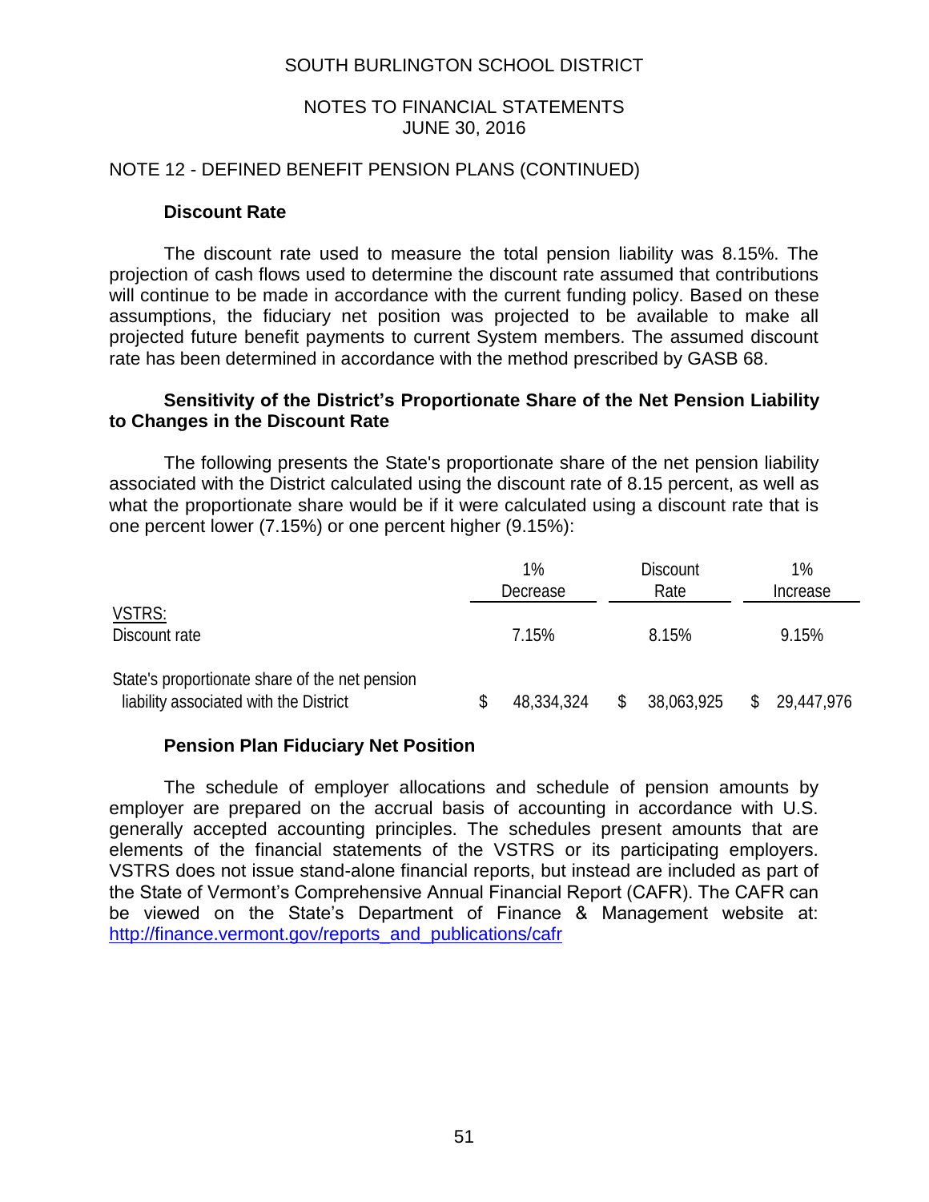SOUTH BURLINGTON SCHOOL DISTRICT

NOTES TO FINANCIAL STATEMENTS
JUNE 30, 2016

NOTE 12 - DEFINED BENEFIT PENSION PLANS (CONTINUED)

**Discount Rate**

The discount rate used to measure the total pension liability was 8.15%. The projection of cash flows used to determine the discount rate assumed that contributions will continue to be made in accordance with the current funding policy. Based on these assumptions, the fiduciary net position was projected to be available to make all projected future benefit payments to current System members. The assumed discount rate has been determined in accordance with the method prescribed by GASB 68.

**Sensitivity of the District's Proportionate Share of the Net Pension Liability to Changes in the Discount Rate**

The following presents the State's proportionate share of the net pension liability associated with the District calculated using the discount rate of 8.15 percent, as well as what the proportionate share would be if it were calculated using a discount rate that is one percent lower (7.15%) or one percent higher (9.15%):

| | 1% Decrease | Discount Rate | 1% Increase |
|---|---|---|---|
| VSTRS: | | | |
| Discount rate | 7.15% | 8.15% | 9.15% |
| State's proportionate share of the net pension liability associated with the District | $ 48,334,324 | $ 38,063,925 | $ 29,447,976 |

**Pension Plan Fiduciary Net Position**

The schedule of employer allocations and schedule of pension amounts by employer are prepared on the accrual basis of accounting in accordance with U.S. generally accepted accounting principles. The schedules present amounts that are elements of the financial statements of the VSTRS or its participating employers. VSTRS does not issue stand-alone financial reports, but instead are included as part of the State of Vermont's Comprehensive Annual Financial Report (CAFR). The CAFR can be viewed on the State's Department of Finance & Management website at: http://finance.vermont.gov/reports_and_publications/cafr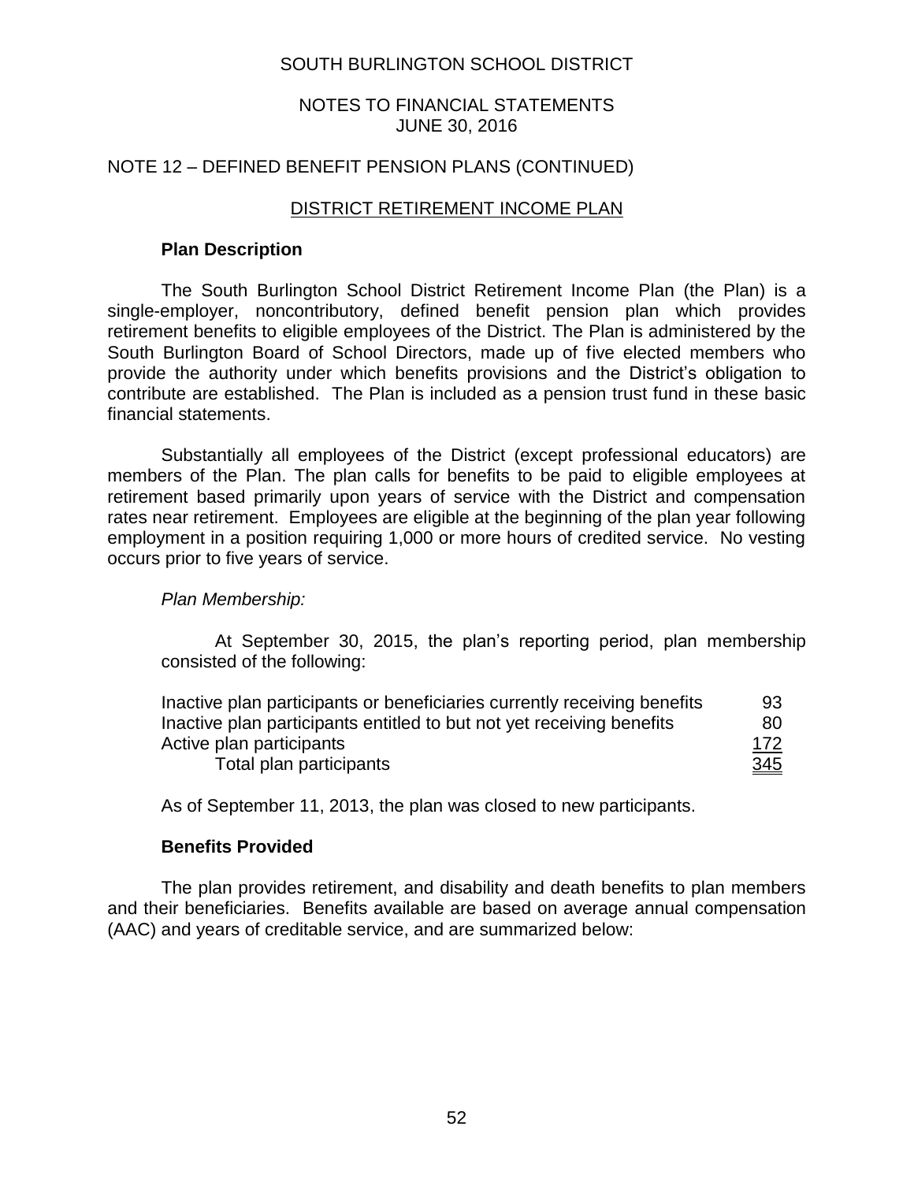SOUTH BURLINGTON SCHOOL DISTRICT

NOTES TO FINANCIAL STATEMENTS
JUNE 30, 2016

NOTE 12 – DEFINED BENEFIT PENSION PLANS (CONTINUED)

DISTRICT RETIREMENT INCOME PLAN

**Plan Description**

The South Burlington School District Retirement Income Plan (the Plan) is a single-employer, noncontributory, defined benefit pension plan which provides retirement benefits to eligible employees of the District. The Plan is administered by the South Burlington Board of School Directors, made up of five elected members who provide the authority under which benefits provisions and the District's obligation to contribute are established. The Plan is included as a pension trust fund in these basic financial statements.

Substantially all employees of the District (except professional educators) are members of the Plan. The plan calls for benefits to be paid to eligible employees at retirement based primarily upon years of service with the District and compensation rates near retirement. Employees are eligible at the beginning of the plan year following employment in a position requiring 1,000 or more hours of credited service. No vesting occurs prior to five years of service.

*Plan Membership:*

At September 30, 2015, the plan's reporting period, plan membership consisted of the following:

| | |
|---|---|
| Inactive plan participants or beneficiaries currently receiving benefits | 93 |
| Inactive plan participants entitled to but not yet receiving benefits | 80 |
| Active plan participants | 172 |
| Total plan participants | 345 |

As of September 11, 2013, the plan was closed to new participants.

**Benefits Provided**

The plan provides retirement, and disability and death benefits to plan members and their beneficiaries. Benefits available are based on average annual compensation (AAC) and years of creditable service, and are summarized below: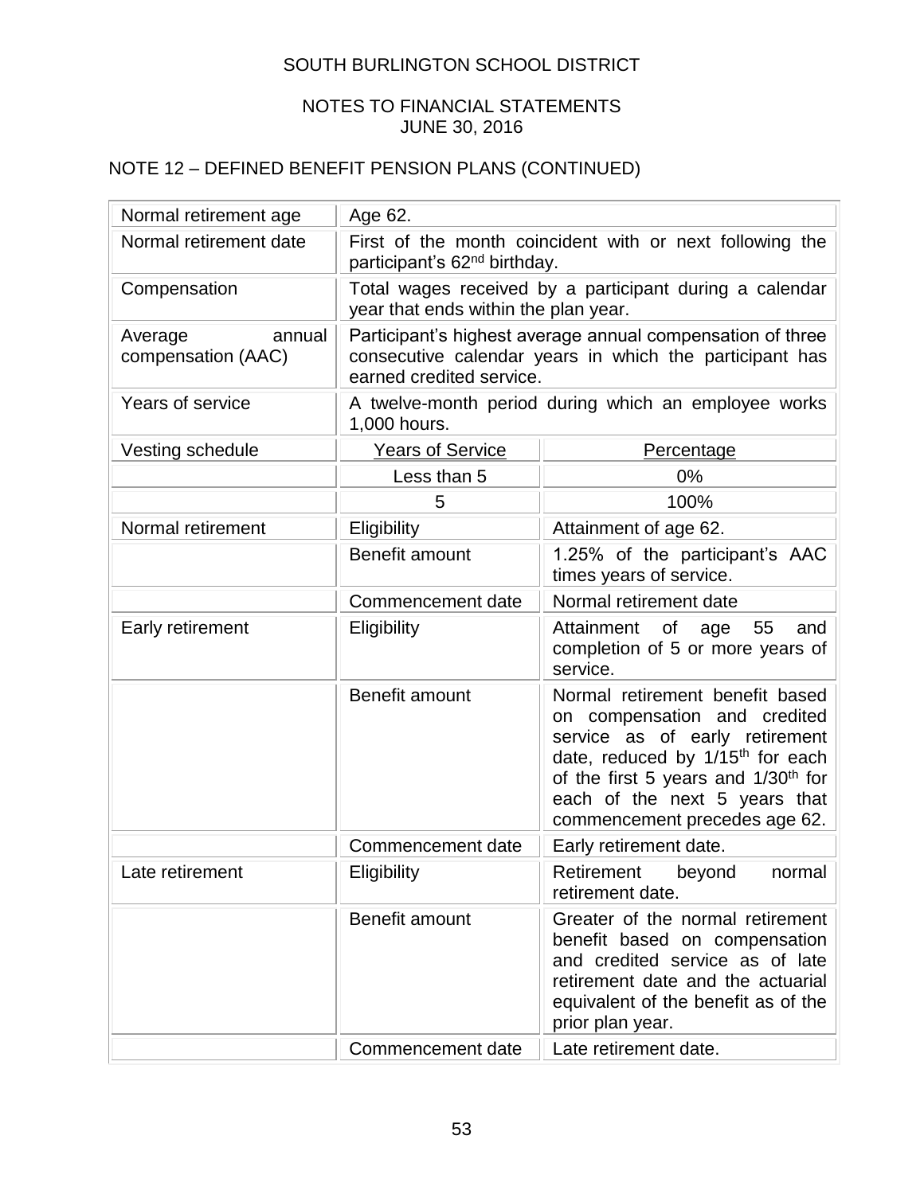SOUTH BURLINGTON SCHOOL DISTRICT

NOTES TO FINANCIAL STATEMENTS
JUNE 30, 2016

NOTE 12 – DEFINED BENEFIT PENSION PLANS (CONTINUED)

| | | |
|---|---|---|
| Normal retirement age | Age 62. | |
| Normal retirement date | First of the month coincident with or next following the participant's 62nd birthday. | |
| Compensation | Total wages received by a participant during a calendar year that ends within the plan year. | |
| Average annual compensation (AAC) | Participant's highest average annual compensation of three consecutive calendar years in which the participant has earned credited service. | |
| Years of service | A twelve-month period during which an employee works 1,000 hours. | |
| Vesting schedule | Years of Service | Percentage |
| | Less than 5 | 0% |
| | 5 | 100% |
| Normal retirement | Eligibility | Attainment of age 62. |
| | Benefit amount | 1.25% of the participant's AAC times years of service. |
| | Commencement date | Normal retirement date |
| Early retirement | Eligibility | Attainment of age 55 and completion of 5 or more years of service. |
| | Benefit amount | Normal retirement benefit based on compensation and credited service as of early retirement date, reduced by 1/15th for each of the first 5 years and 1/30th for each of the next 5 years that commencement precedes age 62. |
| | Commencement date | Early retirement date. |
| Late retirement | Eligibility | Retirement beyond normal retirement date. |
| | Benefit amount | Greater of the normal retirement benefit based on compensation and credited service as of late retirement date and the actuarial equivalent of the benefit as of the prior plan year. |
| | Commencement date | Late retirement date. |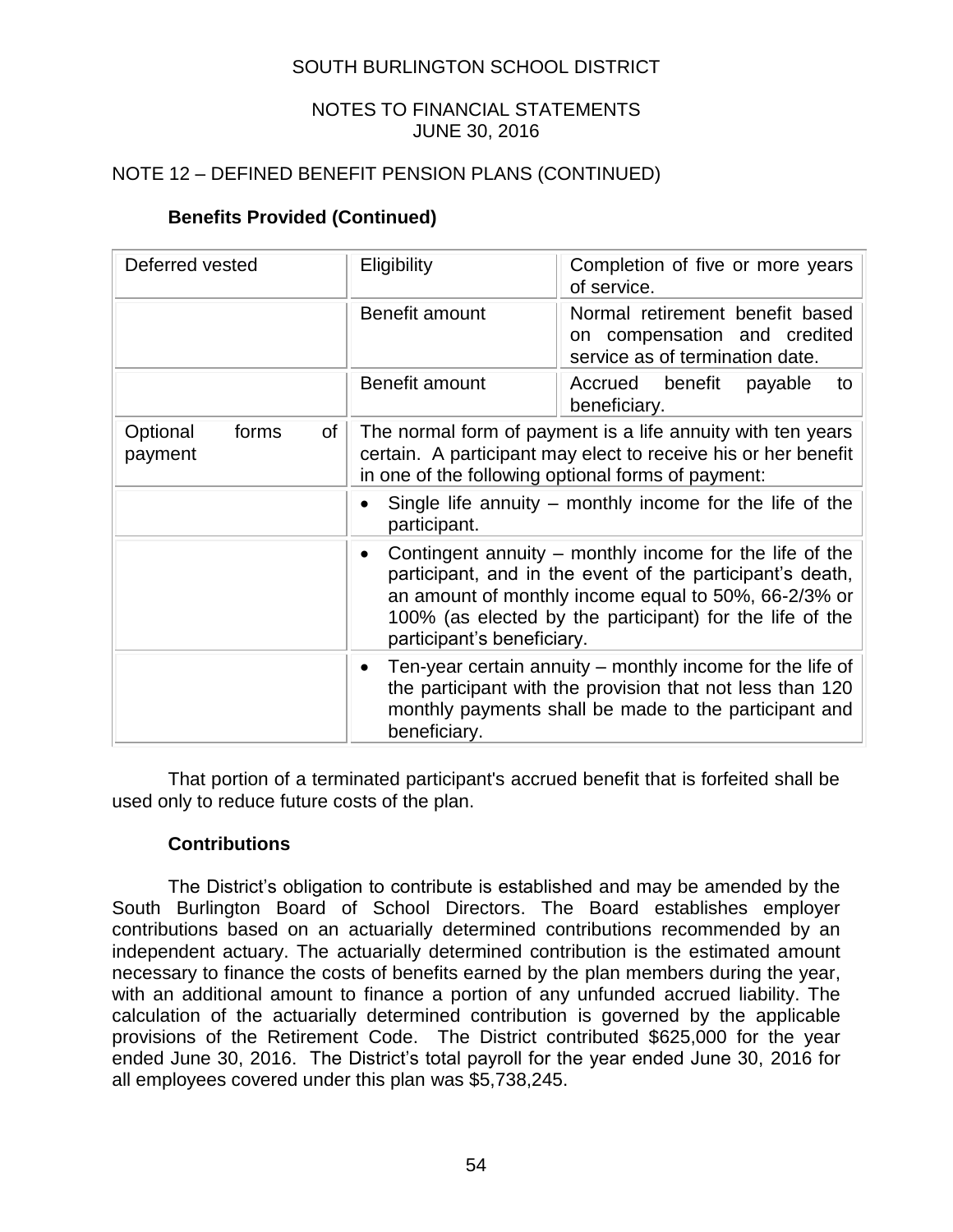SOUTH BURLINGTON SCHOOL DISTRICT

NOTES TO FINANCIAL STATEMENTS
JUNE 30, 2016

NOTE 12 – DEFINED BENEFIT PENSION PLANS (CONTINUED)

**Benefits Provided (Continued)**

| | | |
|---|---|---|
| Deferred vested | Eligibility | Completion of five or more years of service. |
| | Benefit amount | Normal retirement benefit based on compensation and credited service as of termination date. |
| | Benefit amount | Accrued benefit payable to beneficiary. |
| Optional forms of payment | The normal form of payment is a life annuity with ten years certain. A participant may elect to receive his or her benefit in one of the following optional forms of payment: | |
| | • Single life annuity – monthly income for the life of the participant. | |
| | • Contingent annuity – monthly income for the life of the participant, and in the event of the participant's death, an amount of monthly income equal to 50%, 66-2/3% or 100% (as elected by the participant) for the life of the participant's beneficiary. | |
| | • Ten-year certain annuity – monthly income for the life of the participant with the provision that not less than 120 monthly payments shall be made to the participant and beneficiary. | |

That portion of a terminated participant's accrued benefit that is forfeited shall be used only to reduce future costs of the plan.

**Contributions**

The District's obligation to contribute is established and may be amended by the South Burlington Board of School Directors. The Board establishes employer contributions based on an actuarially determined contributions recommended by an independent actuary. The actuarially determined contribution is the estimated amount necessary to finance the costs of benefits earned by the plan members during the year, with an additional amount to finance a portion of any unfunded accrued liability. The calculation of the actuarially determined contribution is governed by the applicable provisions of the Retirement Code. The District contributed $625,000 for the year ended June 30, 2016. The District's total payroll for the year ended June 30, 2016 for all employees covered under this plan was $5,738,245.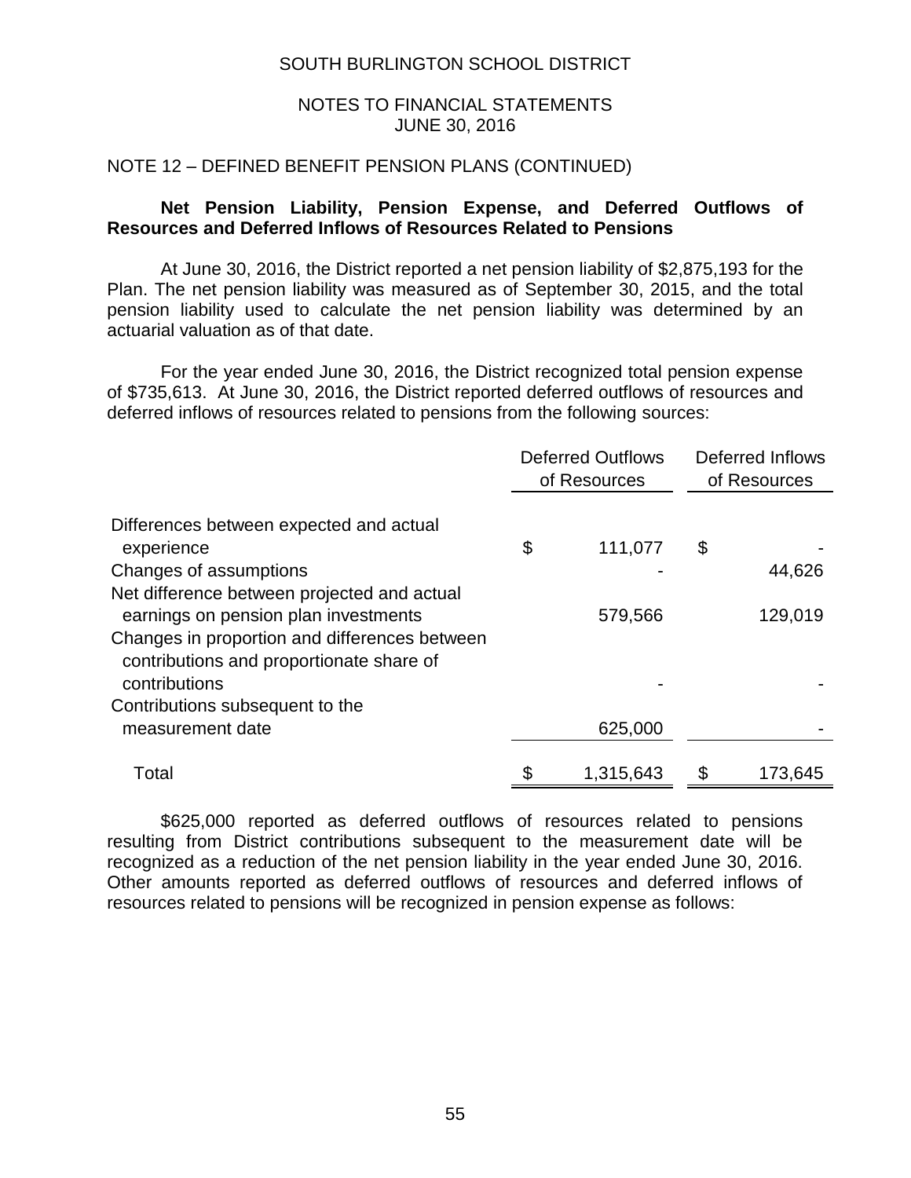SOUTH BURLINGTON SCHOOL DISTRICT

NOTES TO FINANCIAL STATEMENTS
JUNE 30, 2016

NOTE 12 – DEFINED BENEFIT PENSION PLANS (CONTINUED)

**Net Pension Liability, Pension Expense, and Deferred Outflows of Resources and Deferred Inflows of Resources Related to Pensions**

At June 30, 2016, the District reported a net pension liability of $2,875,193 for the Plan. The net pension liability was measured as of September 30, 2015, and the total pension liability used to calculate the net pension liability was determined by an actuarial valuation as of that date.

For the year ended June 30, 2016, the District recognized total pension expense of $735,613. At June 30, 2016, the District reported deferred outflows of resources and deferred inflows of resources related to pensions from the following sources:

| | Deferred Outflows of Resources | Deferred Inflows of Resources |
|---|---|---|
| Differences between expected and actual experience | $ 111,077 | $ - |
| Changes of assumptions | - | 44,626 |
| Net difference between projected and actual earnings on pension plan investments | 579,566 | 129,019 |
| Changes in proportion and differences between contributions and proportionate share of contributions | - | - |
| Contributions subsequent to the measurement date | 625,000 | - |
| Total | $ 1,315,643 | $ 173,645 |

$625,000 reported as deferred outflows of resources related to pensions resulting from District contributions subsequent to the measurement date will be recognized as a reduction of the net pension liability in the year ended June 30, 2016. Other amounts reported as deferred outflows of resources and deferred inflows of resources related to pensions will be recognized in pension expense as follows: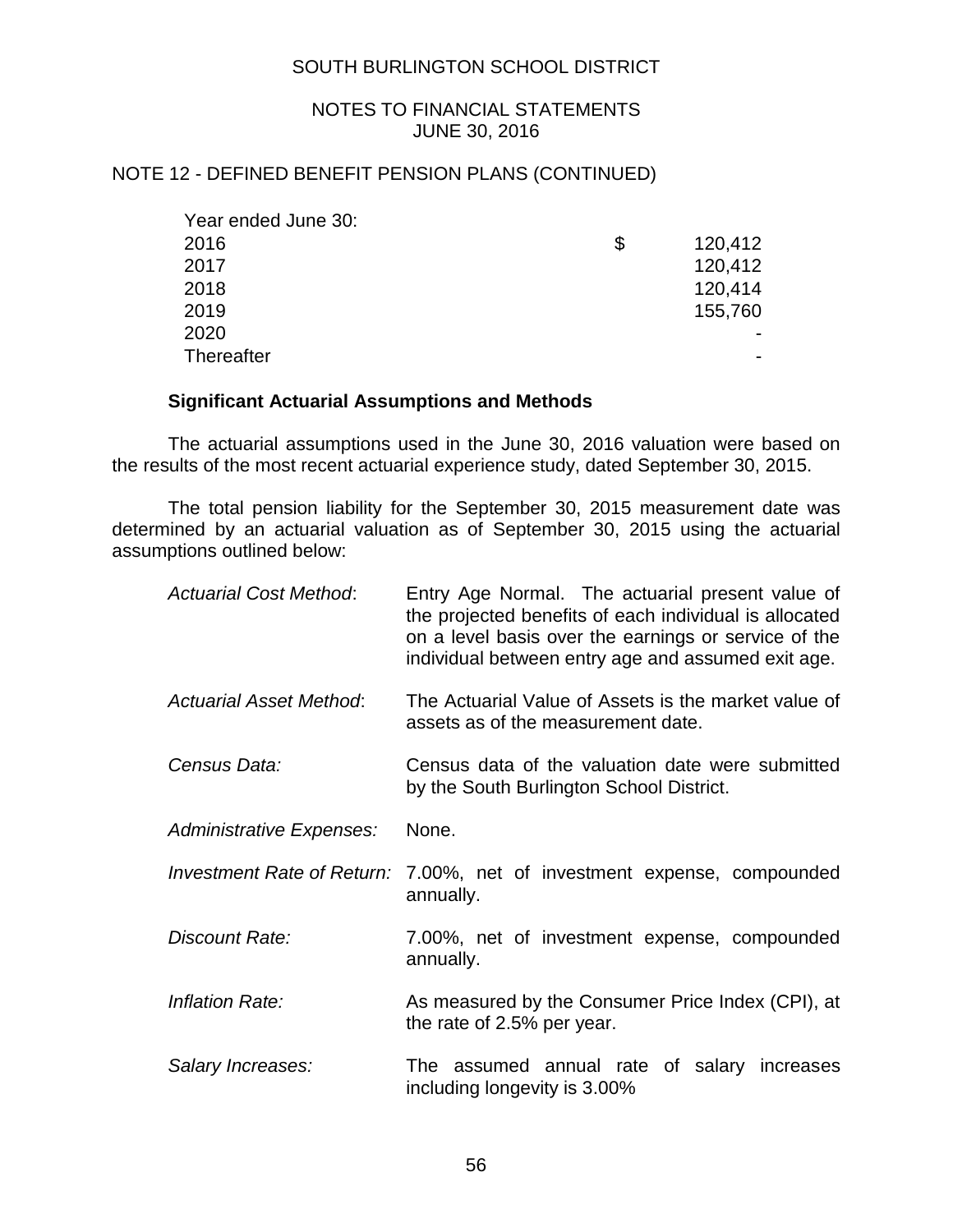SOUTH BURLINGTON SCHOOL DISTRICT

NOTES TO FINANCIAL STATEMENTS
JUNE 30, 2016

NOTE 12 - DEFINED BENEFIT PENSION PLANS (CONTINUED)

| | | |
|---|---|---|
| Year ended June 30: | | |
| 2016 | $ | 120,412 |
| 2017 | | 120,412 |
| 2018 | | 120,414 |
| 2019 | | 155,760 |
| 2020 | | - |
| Thereafter | | - |

**Significant Actuarial Assumptions and Methods**

The actuarial assumptions used in the June 30, 2016 valuation were based on the results of the most recent actuarial experience study, dated September 30, 2015.

The total pension liability for the September 30, 2015 measurement date was determined by an actuarial valuation as of September 30, 2015 using the actuarial assumptions outlined below:

| | |
|---|---|
| *Actuarial Cost Method*: | Entry Age Normal. The actuarial present value of the projected benefits of each individual is allocated on a level basis over the earnings or service of the individual between entry age and assumed exit age. |
| *Actuarial Asset Method*: | The Actuarial Value of Assets is the market value of assets as of the measurement date. |
| *Census Data:* | Census data of the valuation date were submitted by the South Burlington School District. |
| *Administrative Expenses:* | None. |
| *Investment Rate of Return:* | 7.00%, net of investment expense, compounded annually. |
| *Discount Rate:* | 7.00%, net of investment expense, compounded annually. |
| *Inflation Rate:* | As measured by the Consumer Price Index (CPI), at the rate of 2.5% per year. |
| *Salary Increases:* | The assumed annual rate of salary increases including longevity is 3.00% |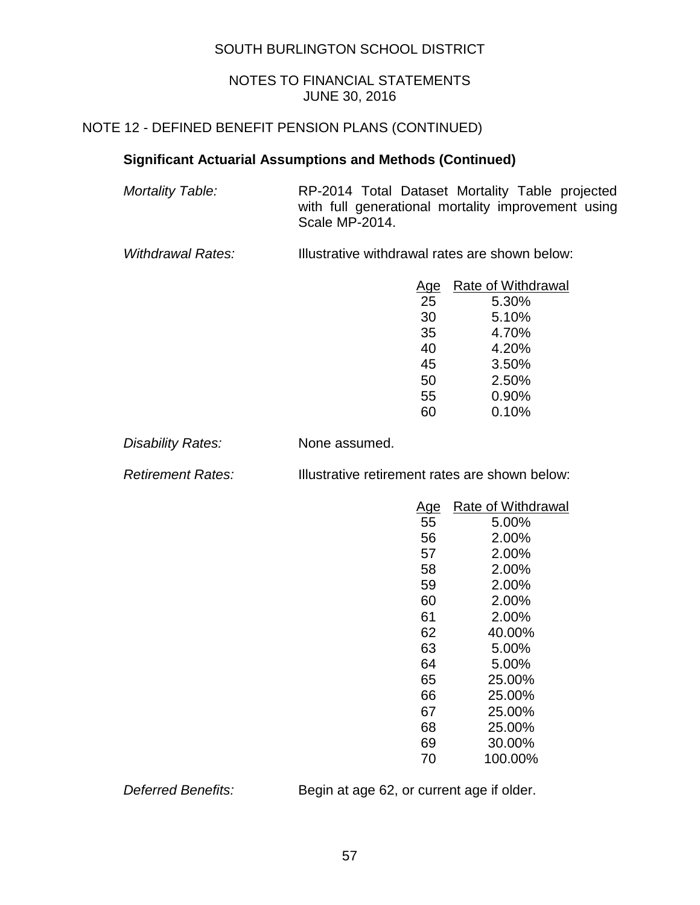SOUTH BURLINGTON SCHOOL DISTRICT

NOTES TO FINANCIAL STATEMENTS
JUNE 30, 2016

NOTE 12 - DEFINED BENEFIT PENSION PLANS (CONTINUED)

**Significant Actuarial Assumptions and Methods (Continued)**

*Mortality Table:* RP-2014 Total Dataset Mortality Table projected with full generational mortality improvement using Scale MP-2014.

*Withdrawal Rates:* Illustrative withdrawal rates are shown below:

| Age | Rate of Withdrawal |
|---|---|
| 25 | 5.30% |
| 30 | 5.10% |
| 35 | 4.70% |
| 40 | 4.20% |
| 45 | 3.50% |
| 50 | 2.50% |
| 55 | 0.90% |
| 60 | 0.10% |

*Disability Rates:* None assumed.

*Retirement Rates:* Illustrative retirement rates are shown below:

| Age | Rate of Withdrawal |
|---|---|
| 55 | 5.00% |
| 56 | 2.00% |
| 57 | 2.00% |
| 58 | 2.00% |
| 59 | 2.00% |
| 60 | 2.00% |
| 61 | 2.00% |
| 62 | 40.00% |
| 63 | 5.00% |
| 64 | 5.00% |
| 65 | 25.00% |
| 66 | 25.00% |
| 67 | 25.00% |
| 68 | 25.00% |
| 69 | 30.00% |
| 70 | 100.00% |

*Deferred Benefits:* Begin at age 62, or current age if older.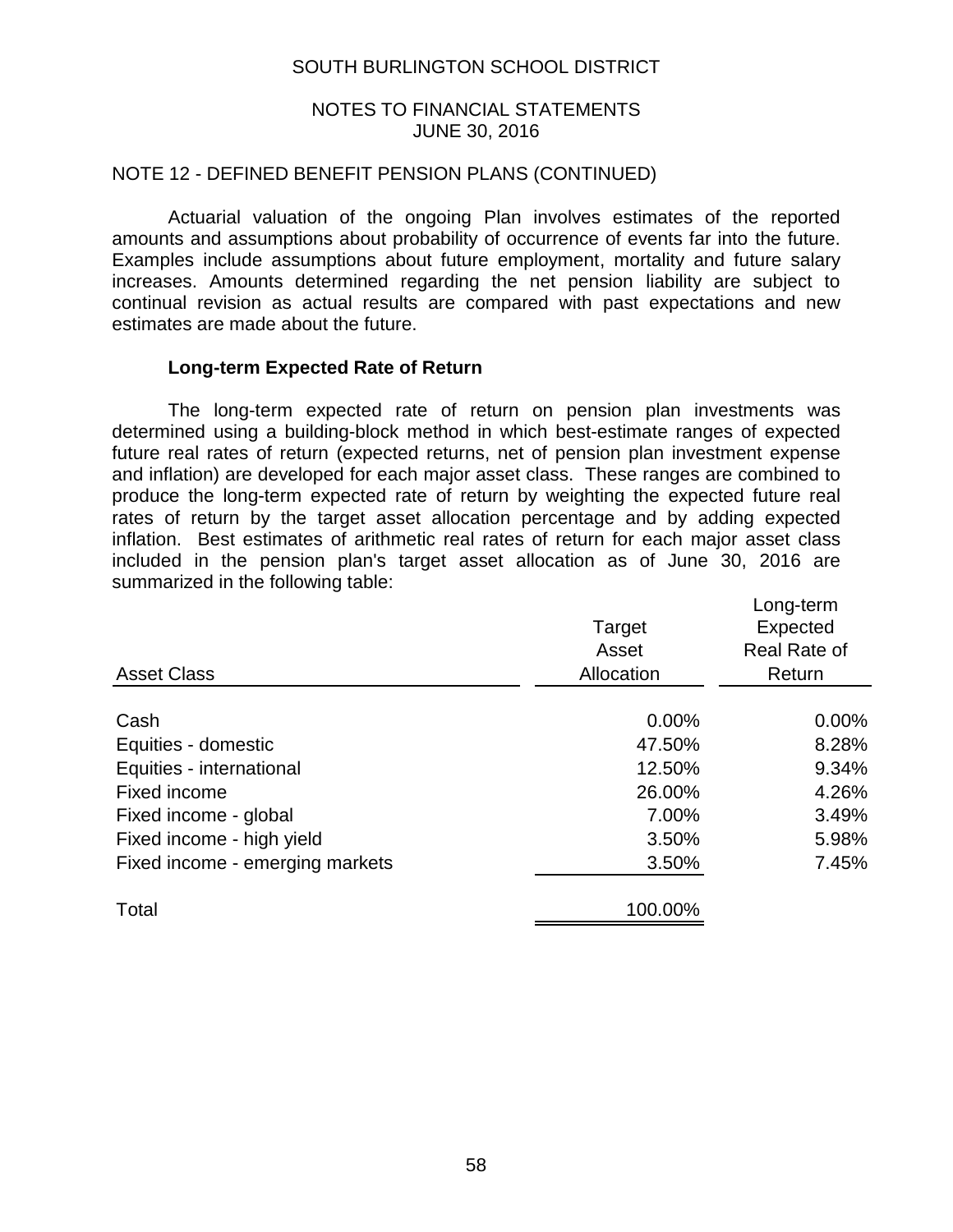SOUTH BURLINGTON SCHOOL DISTRICT

NOTES TO FINANCIAL STATEMENTS
JUNE 30, 2016

NOTE 12 - DEFINED BENEFIT PENSION PLANS (CONTINUED)

Actuarial valuation of the ongoing Plan involves estimates of the reported amounts and assumptions about probability of occurrence of events far into the future. Examples include assumptions about future employment, mortality and future salary increases. Amounts determined regarding the net pension liability are subject to continual revision as actual results are compared with past expectations and new estimates are made about the future.

**Long-term Expected Rate of Return**

The long-term expected rate of return on pension plan investments was determined using a building-block method in which best-estimate ranges of expected future real rates of return (expected returns, net of pension plan investment expense and inflation) are developed for each major asset class. These ranges are combined to produce the long-term expected rate of return by weighting the expected future real rates of return by the target asset allocation percentage and by adding expected inflation. Best estimates of arithmetic real rates of return for each major asset class included in the pension plan's target asset allocation as of June 30, 2016 are summarized in the following table:

| Asset Class | Target Asset Allocation | Long-term Expected Real Rate of Return |
|---|---|---|
| Cash | 0.00% | 0.00% |
| Equities - domestic | 47.50% | 8.28% |
| Equities - international | 12.50% | 9.34% |
| Fixed income | 26.00% | 4.26% |
| Fixed income - global | 7.00% | 3.49% |
| Fixed income - high yield | 3.50% | 5.98% |
| Fixed income - emerging markets | 3.50% | 7.45% |
| Total | 100.00% | |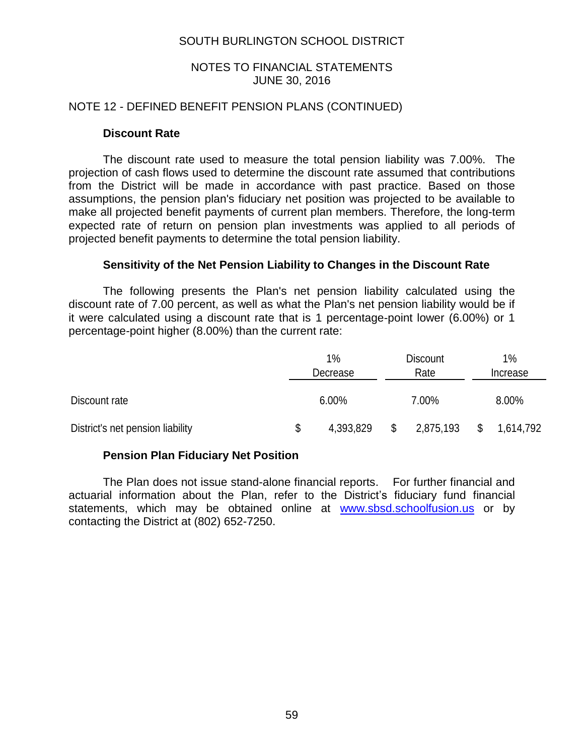SOUTH BURLINGTON SCHOOL DISTRICT

NOTES TO FINANCIAL STATEMENTS
JUNE 30, 2016

NOTE 12 - DEFINED BENEFIT PENSION PLANS (CONTINUED)

**Discount Rate**

The discount rate used to measure the total pension liability was 7.00%. The projection of cash flows used to determine the discount rate assumed that contributions from the District will be made in accordance with past practice. Based on those assumptions, the pension plan's fiduciary net position was projected to be available to make all projected benefit payments of current plan members. Therefore, the long-term expected rate of return on pension plan investments was applied to all periods of projected benefit payments to determine the total pension liability.

**Sensitivity of the Net Pension Liability to Changes in the Discount Rate**

The following presents the Plan's net pension liability calculated using the discount rate of 7.00 percent, as well as what the Plan's net pension liability would be if it were calculated using a discount rate that is 1 percentage-point lower (6.00%) or 1 percentage-point higher (8.00%) than the current rate:

| | 1% Decrease | Discount Rate | 1% Increase |
|---|---|---|---|
| Discount rate | 6.00% | 7.00% | 8.00% |
| District's net pension liability | $ 4,393,829 | $ 2,875,193 | $ 1,614,792 |

**Pension Plan Fiduciary Net Position**

The Plan does not issue stand-alone financial reports. For further financial and actuarial information about the Plan, refer to the District's fiduciary fund financial statements, which may be obtained online at www.sbsd.schoolfusion.us or by contacting the District at (802) 652-7250.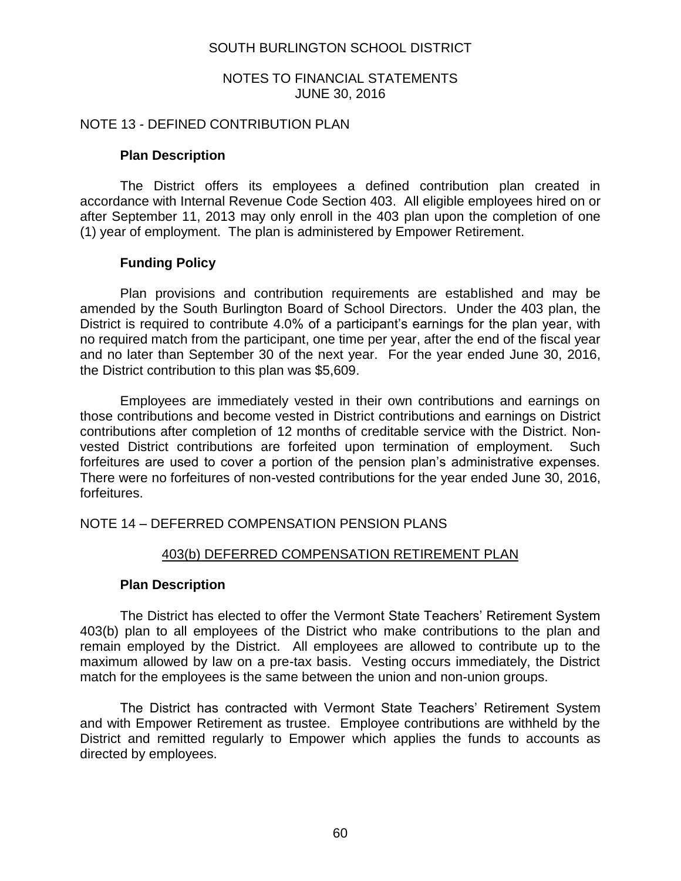SOUTH BURLINGTON SCHOOL DISTRICT

NOTES TO FINANCIAL STATEMENTS
JUNE 30, 2016

## NOTE 13 - DEFINED CONTRIBUTION PLAN

### Plan Description

The District offers its employees a defined contribution plan created in accordance with Internal Revenue Code Section 403. All eligible employees hired on or after September 11, 2013 may only enroll in the 403 plan upon the completion of one (1) year of employment. The plan is administered by Empower Retirement.

### Funding Policy

Plan provisions and contribution requirements are established and may be amended by the South Burlington Board of School Directors. Under the 403 plan, the District is required to contribute 4.0% of a participant's earnings for the plan year, with no required match from the participant, one time per year, after the end of the fiscal year and no later than September 30 of the next year. For the year ended June 30, 2016, the District contribution to this plan was $5,609.

Employees are immediately vested in their own contributions and earnings on those contributions and become vested in District contributions and earnings on District contributions after completion of 12 months of creditable service with the District. Non-vested District contributions are forfeited upon termination of employment. Such forfeitures are used to cover a portion of the pension plan's administrative expenses. There were no forfeitures of non-vested contributions for the year ended June 30, 2016, forfeitures.

## NOTE 14 – DEFERRED COMPENSATION PENSION PLANS

### 403(b) DEFERRED COMPENSATION RETIREMENT PLAN

### Plan Description

The District has elected to offer the Vermont State Teachers' Retirement System 403(b) plan to all employees of the District who make contributions to the plan and remain employed by the District. All employees are allowed to contribute up to the maximum allowed by law on a pre-tax basis. Vesting occurs immediately, the District match for the employees is the same between the union and non-union groups.

The District has contracted with Vermont State Teachers' Retirement System and with Empower Retirement as trustee. Employee contributions are withheld by the District and remitted regularly to Empower which applies the funds to accounts as directed by employees.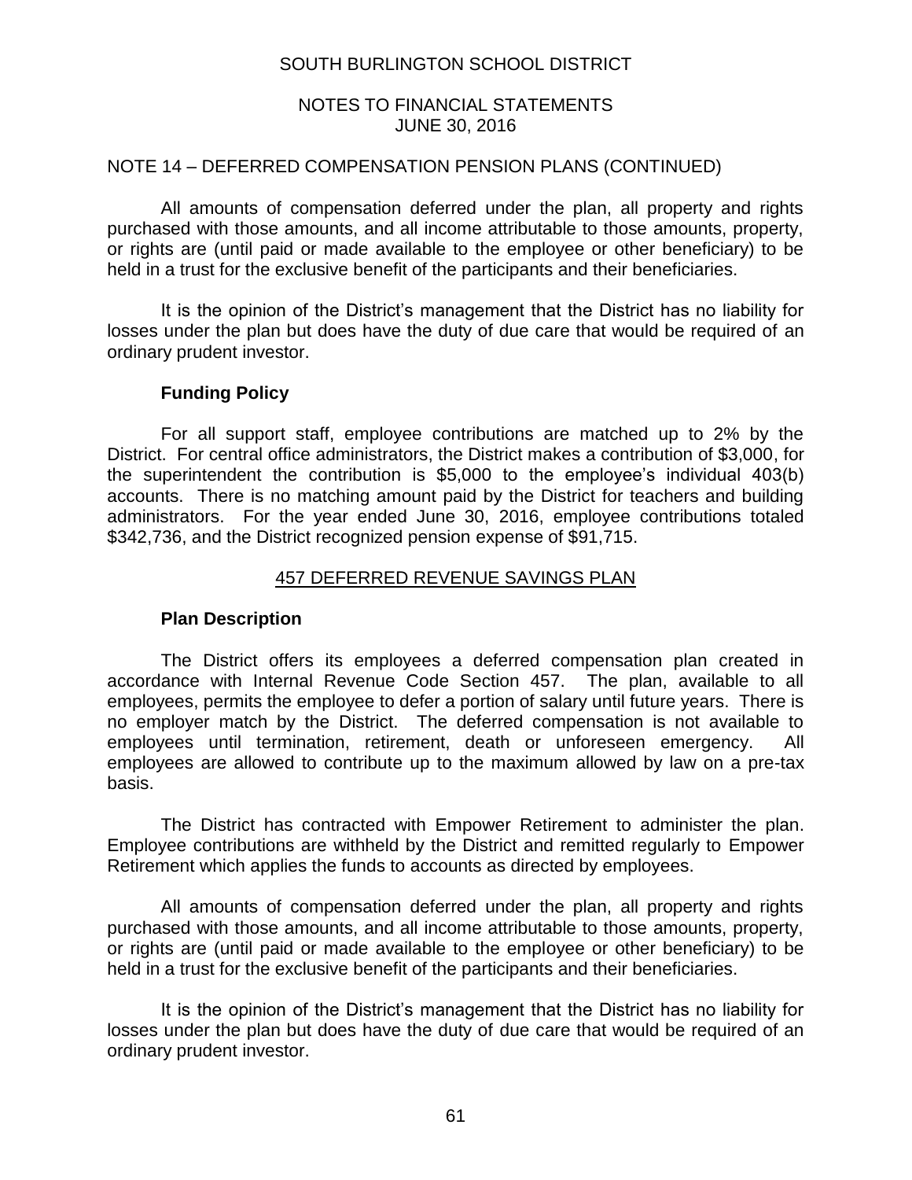## NOTE 14 – DEFERRED COMPENSATION PENSION PLANS (CONTINUED)

All amounts of compensation deferred under the plan, all property and rights purchased with those amounts, and all income attributable to those amounts, property, or rights are (until paid or made available to the employee or other beneficiary) to be held in a trust for the exclusive benefit of the participants and their beneficiaries.

It is the opinion of the District's management that the District has no liability for losses under the plan but does have the duty of due care that would be required of an ordinary prudent investor.

### Funding Policy

For all support staff, employee contributions are matched up to 2% by the District. For central office administrators, the District makes a contribution of $3,000, for the superintendent the contribution is $5,000 to the employee's individual 403(b) accounts. There is no matching amount paid by the District for teachers and building administrators. For the year ended June 30, 2016, employee contributions totaled $342,736, and the District recognized pension expense of $91,715.

## 457 DEFERRED REVENUE SAVINGS PLAN

### Plan Description

The District offers its employees a deferred compensation plan created in accordance with Internal Revenue Code Section 457. The plan, available to all employees, permits the employee to defer a portion of salary until future years. There is no employer match by the District. The deferred compensation is not available to employees until termination, retirement, death or unforeseen emergency. All employees are allowed to contribute up to the maximum allowed by law on a pre-tax basis.

The District has contracted with Empower Retirement to administer the plan. Employee contributions are withheld by the District and remitted regularly to Empower Retirement which applies the funds to accounts as directed by employees.

All amounts of compensation deferred under the plan, all property and rights purchased with those amounts, and all income attributable to those amounts, property, or rights are (until paid or made available to the employee or other beneficiary) to be held in a trust for the exclusive benefit of the participants and their beneficiaries.

It is the opinion of the District's management that the District has no liability for losses under the plan but does have the duty of due care that would be required of an ordinary prudent investor.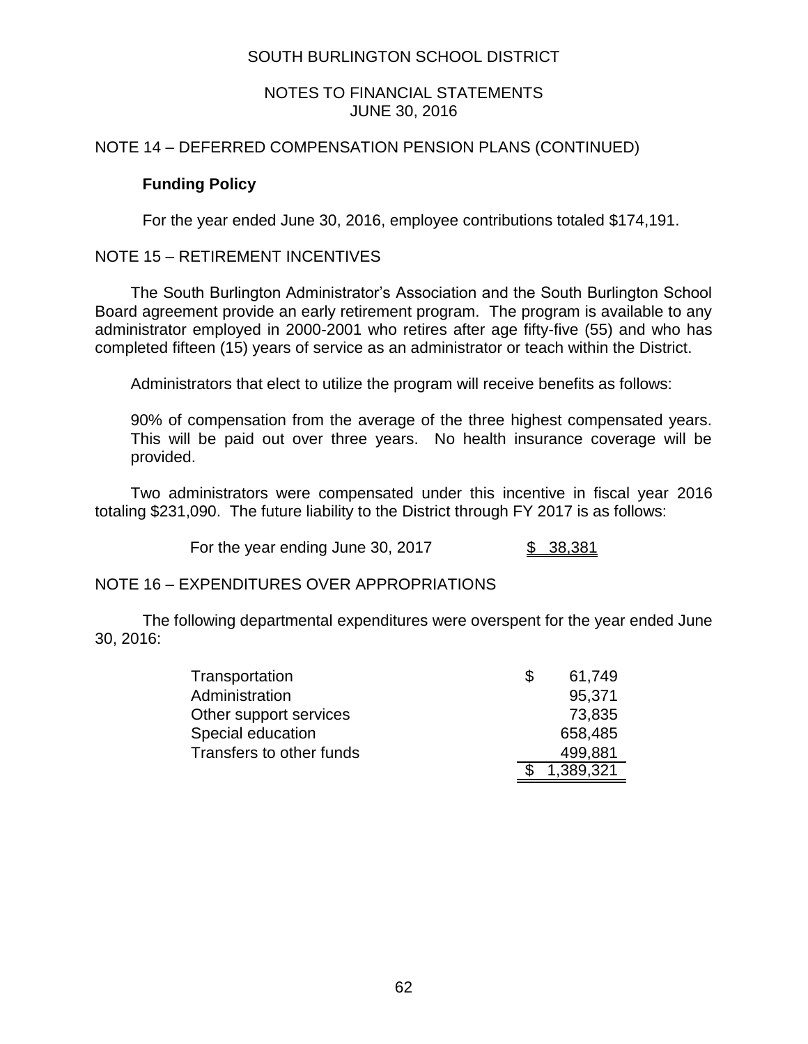SOUTH BURLINGTON SCHOOL DISTRICT

NOTES TO FINANCIAL STATEMENTS
JUNE 30, 2016

## NOTE 14 – DEFERRED COMPENSATION PENSION PLANS (CONTINUED)

### Funding Policy

For the year ended June 30, 2016, employee contributions totaled $174,191.

## NOTE 15 – RETIREMENT INCENTIVES

The South Burlington Administrator's Association and the South Burlington School Board agreement provide an early retirement program. The program is available to any administrator employed in 2000-2001 who retires after age fifty-five (55) and who has completed fifteen (15) years of service as an administrator or teach within the District.

Administrators that elect to utilize the program will receive benefits as follows:

90% of compensation from the average of the three highest compensated years. This will be paid out over three years. No health insurance coverage will be provided.

Two administrators were compensated under this incentive in fiscal year 2016 totaling $231,090. The future liability to the District through FY 2017 is as follows:

| | |
|---|---|
| For the year ending June 30, 2017 | $ 38,381 |

## NOTE 16 – EXPENDITURES OVER APPROPRIATIONS

The following departmental expenditures were overspent for the year ended June 30, 2016:

| | |
|---|---|
| Transportation | $ 61,749 |
| Administration | 95,371 |
| Other support services | 73,835 |
| Special education | 658,485 |
| Transfers to other funds | 499,881 |
| | $ 1,389,321 |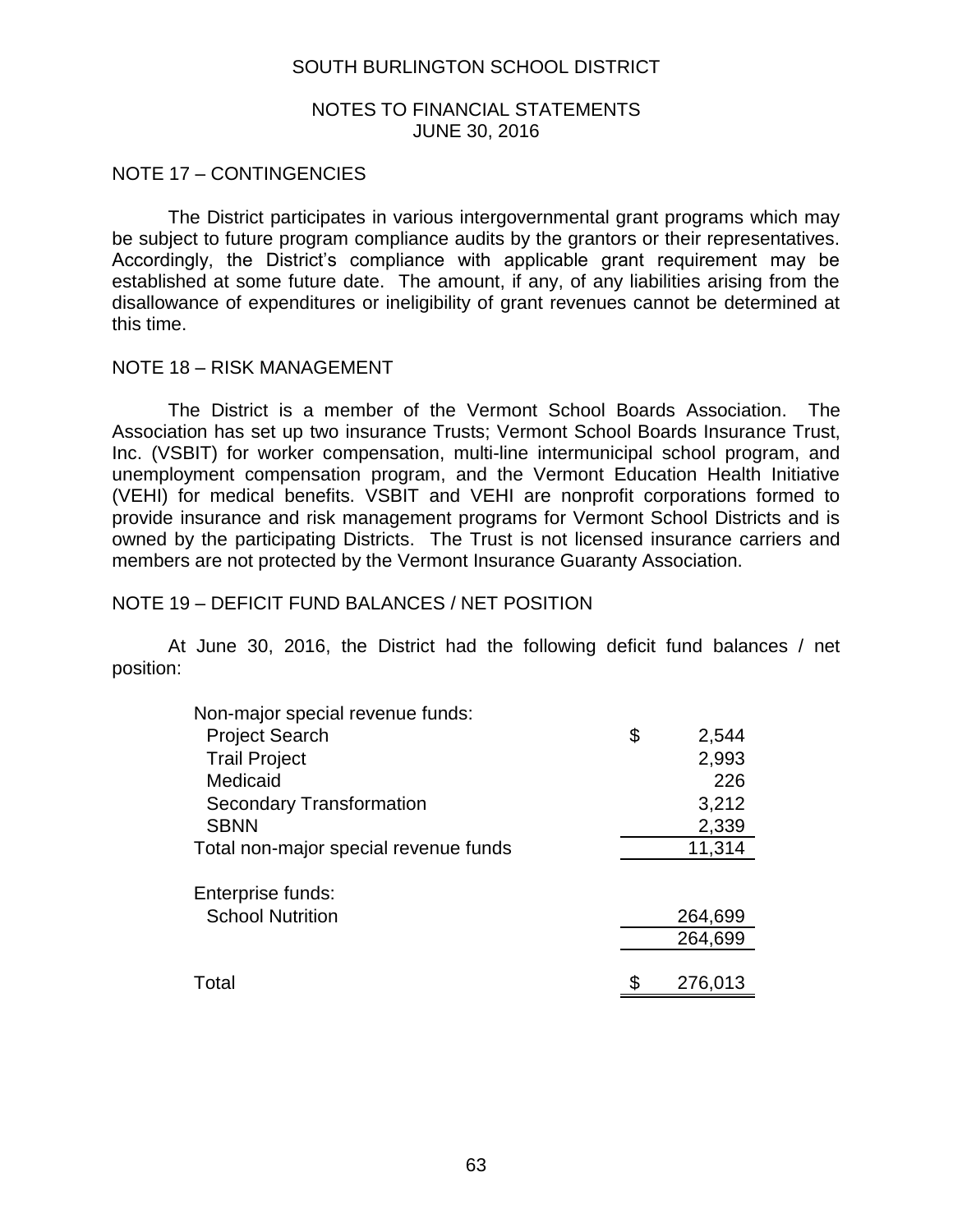SOUTH BURLINGTON SCHOOL DISTRICT

NOTES TO FINANCIAL STATEMENTS
JUNE 30, 2016

## NOTE 17 – CONTINGENCIES

The District participates in various intergovernmental grant programs which may be subject to future program compliance audits by the grantors or their representatives. Accordingly, the District's compliance with applicable grant requirement may be established at some future date. The amount, if any, of any liabilities arising from the disallowance of expenditures or ineligibility of grant revenues cannot be determined at this time.

## NOTE 18 – RISK MANAGEMENT

The District is a member of the Vermont School Boards Association. The Association has set up two insurance Trusts; Vermont School Boards Insurance Trust, Inc. (VSBIT) for worker compensation, multi-line intermunicipal school program, and unemployment compensation program, and the Vermont Education Health Initiative (VEHI) for medical benefits. VSBIT and VEHI are nonprofit corporations formed to provide insurance and risk management programs for Vermont School Districts and is owned by the participating Districts. The Trust is not licensed insurance carriers and members are not protected by the Vermont Insurance Guaranty Association.

## NOTE 19 – DEFICIT FUND BALANCES / NET POSITION

At June 30, 2016, the District had the following deficit fund balances / net position:

| | |
|---|---|
| Non-major special revenue funds: | |
| Project Search | $ 2,544 |
| Trail Project | 2,993 |
| Medicaid | 226 |
| Secondary Transformation | 3,212 |
| SBNN | 2,339 |
| Total non-major special revenue funds | 11,314 |
| Enterprise funds: | |
| School Nutrition | 264,699 |
| | 264,699 |
| Total | $ 276,013 |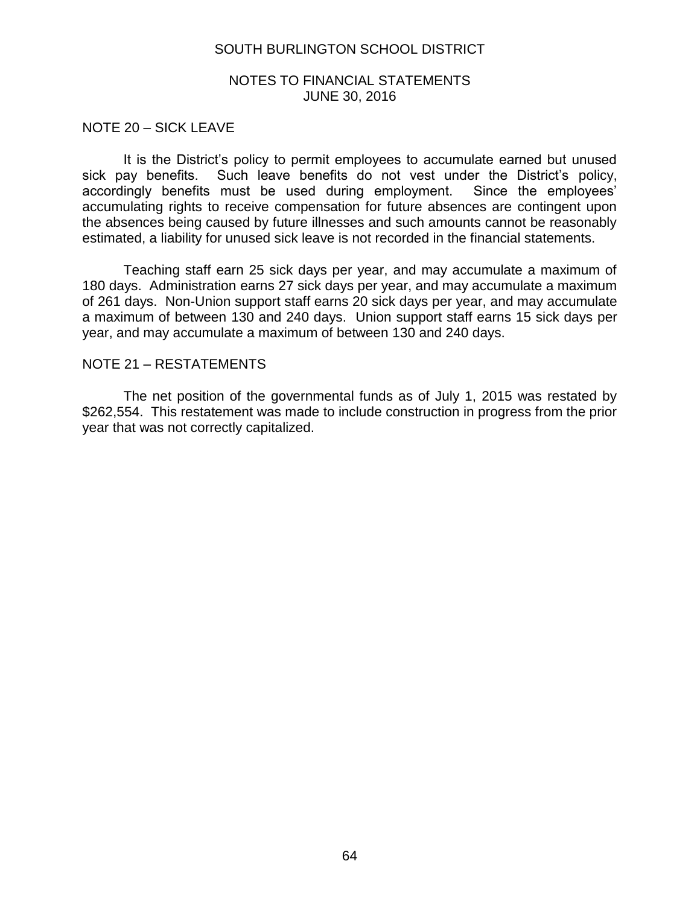## NOTE 20 – SICK LEAVE

It is the District's policy to permit employees to accumulate earned but unused sick pay benefits. Such leave benefits do not vest under the District's policy, accordingly benefits must be used during employment. Since the employees' accumulating rights to receive compensation for future absences are contingent upon the absences being caused by future illnesses and such amounts cannot be reasonably estimated, a liability for unused sick leave is not recorded in the financial statements.

Teaching staff earn 25 sick days per year, and may accumulate a maximum of 180 days. Administration earns 27 sick days per year, and may accumulate a maximum of 261 days. Non-Union support staff earns 20 sick days per year, and may accumulate a maximum of between 130 and 240 days. Union support staff earns 15 sick days per year, and may accumulate a maximum of between 130 and 240 days.

## NOTE 21 – RESTATEMENTS

The net position of the governmental funds as of July 1, 2015 was restated by $262,554. This restatement was made to include construction in progress from the prior year that was not correctly capitalized.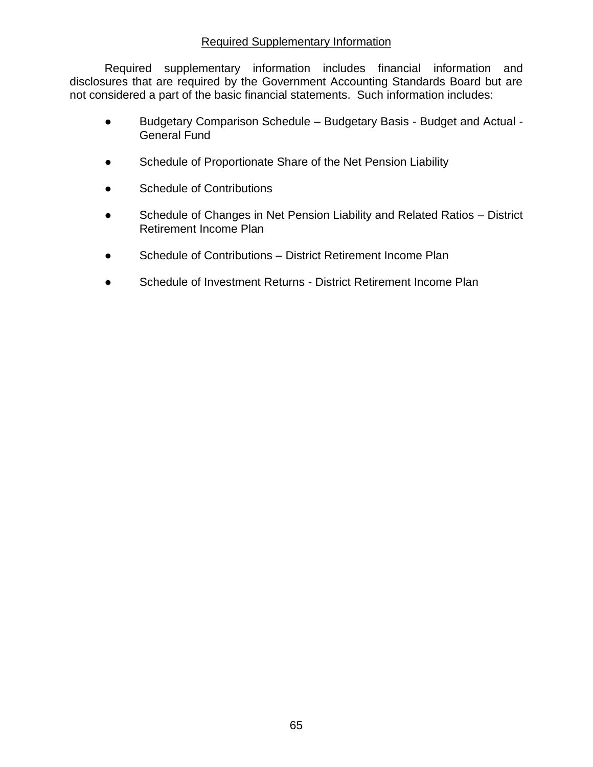## Required Supplementary Information

Required supplementary information includes financial information and disclosures that are required by the Government Accounting Standards Board but are not considered a part of the basic financial statements. Such information includes:

- Budgetary Comparison Schedule – Budgetary Basis - Budget and Actual - General Fund
- Schedule of Proportionate Share of the Net Pension Liability
- Schedule of Contributions
- Schedule of Changes in Net Pension Liability and Related Ratios – District Retirement Income Plan
- Schedule of Contributions – District Retirement Income Plan
- Schedule of Investment Returns - District Retirement Income Plan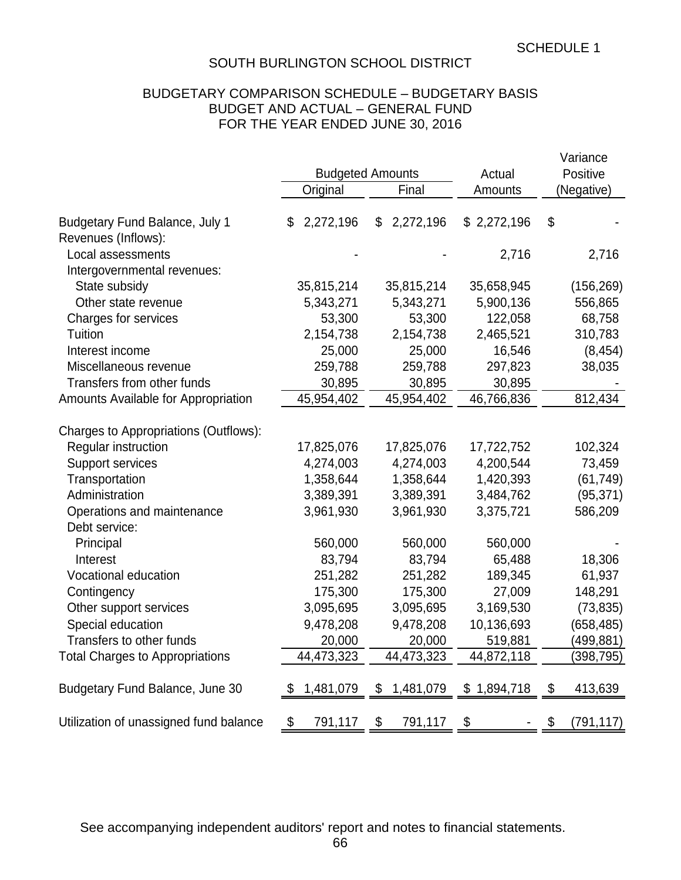SCHEDULE 1

# SOUTH BURLINGTON SCHOOL DISTRICT

## BUDGETARY COMPARISON SCHEDULE – BUDGETARY BASIS
## BUDGET AND ACTUAL – GENERAL FUND
## FOR THE YEAR ENDED JUNE 30, 2016

| | Budgeted Amounts | | Actual | Variance Positive |
|---|---|---|---|---|
| | Original | Final | Amounts | (Negative) |
| Budgetary Fund Balance, July 1 | $ 2,272,196 | $ 2,272,196 | $ 2,272,196 | $ - |
| Revenues (Inflows): | | | | |
| Local assessments | - | - | 2,716 | 2,716 |
| Intergovernmental revenues: | | | | |
| State subsidy | 35,815,214 | 35,815,214 | 35,658,945 | (156,269) |
| Other state revenue | 5,343,271 | 5,343,271 | 5,900,136 | 556,865 |
| Charges for services | 53,300 | 53,300 | 122,058 | 68,758 |
| Tuition | 2,154,738 | 2,154,738 | 2,465,521 | 310,783 |
| Interest income | 25,000 | 25,000 | 16,546 | (8,454) |
| Miscellaneous revenue | 259,788 | 259,788 | 297,823 | 38,035 |
| Transfers from other funds | 30,895 | 30,895 | 30,895 | - |
| Amounts Available for Appropriation | 45,954,402 | 45,954,402 | 46,766,836 | 812,434 |
| Charges to Appropriations (Outflows): | | | | |
| Regular instruction | 17,825,076 | 17,825,076 | 17,722,752 | 102,324 |
| Support services | 4,274,003 | 4,274,003 | 4,200,544 | 73,459 |
| Transportation | 1,358,644 | 1,358,644 | 1,420,393 | (61,749) |
| Administration | 3,389,391 | 3,389,391 | 3,484,762 | (95,371) |
| Operations and maintenance | 3,961,930 | 3,961,930 | 3,375,721 | 586,209 |
| Debt service: | | | | |
| Principal | 560,000 | 560,000 | 560,000 | - |
| Interest | 83,794 | 83,794 | 65,488 | 18,306 |
| Vocational education | 251,282 | 251,282 | 189,345 | 61,937 |
| Contingency | 175,300 | 175,300 | 27,009 | 148,291 |
| Other support services | 3,095,695 | 3,095,695 | 3,169,530 | (73,835) |
| Special education | 9,478,208 | 9,478,208 | 10,136,693 | (658,485) |
| Transfers to other funds | 20,000 | 20,000 | 519,881 | (499,881) |
| Total Charges to Appropriations | 44,473,323 | 44,473,323 | 44,872,118 | (398,795) |
| Budgetary Fund Balance, June 30 | $ 1,481,079 | $ 1,481,079 | $ 1,894,718 | $ 413,639 |
| Utilization of unassigned fund balance | $ 791,117 | $ 791,117 | $ - | $ (791,117) |

See accompanying independent auditors' report and notes to financial statements.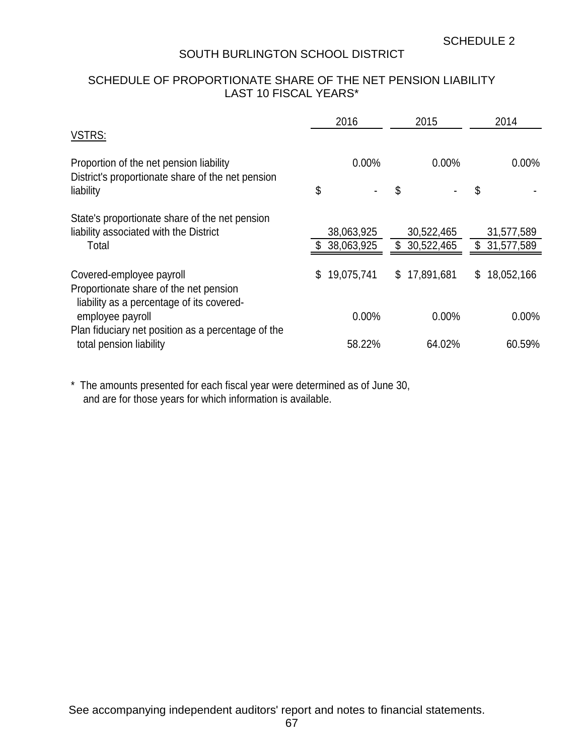SCHEDULE 2

# SOUTH BURLINGTON SCHOOL DISTRICT

## SCHEDULE OF PROPORTIONATE SHARE OF THE NET PENSION LIABILITY LAST 10 FISCAL YEARS*

| | 2016 | 2015 | 2014 |
|---|---|---|---|
| VSTRS: | | | |
| Proportion of the net pension liability | 0.00% | 0.00% | 0.00% |
| District's proportionate share of the net pension liability | $ - | $ - | $ - |
| State's proportionate share of the net pension liability associated with the District | 38,063,925 | 30,522,465 | 31,577,589 |
| Total | $ 38,063,925 | $ 30,522,465 | $ 31,577,589 |
| Covered-employee payroll | $ 19,075,741 | $ 17,891,681 | $ 18,052,166 |
| Proportionate share of the net pension liability as a percentage of its covered-employee payroll | 0.00% | 0.00% | 0.00% |
| Plan fiduciary net position as a percentage of the total pension liability | 58.22% | 64.02% | 60.59% |

\* The amounts presented for each fiscal year were determined as of June 30, and are for those years for which information is available.

See accompanying independent auditors' report and notes to financial statements.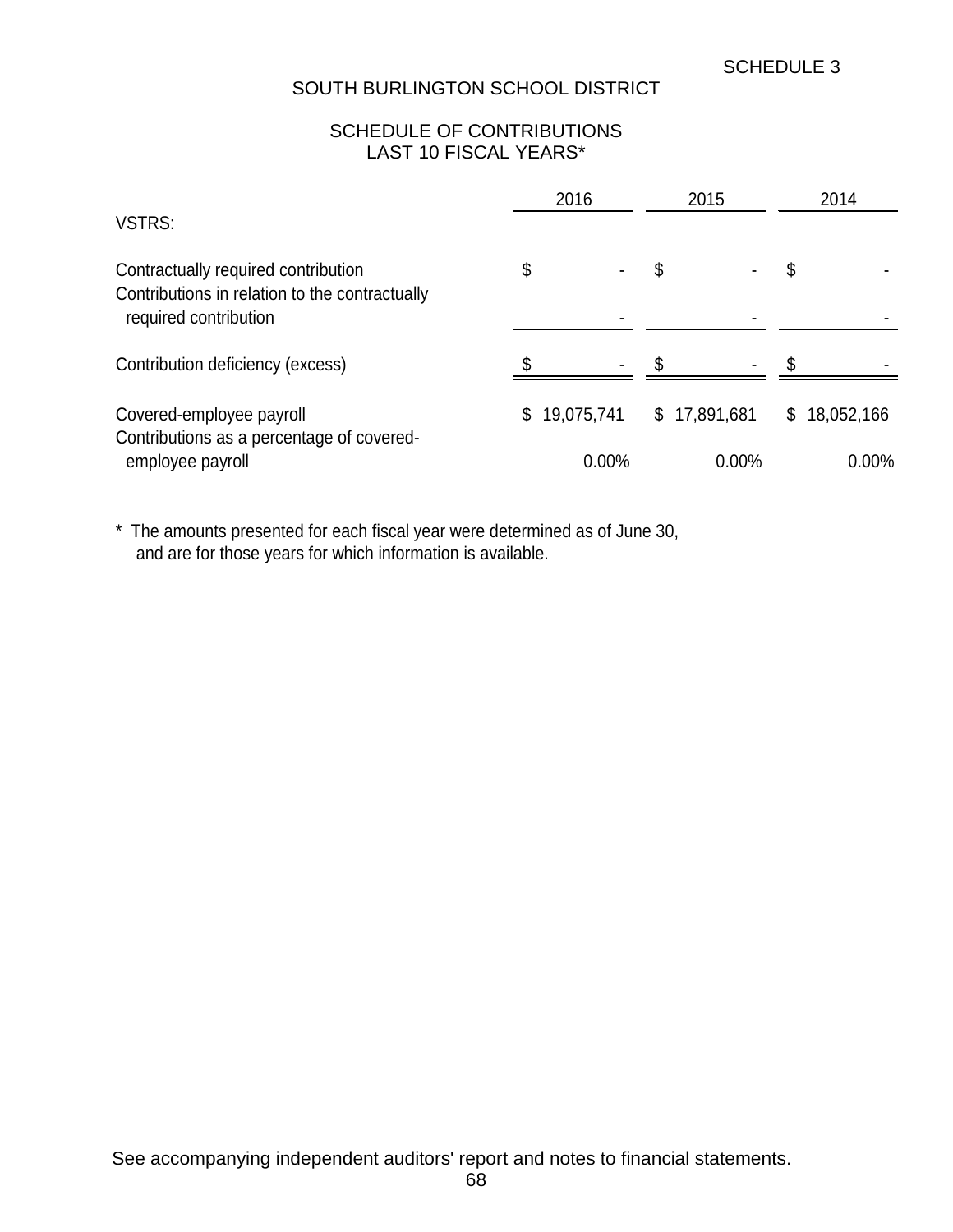SCHEDULE 3

SOUTH BURLINGTON SCHOOL DISTRICT

SCHEDULE OF CONTRIBUTIONS
LAST 10 FISCAL YEARS*

| | 2016 | 2015 | 2014 |
|---|---|---|---|
| VSTRS: | | | |
| Contractually required contribution | $ - | $ - | $ - |
| Contributions in relation to the contractually required contribution | - | - | - |
| Contribution deficiency (excess) | $ - | $ - | $ - |
| Covered-employee payroll | $ 19,075,741 | $ 17,891,681 | $ 18,052,166 |
| Contributions as a percentage of covered-employee payroll | 0.00% | 0.00% | 0.00% |

* The amounts presented for each fiscal year were determined as of June 30, and are for those years for which information is available.

See accompanying independent auditors' report and notes to financial statements.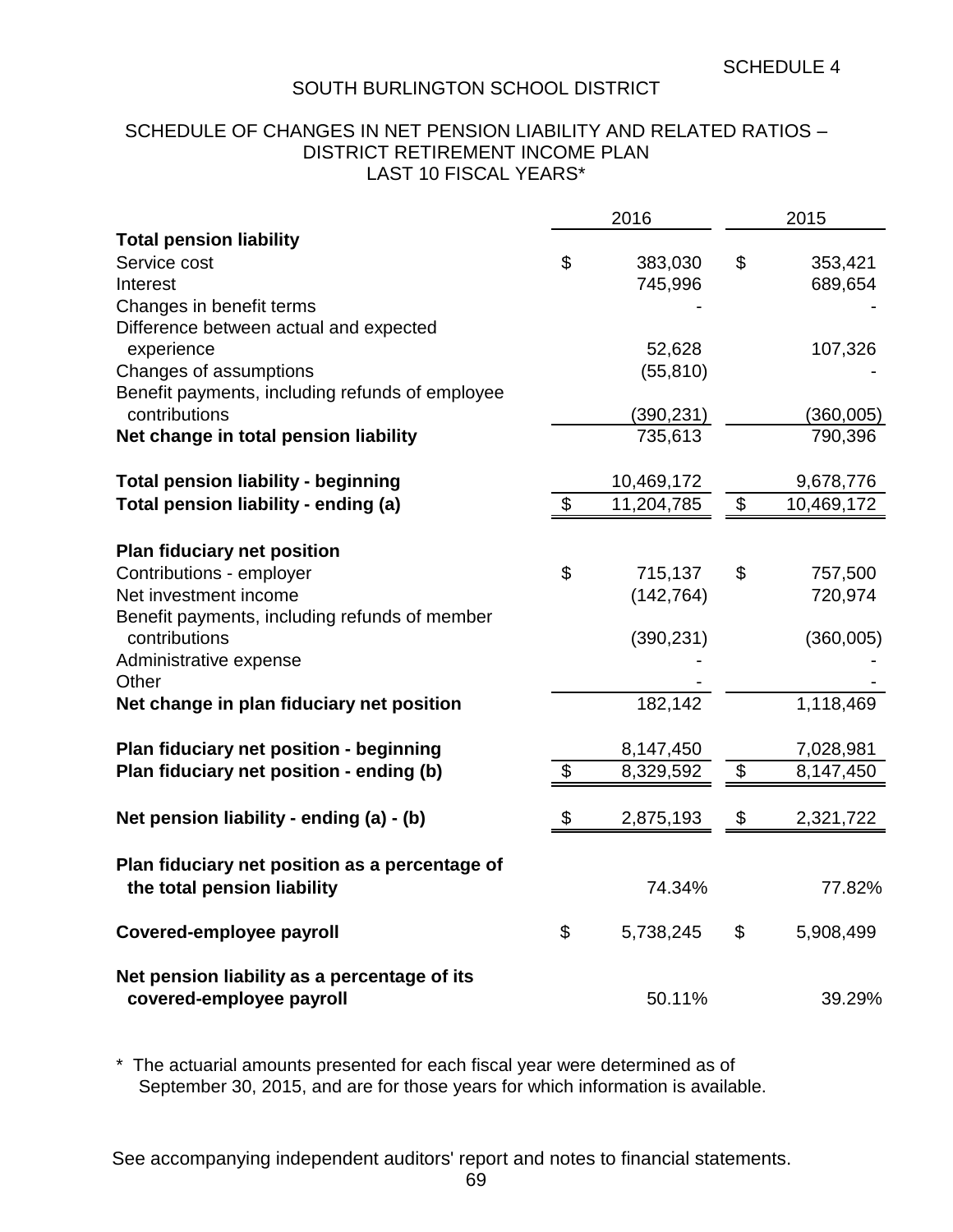SCHEDULE 4

# SOUTH BURLINGTON SCHOOL DISTRICT

## SCHEDULE OF CHANGES IN NET PENSION LIABILITY AND RELATED RATIOS – DISTRICT RETIREMENT INCOME PLAN LAST 10 FISCAL YEARS*

| | 2016 | 2015 |
|---|---|---|
| **Total pension liability** | | |
| Service cost | $ 383,030 | $ 353,421 |
| Interest | 745,996 | 689,654 |
| Changes in benefit terms | - | - |
| Difference between actual and expected experience | 52,628 | 107,326 |
| Changes of assumptions | (55,810) | - |
| Benefit payments, including refunds of employee contributions | (390,231) | (360,005) |
| **Net change in total pension liability** | 735,613 | 790,396 |
| **Total pension liability - beginning** | 10,469,172 | 9,678,776 |
| **Total pension liability - ending (a)** | $ 11,204,785 | $ 10,469,172 |
| **Plan fiduciary net position** | | |
| Contributions - employer | $ 715,137 | $ 757,500 |
| Net investment income | (142,764) | 720,974 |
| Benefit payments, including refunds of member contributions | (390,231) | (360,005) |
| Administrative expense | - | - |
| Other | - | - |
| **Net change in plan fiduciary net position** | 182,142 | 1,118,469 |
| **Plan fiduciary net position - beginning** | 8,147,450 | 7,028,981 |
| **Plan fiduciary net position - ending (b)** | $ 8,329,592 | $ 8,147,450 |
| **Net pension liability - ending (a) - (b)** | $ 2,875,193 | $ 2,321,722 |
| **Plan fiduciary net position as a percentage of the total pension liability** | 74.34% | 77.82% |
| **Covered-employee payroll** | $ 5,738,245 | $ 5,908,499 |
| **Net pension liability as a percentage of its covered-employee payroll** | 50.11% | 39.29% |

\* The actuarial amounts presented for each fiscal year were determined as of September 30, 2015, and are for those years for which information is available.

See accompanying independent auditors' report and notes to financial statements.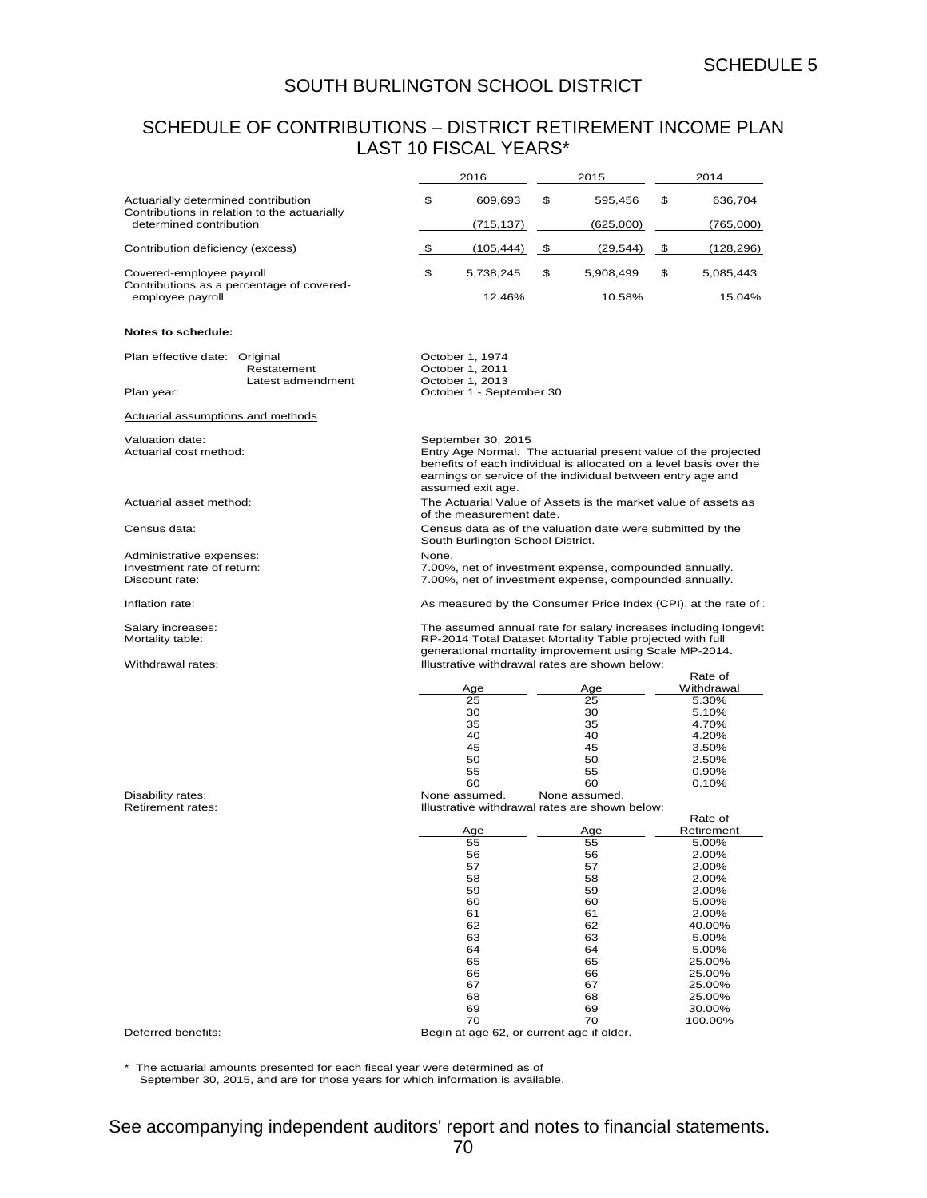SCHEDULE 5

# SOUTH BURLINGTON SCHOOL DISTRICT

## SCHEDULE OF CONTRIBUTIONS – DISTRICT RETIREMENT INCOME PLAN LAST 10 FISCAL YEARS*

| | 2016 | 2015 | 2014 |
|---|---|---|---|
| Actuarially determined contribution | $ 609,693 | $ 595,456 | $ 636,704 |
| Contributions in relation to the actuarially determined contribution | (715,137) | (625,000) | (765,000) |
| Contribution deficiency (excess) | $ (105,444) | $ (29,544) | $ (128,296) |
| Covered-employee payroll | $ 5,738,245 | $ 5,908,499 | $ 5,085,443 |
| Contributions as a percentage of covered-employee payroll | 12.46% | 10.58% | 15.04% |

**Notes to schedule:**

Plan effective date: Original — October 1, 1974
Restatement — October 1, 2011
Latest admendment — October 1, 2013
Plan year: — October 1 - September 30

Actuarial assumptions and methods

Valuation date: September 30, 2015

Actuarial cost method: Entry Age Normal. The actuarial present value of the projected benefits of each individual is allocated on a level basis over the earnings or service of the individual between entry age and assumed exit age.

Actuarial asset method: The Actuarial Value of Assets is the market value of assets as of the measurement date.

Census data: Census data as of the valuation date were submitted by the South Burlington School District.

Administrative expenses: None.

Investment rate of return: 7.00%, net of investment expense, compounded annually.

Discount rate: 7.00%, net of investment expense, compounded annually.

Inflation rate: As measured by the Consumer Price Index (CPI), at the rate of :

Salary increases: The assumed annual rate for salary increases including longevit

Mortality table: RP-2014 Total Dataset Mortality Table projected with full generational mortality improvement using Scale MP-2014.

Withdrawal rates: Illustrative withdrawal rates are shown below:

| Age | Age | Rate of Withdrawal |
|---|---|---|
| 25 | 25 | 5.30% |
| 30 | 30 | 5.10% |
| 35 | 35 | 4.70% |
| 40 | 40 | 4.20% |
| 45 | 45 | 3.50% |
| 50 | 50 | 2.50% |
| 55 | 55 | 0.90% |
| 60 | 60 | 0.10% |

Disability rates: None assumed. None assumed.

Retirement rates: Illustrative withdrawal rates are shown below:

| Age | Age | Rate of Retirement |
|---|---|---|
| 55 | 55 | 5.00% |
| 56 | 56 | 2.00% |
| 57 | 57 | 2.00% |
| 58 | 58 | 2.00% |
| 59 | 59 | 2.00% |
| 60 | 60 | 5.00% |
| 61 | 61 | 2.00% |
| 62 | 62 | 40.00% |
| 63 | 63 | 5.00% |
| 64 | 64 | 5.00% |
| 65 | 65 | 25.00% |
| 66 | 66 | 25.00% |
| 67 | 67 | 25.00% |
| 68 | 68 | 25.00% |
| 69 | 69 | 30.00% |
| 70 | 70 | 100.00% |

Deferred benefits: Begin at age 62, or current age if older.

\* The actuarial amounts presented for each fiscal year were determined as of September 30, 2015, and are for those years for which information is available.

See accompanying independent auditors' report and notes to financial statements.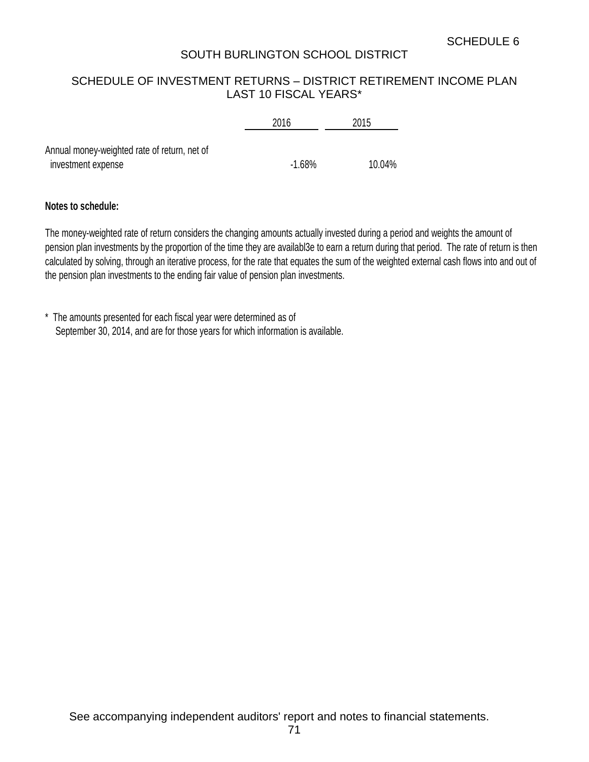SCHEDULE 6

# SOUTH BURLINGTON SCHOOL DISTRICT

## SCHEDULE OF INVESTMENT RETURNS – DISTRICT RETIREMENT INCOME PLAN LAST 10 FISCAL YEARS*

| | 2016 | 2015 |
|---|---|---|
| Annual money-weighted rate of return, net of investment expense | -1.68% | 10.04% |

**Notes to schedule:**

The money-weighted rate of return considers the changing amounts actually invested during a period and weights the amount of pension plan investments by the proportion of the time they are availabl3e to earn a return during that period. The rate of return is then calculated by solving, through an iterative process, for the rate that equates the sum of the weighted external cash flows into and out of the pension plan investments to the ending fair value of pension plan investments.

\* The amounts presented for each fiscal year were determined as of September 30, 2014, and are for those years for which information is available.

See accompanying independent auditors' report and notes to financial statements.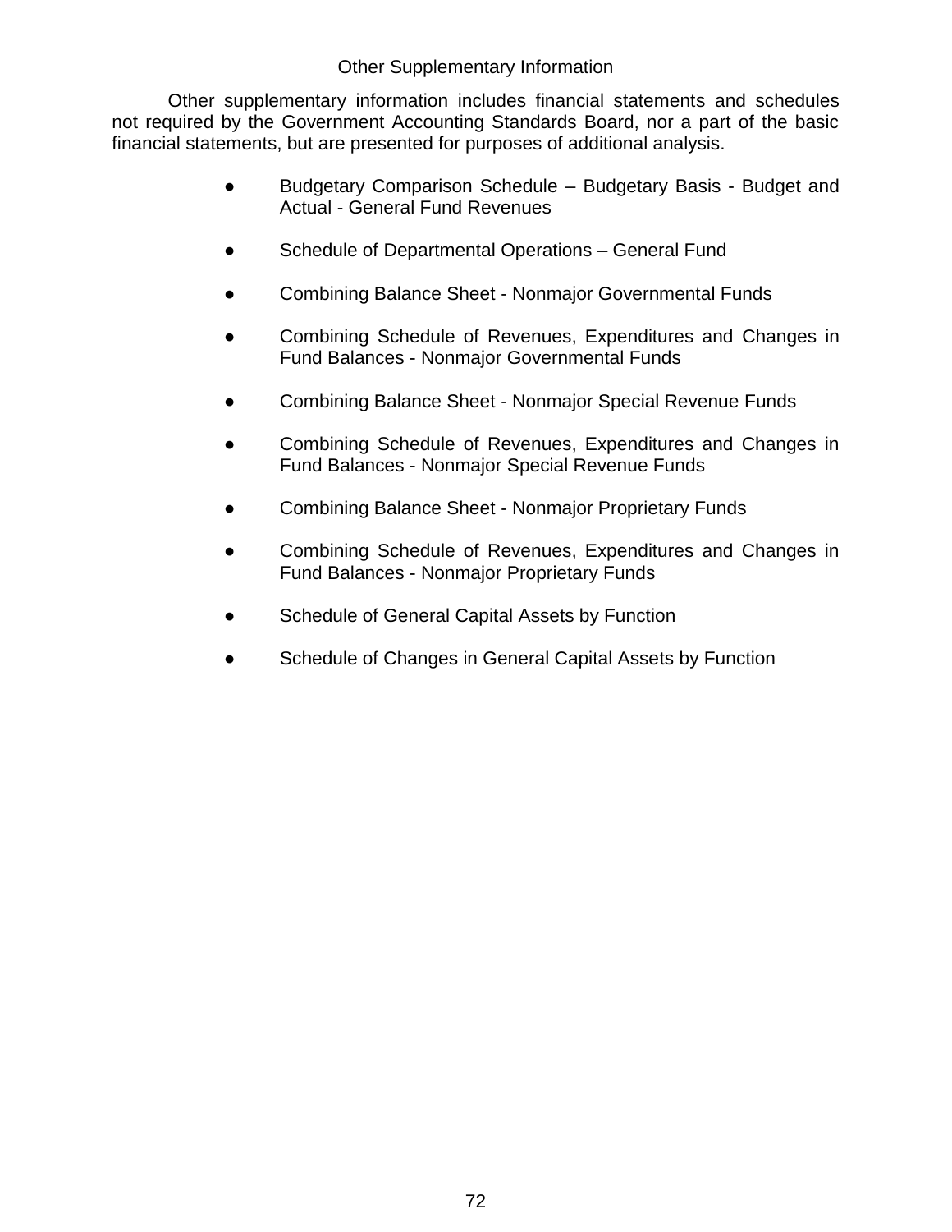## Other Supplementary Information

Other supplementary information includes financial statements and schedules not required by the Government Accounting Standards Board, nor a part of the basic financial statements, but are presented for purposes of additional analysis.

- Budgetary Comparison Schedule – Budgetary Basis - Budget and Actual - General Fund Revenues
- Schedule of Departmental Operations – General Fund
- Combining Balance Sheet - Nonmajor Governmental Funds
- Combining Schedule of Revenues, Expenditures and Changes in Fund Balances - Nonmajor Governmental Funds
- Combining Balance Sheet - Nonmajor Special Revenue Funds
- Combining Schedule of Revenues, Expenditures and Changes in Fund Balances - Nonmajor Special Revenue Funds
- Combining Balance Sheet - Nonmajor Proprietary Funds
- Combining Schedule of Revenues, Expenditures and Changes in Fund Balances - Nonmajor Proprietary Funds
- Schedule of General Capital Assets by Function
- Schedule of Changes in General Capital Assets by Function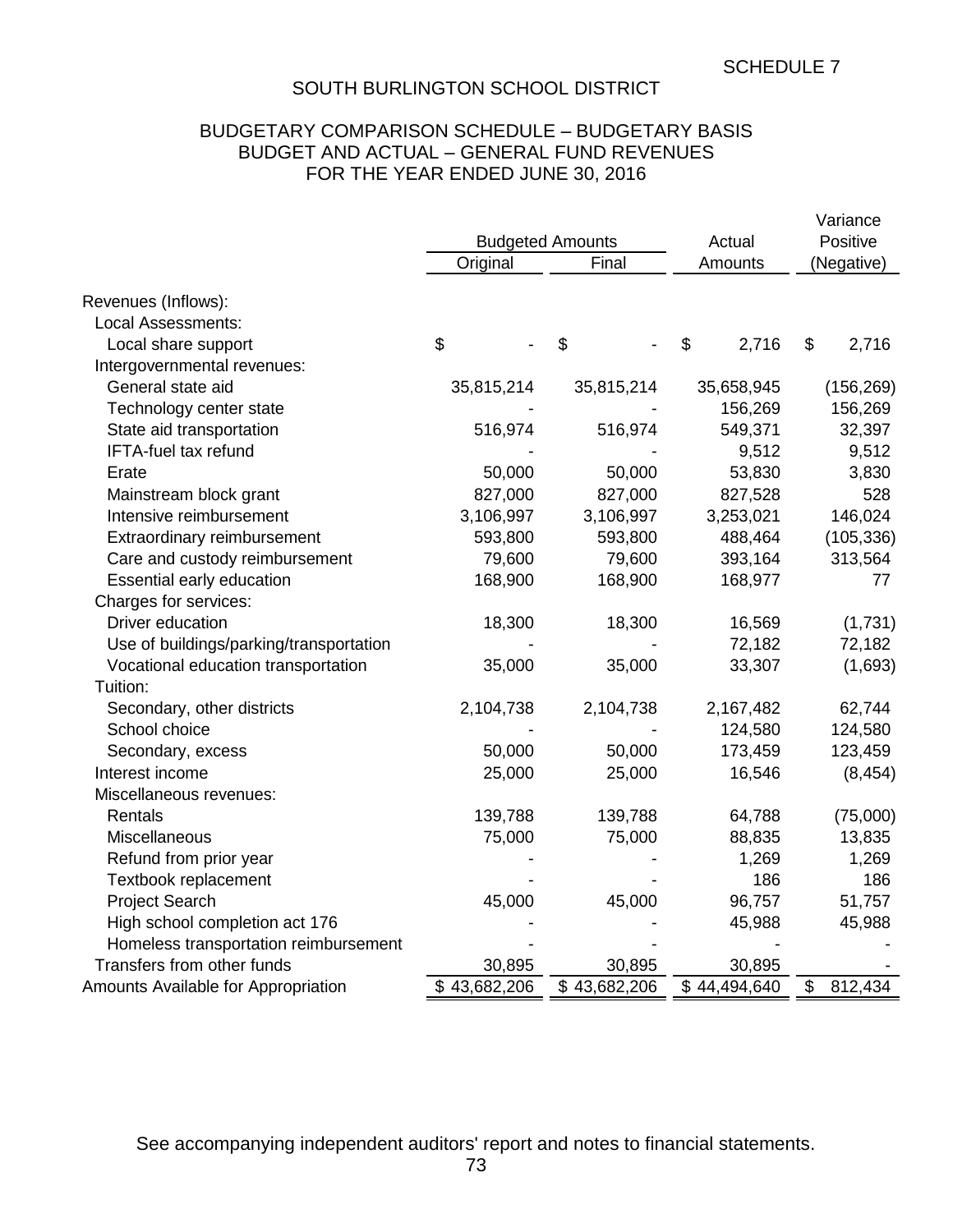SCHEDULE 7

# SOUTH BURLINGTON SCHOOL DISTRICT

## BUDGETARY COMPARISON SCHEDULE – BUDGETARY BASIS
## BUDGET AND ACTUAL – GENERAL FUND REVENUES
## FOR THE YEAR ENDED JUNE 30, 2016

| | Budgeted Amounts | | Actual | Variance Positive |
|---|---|---|---|---|
| | Original | Final | Amounts | (Negative) |
| Revenues (Inflows): | | | | |
| Local Assessments: | | | | |
| Local share support | $ - | $ - | $ 2,716 | $ 2,716 |
| Intergovernmental revenues: | | | | |
| General state aid | 35,815,214 | 35,815,214 | 35,658,945 | (156,269) |
| Technology center state | - | - | 156,269 | 156,269 |
| State aid transportation | 516,974 | 516,974 | 549,371 | 32,397 |
| IFTA-fuel tax refund | - | - | 9,512 | 9,512 |
| Erate | 50,000 | 50,000 | 53,830 | 3,830 |
| Mainstream block grant | 827,000 | 827,000 | 827,528 | 528 |
| Intensive reimbursement | 3,106,997 | 3,106,997 | 3,253,021 | 146,024 |
| Extraordinary reimbursement | 593,800 | 593,800 | 488,464 | (105,336) |
| Care and custody reimbursement | 79,600 | 79,600 | 393,164 | 313,564 |
| Essential early education | 168,900 | 168,900 | 168,977 | 77 |
| Charges for services: | | | | |
| Driver education | 18,300 | 18,300 | 16,569 | (1,731) |
| Use of buildings/parking/transportation | - | - | 72,182 | 72,182 |
| Vocational education transportation | 35,000 | 35,000 | 33,307 | (1,693) |
| Tuition: | | | | |
| Secondary, other districts | 2,104,738 | 2,104,738 | 2,167,482 | 62,744 |
| School choice | - | - | 124,580 | 124,580 |
| Secondary, excess | 50,000 | 50,000 | 173,459 | 123,459 |
| Interest income | 25,000 | 25,000 | 16,546 | (8,454) |
| Miscellaneous revenues: | | | | |
| Rentals | 139,788 | 139,788 | 64,788 | (75,000) |
| Miscellaneous | 75,000 | 75,000 | 88,835 | 13,835 |
| Refund from prior year | - | - | 1,269 | 1,269 |
| Textbook replacement | - | - | 186 | 186 |
| Project Search | 45,000 | 45,000 | 96,757 | 51,757 |
| High school completion act 176 | - | - | 45,988 | 45,988 |
| Homeless transportation reimbursement | - | - | - | - |
| Transfers from other funds | 30,895 | 30,895 | 30,895 | - |
| Amounts Available for Appropriation | $ 43,682,206 | $ 43,682,206 | $ 44,494,640 | $ 812,434 |

See accompanying independent auditors' report and notes to financial statements.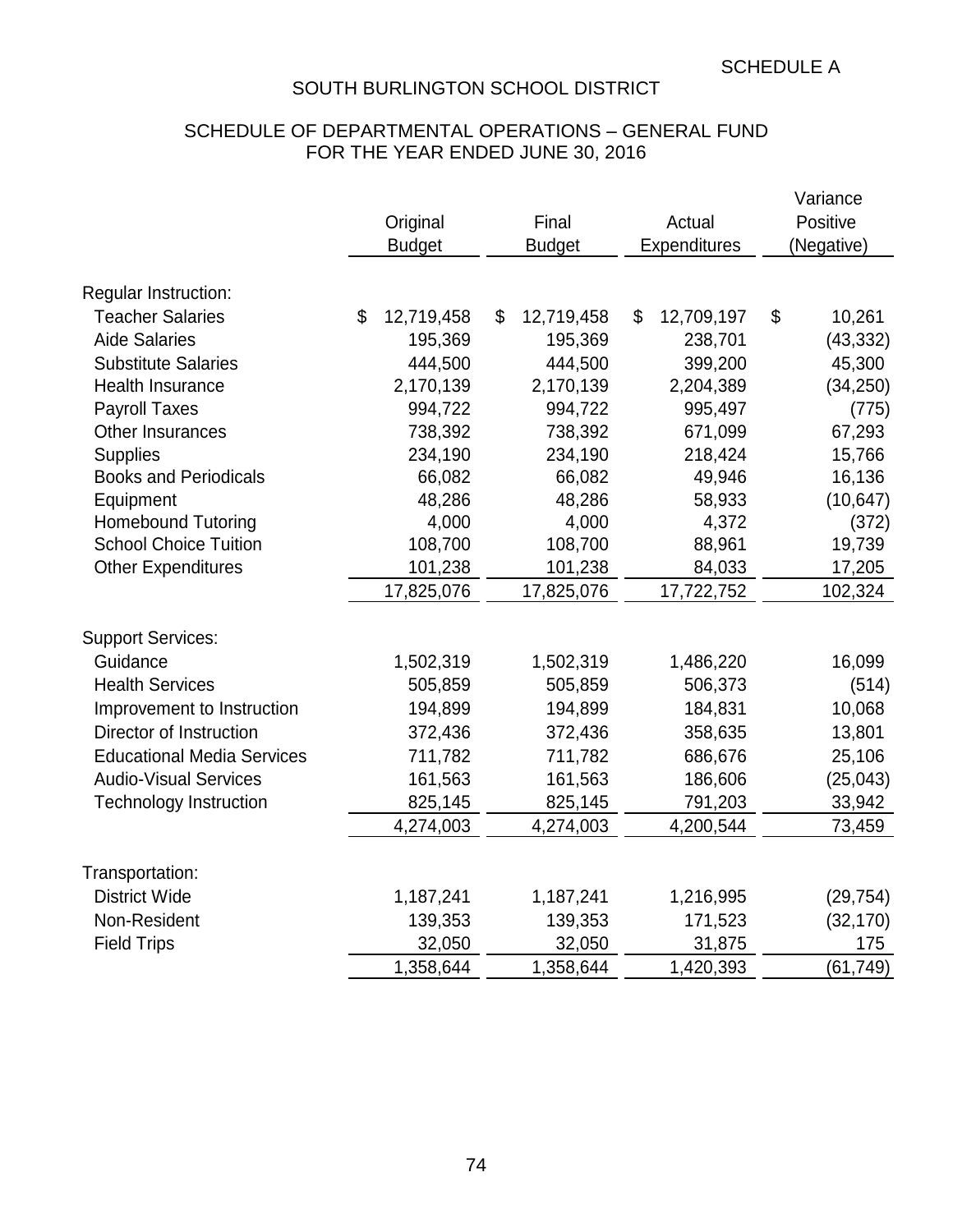SCHEDULE A

# SOUTH BURLINGTON SCHOOL DISTRICT

## SCHEDULE OF DEPARTMENTAL OPERATIONS – GENERAL FUND
## FOR THE YEAR ENDED JUNE 30, 2016

| | Original Budget | Final Budget | Actual Expenditures | Variance Positive (Negative) |
|---|---|---|---|---|
| Regular Instruction: | | | | |
| Teacher Salaries | $ 12,719,458 | $ 12,719,458 | $ 12,709,197 | $ 10,261 |
| Aide Salaries | 195,369 | 195,369 | 238,701 | (43,332) |
| Substitute Salaries | 444,500 | 444,500 | 399,200 | 45,300 |
| Health Insurance | 2,170,139 | 2,170,139 | 2,204,389 | (34,250) |
| Payroll Taxes | 994,722 | 994,722 | 995,497 | (775) |
| Other Insurances | 738,392 | 738,392 | 671,099 | 67,293 |
| Supplies | 234,190 | 234,190 | 218,424 | 15,766 |
| Books and Periodicals | 66,082 | 66,082 | 49,946 | 16,136 |
| Equipment | 48,286 | 48,286 | 58,933 | (10,647) |
| Homebound Tutoring | 4,000 | 4,000 | 4,372 | (372) |
| School Choice Tuition | 108,700 | 108,700 | 88,961 | 19,739 |
| Other Expenditures | 101,238 | 101,238 | 84,033 | 17,205 |
| | 17,825,076 | 17,825,076 | 17,722,752 | 102,324 |
| Support Services: | | | | |
| Guidance | 1,502,319 | 1,502,319 | 1,486,220 | 16,099 |
| Health Services | 505,859 | 505,859 | 506,373 | (514) |
| Improvement to Instruction | 194,899 | 194,899 | 184,831 | 10,068 |
| Director of Instruction | 372,436 | 372,436 | 358,635 | 13,801 |
| Educational Media Services | 711,782 | 711,782 | 686,676 | 25,106 |
| Audio-Visual Services | 161,563 | 161,563 | 186,606 | (25,043) |
| Technology Instruction | 825,145 | 825,145 | 791,203 | 33,942 |
| | 4,274,003 | 4,274,003 | 4,200,544 | 73,459 |
| Transportation: | | | | |
| District Wide | 1,187,241 | 1,187,241 | 1,216,995 | (29,754) |
| Non-Resident | 139,353 | 139,353 | 171,523 | (32,170) |
| Field Trips | 32,050 | 32,050 | 31,875 | 175 |
| | 1,358,644 | 1,358,644 | 1,420,393 | (61,749) |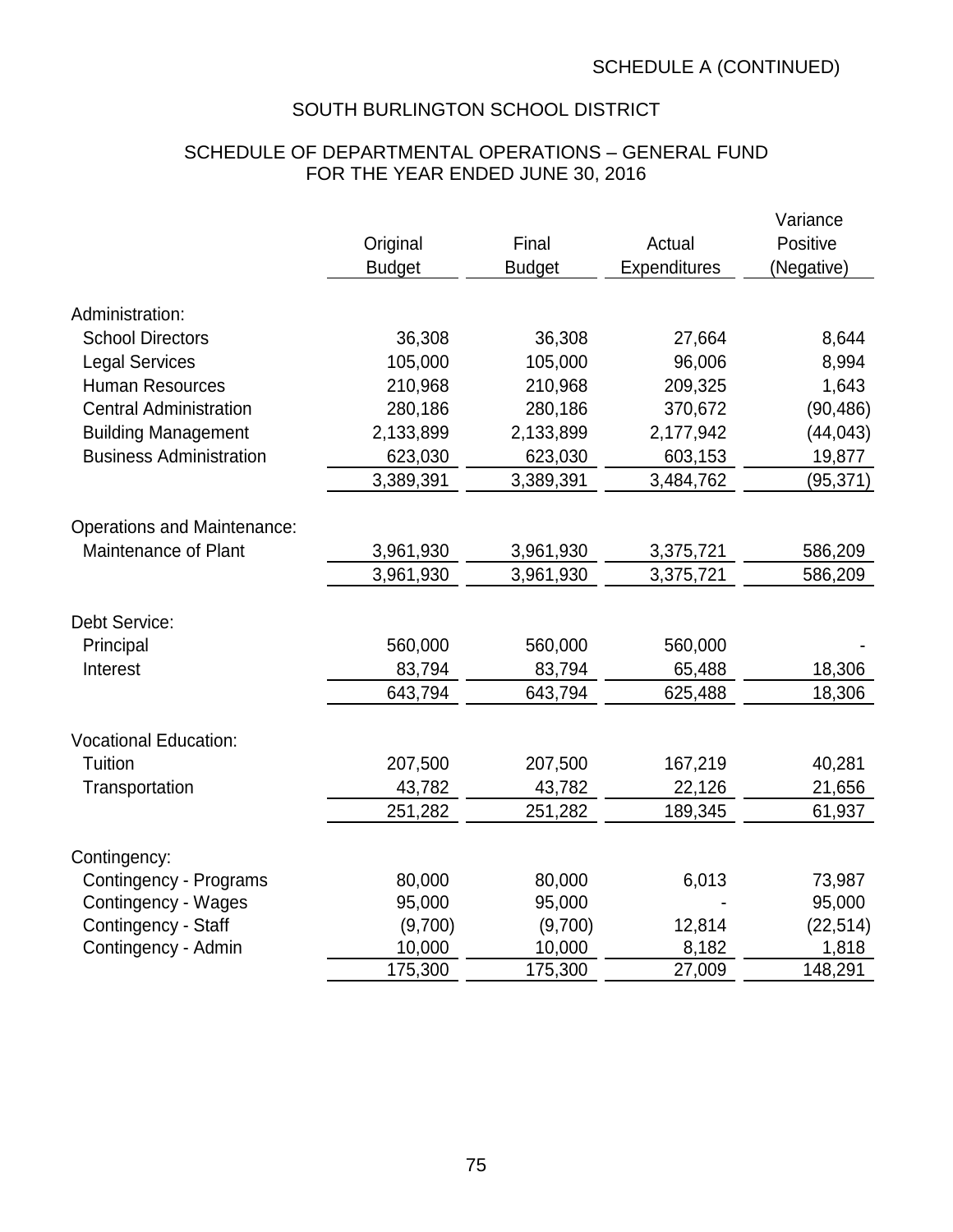SCHEDULE A (CONTINUED)

# SOUTH BURLINGTON SCHOOL DISTRICT

## SCHEDULE OF DEPARTMENTAL OPERATIONS – GENERAL FUND
## FOR THE YEAR ENDED JUNE 30, 2016

| | Original Budget | Final Budget | Actual Expenditures | Variance Positive (Negative) |
|---|---|---|---|---|
| Administration: | | | | |
| School Directors | 36,308 | 36,308 | 27,664 | 8,644 |
| Legal Services | 105,000 | 105,000 | 96,006 | 8,994 |
| Human Resources | 210,968 | 210,968 | 209,325 | 1,643 |
| Central Administration | 280,186 | 280,186 | 370,672 | (90,486) |
| Building Management | 2,133,899 | 2,133,899 | 2,177,942 | (44,043) |
| Business Administration | 623,030 | 623,030 | 603,153 | 19,877 |
| | 3,389,391 | 3,389,391 | 3,484,762 | (95,371) |
| Operations and Maintenance: | | | | |
| Maintenance of Plant | 3,961,930 | 3,961,930 | 3,375,721 | 586,209 |
| | 3,961,930 | 3,961,930 | 3,375,721 | 586,209 |
| Debt Service: | | | | |
| Principal | 560,000 | 560,000 | 560,000 | - |
| Interest | 83,794 | 83,794 | 65,488 | 18,306 |
| | 643,794 | 643,794 | 625,488 | 18,306 |
| Vocational Education: | | | | |
| Tuition | 207,500 | 207,500 | 167,219 | 40,281 |
| Transportation | 43,782 | 43,782 | 22,126 | 21,656 |
| | 251,282 | 251,282 | 189,345 | 61,937 |
| Contingency: | | | | |
| Contingency - Programs | 80,000 | 80,000 | 6,013 | 73,987 |
| Contingency - Wages | 95,000 | 95,000 | - | 95,000 |
| Contingency - Staff | (9,700) | (9,700) | 12,814 | (22,514) |
| Contingency - Admin | 10,000 | 10,000 | 8,182 | 1,818 |
| | 175,300 | 175,300 | 27,009 | 148,291 |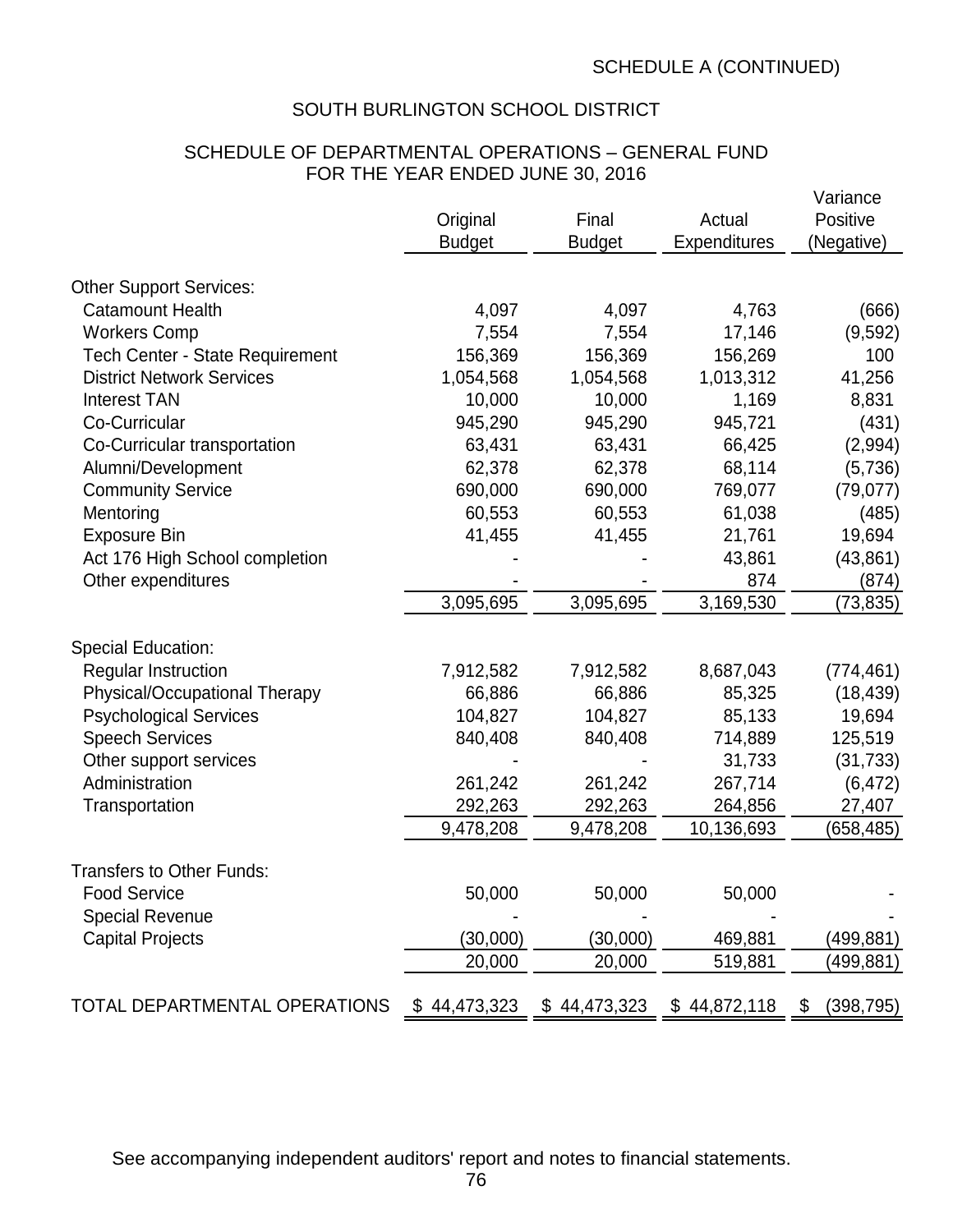SCHEDULE A (CONTINUED)

# SOUTH BURLINGTON SCHOOL DISTRICT

## SCHEDULE OF DEPARTMENTAL OPERATIONS – GENERAL FUND
## FOR THE YEAR ENDED JUNE 30, 2016

| | Original Budget | Final Budget | Actual Expenditures | Variance Positive (Negative) |
|---|---|---|---|---|
| Other Support Services: | | | | |
| Catamount Health | 4,097 | 4,097 | 4,763 | (666) |
| Workers Comp | 7,554 | 7,554 | 17,146 | (9,592) |
| Tech Center - State Requirement | 156,369 | 156,369 | 156,269 | 100 |
| District Network Services | 1,054,568 | 1,054,568 | 1,013,312 | 41,256 |
| Interest TAN | 10,000 | 10,000 | 1,169 | 8,831 |
| Co-Curricular | 945,290 | 945,290 | 945,721 | (431) |
| Co-Curricular transportation | 63,431 | 63,431 | 66,425 | (2,994) |
| Alumni/Development | 62,378 | 62,378 | 68,114 | (5,736) |
| Community Service | 690,000 | 690,000 | 769,077 | (79,077) |
| Mentoring | 60,553 | 60,553 | 61,038 | (485) |
| Exposure Bin | 41,455 | 41,455 | 21,761 | 19,694 |
| Act 176 High School completion | - | - | 43,861 | (43,861) |
| Other expenditures | - | - | 874 | (874) |
| | 3,095,695 | 3,095,695 | 3,169,530 | (73,835) |
| Special Education: | | | | |
| Regular Instruction | 7,912,582 | 7,912,582 | 8,687,043 | (774,461) |
| Physical/Occupational Therapy | 66,886 | 66,886 | 85,325 | (18,439) |
| Psychological Services | 104,827 | 104,827 | 85,133 | 19,694 |
| Speech Services | 840,408 | 840,408 | 714,889 | 125,519 |
| Other support services | - | - | 31,733 | (31,733) |
| Administration | 261,242 | 261,242 | 267,714 | (6,472) |
| Transportation | 292,263 | 292,263 | 264,856 | 27,407 |
| | 9,478,208 | 9,478,208 | 10,136,693 | (658,485) |
| Transfers to Other Funds: | | | | |
| Food Service | 50,000 | 50,000 | 50,000 | - |
| Special Revenue | - | - | - | - |
| Capital Projects | (30,000) | (30,000) | 469,881 | (499,881) |
| | 20,000 | 20,000 | 519,881 | (499,881) |
| TOTAL DEPARTMENTAL OPERATIONS | \$ 44,473,323 | \$ 44,473,323 | \$ 44,872,118 | \$ (398,795) |

See accompanying independent auditors' report and notes to financial statements.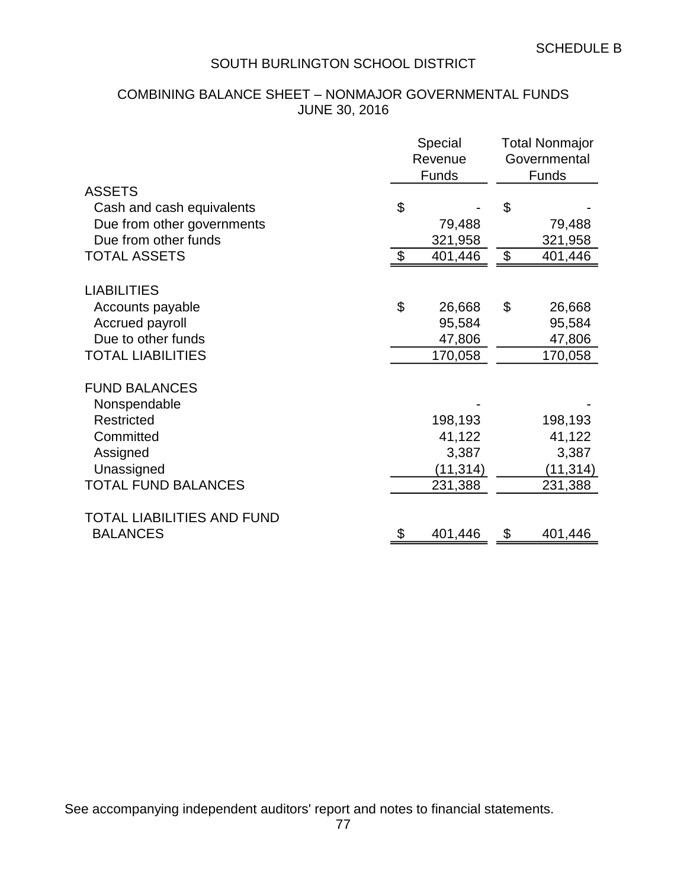SCHEDULE B

# SOUTH BURLINGTON SCHOOL DISTRICT

## COMBINING BALANCE SHEET – NONMAJOR GOVERNMENTAL FUNDS
## JUNE 30, 2016

| | Special Revenue Funds | Total Nonmajor Governmental Funds |
|---|---|---|
| **ASSETS** | | |
| Cash and cash equivalents | $ - | $ - |
| Due from other governments | 79,488 | 79,488 |
| Due from other funds | 321,958 | 321,958 |
| TOTAL ASSETS | $ 401,446 | $ 401,446 |
| | | |
| **LIABILITIES** | | |
| Accounts payable | $ 26,668 | $ 26,668 |
| Accrued payroll | 95,584 | 95,584 |
| Due to other funds | 47,806 | 47,806 |
| TOTAL LIABILITIES | 170,058 | 170,058 |
| | | |
| **FUND BALANCES** | | |
| Nonspendable | - | - |
| Restricted | 198,193 | 198,193 |
| Committed | 41,122 | 41,122 |
| Assigned | 3,387 | 3,387 |
| Unassigned | (11,314) | (11,314) |
| TOTAL FUND BALANCES | 231,388 | 231,388 |
| | | |
| TOTAL LIABILITIES AND FUND BALANCES | $ 401,446 | $ 401,446 |

See accompanying independent auditors' report and notes to financial statements.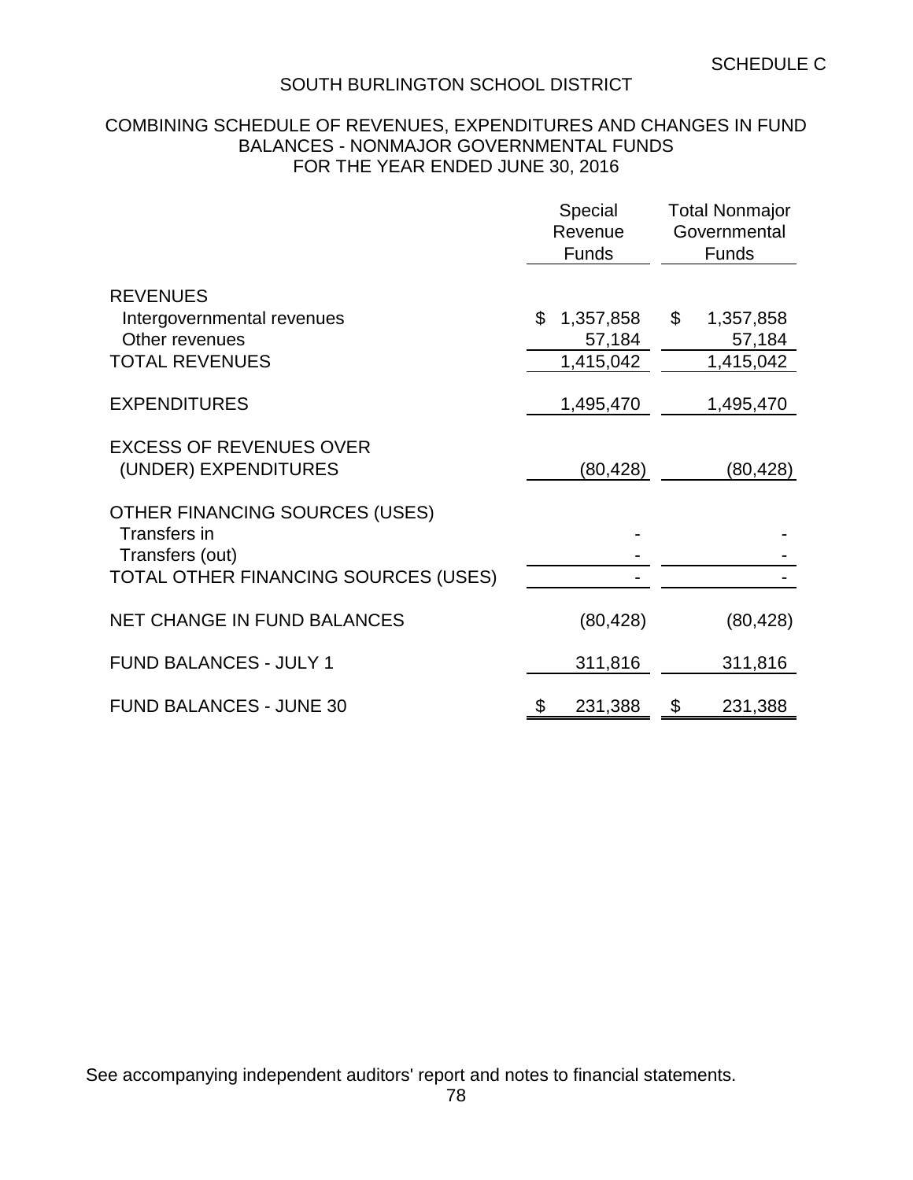SCHEDULE C

# SOUTH BURLINGTON SCHOOL DISTRICT

## COMBINING SCHEDULE OF REVENUES, EXPENDITURES AND CHANGES IN FUND BALANCES - NONMAJOR GOVERNMENTAL FUNDS
## FOR THE YEAR ENDED JUNE 30, 2016

| | Special Revenue Funds | Total Nonmajor Governmental Funds |
|---|---|---|
| REVENUES | | |
| Intergovernmental revenues | $ 1,357,858 | $ 1,357,858 |
| Other revenues | 57,184 | 57,184 |
| TOTAL REVENUES | 1,415,042 | 1,415,042 |
| EXPENDITURES | 1,495,470 | 1,495,470 |
| EXCESS OF REVENUES OVER (UNDER) EXPENDITURES | (80,428) | (80,428) |
| OTHER FINANCING SOURCES (USES) | | |
| Transfers in | - | - |
| Transfers (out) | - | - |
| TOTAL OTHER FINANCING SOURCES (USES) | - | - |
| NET CHANGE IN FUND BALANCES | (80,428) | (80,428) |
| FUND BALANCES - JULY 1 | 311,816 | 311,816 |
| FUND BALANCES - JUNE 30 | $ 231,388 | $ 231,388 |

See accompanying independent auditors' report and notes to financial statements.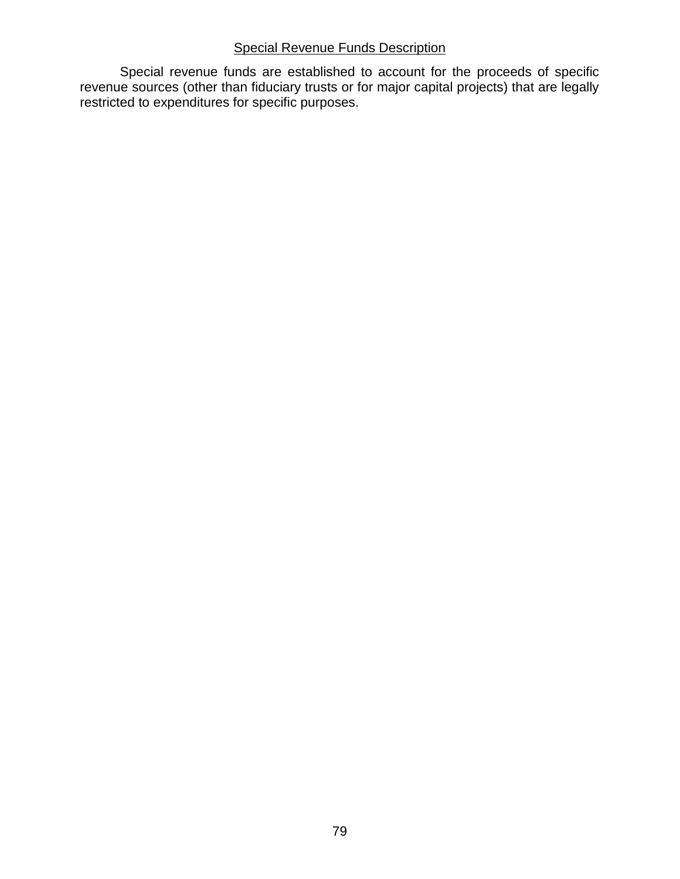## Special Revenue Funds Description

Special revenue funds are established to account for the proceeds of specific revenue sources (other than fiduciary trusts or for major capital projects) that are legally restricted to expenditures for specific purposes.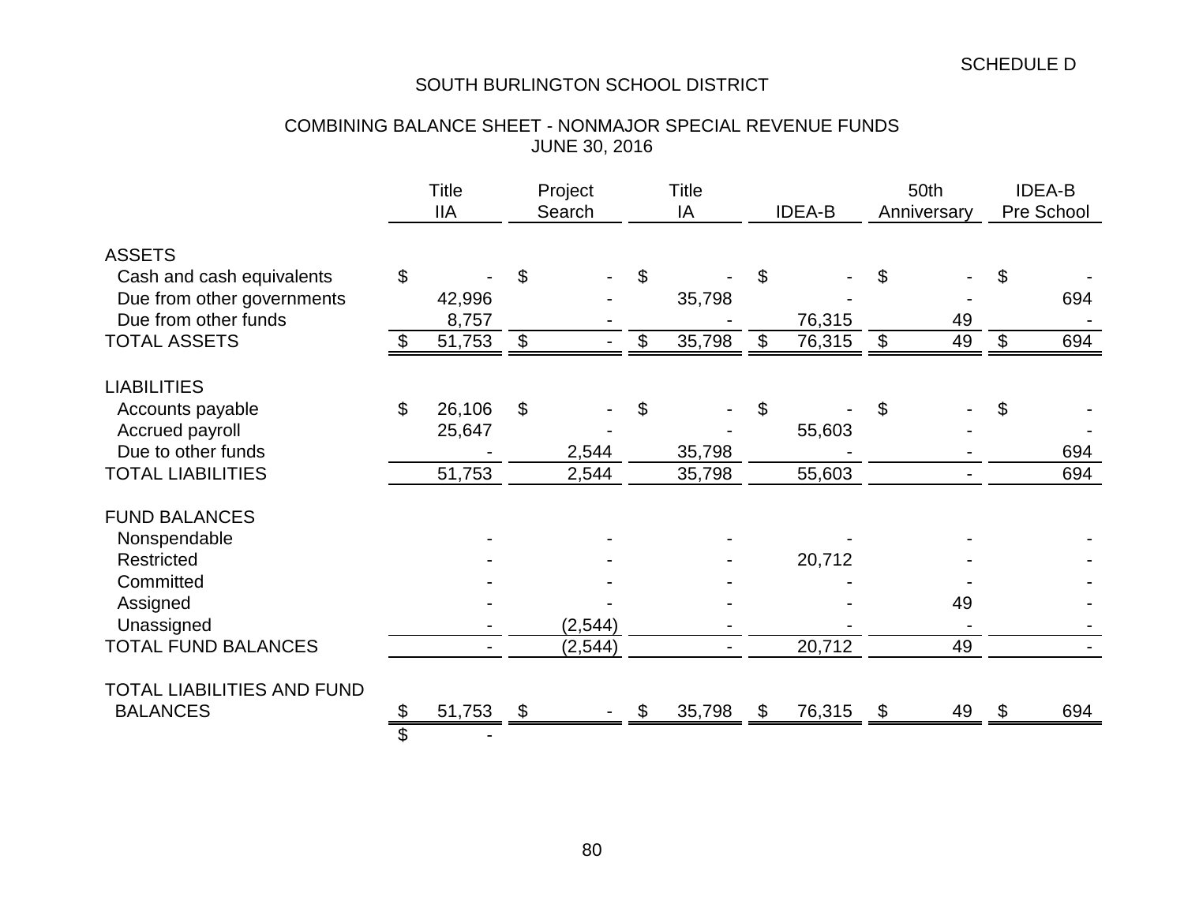SCHEDULE D

# SOUTH BURLINGTON SCHOOL DISTRICT

## COMBINING BALANCE SHEET - NONMAJOR SPECIAL REVENUE FUNDS
## JUNE 30, 2016

| | Title IIA | Project Search | Title IA | IDEA-B | 50th Anniversary | IDEA-B Pre School |
|---|---|---|---|---|---|---|
| **ASSETS** | | | | | | |
| Cash and cash equivalents | $ - | $ - | $ - | $ - | $ - | $ - |
| Due from other governments | 42,996 | - | 35,798 | - | - | 694 |
| Due from other funds | 8,757 | - | - | 76,315 | 49 | - |
| TOTAL ASSETS | $ 51,753 | $ - | $ 35,798 | $ 76,315 | $ 49 | $ 694 |
| **LIABILITIES** | | | | | | |
| Accounts payable | $ 26,106 | $ - | $ - | $ - | $ - | $ - |
| Accrued payroll | 25,647 | - | - | 55,603 | - | - |
| Due to other funds | - | 2,544 | 35,798 | - | - | 694 |
| TOTAL LIABILITIES | 51,753 | 2,544 | 35,798 | 55,603 | - | 694 |
| **FUND BALANCES** | | | | | | |
| Nonspendable | - | - | - | - | - | - |
| Restricted | - | - | - | 20,712 | - | - |
| Committed | - | - | - | - | - | - |
| Assigned | - | - | - | - | 49 | - |
| Unassigned | - | (2,544) | - | - | - | - |
| TOTAL FUND BALANCES | - | (2,544) | - | 20,712 | 49 | - |
| TOTAL LIABILITIES AND FUND BALANCES | $ 51,753 | $ - | $ 35,798 | $ 76,315 | $ 49 | $ 694 |
| | $ - | | | | | |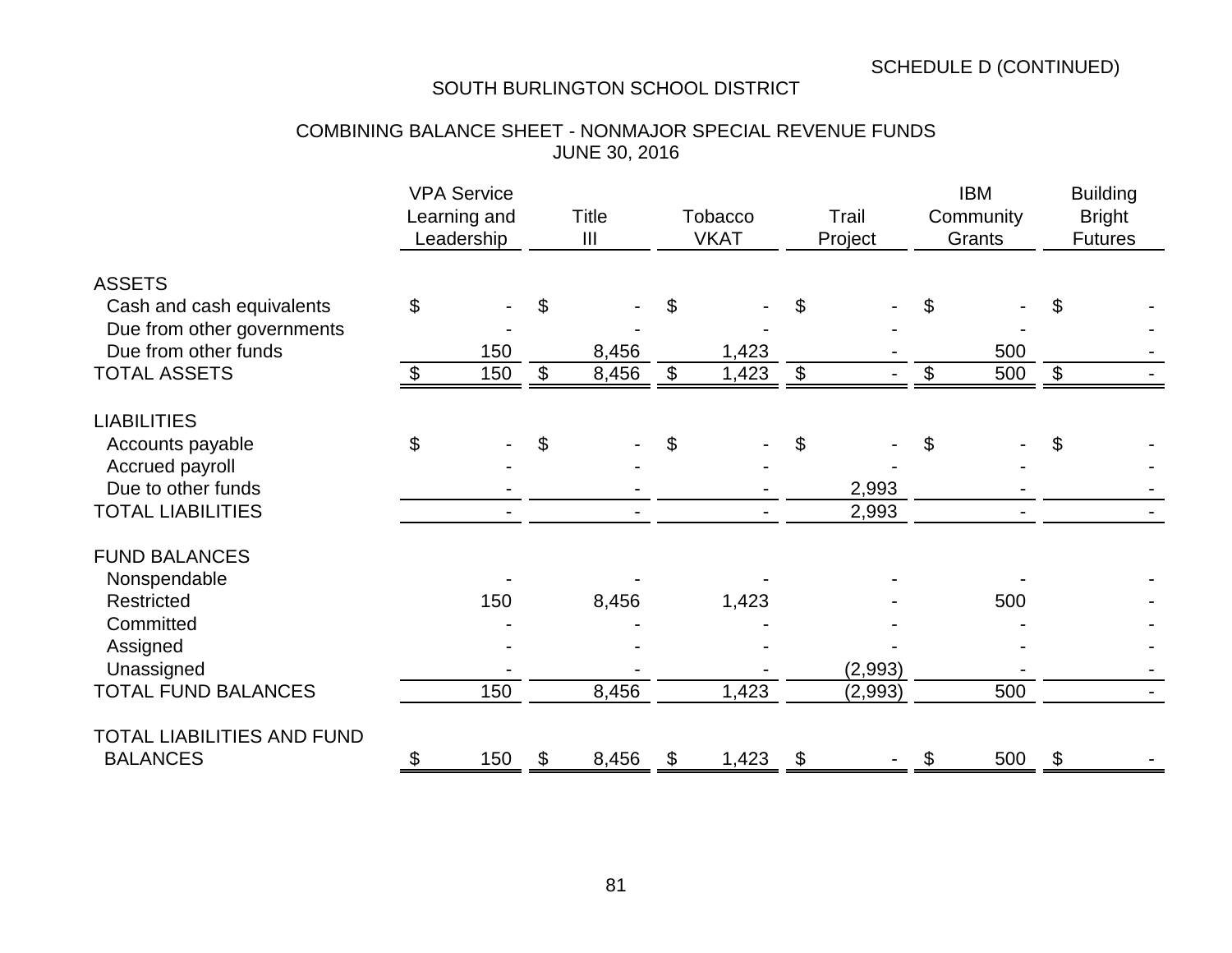SCHEDULE D (CONTINUED)

SOUTH BURLINGTON SCHOOL DISTRICT

COMBINING BALANCE SHEET - NONMAJOR SPECIAL REVENUE FUNDS
JUNE 30, 2016

| | VPA Service Learning and Leadership | Title III | Tobacco VKAT | Trail Project | IBM Community Grants | Building Bright Futures |
|---|---|---|---|---|---|---|
| ASSETS | | | | | | |
| Cash and cash equivalents | $ - | $ - | $ - | $ - | $ - | $ - |
| Due from other governments | - | - | - | - | - | - |
| Due from other funds | 150 | 8,456 | 1,423 | - | 500 | - |
| TOTAL ASSETS | $ 150 | $ 8,456 | $ 1,423 | $ - | $ 500 | $ - |
| LIABILITIES | | | | | | |
| Accounts payable | $ - | $ - | $ - | $ - | $ - | $ - |
| Accrued payroll | - | - | - | - | - | - |
| Due to other funds | - | - | - | 2,993 | - | - |
| TOTAL LIABILITIES | - | - | - | 2,993 | - | - |
| FUND BALANCES | | | | | | |
| Nonspendable | - | - | - | - | - | - |
| Restricted | 150 | 8,456 | 1,423 | - | 500 | - |
| Committed | - | - | - | - | - | - |
| Assigned | - | - | - | - | - | - |
| Unassigned | - | - | - | (2,993) | - | - |
| TOTAL FUND BALANCES | 150 | 8,456 | 1,423 | (2,993) | 500 | - |
| TOTAL LIABILITIES AND FUND BALANCES | $ 150 | $ 8,456 | $ 1,423 | $ - | $ 500 | $ - |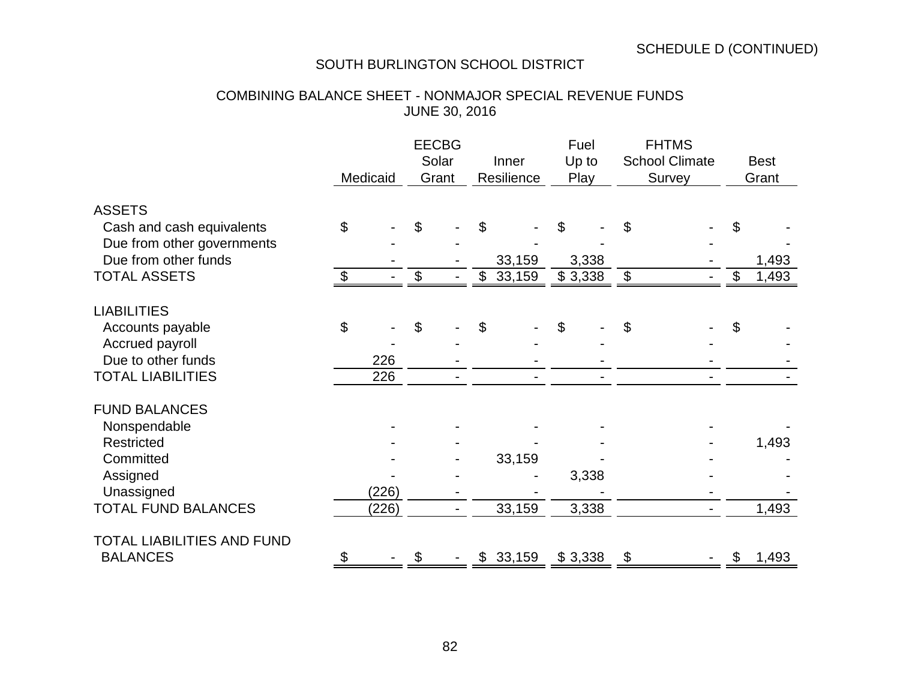SCHEDULE D (CONTINUED)

SOUTH BURLINGTON SCHOOL DISTRICT

COMBINING BALANCE SHEET - NONMAJOR SPECIAL REVENUE FUNDS
JUNE 30, 2016

| | Medicaid | EECBG Solar Grant | Inner Resilience | Fuel Up to Play | FHTMS School Climate Survey | Best Grant |
|---|---|---|---|---|---|---|
| ASSETS | | | | | | |
| Cash and cash equivalents | $ - | $ - | $ - | $ - | $ - | $ - |
| Due from other governments | - | - | - | - | - | - |
| Due from other funds | - | - | 33,159 | 3,338 | - | 1,493 |
| TOTAL ASSETS | $ - | $ - | $ 33,159 | $ 3,338 | $ - | $ 1,493 |
| LIABILITIES | | | | | | |
| Accounts payable | $ - | $ - | $ - | $ - | $ - | $ - |
| Accrued payroll | - | - | - | - | - | - |
| Due to other funds | 226 | - | - | - | - | - |
| TOTAL LIABILITIES | 226 | - | - | - | - | - |
| FUND BALANCES | | | | | | |
| Nonspendable | - | - | - | - | - | - |
| Restricted | - | - | - | - | - | 1,493 |
| Committed | - | - | 33,159 | - | - | - |
| Assigned | - | - | - | 3,338 | - | - |
| Unassigned | (226) | - | - | - | - | - |
| TOTAL FUND BALANCES | (226) | - | 33,159 | 3,338 | - | 1,493 |
| TOTAL LIABILITIES AND FUND BALANCES | $ - | $ - | $ 33,159 | $ 3,338 | $ - | $ 1,493 |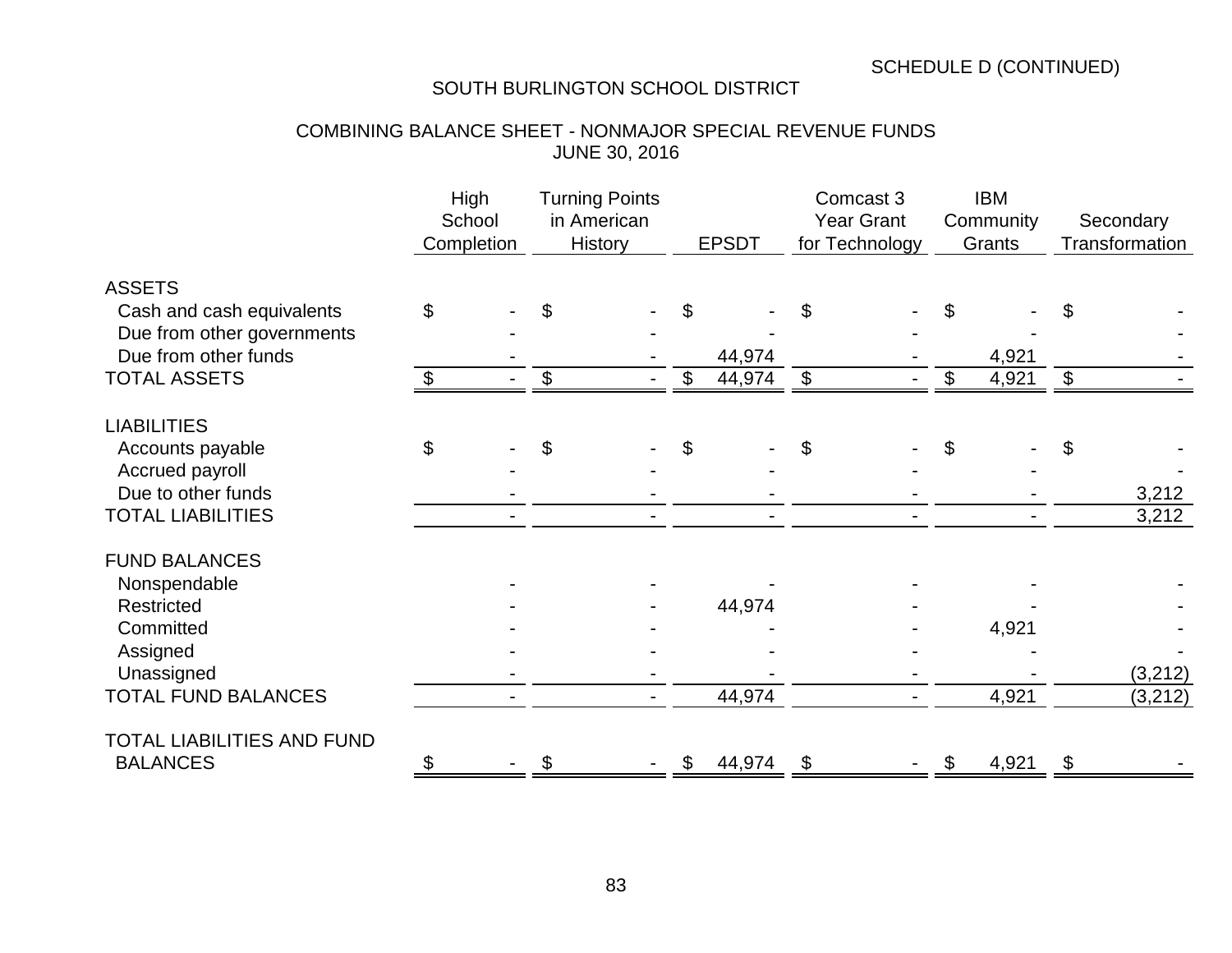SCHEDULE D (CONTINUED)

SOUTH BURLINGTON SCHOOL DISTRICT

COMBINING BALANCE SHEET - NONMAJOR SPECIAL REVENUE FUNDS
JUNE 30, 2016

| | High School Completion | Turning Points in American History | EPSDT | Comcast 3 Year Grant for Technology | IBM Community Grants | Secondary Transformation |
|---|---|---|---|---|---|---|
| ASSETS | | | | | | |
| Cash and cash equivalents | $ - | $ - | $ - | $ - | $ - | $ - |
| Due from other governments | - | - | - | - | - | - |
| Due from other funds | - | - | 44,974 | - | 4,921 | - |
| TOTAL ASSETS | $ - | $ - | $ 44,974 | $ - | $ 4,921 | $ - |
| LIABILITIES | | | | | | |
| Accounts payable | $ - | $ - | $ - | $ - | $ - | $ - |
| Accrued payroll | - | - | - | - | - | - |
| Due to other funds | - | - | - | - | - | 3,212 |
| TOTAL LIABILITIES | - | - | - | - | - | 3,212 |
| FUND BALANCES | | | | | | |
| Nonspendable | - | - | - | - | - | - |
| Restricted | - | - | 44,974 | - | - | - |
| Committed | - | - | - | - | 4,921 | - |
| Assigned | - | - | - | - | - | - |
| Unassigned | - | - | - | - | - | (3,212) |
| TOTAL FUND BALANCES | - | - | 44,974 | - | 4,921 | (3,212) |
| TOTAL LIABILITIES AND FUND BALANCES | $ - | $ - | $ 44,974 | $ - | $ 4,921 | $ - |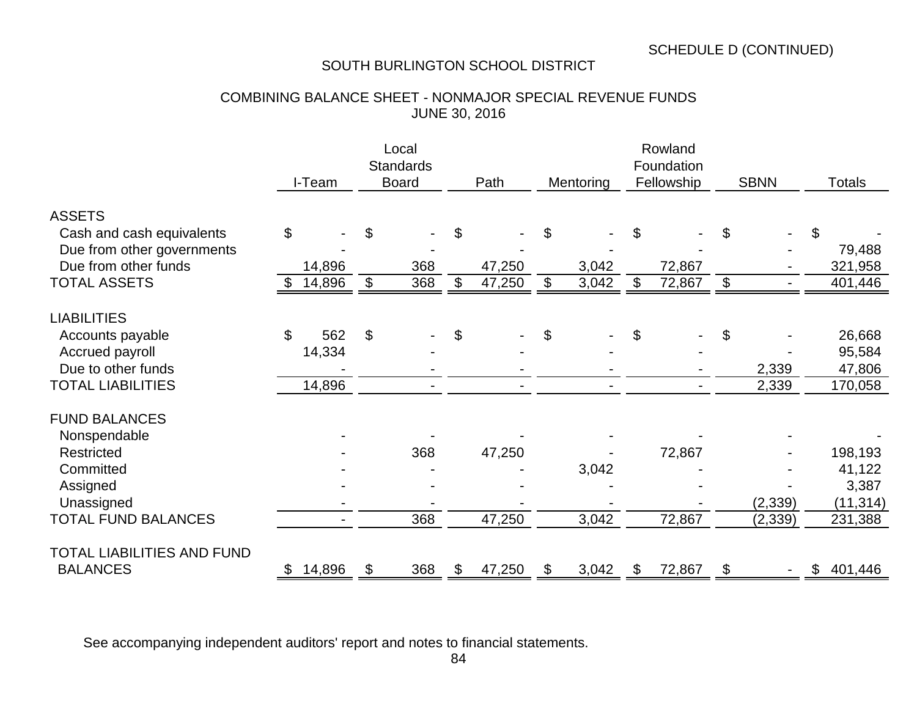SCHEDULE D (CONTINUED)

SOUTH BURLINGTON SCHOOL DISTRICT

COMBINING BALANCE SHEET - NONMAJOR SPECIAL REVENUE FUNDS
JUNE 30, 2016

| | I-Team | Local Standards Board | Path | Mentoring | Rowland Foundation Fellowship | SBNN | Totals |
|---|---|---|---|---|---|---|---|
| ASSETS | | | | | | | |
| Cash and cash equivalents | $ - | $ - | $ - | $ - | $ - | $ - | $ - |
| Due from other governments | - | - | - | - | - | - | 79,488 |
| Due from other funds | 14,896 | 368 | 47,250 | 3,042 | 72,867 | - | 321,958 |
| TOTAL ASSETS | $ 14,896 | $ 368 | $ 47,250 | $ 3,042 | $ 72,867 | $ - | 401,446 |
| LIABILITIES | | | | | | | |
| Accounts payable | $ 562 | $ - | $ - | $ - | $ - | $ - | 26,668 |
| Accrued payroll | 14,334 | - | - | - | - | - | 95,584 |
| Due to other funds | - | - | - | - | - | 2,339 | 47,806 |
| TOTAL LIABILITIES | 14,896 | - | - | - | - | 2,339 | 170,058 |
| FUND BALANCES | | | | | | | |
| Nonspendable | - | - | - | - | - | - | - |
| Restricted | - | 368 | 47,250 | - | 72,867 | - | 198,193 |
| Committed | - | - | - | 3,042 | - | - | 41,122 |
| Assigned | - | - | - | - | - | - | 3,387 |
| Unassigned | - | - | - | - | - | (2,339) | (11,314) |
| TOTAL FUND BALANCES | - | 368 | 47,250 | 3,042 | 72,867 | (2,339) | 231,388 |
| TOTAL LIABILITIES AND FUND BALANCES | $ 14,896 | $ 368 | $ 47,250 | $ 3,042 | $ 72,867 | $ - | $ 401,446 |

See accompanying independent auditors' report and notes to financial statements.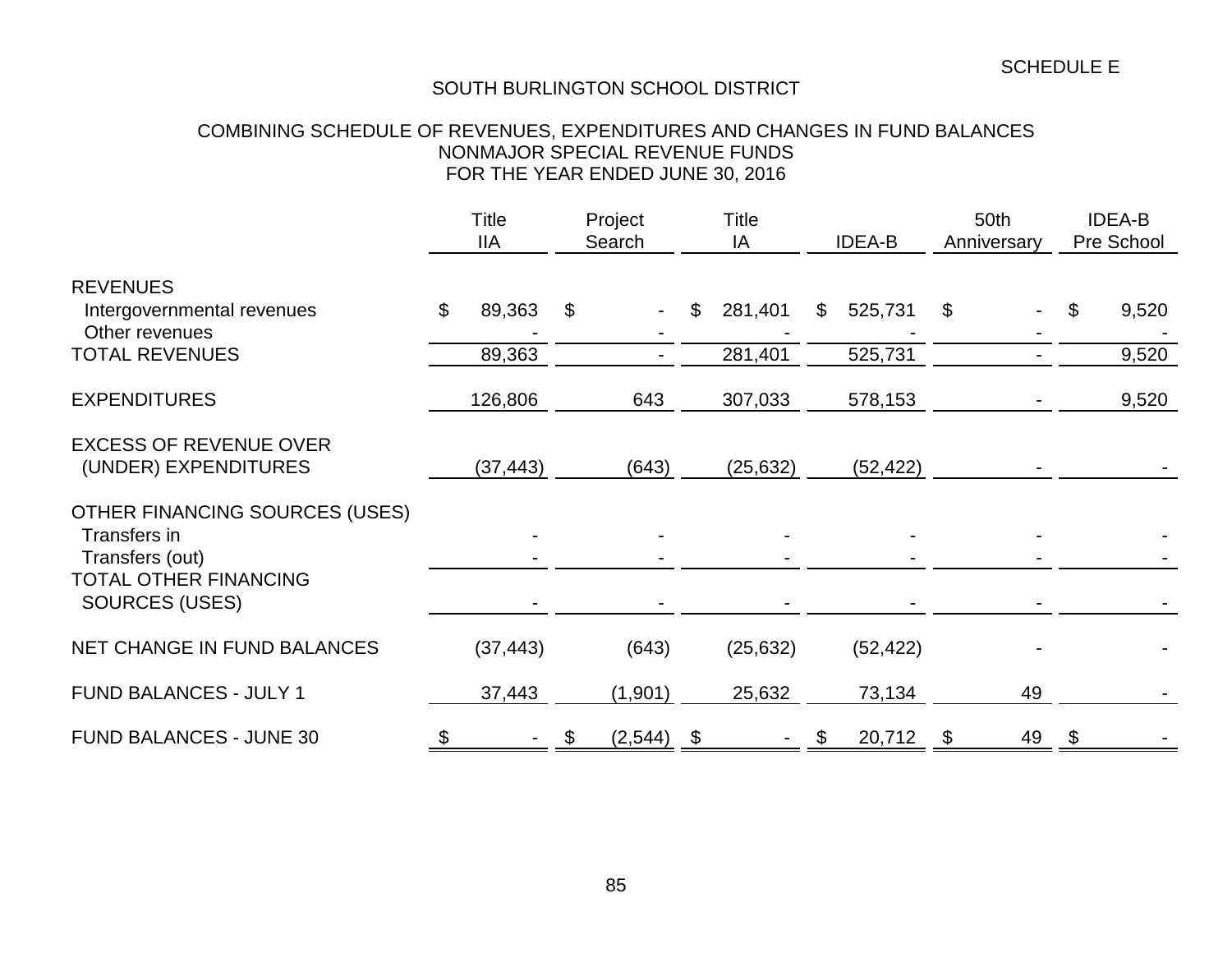SCHEDULE E

# SOUTH BURLINGTON SCHOOL DISTRICT

## COMBINING SCHEDULE OF REVENUES, EXPENDITURES AND CHANGES IN FUND BALANCES
## NONMAJOR SPECIAL REVENUE FUNDS
## FOR THE YEAR ENDED JUNE 30, 2016

| | Title IIA | Project Search | Title IA | IDEA-B | 50th Anniversary | IDEA-B Pre School |
|---|---|---|---|---|---|---|
| REVENUES | | | | | | |
| Intergovernmental revenues | $ 89,363 | $ - | $ 281,401 | $ 525,731 | $ - | $ 9,520 |
| Other revenues | - | - | - | - | - | - |
| TOTAL REVENUES | 89,363 | - | 281,401 | 525,731 | - | 9,520 |
| EXPENDITURES | 126,806 | 643 | 307,033 | 578,153 | - | 9,520 |
| EXCESS OF REVENUE OVER (UNDER) EXPENDITURES | (37,443) | (643) | (25,632) | (52,422) | - | - |
| OTHER FINANCING SOURCES (USES) | | | | | | |
| Transfers in | - | - | - | - | - | - |
| Transfers (out) | - | - | - | - | - | - |
| TOTAL OTHER FINANCING SOURCES (USES) | - | - | - | - | - | - |
| NET CHANGE IN FUND BALANCES | (37,443) | (643) | (25,632) | (52,422) | - | - |
| FUND BALANCES - JULY 1 | 37,443 | (1,901) | 25,632 | 73,134 | 49 | - |
| FUND BALANCES - JUNE 30 | $ - | $ (2,544) | $ - | $ 20,712 | $ 49 | $ - |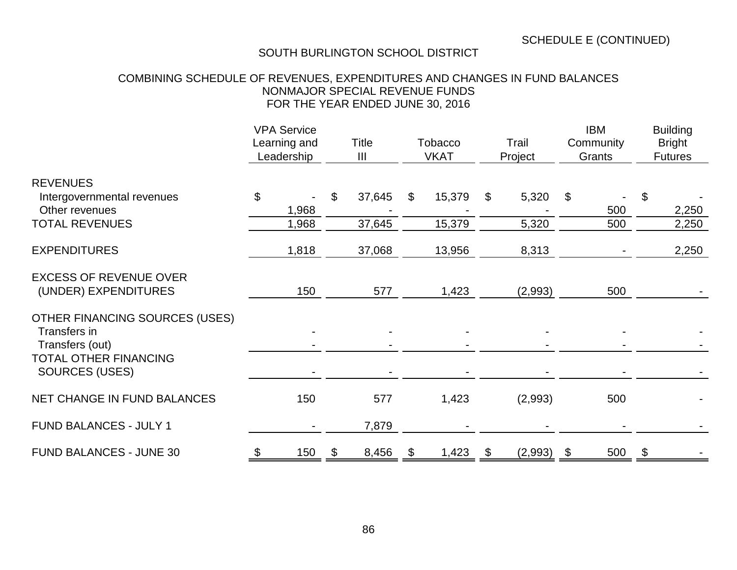SCHEDULE E (CONTINUED)

SOUTH BURLINGTON SCHOOL DISTRICT

COMBINING SCHEDULE OF REVENUES, EXPENDITURES AND CHANGES IN FUND BALANCES
NONMAJOR SPECIAL REVENUE FUNDS
FOR THE YEAR ENDED JUNE 30, 2016

| | VPA Service Learning and Leadership | Title III | Tobacco VKAT | Trail Project | IBM Community Grants | Building Bright Futures |
|---|---|---|---|---|---|---|
| REVENUES | | | | | | |
| Intergovernmental revenues | $ - | $ 37,645 | $ 15,379 | $ 5,320 | $ - | $ - |
| Other revenues | 1,968 | - | - | - | 500 | 2,250 |
| TOTAL REVENUES | 1,968 | 37,645 | 15,379 | 5,320 | 500 | 2,250 |
| EXPENDITURES | 1,818 | 37,068 | 13,956 | 8,313 | - | 2,250 |
| EXCESS OF REVENUE OVER (UNDER) EXPENDITURES | 150 | 577 | 1,423 | (2,993) | 500 | - |
| OTHER FINANCING SOURCES (USES) | | | | | | |
| Transfers in | - | - | - | - | - | - |
| Transfers (out) | - | - | - | - | - | - |
| TOTAL OTHER FINANCING SOURCES (USES) | - | - | - | - | - | - |
| NET CHANGE IN FUND BALANCES | 150 | 577 | 1,423 | (2,993) | 500 | - |
| FUND BALANCES - JULY 1 | - | 7,879 | - | - | - | - |
| FUND BALANCES - JUNE 30 | $ 150 | $ 8,456 | $ 1,423 | $ (2,993) | $ 500 | $ - |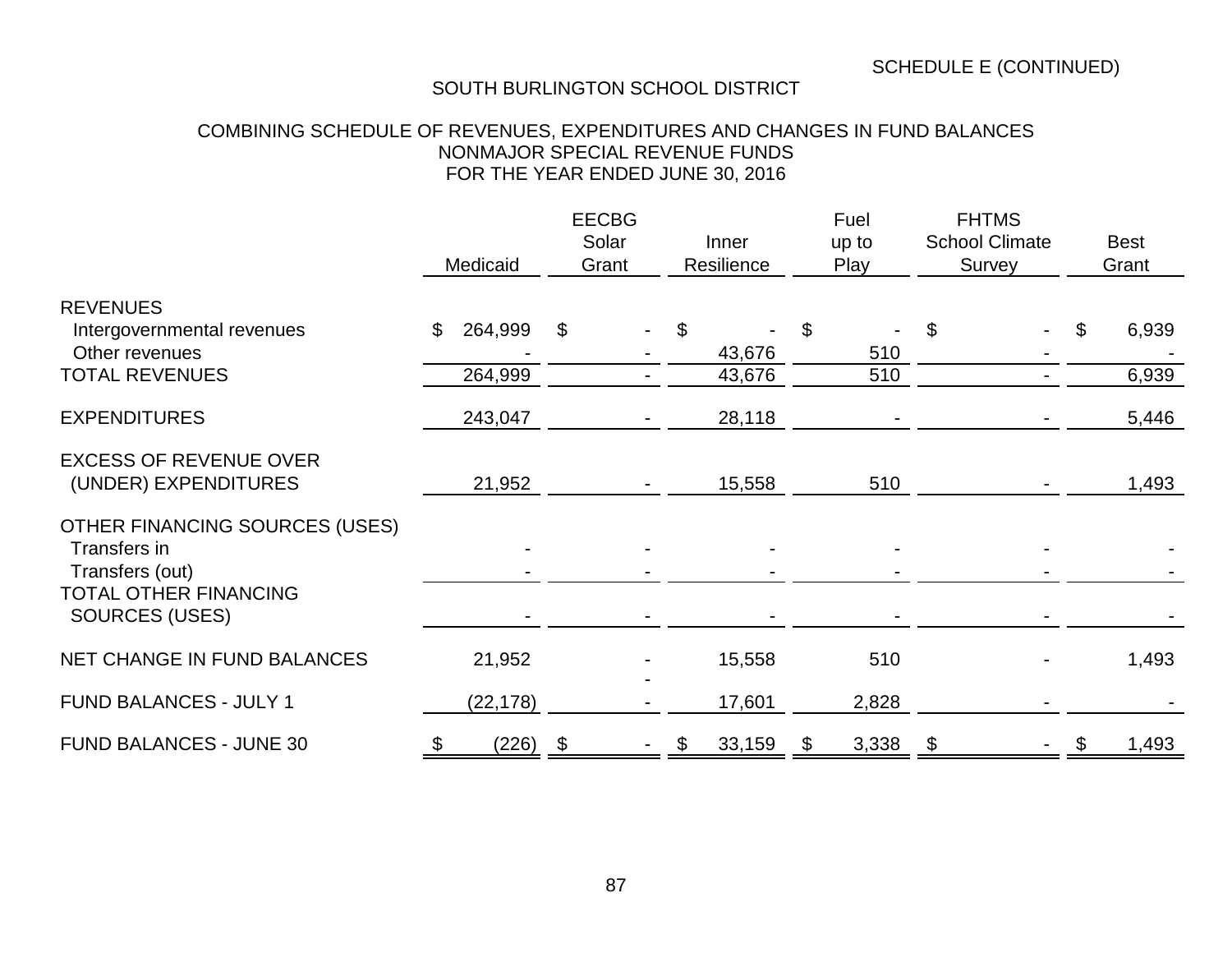SCHEDULE E (CONTINUED)

SOUTH BURLINGTON SCHOOL DISTRICT

COMBINING SCHEDULE OF REVENUES, EXPENDITURES AND CHANGES IN FUND BALANCES
NONMAJOR SPECIAL REVENUE FUNDS
FOR THE YEAR ENDED JUNE 30, 2016

| | Medicaid | EECBG Solar Grant | Inner Resilience | Fuel up to Play | FHTMS School Climate Survey | Best Grant |
|---|---|---|---|---|---|---|
| REVENUES | | | | | | |
| Intergovernmental revenues | $ 264,999 | $ - | $ - | $ - | $ - | $ 6,939 |
| Other revenues | - | - | 43,676 | 510 | - | - |
| TOTAL REVENUES | 264,999 | - | 43,676 | 510 | - | 6,939 |
| EXPENDITURES | 243,047 | - | 28,118 | - | - | 5,446 |
| EXCESS OF REVENUE OVER (UNDER) EXPENDITURES | 21,952 | - | 15,558 | 510 | - | 1,493 |
| OTHER FINANCING SOURCES (USES) | | | | | | |
| Transfers in | - | - | - | - | - | - |
| Transfers (out) | - | - | - | - | - | - |
| TOTAL OTHER FINANCING SOURCES (USES) | - | - | - | - | - | - |
| NET CHANGE IN FUND BALANCES | 21,952 | - | 15,558 | 510 | - | 1,493 |
| FUND BALANCES - JULY 1 | (22,178) | - | 17,601 | 2,828 | - | - |
| FUND BALANCES - JUNE 30 | $ (226) | $ - | $ 33,159 | $ 3,338 | $ - | $ 1,493 |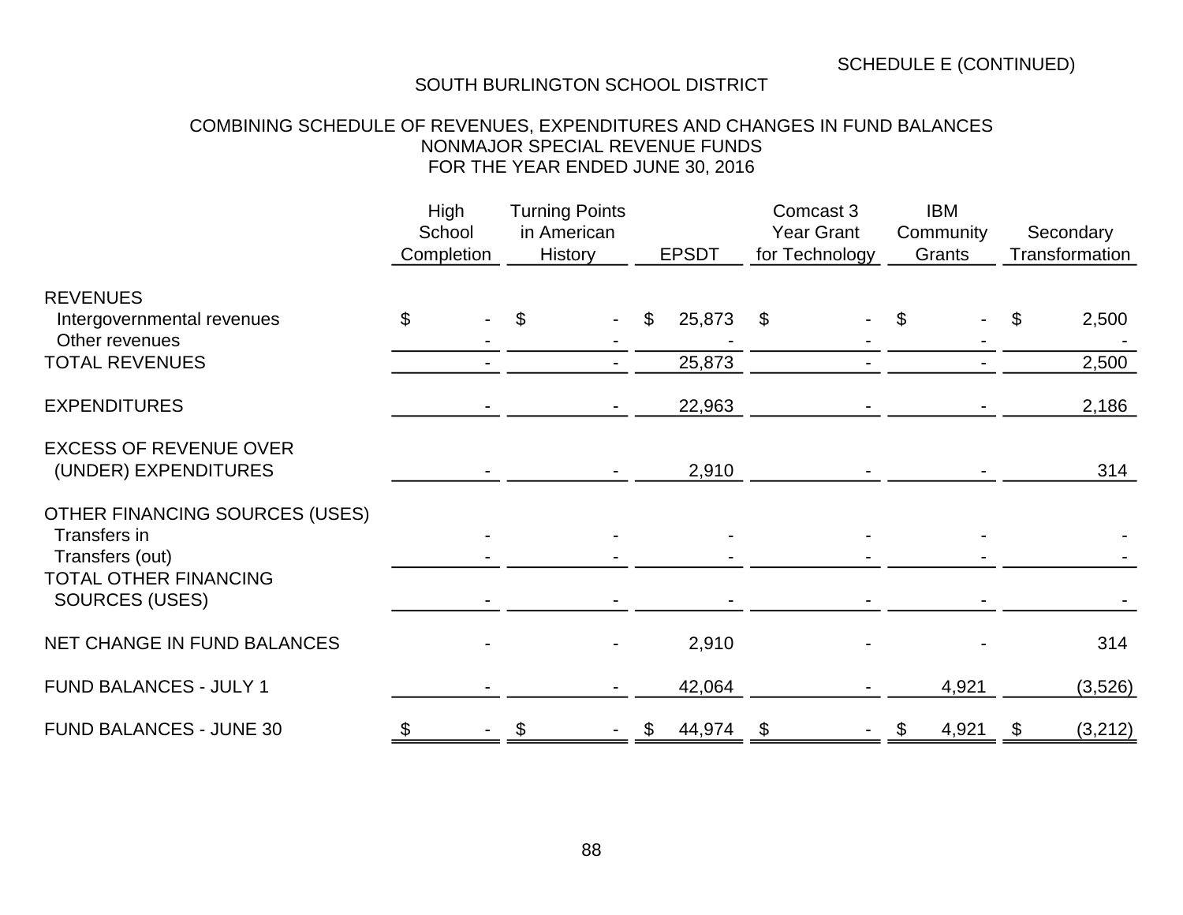SCHEDULE E (CONTINUED)

SOUTH BURLINGTON SCHOOL DISTRICT

COMBINING SCHEDULE OF REVENUES, EXPENDITURES AND CHANGES IN FUND BALANCES
NONMAJOR SPECIAL REVENUE FUNDS
FOR THE YEAR ENDED JUNE 30, 2016

| | High School Completion | Turning Points in American History | EPSDT | Comcast 3 Year Grant for Technology | IBM Community Grants | Secondary Transformation |
|---|---|---|---|---|---|---|
| REVENUES | | | | | | |
| Intergovernmental revenues | $ - | $ - | $ 25,873 | $ - | $ - | $ 2,500 |
| Other revenues | - | - | - | - | - | - |
| TOTAL REVENUES | - | - | 25,873 | - | - | 2,500 |
| EXPENDITURES | - | - | 22,963 | - | - | 2,186 |
| EXCESS OF REVENUE OVER (UNDER) EXPENDITURES | - | - | 2,910 | - | - | 314 |
| OTHER FINANCING SOURCES (USES) | | | | | | |
| Transfers in | - | - | - | - | - | - |
| Transfers (out) | - | - | - | - | - | - |
| TOTAL OTHER FINANCING SOURCES (USES) | - | - | - | - | - | - |
| NET CHANGE IN FUND BALANCES | - | - | 2,910 | - | - | 314 |
| FUND BALANCES - JULY 1 | - | - | 42,064 | - | 4,921 | (3,526) |
| FUND BALANCES - JUNE 30 | $ - | $ - | $ 44,974 | $ - | $ 4,921 | $ (3,212) |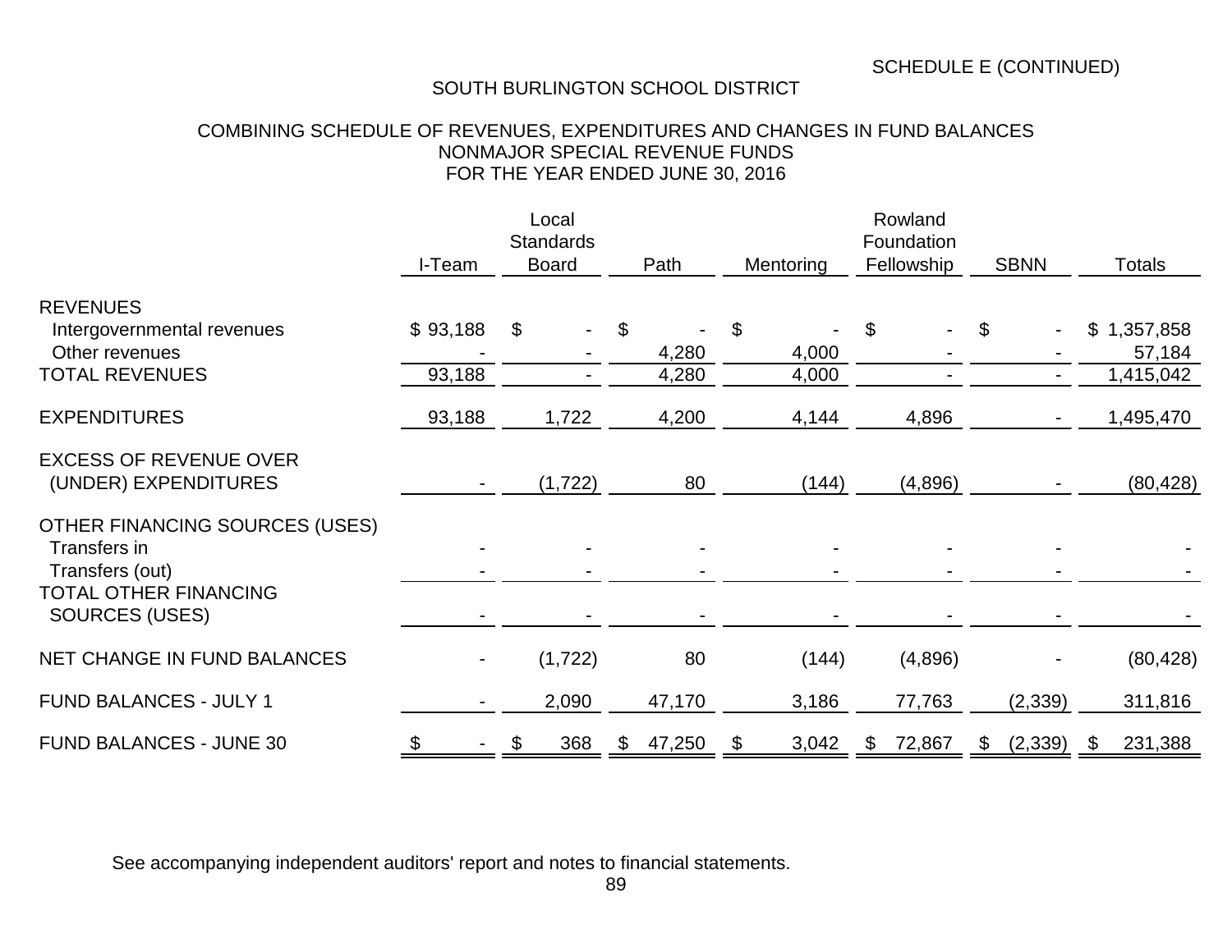SCHEDULE E (CONTINUED)

SOUTH BURLINGTON SCHOOL DISTRICT

COMBINING SCHEDULE OF REVENUES, EXPENDITURES AND CHANGES IN FUND BALANCES
NONMAJOR SPECIAL REVENUE FUNDS
FOR THE YEAR ENDED JUNE 30, 2016

| | I-Team | Local Standards Board | Path | Mentoring | Rowland Foundation Fellowship | SBNN | Totals |
|---|---|---|---|---|---|---|---|
| REVENUES | | | | | | | |
| Intergovernmental revenues | $ 93,188 | $ - | $ - | $ - | $ - | $ - | $ 1,357,858 |
| Other revenues | - | - | 4,280 | 4,000 | - | - | 57,184 |
| TOTAL REVENUES | 93,188 | - | 4,280 | 4,000 | - | - | 1,415,042 |
| EXPENDITURES | 93,188 | 1,722 | 4,200 | 4,144 | 4,896 | - | 1,495,470 |
| EXCESS OF REVENUE OVER (UNDER) EXPENDITURES | - | (1,722) | 80 | (144) | (4,896) | - | (80,428) |
| OTHER FINANCING SOURCES (USES) | | | | | | | |
| Transfers in | - | - | - | - | - | - | - |
| Transfers (out) | - | - | - | - | - | - | - |
| TOTAL OTHER FINANCING SOURCES (USES) | - | - | - | - | - | - | - |
| NET CHANGE IN FUND BALANCES | - | (1,722) | 80 | (144) | (4,896) | - | (80,428) |
| FUND BALANCES - JULY 1 | - | 2,090 | 47,170 | 3,186 | 77,763 | (2,339) | 311,816 |
| FUND BALANCES - JUNE 30 | $ - | $ 368 | $ 47,250 | $ 3,042 | $ 72,867 | $ (2,339) | $ 231,388 |

See accompanying independent auditors' report and notes to financial statements.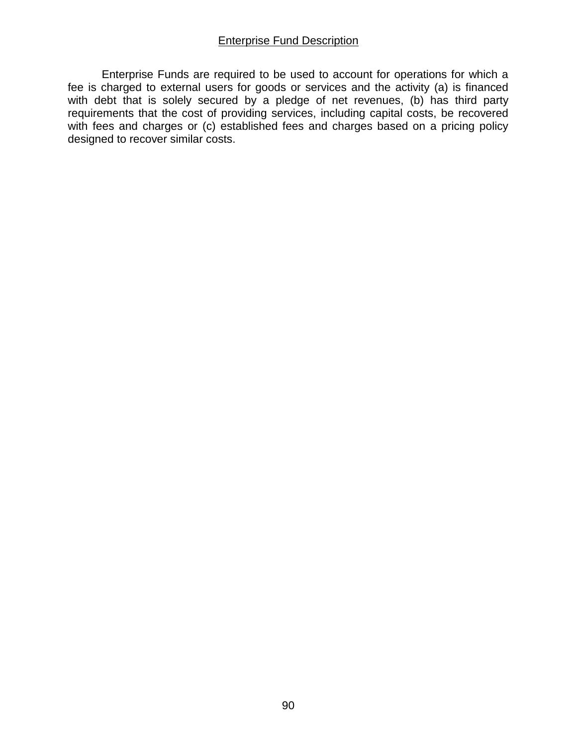## Enterprise Fund Description

Enterprise Funds are required to be used to account for operations for which a fee is charged to external users for goods or services and the activity (a) is financed with debt that is solely secured by a pledge of net revenues, (b) has third party requirements that the cost of providing services, including capital costs, be recovered with fees and charges or (c) established fees and charges based on a pricing policy designed to recover similar costs.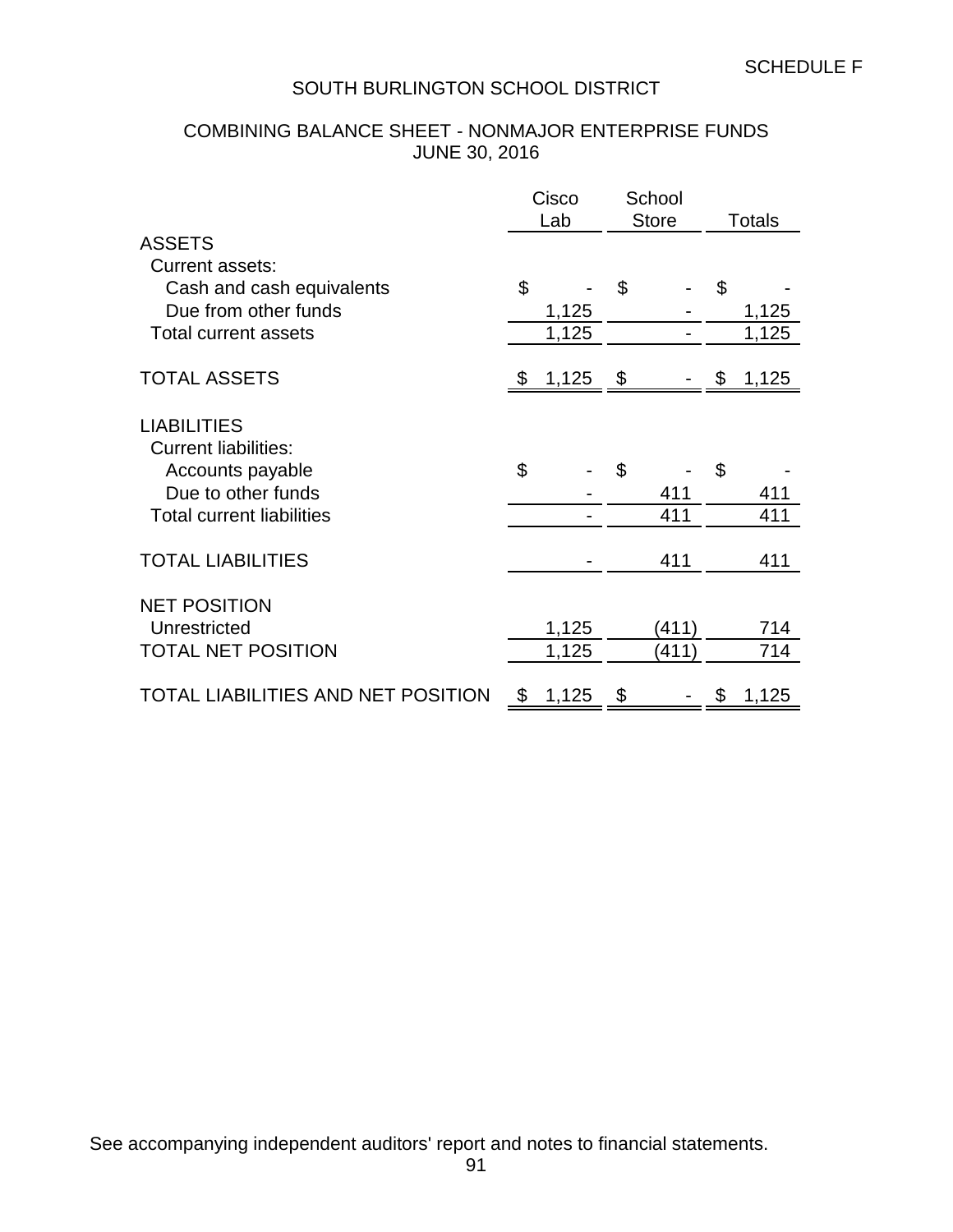SCHEDULE F

# SOUTH BURLINGTON SCHOOL DISTRICT

## COMBINING BALANCE SHEET - NONMAJOR ENTERPRISE FUNDS
## JUNE 30, 2016

| | Cisco Lab | School Store | Totals |
|---|---|---|---|
| ASSETS | | | |
| Current assets: | | | |
| Cash and cash equivalents | $ - | $ - | $ - |
| Due from other funds | 1,125 | - | 1,125 |
| Total current assets | 1,125 | - | 1,125 |
| TOTAL ASSETS | $ 1,125 | $ - | $ 1,125 |
| LIABILITIES | | | |
| Current liabilities: | | | |
| Accounts payable | $ - | $ - | $ - |
| Due to other funds | - | 411 | 411 |
| Total current liabilities | - | 411 | 411 |
| TOTAL LIABILITIES | - | 411 | 411 |
| NET POSITION | | | |
| Unrestricted | 1,125 | (411) | 714 |
| TOTAL NET POSITION | 1,125 | (411) | 714 |
| TOTAL LIABILITIES AND NET POSITION | $ 1,125 | $ - | $ 1,125 |

See accompanying independent auditors' report and notes to financial statements.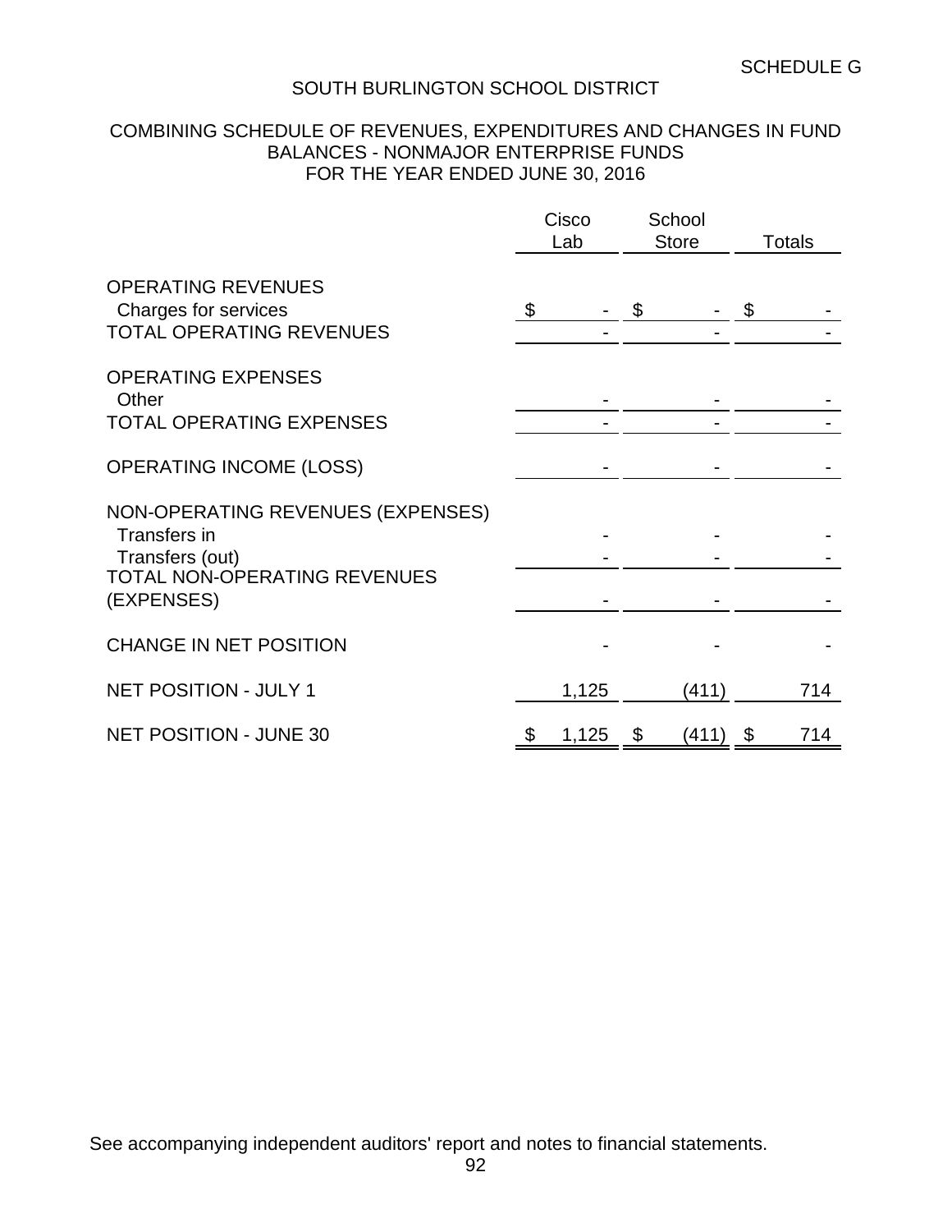SCHEDULE G

# SOUTH BURLINGTON SCHOOL DISTRICT

## COMBINING SCHEDULE OF REVENUES, EXPENDITURES AND CHANGES IN FUND BALANCES - NONMAJOR ENTERPRISE FUNDS
## FOR THE YEAR ENDED JUNE 30, 2016

| | Cisco Lab | School Store | Totals |
|---|---|---|---|
| OPERATING REVENUES | | | |
| Charges for services | $ - | $ - | $ - |
| TOTAL OPERATING REVENUES | - | - | - |
| OPERATING EXPENSES | | | |
| Other | - | - | - |
| TOTAL OPERATING EXPENSES | - | - | - |
| OPERATING INCOME (LOSS) | - | - | - |
| NON-OPERATING REVENUES (EXPENSES) | | | |
| Transfers in | - | - | - |
| Transfers (out) | - | - | - |
| TOTAL NON-OPERATING REVENUES (EXPENSES) | - | - | - |
| CHANGE IN NET POSITION | - | - | - |
| NET POSITION - JULY 1 | 1,125 | (411) | 714 |
| NET POSITION - JUNE 30 | $ 1,125 | $ (411) | $ 714 |

See accompanying independent auditors' report and notes to financial statements.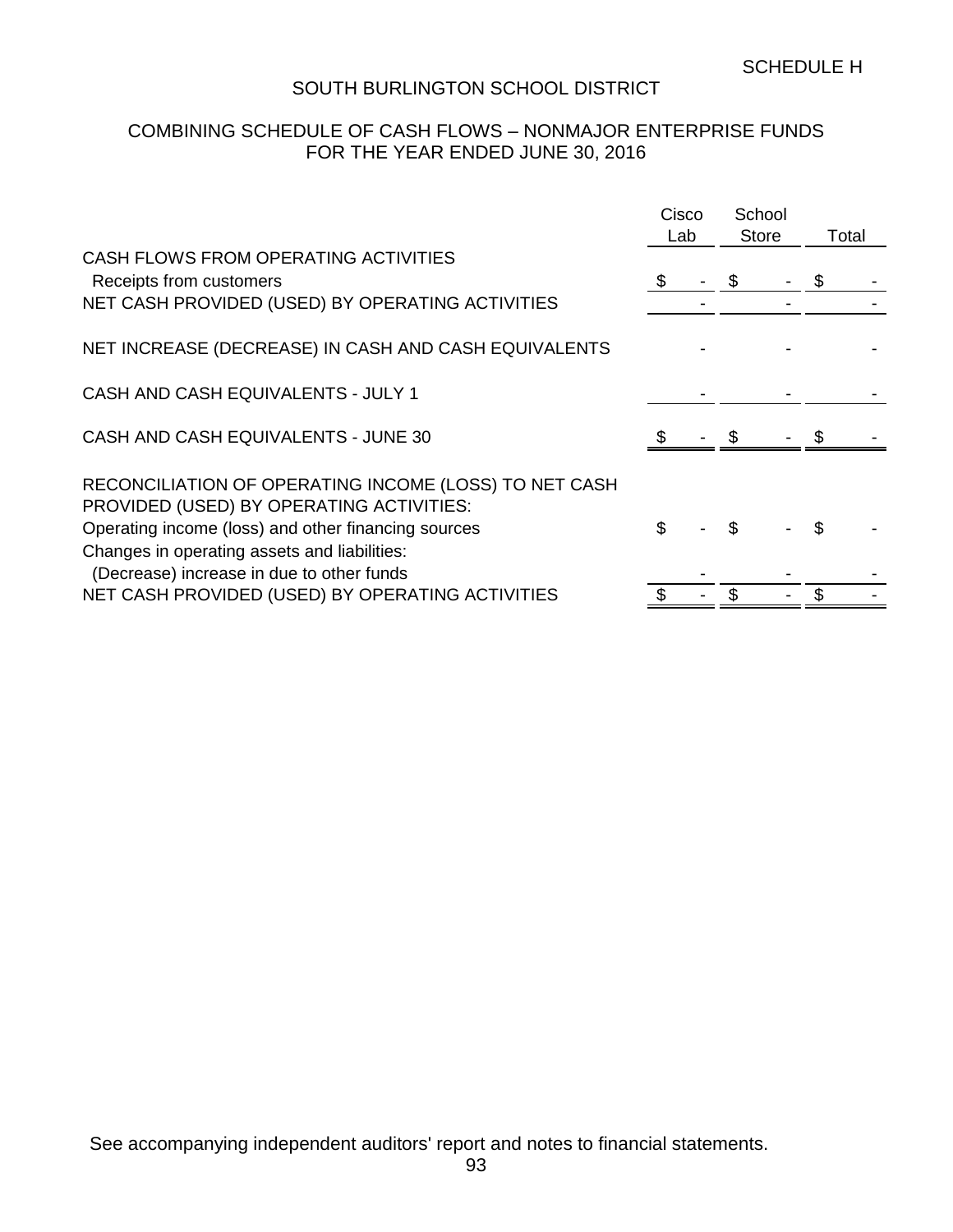SCHEDULE H

# SOUTH BURLINGTON SCHOOL DISTRICT

## COMBINING SCHEDULE OF CASH FLOWS – NONMAJOR ENTERPRISE FUNDS
## FOR THE YEAR ENDED JUNE 30, 2016

| | Cisco Lab | School Store | Total |
|---|---|---|---|
| CASH FLOWS FROM OPERATING ACTIVITIES | | | |
| Receipts from customers | $ - | $ - | $ - |
| NET CASH PROVIDED (USED) BY OPERATING ACTIVITIES | - | - | - |
| NET INCREASE (DECREASE) IN CASH AND CASH EQUIVALENTS | - | - | - |
| CASH AND CASH EQUIVALENTS - JULY 1 | - | - | - |
| CASH AND CASH EQUIVALENTS - JUNE 30 | $ - | $ - | $ - |
| RECONCILIATION OF OPERATING INCOME (LOSS) TO NET CASH PROVIDED (USED) BY OPERATING ACTIVITIES: | | | |
| Operating income (loss) and other financing sources | $ - | $ - | $ - |
| Changes in operating assets and liabilities: | | | |
| (Decrease) increase in due to other funds | - | - | - |
| NET CASH PROVIDED (USED) BY OPERATING ACTIVITIES | $ - | $ - | $ - |

See accompanying independent auditors' report and notes to financial statements.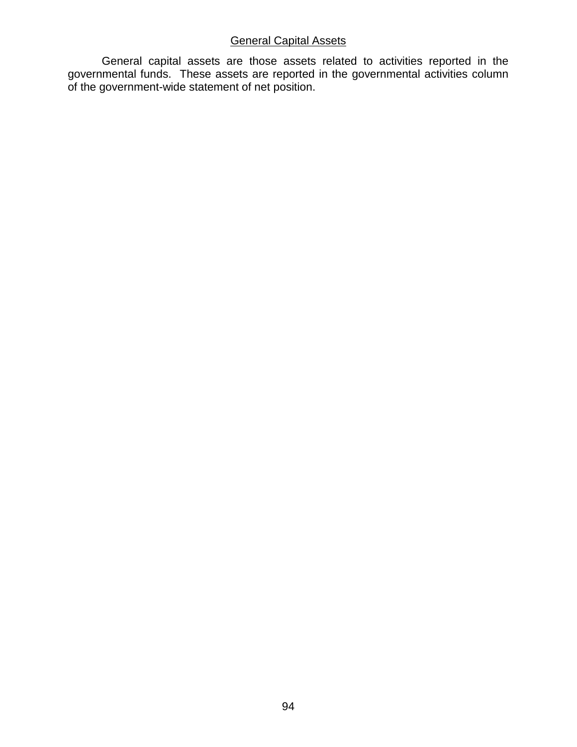## General Capital Assets

General capital assets are those assets related to activities reported in the governmental funds. These assets are reported in the governmental activities column of the government-wide statement of net position.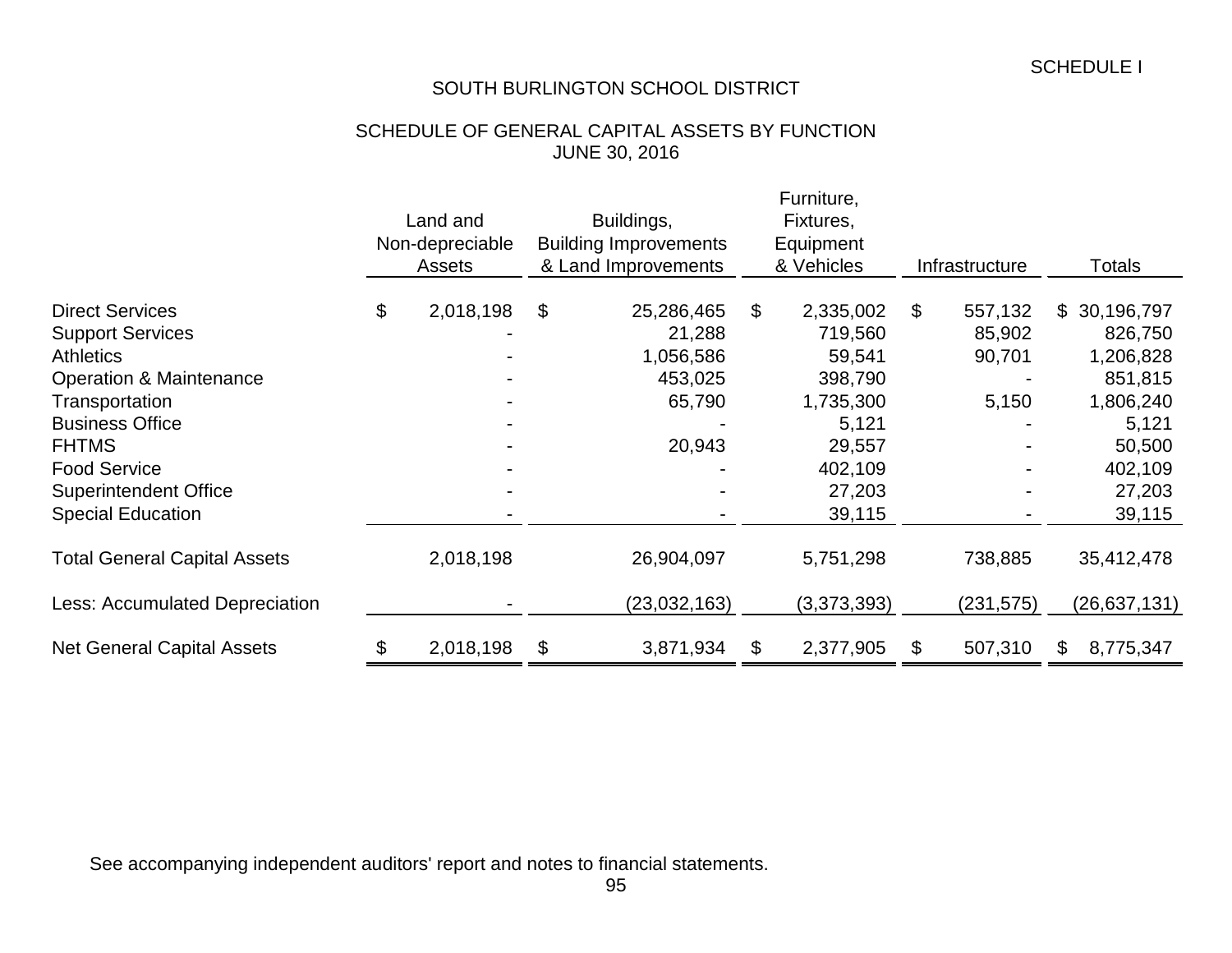SCHEDULE I

# SOUTH BURLINGTON SCHOOL DISTRICT

## SCHEDULE OF GENERAL CAPITAL ASSETS BY FUNCTION
## JUNE 30, 2016

| | Land and Non-depreciable Assets | Buildings, Building Improvements & Land Improvements | Furniture, Fixtures, Equipment & Vehicles | Infrastructure | Totals |
|---|---|---|---|---|---|
| Direct Services | $ 2,018,198 | $ 25,286,465 | $ 2,335,002 | $ 557,132 | $ 30,196,797 |
| Support Services | - | 21,288 | 719,560 | 85,902 | 826,750 |
| Athletics | - | 1,056,586 | 59,541 | 90,701 | 1,206,828 |
| Operation & Maintenance | - | 453,025 | 398,790 | - | 851,815 |
| Transportation | - | 65,790 | 1,735,300 | 5,150 | 1,806,240 |
| Business Office | - | - | 5,121 | - | 5,121 |
| FHTMS | - | 20,943 | 29,557 | - | 50,500 |
| Food Service | - | - | 402,109 | - | 402,109 |
| Superintendent Office | - | - | 27,203 | - | 27,203 |
| Special Education | - | - | 39,115 | - | 39,115 |
| Total General Capital Assets | 2,018,198 | 26,904,097 | 5,751,298 | 738,885 | 35,412,478 |
| Less: Accumulated Depreciation | - | (23,032,163) | (3,373,393) | (231,575) | (26,637,131) |
| Net General Capital Assets | $ 2,018,198 | $ 3,871,934 | $ 2,377,905 | $ 507,310 | $ 8,775,347 |

See accompanying independent auditors' report and notes to financial statements.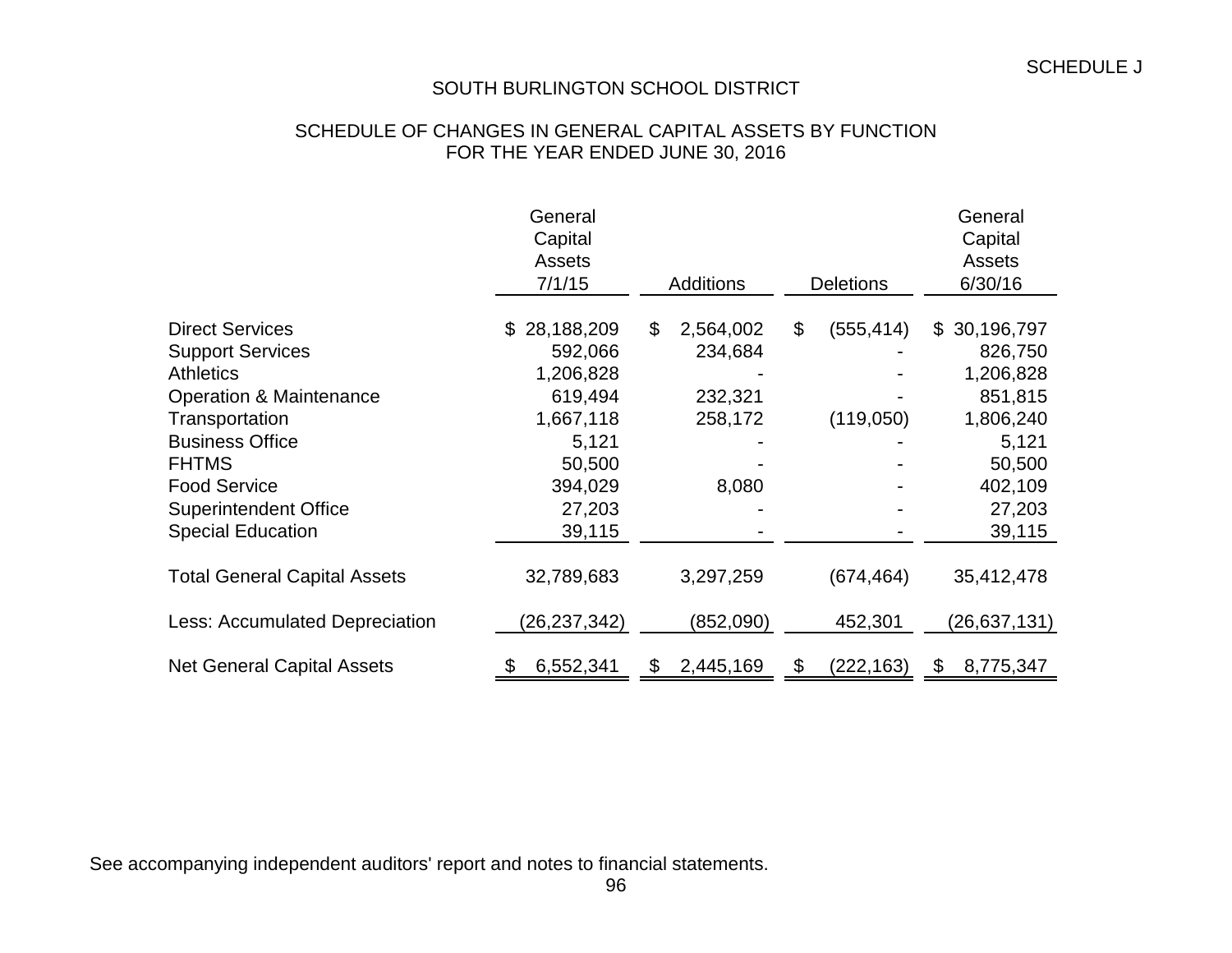SCHEDULE J

# SOUTH BURLINGTON SCHOOL DISTRICT

## SCHEDULE OF CHANGES IN GENERAL CAPITAL ASSETS BY FUNCTION
## FOR THE YEAR ENDED JUNE 30, 2016

| | General Capital Assets 7/1/15 | Additions | Deletions | General Capital Assets 6/30/16 |
|---|---|---|---|---|
| Direct Services | $ 28,188,209 | $ 2,564,002 | $ (555,414) | $ 30,196,797 |
| Support Services | 592,066 | 234,684 | - | 826,750 |
| Athletics | 1,206,828 | - | - | 1,206,828 |
| Operation & Maintenance | 619,494 | 232,321 | - | 851,815 |
| Transportation | 1,667,118 | 258,172 | (119,050) | 1,806,240 |
| Business Office | 5,121 | - | - | 5,121 |
| FHTMS | 50,500 | - | - | 50,500 |
| Food Service | 394,029 | 8,080 | - | 402,109 |
| Superintendent Office | 27,203 | - | - | 27,203 |
| Special Education | 39,115 | - | - | 39,115 |
| Total General Capital Assets | 32,789,683 | 3,297,259 | (674,464) | 35,412,478 |
| Less: Accumulated Depreciation | (26,237,342) | (852,090) | 452,301 | (26,637,131) |
| Net General Capital Assets | $ 6,552,341 | $ 2,445,169 | $ (222,163) | $ 8,775,347 |

See accompanying independent auditors' report and notes to financial statements.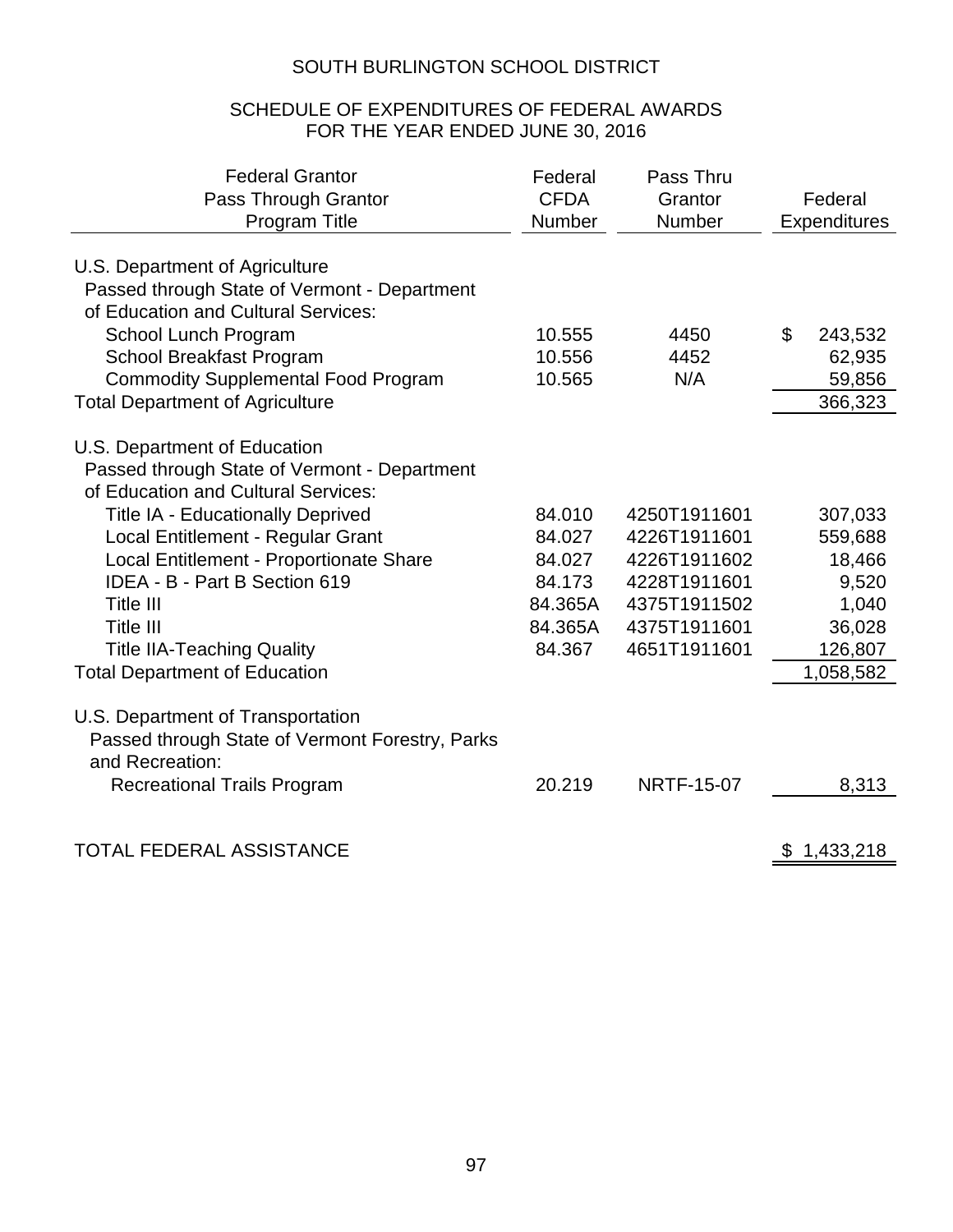SOUTH BURLINGTON SCHOOL DISTRICT

SCHEDULE OF EXPENDITURES OF FEDERAL AWARDS
FOR THE YEAR ENDED JUNE 30, 2016

| Federal Grantor<br>Pass Through Grantor<br>Program Title | Federal<br>CFDA<br>Number | Pass Thru<br>Grantor<br>Number | Federal<br>Expenditures |
|---|---|---|---|
| U.S. Department of Agriculture | | | |
| Passed through State of Vermont - Department of Education and Cultural Services: | | | |
| School Lunch Program | 10.555 | 4450 | $ 243,532 |
| School Breakfast Program | 10.556 | 4452 | 62,935 |
| Commodity Supplemental Food Program | 10.565 | N/A | 59,856 |
| Total Department of Agriculture | | | 366,323 |
| U.S. Department of Education | | | |
| Passed through State of Vermont - Department of Education and Cultural Services: | | | |
| Title IA - Educationally Deprived | 84.010 | 4250T1911601 | 307,033 |
| Local Entitlement - Regular Grant | 84.027 | 4226T1911601 | 559,688 |
| Local Entitlement - Proportionate Share | 84.027 | 4226T1911602 | 18,466 |
| IDEA - B - Part B Section 619 | 84.173 | 4228T1911601 | 9,520 |
| Title III | 84.365A | 4375T1911502 | 1,040 |
| Title III | 84.365A | 4375T1911601 | 36,028 |
| Title IIA-Teaching Quality | 84.367 | 4651T1911601 | 126,807 |
| Total Department of Education | | | 1,058,582 |
| U.S. Department of Transportation | | | |
| Passed through State of Vermont Forestry, Parks and Recreation: | | | |
| Recreational Trails Program | 20.219 | NRTF-15-07 | 8,313 |
| TOTAL FEDERAL ASSISTANCE | | | $ 1,433,218 |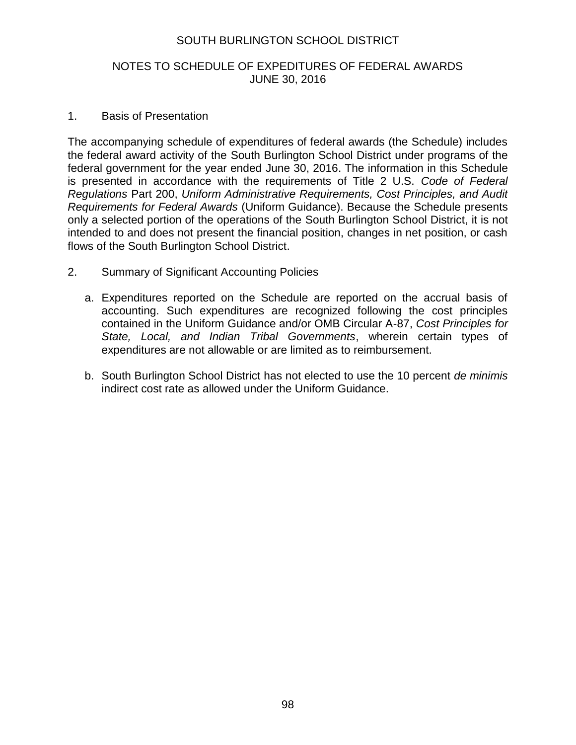# SOUTH BURLINGTON SCHOOL DISTRICT

## NOTES TO SCHEDULE OF EXPEDITURES OF FEDERAL AWARDS
## JUNE 30, 2016

1. Basis of Presentation

The accompanying schedule of expenditures of federal awards (the Schedule) includes the federal award activity of the South Burlington School District under programs of the federal government for the year ended June 30, 2016. The information in this Schedule is presented in accordance with the requirements of Title 2 U.S. *Code of Federal Regulations* Part 200, *Uniform Administrative Requirements, Cost Principles, and Audit Requirements for Federal Awards* (Uniform Guidance). Because the Schedule presents only a selected portion of the operations of the South Burlington School District, it is not intended to and does not present the financial position, changes in net position, or cash flows of the South Burlington School District.

2. Summary of Significant Accounting Policies

   a. Expenditures reported on the Schedule are reported on the accrual basis of accounting. Such expenditures are recognized following the cost principles contained in the Uniform Guidance and/or OMB Circular A-87, *Cost Principles for State, Local, and Indian Tribal Governments*, wherein certain types of expenditures are not allowable or are limited as to reimbursement.

   b. South Burlington School District has not elected to use the 10 percent *de minimis* indirect cost rate as allowed under the Uniform Guidance.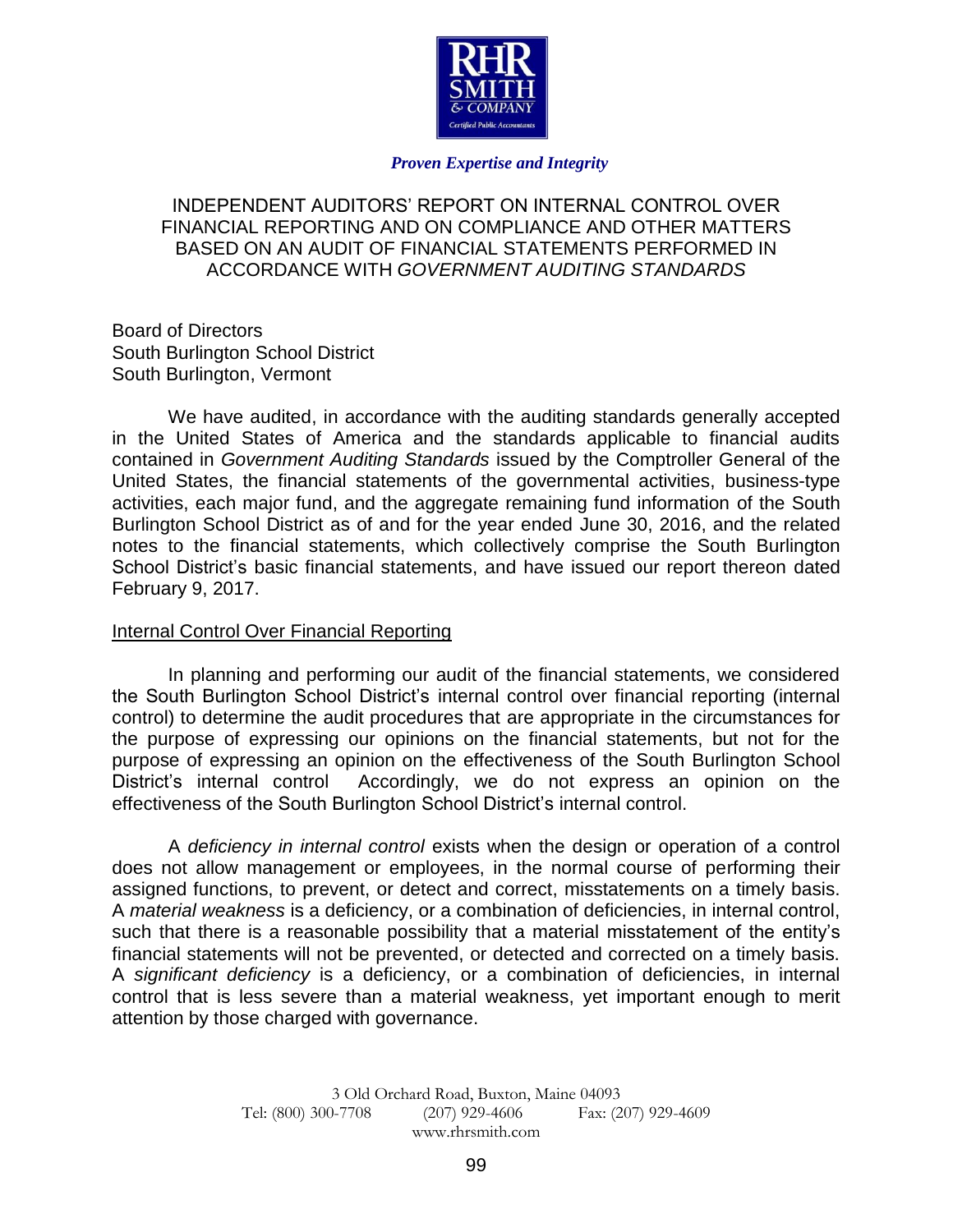RHR SMITH & COMPANY
Certified Public Accountants

*Proven Expertise and Integrity*

# INDEPENDENT AUDITORS' REPORT ON INTERNAL CONTROL OVER FINANCIAL REPORTING AND ON COMPLIANCE AND OTHER MATTERS BASED ON AN AUDIT OF FINANCIAL STATEMENTS PERFORMED IN ACCORDANCE WITH *GOVERNMENT AUDITING STANDARDS*

Board of Directors
South Burlington School District
South Burlington, Vermont

We have audited, in accordance with the auditing standards generally accepted in the United States of America and the standards applicable to financial audits contained in *Government Auditing Standards* issued by the Comptroller General of the United States, the financial statements of the governmental activities, business-type activities, each major fund, and the aggregate remaining fund information of the South Burlington School District as of and for the year ended June 30, 2016, and the related notes to the financial statements, which collectively comprise the South Burlington School District's basic financial statements, and have issued our report thereon dated February 9, 2017.

## Internal Control Over Financial Reporting

In planning and performing our audit of the financial statements, we considered the South Burlington School District's internal control over financial reporting (internal control) to determine the audit procedures that are appropriate in the circumstances for the purpose of expressing our opinions on the financial statements, but not for the purpose of expressing an opinion on the effectiveness of the South Burlington School District's internal control Accordingly, we do not express an opinion on the effectiveness of the South Burlington School District's internal control.

A *deficiency in internal control* exists when the design or operation of a control does not allow management or employees, in the normal course of performing their assigned functions, to prevent, or detect and correct, misstatements on a timely basis. A *material weakness* is a deficiency, or a combination of deficiencies, in internal control, such that there is a reasonable possibility that a material misstatement of the entity's financial statements will not be prevented, or detected and corrected on a timely basis. A *significant deficiency* is a deficiency, or a combination of deficiencies, in internal control that is less severe than a material weakness, yet important enough to merit attention by those charged with governance.

3 Old Orchard Road, Buxton, Maine 04093
Tel: (800) 300-7708 (207) 929-4606 Fax: (207) 929-4609
www.rhrsmith.com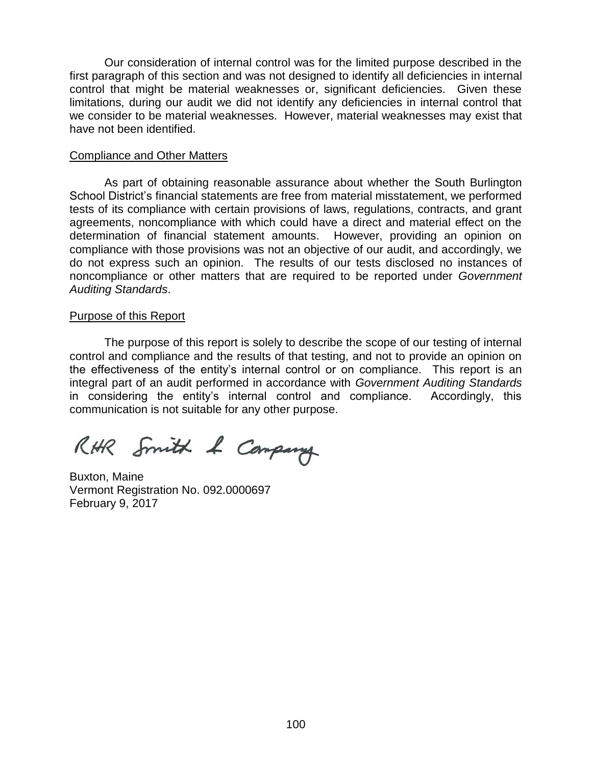Our consideration of internal control was for the limited purpose described in the first paragraph of this section and was not designed to identify all deficiencies in internal control that might be material weaknesses or, significant deficiencies. Given these limitations, during our audit we did not identify any deficiencies in internal control that we consider to be material weaknesses. However, material weaknesses may exist that have not been identified.

Compliance and Other Matters

As part of obtaining reasonable assurance about whether the South Burlington School District's financial statements are free from material misstatement, we performed tests of its compliance with certain provisions of laws, regulations, contracts, and grant agreements, noncompliance with which could have a direct and material effect on the determination of financial statement amounts. However, providing an opinion on compliance with those provisions was not an objective of our audit, and accordingly, we do not express such an opinion. The results of our tests disclosed no instances of noncompliance or other matters that are required to be reported under *Government Auditing Standards*.

Purpose of this Report

The purpose of this report is solely to describe the scope of our testing of internal control and compliance and the results of that testing, and not to provide an opinion on the effectiveness of the entity's internal control or on compliance. This report is an integral part of an audit performed in accordance with *Government Auditing Standards* in considering the entity's internal control and compliance. Accordingly, this communication is not suitable for any other purpose.

RHR Smith & Company

Buxton, Maine
Vermont Registration No. 092.0000697
February 9, 2017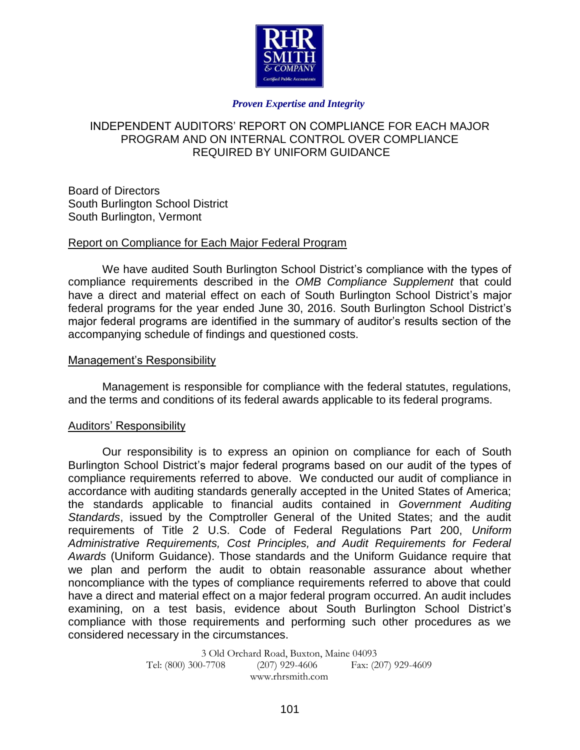*Proven Expertise and Integrity*

# INDEPENDENT AUDITORS' REPORT ON COMPLIANCE FOR EACH MAJOR PROGRAM AND ON INTERNAL CONTROL OVER COMPLIANCE REQUIRED BY UNIFORM GUIDANCE

Board of Directors
South Burlington School District
South Burlington, Vermont

## Report on Compliance for Each Major Federal Program

We have audited South Burlington School District's compliance with the types of compliance requirements described in the *OMB Compliance Supplement* that could have a direct and material effect on each of South Burlington School District's major federal programs for the year ended June 30, 2016. South Burlington School District's major federal programs are identified in the summary of auditor's results section of the accompanying schedule of findings and questioned costs.

## Management's Responsibility

Management is responsible for compliance with the federal statutes, regulations, and the terms and conditions of its federal awards applicable to its federal programs.

## Auditors' Responsibility

Our responsibility is to express an opinion on compliance for each of South Burlington School District's major federal programs based on our audit of the types of compliance requirements referred to above. We conducted our audit of compliance in accordance with auditing standards generally accepted in the United States of America; the standards applicable to financial audits contained in *Government Auditing Standards*, issued by the Comptroller General of the United States; and the audit requirements of Title 2 U.S. Code of Federal Regulations Part 200, *Uniform Administrative Requirements, Cost Principles, and Audit Requirements for Federal Awards* (Uniform Guidance). Those standards and the Uniform Guidance require that we plan and perform the audit to obtain reasonable assurance about whether noncompliance with the types of compliance requirements referred to above that could have a direct and material effect on a major federal program occurred. An audit includes examining, on a test basis, evidence about South Burlington School District's compliance with those requirements and performing such other procedures as we considered necessary in the circumstances.

3 Old Orchard Road, Buxton, Maine 04093
Tel: (800) 300-7708 (207) 929-4606 Fax: (207) 929-4609
www.rhrsmith.com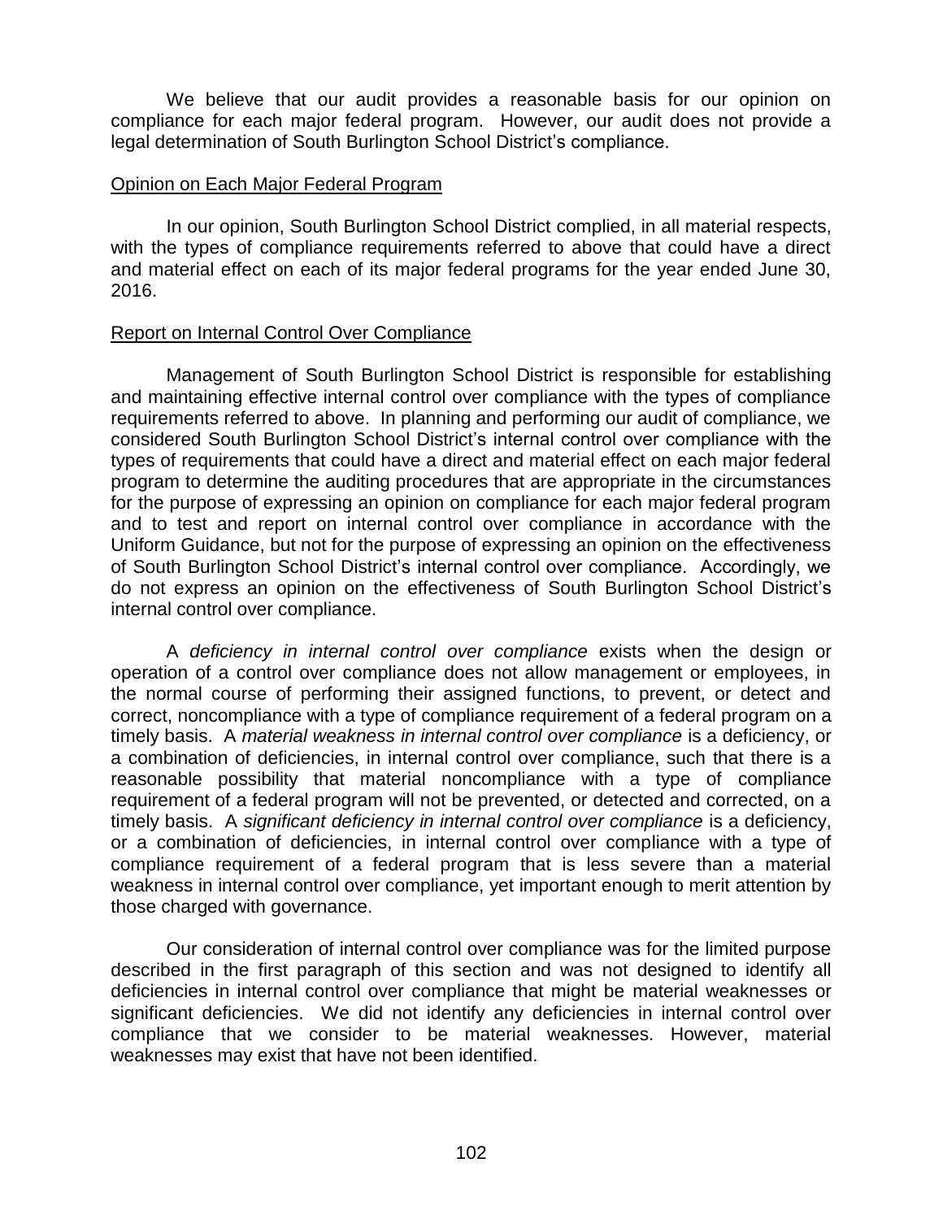We believe that our audit provides a reasonable basis for our opinion on compliance for each major federal program. However, our audit does not provide a legal determination of South Burlington School District's compliance.

## Opinion on Each Major Federal Program

In our opinion, South Burlington School District complied, in all material respects, with the types of compliance requirements referred to above that could have a direct and material effect on each of its major federal programs for the year ended June 30, 2016.

## Report on Internal Control Over Compliance

Management of South Burlington School District is responsible for establishing and maintaining effective internal control over compliance with the types of compliance requirements referred to above. In planning and performing our audit of compliance, we considered South Burlington School District's internal control over compliance with the types of requirements that could have a direct and material effect on each major federal program to determine the auditing procedures that are appropriate in the circumstances for the purpose of expressing an opinion on compliance for each major federal program and to test and report on internal control over compliance in accordance with the Uniform Guidance, but not for the purpose of expressing an opinion on the effectiveness of South Burlington School District's internal control over compliance. Accordingly, we do not express an opinion on the effectiveness of South Burlington School District's internal control over compliance.

A *deficiency in internal control over compliance* exists when the design or operation of a control over compliance does not allow management or employees, in the normal course of performing their assigned functions, to prevent, or detect and correct, noncompliance with a type of compliance requirement of a federal program on a timely basis. A *material weakness in internal control over compliance* is a deficiency, or a combination of deficiencies, in internal control over compliance, such that there is a reasonable possibility that material noncompliance with a type of compliance requirement of a federal program will not be prevented, or detected and corrected, on a timely basis. A *significant deficiency in internal control over compliance* is a deficiency, or a combination of deficiencies, in internal control over compliance with a type of compliance requirement of a federal program that is less severe than a material weakness in internal control over compliance, yet important enough to merit attention by those charged with governance.

Our consideration of internal control over compliance was for the limited purpose described in the first paragraph of this section and was not designed to identify all deficiencies in internal control over compliance that might be material weaknesses or significant deficiencies. We did not identify any deficiencies in internal control over compliance that we consider to be material weaknesses. However, material weaknesses may exist that have not been identified.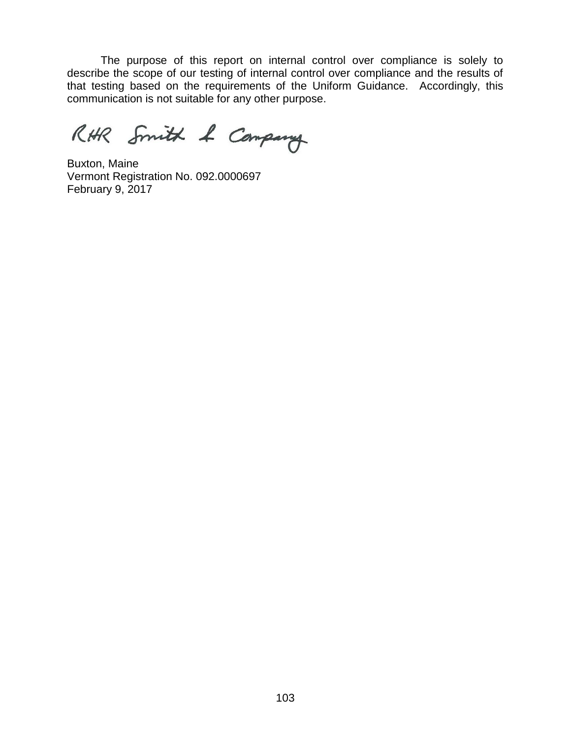The purpose of this report on internal control over compliance is solely to describe the scope of our testing of internal control over compliance and the results of that testing based on the requirements of the Uniform Guidance. Accordingly, this communication is not suitable for any other purpose.

RHR Smith & Company

Buxton, Maine
Vermont Registration No. 092.0000697
February 9, 2017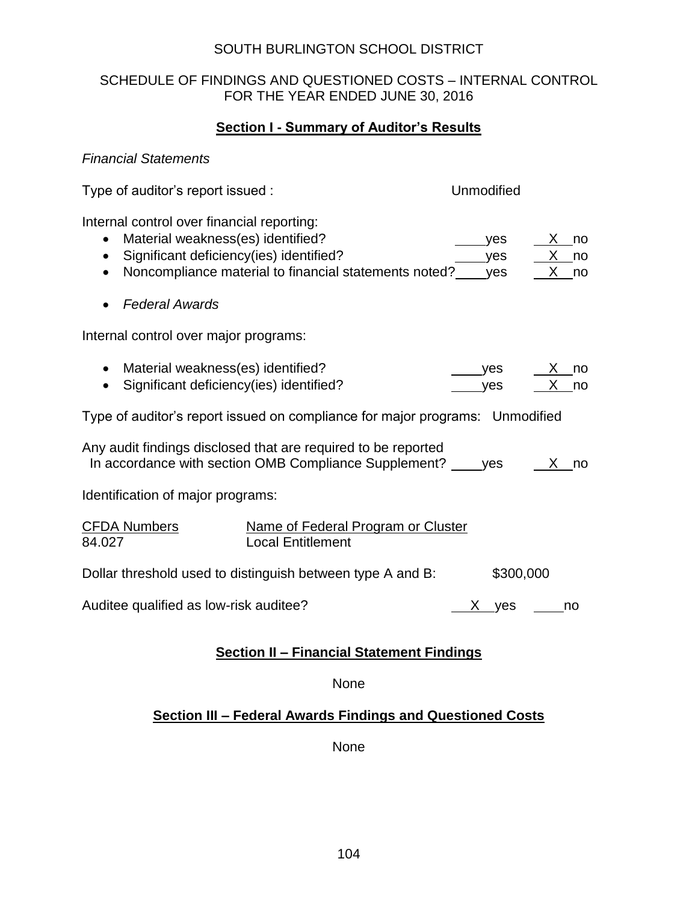SOUTH BURLINGTON SCHOOL DISTRICT

SCHEDULE OF FINDINGS AND QUESTIONED COSTS – INTERNAL CONTROL
FOR THE YEAR ENDED JUNE 30, 2016

## Section I - Summary of Auditor's Results

*Financial Statements*

Type of auditor's report issued : Unmodified

Internal control over financial reporting:

- Material weakness(es) identified? ____yes __X__no
- Significant deficiency(ies) identified? ____yes __X__no
- Noncompliance material to financial statements noted? ____yes __X__no

- *Federal Awards*

Internal control over major programs:

- Material weakness(es) identified? ____yes __X__no
- Significant deficiency(ies) identified? ____yes __X__no

Type of auditor's report issued on compliance for major programs: Unmodified

Any audit findings disclosed that are required to be reported In accordance with section OMB Compliance Supplement? ____yes __X__no

Identification of major programs:

| CFDA Numbers | Name of Federal Program or Cluster |
|---|---|
| 84.027 | Local Entitlement |

Dollar threshold used to distinguish between type A and B: $300,000

Auditee qualified as low-risk auditee? __X__ yes ____no

## Section II – Financial Statement Findings

None

## Section III – Federal Awards Findings and Questioned Costs

None